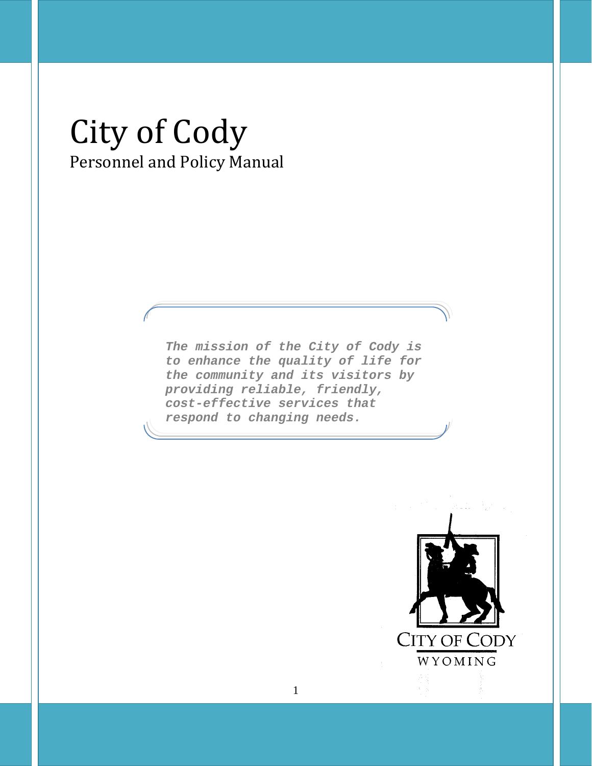# City of Cody

## Personnel and Policy Manual

*The mission of the City of Cody is to enhance the quality of life for the community and its visitors by providing reliable, friendly, cost-effective services that respond to changing needs.*

CITY OF CODY
WYOMING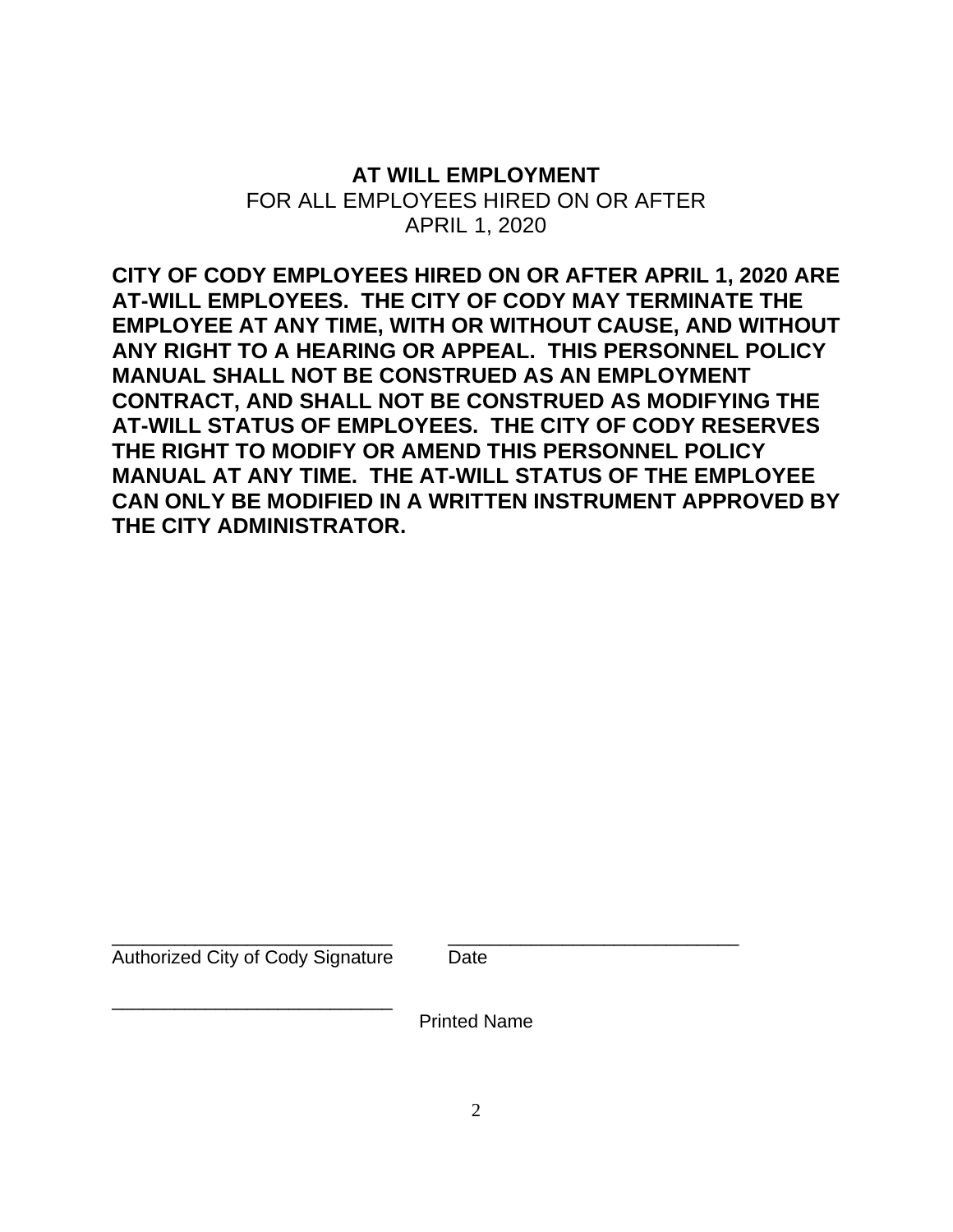**AT WILL EMPLOYMENT**
FOR ALL EMPLOYEES HIRED ON OR AFTER
APRIL 1, 2020

**CITY OF CODY EMPLOYEES HIRED ON OR AFTER APRIL 1, 2020 ARE AT-WILL EMPLOYEES. THE CITY OF CODY MAY TERMINATE THE EMPLOYEE AT ANY TIME, WITH OR WITHOUT CAUSE, AND WITHOUT ANY RIGHT TO A HEARING OR APPEAL. THIS PERSONNEL POLICY MANUAL SHALL NOT BE CONSTRUED AS AN EMPLOYMENT CONTRACT, AND SHALL NOT BE CONSTRUED AS MODIFYING THE AT-WILL STATUS OF EMPLOYEES. THE CITY OF CODY RESERVES THE RIGHT TO MODIFY OR AMEND THIS PERSONNEL POLICY MANUAL AT ANY TIME. THE AT-WILL STATUS OF THE EMPLOYEE CAN ONLY BE MODIFIED IN A WRITTEN INSTRUMENT APPROVED BY THE CITY ADMINISTRATOR.**

____________________________ ____________________________
Authorized City of Cody Signature Date

____________________________
Printed Name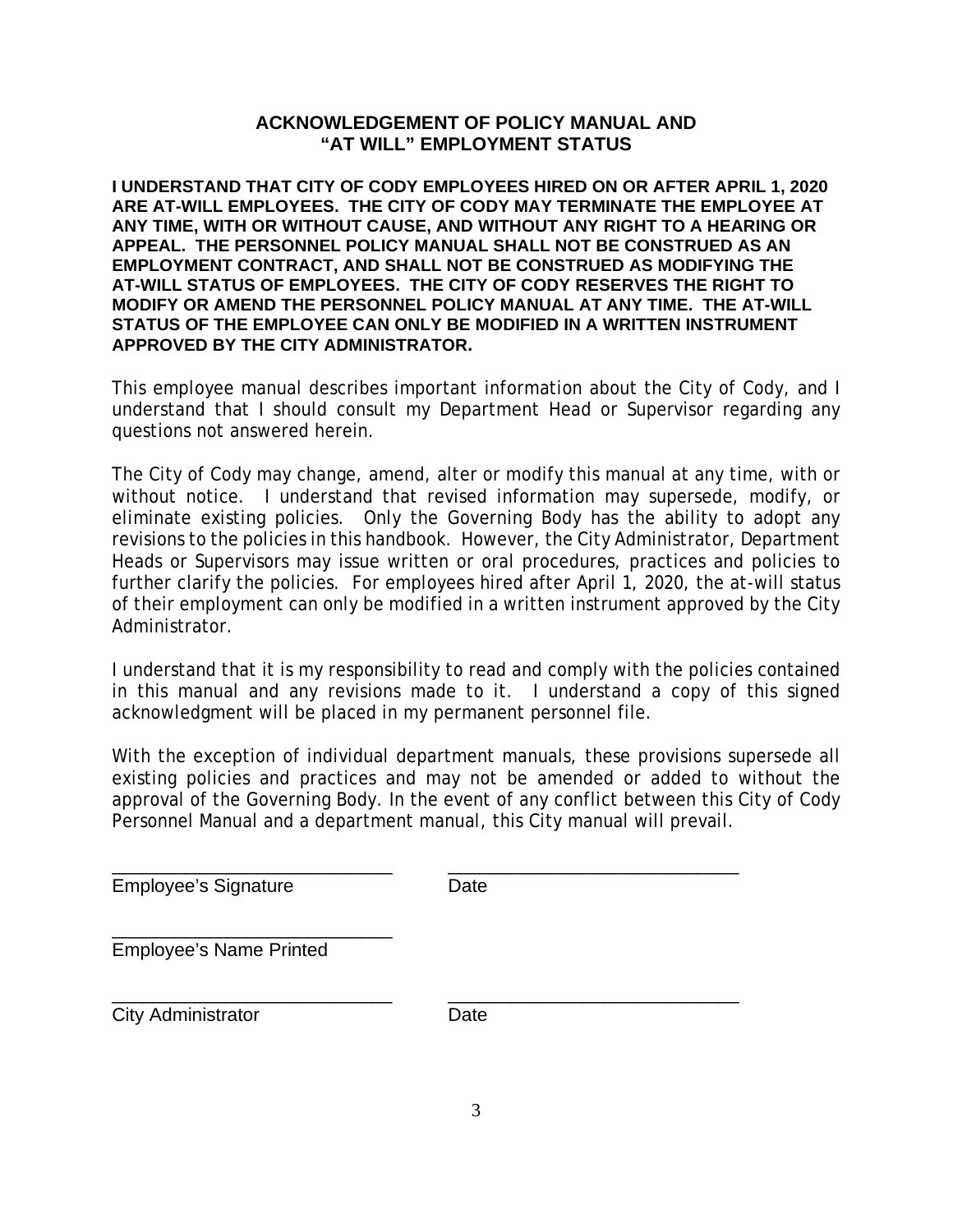## ACKNOWLEDGEMENT OF POLICY MANUAL AND "AT WILL" EMPLOYMENT STATUS

**I UNDERSTAND THAT CITY OF CODY EMPLOYEES HIRED ON OR AFTER APRIL 1, 2020 ARE AT-WILL EMPLOYEES. THE CITY OF CODY MAY TERMINATE THE EMPLOYEE AT ANY TIME, WITH OR WITHOUT CAUSE, AND WITHOUT ANY RIGHT TO A HEARING OR APPEAL. THE PERSONNEL POLICY MANUAL SHALL NOT BE CONSTRUED AS AN EMPLOYMENT CONTRACT, AND SHALL NOT BE CONSTRUED AS MODIFYING THE AT-WILL STATUS OF EMPLOYEES. THE CITY OF CODY RESERVES THE RIGHT TO MODIFY OR AMEND THE PERSONNEL POLICY MANUAL AT ANY TIME. THE AT-WILL STATUS OF THE EMPLOYEE CAN ONLY BE MODIFIED IN A WRITTEN INSTRUMENT APPROVED BY THE CITY ADMINISTRATOR.**

This employee manual describes important information about the City of Cody, and I understand that I should consult my Department Head or Supervisor regarding any questions not answered herein.

The City of Cody may change, amend, alter or modify this manual at any time, with or without notice. I understand that revised information may supersede, modify, or eliminate existing policies. Only the Governing Body has the ability to adopt any revisions to the policies in this handbook. However, the City Administrator, Department Heads or Supervisors may issue written or oral procedures, practices and policies to further clarify the policies. For employees hired after April 1, 2020, the at-will status of their employment can only be modified in a written instrument approved by the City Administrator.

I understand that it is my responsibility to read and comply with the policies contained in this manual and any revisions made to it. I understand a copy of this signed acknowledgment will be placed in my permanent personnel file.

With the exception of individual department manuals, these provisions supersede all existing policies and practices and may not be amended or added to without the approval of the Governing Body. In the event of any conflict between this City of Cody Personnel Manual and a department manual, this City manual will prevail.

____________________________ ____________________________
Employee's Signature Date

____________________________
Employee's Name Printed

____________________________ ____________________________
City Administrator Date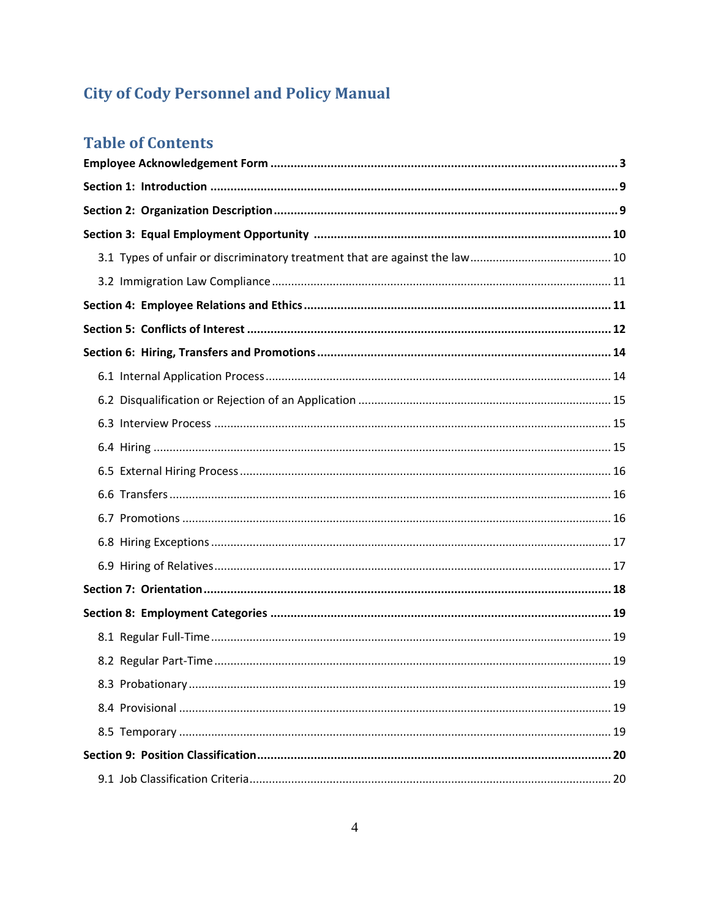# City of Cody Personnel and Policy Manual

## Table of Contents

**Employee Acknowledgement Form** .......... **3**

**Section 1: Introduction** .......... **9**

**Section 2: Organization Description** .......... **9**

**Section 3: Equal Employment Opportunity** .......... **10**

- 3.1 Types of unfair or discriminatory treatment that are against the law .......... 10
- 3.2 Immigration Law Compliance .......... 11

**Section 4: Employee Relations and Ethics** .......... **11**

**Section 5: Conflicts of Interest** .......... **12**

**Section 6: Hiring, Transfers and Promotions** .......... **14**

- 6.1 Internal Application Process .......... 14
- 6.2 Disqualification or Rejection of an Application .......... 15
- 6.3 Interview Process .......... 15
- 6.4 Hiring .......... 15
- 6.5 External Hiring Process .......... 16
- 6.6 Transfers .......... 16
- 6.7 Promotions .......... 16
- 6.8 Hiring Exceptions .......... 17
- 6.9 Hiring of Relatives .......... 17

**Section 7: Orientation** .......... **18**

**Section 8: Employment Categories** .......... **19**

- 8.1 Regular Full-Time .......... 19
- 8.2 Regular Part-Time .......... 19
- 8.3 Probationary .......... 19
- 8.4 Provisional .......... 19
- 8.5 Temporary .......... 19

**Section 9: Position Classification** .......... **20**

- 9.1 Job Classification Criteria .......... 20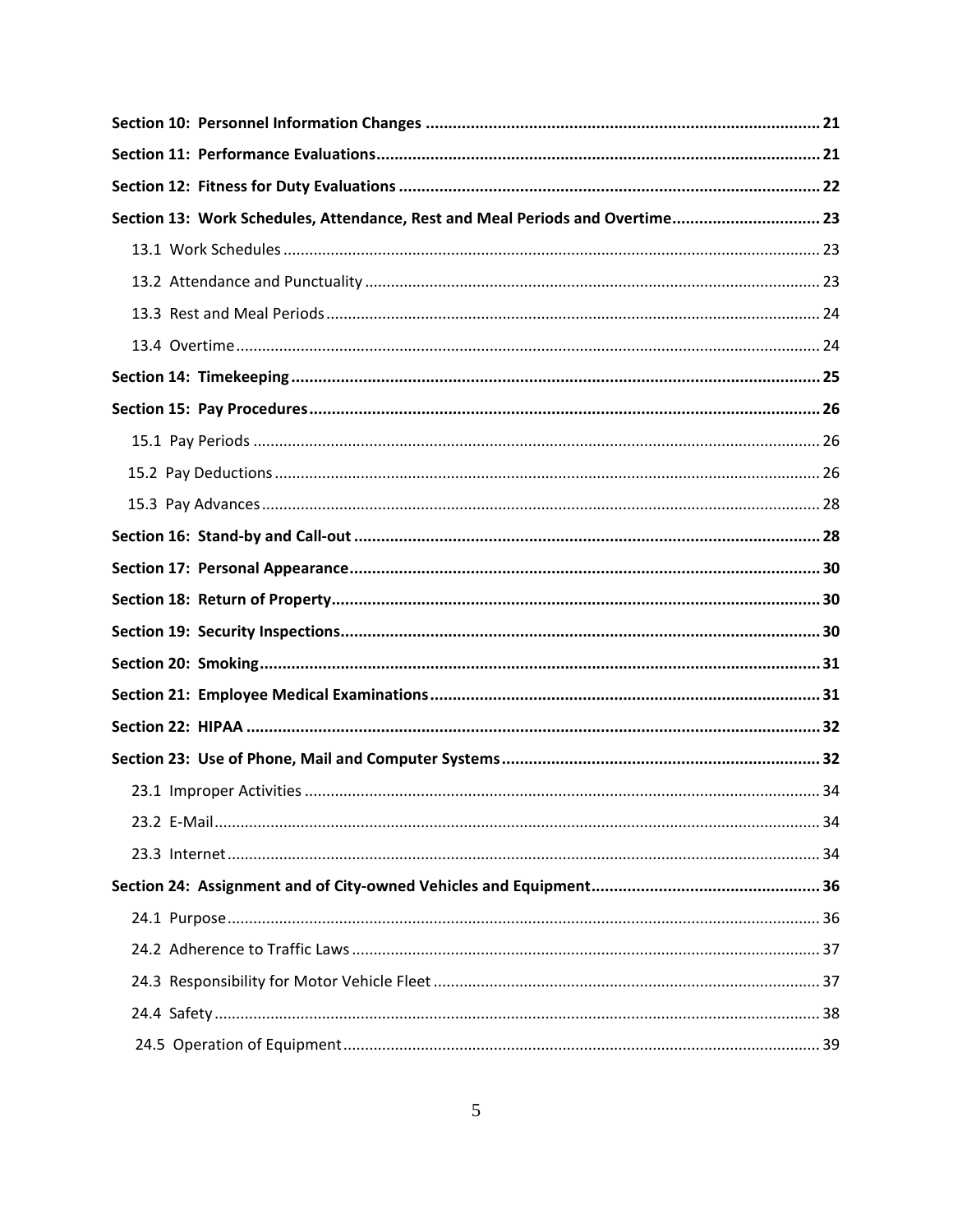**Section 10: Personnel Information Changes** ........................................................................................ 21

**Section 11: Performance Evaluations**.................................................................................................. 21

**Section 12: Fitness for Duty Evaluations** ............................................................................................ 22

**Section 13: Work Schedules, Attendance, Rest and Meal Periods and Overtime**................................ 23

13.1 Work Schedules ........................................................................................................................... 23

13.2 Attendance and Punctuality ......................................................................................................... 23

13.3 Rest and Meal Periods ................................................................................................................. 24

13.4 Overtime ...................................................................................................................................... 24

**Section 14: Timekeeping** ..................................................................................................................... 25

**Section 15: Pay Procedures** ................................................................................................................. 26

15.1 Pay Periods .................................................................................................................................. 26

15.2 Pay Deductions ............................................................................................................................ 26

15.3 Pay Advances ............................................................................................................................... 28

**Section 16: Stand-by and Call-out** ........................................................................................................ 28

**Section 17: Personal Appearance**......................................................................................................... 30

**Section 18: Return of Property**............................................................................................................. 30

**Section 19: Security Inspections**........................................................................................................... 30

**Section 20: Smoking**............................................................................................................................. 31

**Section 21: Employee Medical Examinations**....................................................................................... 31

**Section 22: HIPAA** ............................................................................................................................... 32

**Section 23: Use of Phone, Mail and Computer Systems**...................................................................... 32

23.1 Improper Activities ...................................................................................................................... 34

23.2 E-Mail........................................................................................................................................... 34

23.3 Internet ........................................................................................................................................ 34

**Section 24: Assignment and of City-owned Vehicles and Equipment**.................................................. 36

24.1 Purpose ........................................................................................................................................ 36

24.2 Adherence to Traffic Laws ............................................................................................................ 37

24.3 Responsibility for Motor Vehicle Fleet ......................................................................................... 37

24.4 Safety ........................................................................................................................................... 38

24.5 Operation of Equipment.............................................................................................................. 39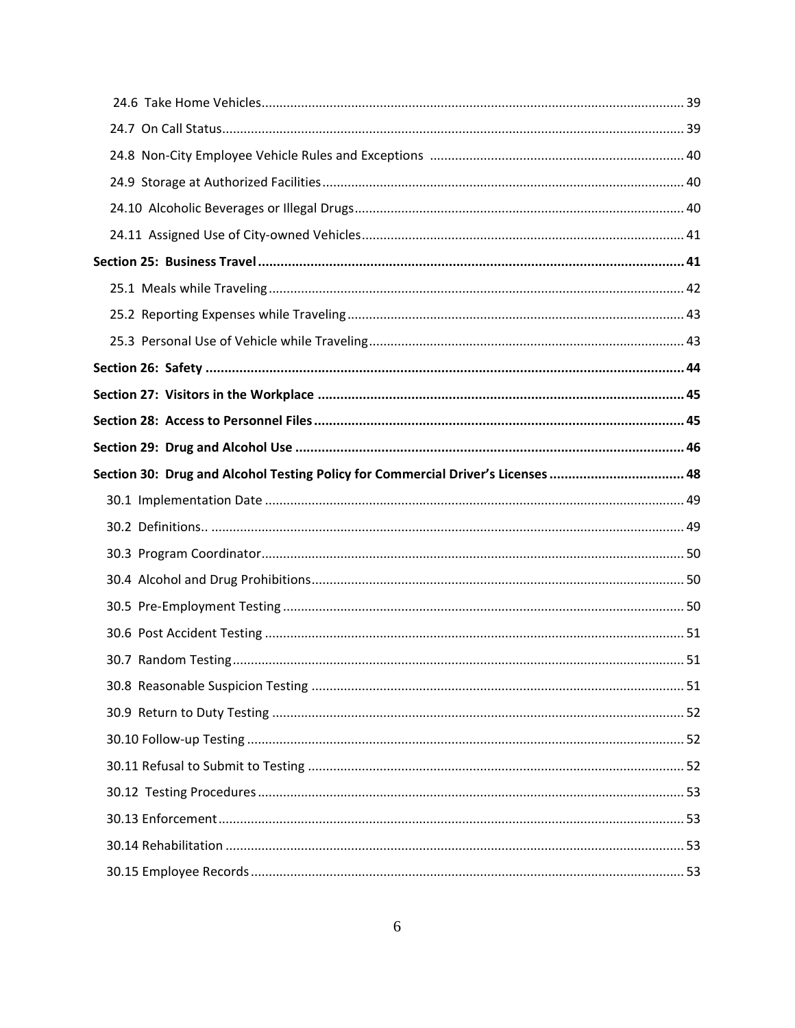24.6 Take Home Vehicles ..... 39

24.7 On Call Status ..... 39

24.8 Non-City Employee Vehicle Rules and Exceptions ..... 40

24.9 Storage at Authorized Facilities ..... 40

24.10 Alcoholic Beverages or Illegal Drugs ..... 40

24.11 Assigned Use of City-owned Vehicles ..... 41

**Section 25: Business Travel ..... 41**

25.1 Meals while Traveling ..... 42

25.2 Reporting Expenses while Traveling ..... 43

25.3 Personal Use of Vehicle while Traveling ..... 43

**Section 26: Safety ..... 44**

**Section 27: Visitors in the Workplace ..... 45**

**Section 28: Access to Personnel Files ..... 45**

**Section 29: Drug and Alcohol Use ..... 46**

**Section 30: Drug and Alcohol Testing Policy for Commercial Driver's Licenses ..... 48**

30.1 Implementation Date ..... 49

30.2 Definitions.. ..... 49

30.3 Program Coordinator ..... 50

30.4 Alcohol and Drug Prohibitions ..... 50

30.5 Pre-Employment Testing ..... 50

30.6 Post Accident Testing ..... 51

30.7 Random Testing ..... 51

30.8 Reasonable Suspicion Testing ..... 51

30.9 Return to Duty Testing ..... 52

30.10 Follow-up Testing ..... 52

30.11 Refusal to Submit to Testing ..... 52

30.12 Testing Procedures ..... 53

30.13 Enforcement ..... 53

30.14 Rehabilitation ..... 53

30.15 Employee Records ..... 53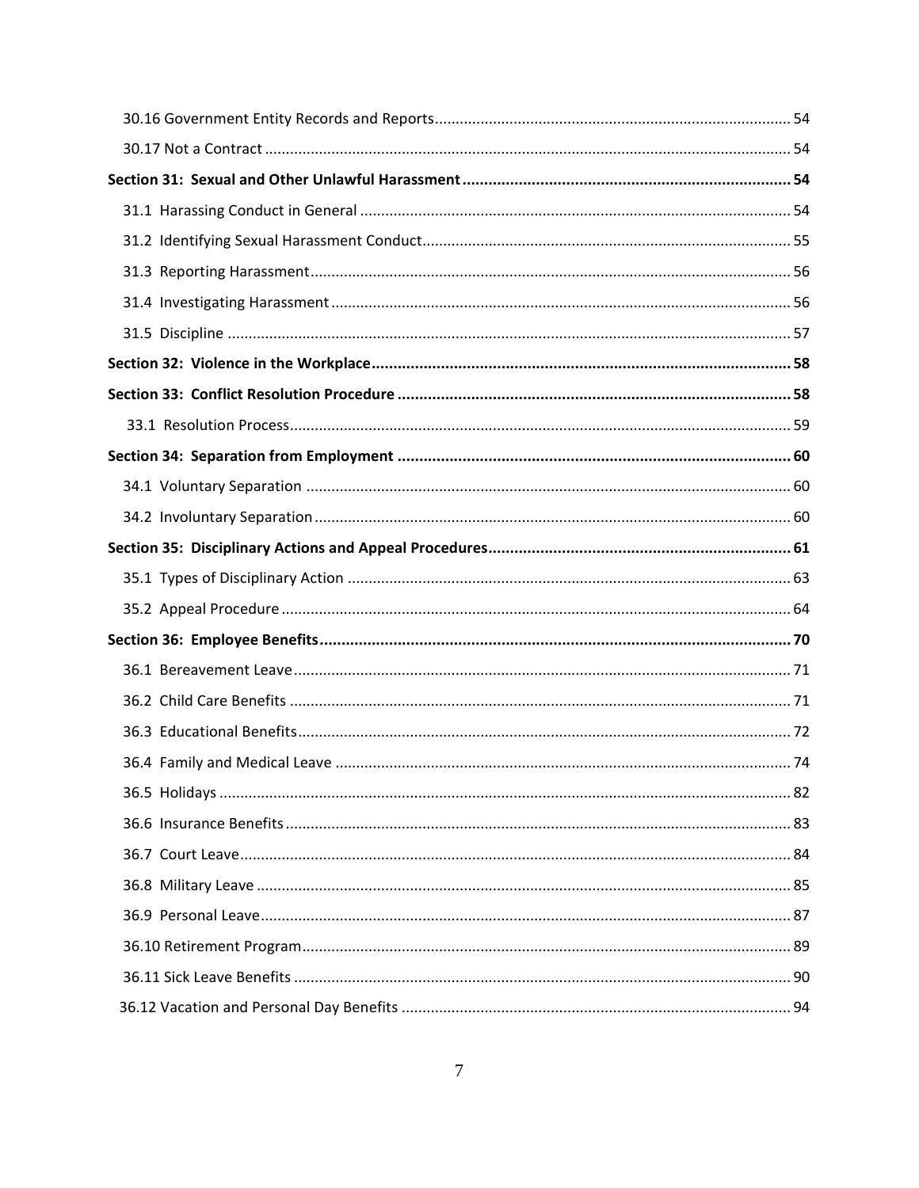30.16 Government Entity Records and Reports ..... 54

30.17 Not a Contract ..... 54

**Section 31: Sexual and Other Unlawful Harassment ..... 54**

31.1 Harassing Conduct in General ..... 54

31.2 Identifying Sexual Harassment Conduct ..... 55

31.3 Reporting Harassment ..... 56

31.4 Investigating Harassment ..... 56

31.5 Discipline ..... 57

**Section 32: Violence in the Workplace ..... 58**

**Section 33: Conflict Resolution Procedure ..... 58**

33.1 Resolution Process ..... 59

**Section 34: Separation from Employment ..... 60**

34.1 Voluntary Separation ..... 60

34.2 Involuntary Separation ..... 60

**Section 35: Disciplinary Actions and Appeal Procedures ..... 61**

35.1 Types of Disciplinary Action ..... 63

35.2 Appeal Procedure ..... 64

**Section 36: Employee Benefits ..... 70**

36.1 Bereavement Leave ..... 71

36.2 Child Care Benefits ..... 71

36.3 Educational Benefits ..... 72

36.4 Family and Medical Leave ..... 74

36.5 Holidays ..... 82

36.6 Insurance Benefits ..... 83

36.7 Court Leave ..... 84

36.8 Military Leave ..... 85

36.9 Personal Leave ..... 87

36.10 Retirement Program ..... 89

36.11 Sick Leave Benefits ..... 90

36.12 Vacation and Personal Day Benefits ..... 94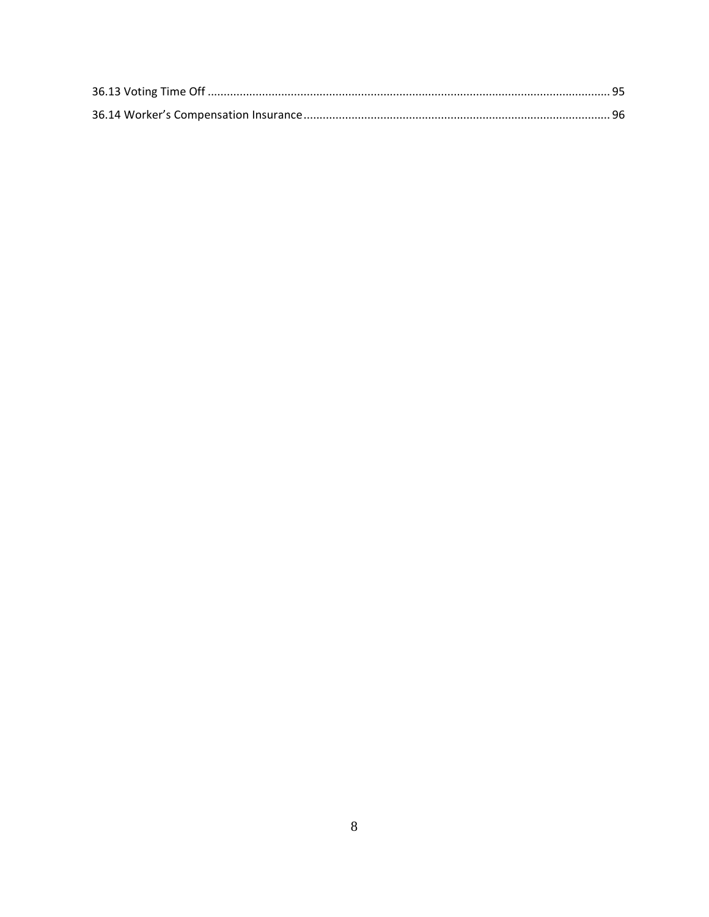36.13 Voting Time Off ............................................................................................................................ 95

36.14 Worker's Compensation Insurance ............................................................................................... 96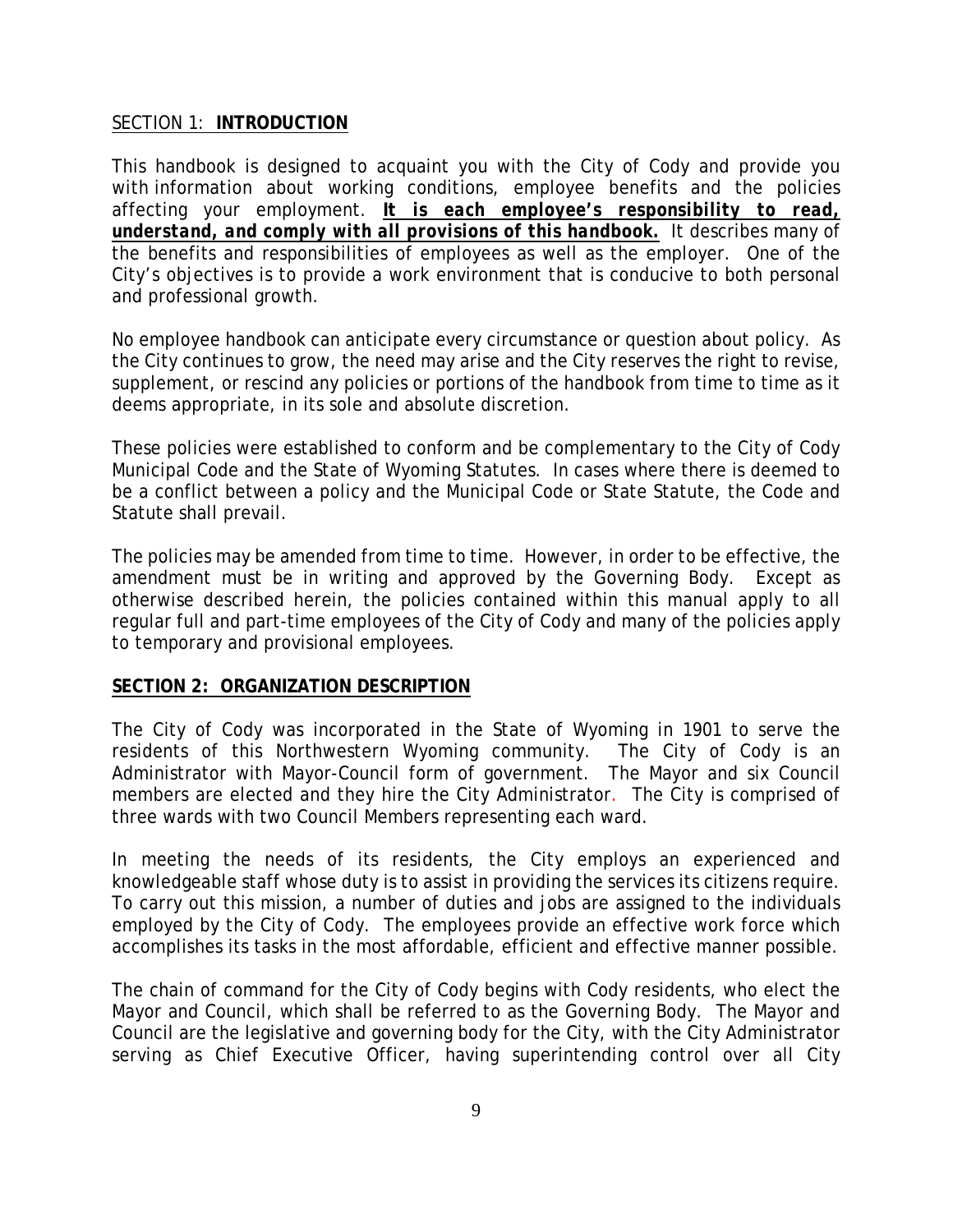## SECTION 1: **INTRODUCTION**

This handbook is designed to acquaint you with the City of Cody and provide you with information about working conditions, employee benefits and the policies affecting your employment. ***It is each employee's responsibility to read, understand, and comply with all provisions of this handbook.*** It describes many of the benefits and responsibilities of employees as well as the employer. One of the City's objectives is to provide a work environment that is conducive to both personal and professional growth.

No employee handbook can anticipate every circumstance or question about policy. As the City continues to grow, the need may arise and the City reserves the right to revise, supplement, or rescind any policies or portions of the handbook from time to time as it deems appropriate, in its sole and absolute discretion.

These policies were established to conform and be complementary to the City of Cody Municipal Code and the State of Wyoming Statutes. In cases where there is deemed to be a conflict between a policy and the Municipal Code or State Statute, the Code and Statute shall prevail.

The policies may be amended from time to time. However, in order to be effective, the amendment must be in writing and approved by the Governing Body. Except as otherwise described herein, the policies contained within this manual apply to all regular full and part-time employees of the City of Cody and many of the policies apply to temporary and provisional employees.

## SECTION 2: ORGANIZATION DESCRIPTION

The City of Cody was incorporated in the State of Wyoming in 1901 to serve the residents of this Northwestern Wyoming community. The City of Cody is an Administrator with Mayor-Council form of government. The Mayor and six Council members are elected and they hire the City Administrator. The City is comprised of three wards with two Council Members representing each ward.

In meeting the needs of its residents, the City employs an experienced and knowledgeable staff whose duty is to assist in providing the services its citizens require. To carry out this mission, a number of duties and jobs are assigned to the individuals employed by the City of Cody. The employees provide an effective work force which accomplishes its tasks in the most affordable, efficient and effective manner possible.

The chain of command for the City of Cody begins with Cody residents, who elect the Mayor and Council, which shall be referred to as the Governing Body. The Mayor and Council are the legislative and governing body for the City, with the City Administrator serving as Chief Executive Officer, having superintending control over all City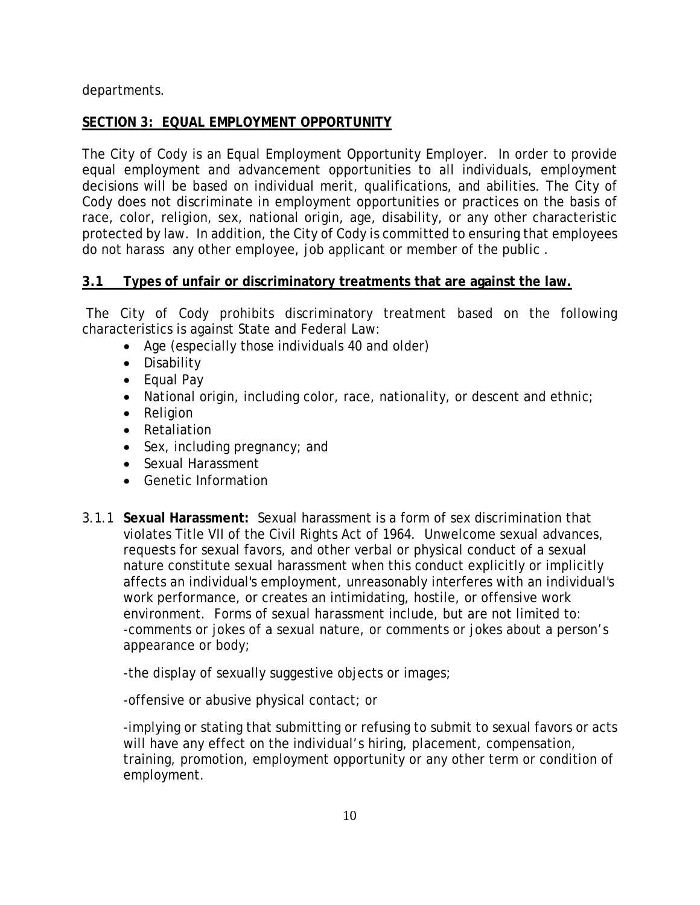departments.

## SECTION 3: EQUAL EMPLOYMENT OPPORTUNITY

The City of Cody is an Equal Employment Opportunity Employer. In order to provide equal employment and advancement opportunities to all individuals, employment decisions will be based on individual merit, qualifications, and abilities. The City of Cody does not discriminate in employment opportunities or practices on the basis of race, color, religion, sex, national origin, age, disability, or any other characteristic protected by law. In addition, the City of Cody is committed to ensuring that employees do not harass any other employee, job applicant or member of the public .

### 3.1 Types of unfair or discriminatory treatments that are against the law.

The City of Cody prohibits discriminatory treatment based on the following characteristics is against State and Federal Law:

- Age (especially those individuals 40 and older)
- Disability
- Equal Pay
- National origin, including color, race, nationality, or descent and ethnic;
- Religion
- Retaliation
- Sex, including pregnancy; and
- Sexual Harassment
- Genetic Information

3.1.1 **Sexual Harassment:** Sexual harassment is a form of sex discrimination that violates Title VII of the Civil Rights Act of 1964. Unwelcome sexual advances, requests for sexual favors, and other verbal or physical conduct of a sexual nature constitute sexual harassment when this conduct explicitly or implicitly affects an individual's employment, unreasonably interferes with an individual's work performance, or creates an intimidating, hostile, or offensive work environment. Forms of sexual harassment include, but are not limited to:
-comments or jokes of a sexual nature, or comments or jokes about a person's appearance or body;

-the display of sexually suggestive objects or images;

-offensive or abusive physical contact; or

-implying or stating that submitting or refusing to submit to sexual favors or acts will have any effect on the individual's hiring, placement, compensation, training, promotion, employment opportunity or any other term or condition of employment.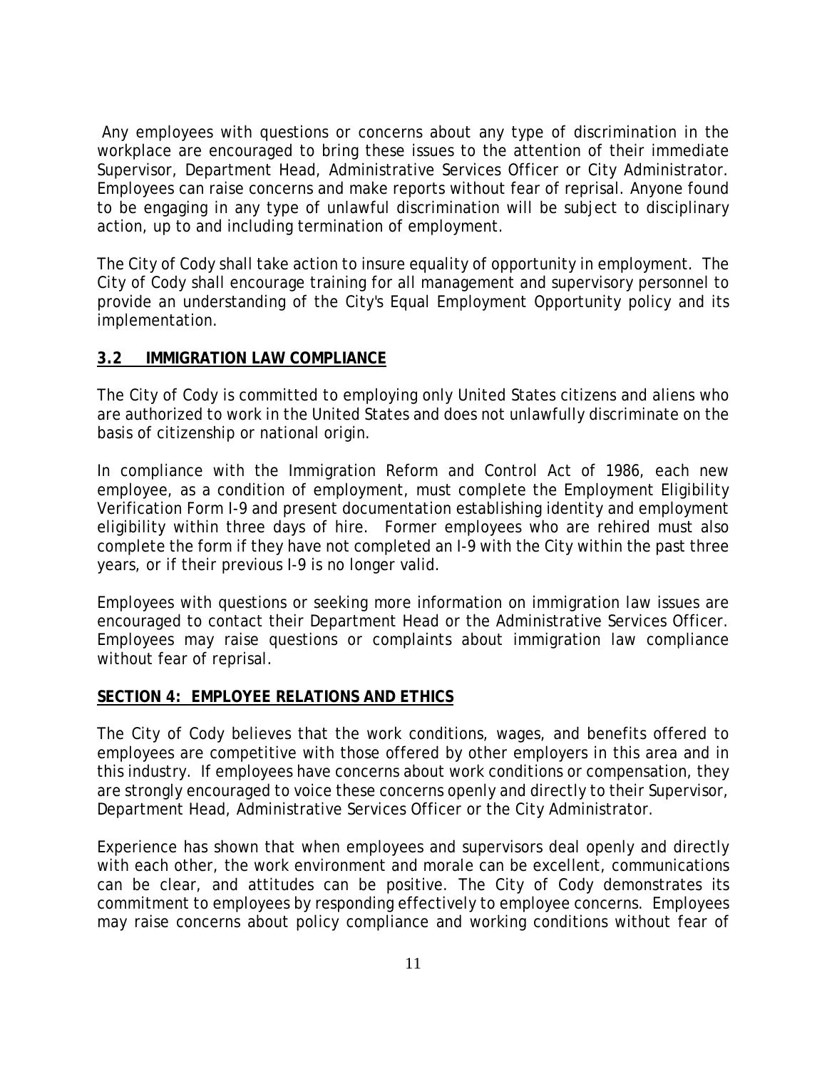Any employees with questions or concerns about any type of discrimination in the workplace are encouraged to bring these issues to the attention of their immediate Supervisor, Department Head, Administrative Services Officer or City Administrator. Employees can raise concerns and make reports without fear of reprisal. Anyone found to be engaging in any type of unlawful discrimination will be subject to disciplinary action, up to and including termination of employment.

The City of Cody shall take action to insure equality of opportunity in employment. The City of Cody shall encourage training for all management and supervisory personnel to provide an understanding of the City's Equal Employment Opportunity policy and its implementation.

## 3.2 IMMIGRATION LAW COMPLIANCE

The City of Cody is committed to employing only United States citizens and aliens who are authorized to work in the United States and does not unlawfully discriminate on the basis of citizenship or national origin.

In compliance with the Immigration Reform and Control Act of 1986, each new employee, as a condition of employment, must complete the Employment Eligibility Verification Form I-9 and present documentation establishing identity and employment eligibility within three days of hire. Former employees who are rehired must also complete the form if they have not completed an I-9 with the City within the past three years, or if their previous I-9 is no longer valid.

Employees with questions or seeking more information on immigration law issues are encouraged to contact their Department Head or the Administrative Services Officer. Employees may raise questions or complaints about immigration law compliance without fear of reprisal.

# SECTION 4: EMPLOYEE RELATIONS AND ETHICS

The City of Cody believes that the work conditions, wages, and benefits offered to employees are competitive with those offered by other employers in this area and in this industry. If employees have concerns about work conditions or compensation, they are strongly encouraged to voice these concerns openly and directly to their Supervisor, Department Head, Administrative Services Officer or the City Administrator.

Experience has shown that when employees and supervisors deal openly and directly with each other, the work environment and morale can be excellent, communications can be clear, and attitudes can be positive. The City of Cody demonstrates its commitment to employees by responding effectively to employee concerns. Employees may raise concerns about policy compliance and working conditions without fear of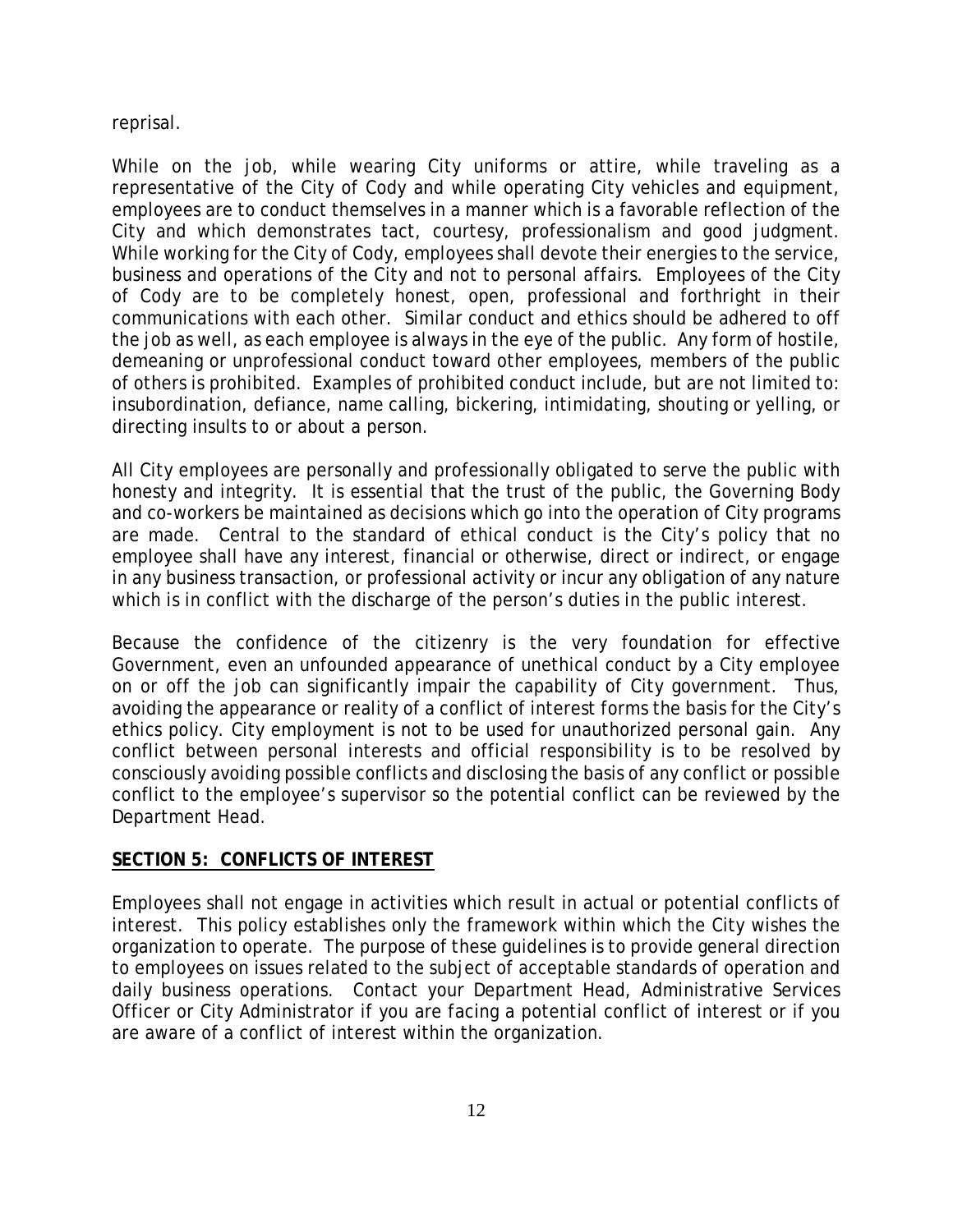reprisal.

While on the job, while wearing City uniforms or attire, while traveling as a representative of the City of Cody and while operating City vehicles and equipment, employees are to conduct themselves in a manner which is a favorable reflection of the City and which demonstrates tact, courtesy, professionalism and good judgment. While working for the City of Cody, employees shall devote their energies to the service, business and operations of the City and not to personal affairs. Employees of the City of Cody are to be completely honest, open, professional and forthright in their communications with each other. Similar conduct and ethics should be adhered to off the job as well, as each employee is always in the eye of the public. Any form of hostile, demeaning or unprofessional conduct toward other employees, members of the public of others is prohibited. Examples of prohibited conduct include, but are not limited to: insubordination, defiance, name calling, bickering, intimidating, shouting or yelling, or directing insults to or about a person.

All City employees are personally and professionally obligated to serve the public with honesty and integrity. It is essential that the trust of the public, the Governing Body and co-workers be maintained as decisions which go into the operation of City programs are made. Central to the standard of ethical conduct is the City's policy that no employee shall have any interest, financial or otherwise, direct or indirect, or engage in any business transaction, or professional activity or incur any obligation of any nature which is in conflict with the discharge of the person's duties in the public interest.

Because the confidence of the citizenry is the very foundation for effective Government, even an unfounded appearance of unethical conduct by a City employee on or off the job can significantly impair the capability of City government. Thus, avoiding the appearance or reality of a conflict of interest forms the basis for the City's ethics policy. City employment is not to be used for unauthorized personal gain. Any conflict between personal interests and official responsibility is to be resolved by consciously avoiding possible conflicts and disclosing the basis of any conflict or possible conflict to the employee's supervisor so the potential conflict can be reviewed by the Department Head.

## SECTION 5: CONFLICTS OF INTEREST

Employees shall not engage in activities which result in actual or potential conflicts of interest. This policy establishes only the framework within which the City wishes the organization to operate. The purpose of these guidelines is to provide general direction to employees on issues related to the subject of acceptable standards of operation and daily business operations. Contact your Department Head, Administrative Services Officer or City Administrator if you are facing a potential conflict of interest or if you are aware of a conflict of interest within the organization.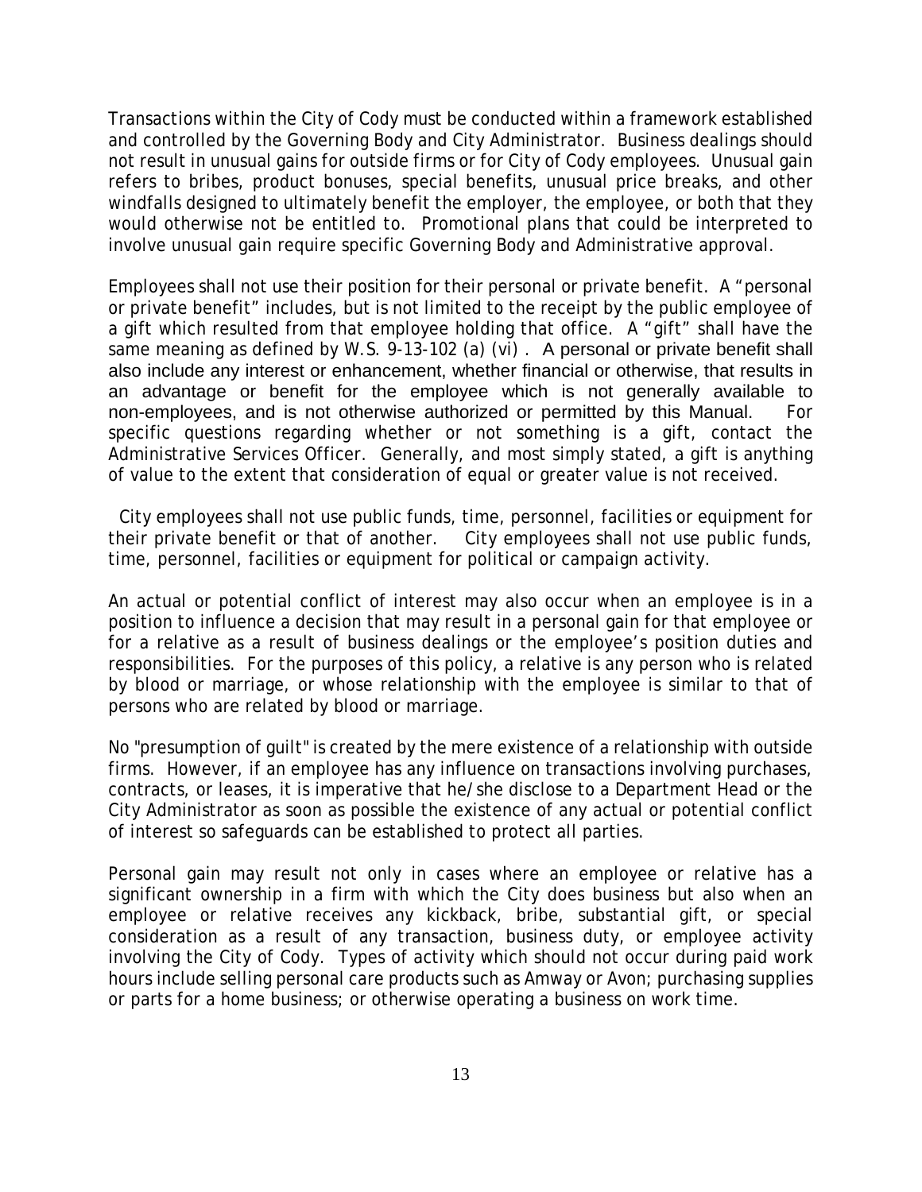Transactions within the City of Cody must be conducted within a framework established and controlled by the Governing Body and City Administrator. Business dealings should not result in unusual gains for outside firms or for City of Cody employees. Unusual gain refers to bribes, product bonuses, special benefits, unusual price breaks, and other windfalls designed to ultimately benefit the employer, the employee, or both that they would otherwise not be entitled to. Promotional plans that could be interpreted to involve unusual gain require specific Governing Body and Administrative approval.

Employees shall not use their position for their personal or private benefit. A "personal or private benefit" includes, but is not limited to the receipt by the public employee of a gift which resulted from that employee holding that office. A "gift" shall have the same meaning as defined by W.S. 9-13-102 (a) (vi) . A personal or private benefit shall also include any interest or enhancement, whether financial or otherwise, that results in an advantage or benefit for the employee which is not generally available to non-employees, and is not otherwise authorized or permitted by this Manual. For specific questions regarding whether or not something is a gift, contact the Administrative Services Officer. Generally, and most simply stated, a gift is anything of value to the extent that consideration of equal or greater value is not received.

City employees shall not use public funds, time, personnel, facilities or equipment for their private benefit or that of another. City employees shall not use public funds, time, personnel, facilities or equipment for political or campaign activity.

An actual or potential conflict of interest may also occur when an employee is in a position to influence a decision that may result in a personal gain for that employee or for a relative as a result of business dealings or the employee's position duties and responsibilities. For the purposes of this policy, a relative is any person who is related by blood or marriage, or whose relationship with the employee is similar to that of persons who are related by blood or marriage.

No "presumption of guilt" is created by the mere existence of a relationship with outside firms. However, if an employee has any influence on transactions involving purchases, contracts, or leases, it is imperative that he/she disclose to a Department Head or the City Administrator as soon as possible the existence of any actual or potential conflict of interest so safeguards can be established to protect all parties.

Personal gain may result not only in cases where an employee or relative has a significant ownership in a firm with which the City does business but also when an employee or relative receives any kickback, bribe, substantial gift, or special consideration as a result of any transaction, business duty, or employee activity involving the City of Cody. Types of activity which should not occur during paid work hours include selling personal care products such as Amway or Avon; purchasing supplies or parts for a home business; or otherwise operating a business on work time.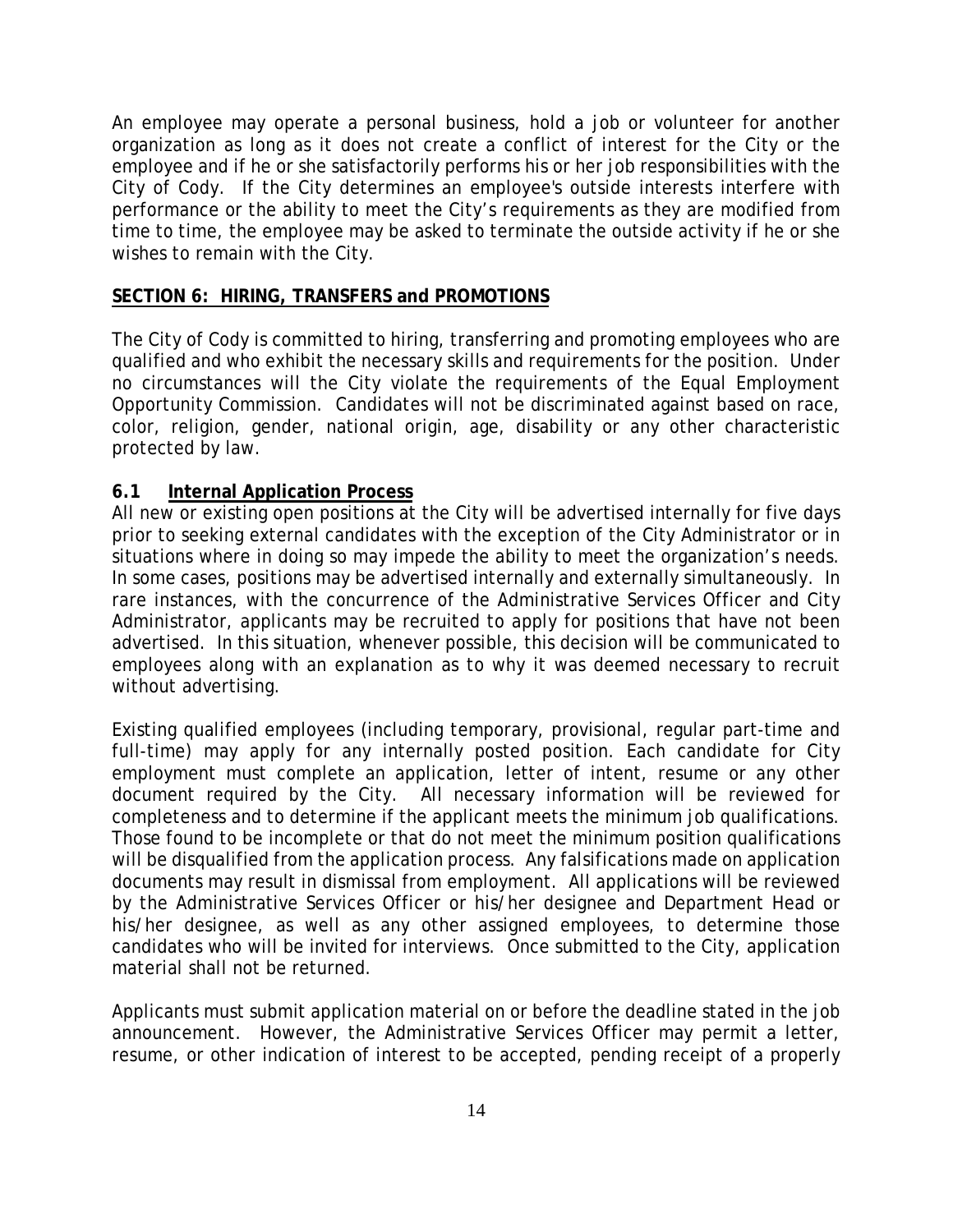An employee may operate a personal business, hold a job or volunteer for another organization as long as it does not create a conflict of interest for the City or the employee and if he or she satisfactorily performs his or her job responsibilities with the City of Cody. If the City determines an employee's outside interests interfere with performance or the ability to meet the City's requirements as they are modified from time to time, the employee may be asked to terminate the outside activity if he or she wishes to remain with the City.

## SECTION 6: HIRING, TRANSFERS and PROMOTIONS

The City of Cody is committed to hiring, transferring and promoting employees who are qualified and who exhibit the necessary skills and requirements for the position. Under no circumstances will the City violate the requirements of the Equal Employment Opportunity Commission. Candidates will not be discriminated against based on race, color, religion, gender, national origin, age, disability or any other characteristic protected by law.

### 6.1 Internal Application Process

All new or existing open positions at the City will be advertised internally for five days prior to seeking external candidates with the exception of the City Administrator or in situations where in doing so may impede the ability to meet the organization's needs. In some cases, positions may be advertised internally and externally simultaneously. In rare instances, with the concurrence of the Administrative Services Officer and City Administrator, applicants may be recruited to apply for positions that have not been advertised. In this situation, whenever possible, this decision will be communicated to employees along with an explanation as to why it was deemed necessary to recruit without advertising.

Existing qualified employees (including temporary, provisional, regular part-time and full-time) may apply for any internally posted position. Each candidate for City employment must complete an application, letter of intent, resume or any other document required by the City. All necessary information will be reviewed for completeness and to determine if the applicant meets the minimum job qualifications. Those found to be incomplete or that do not meet the minimum position qualifications will be disqualified from the application process. Any falsifications made on application documents may result in dismissal from employment. All applications will be reviewed by the Administrative Services Officer or his/her designee and Department Head or his/her designee, as well as any other assigned employees, to determine those candidates who will be invited for interviews. Once submitted to the City, application material shall not be returned.

Applicants must submit application material on or before the deadline stated in the job announcement. However, the Administrative Services Officer may permit a letter, resume, or other indication of interest to be accepted, pending receipt of a properly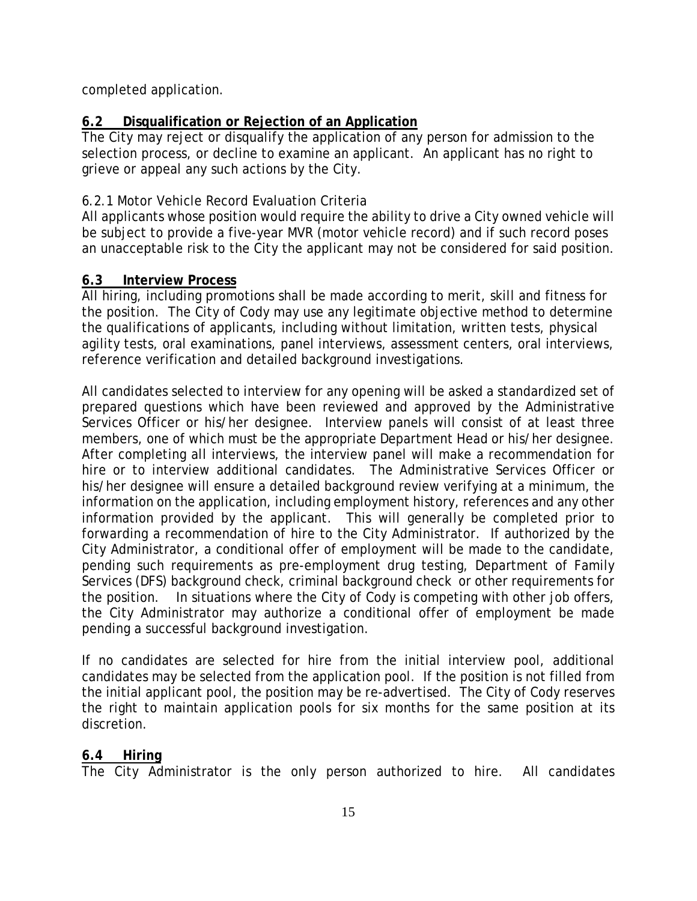completed application.

## 6.2 Disqualification or Rejection of an Application

The City may reject or disqualify the application of any person for admission to the selection process, or decline to examine an applicant. An applicant has no right to grieve or appeal any such actions by the City.

6.2.1 Motor Vehicle Record Evaluation Criteria

All applicants whose position would require the ability to drive a City owned vehicle will be subject to provide a five-year MVR (motor vehicle record) and if such record poses an unacceptable risk to the City the applicant may not be considered for said position.

## 6.3 Interview Process

All hiring, including promotions shall be made according to merit, skill and fitness for the position. The City of Cody may use any legitimate objective method to determine the qualifications of applicants, including without limitation, written tests, physical agility tests, oral examinations, panel interviews, assessment centers, oral interviews, reference verification and detailed background investigations.

All candidates selected to interview for any opening will be asked a standardized set of prepared questions which have been reviewed and approved by the Administrative Services Officer or his/her designee. Interview panels will consist of at least three members, one of which must be the appropriate Department Head or his/her designee. After completing all interviews, the interview panel will make a recommendation for hire or to interview additional candidates. The Administrative Services Officer or his/her designee will ensure a detailed background review verifying at a minimum, the information on the application, including employment history, references and any other information provided by the applicant. This will generally be completed prior to forwarding a recommendation of hire to the City Administrator. If authorized by the City Administrator, a conditional offer of employment will be made to the candidate, pending such requirements as pre-employment drug testing, Department of Family Services (DFS) background check, criminal background check or other requirements for the position. In situations where the City of Cody is competing with other job offers, the City Administrator may authorize a conditional offer of employment be made pending a successful background investigation.

If no candidates are selected for hire from the initial interview pool, additional candidates may be selected from the application pool. If the position is not filled from the initial applicant pool, the position may be re-advertised. The City of Cody reserves the right to maintain application pools for six months for the same position at its discretion.

## 6.4 Hiring

The City Administrator is the only person authorized to hire. All candidates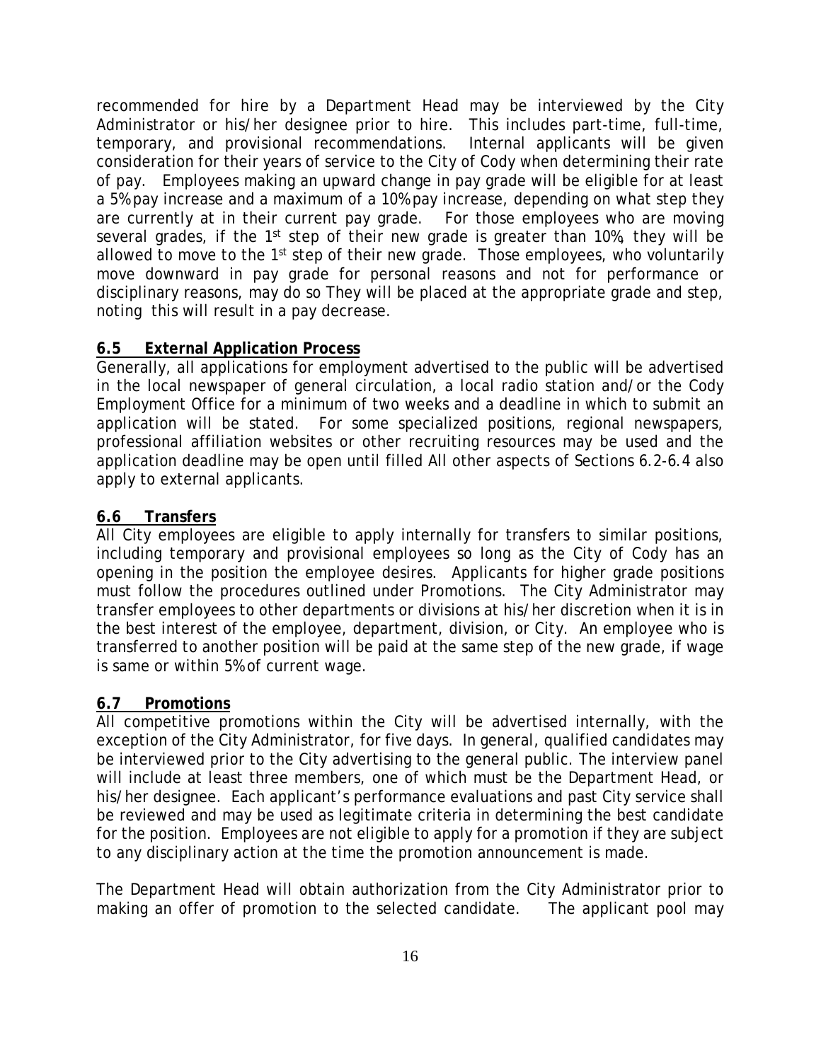recommended for hire by a Department Head may be interviewed by the City Administrator or his/her designee prior to hire. This includes part-time, full-time, temporary, and provisional recommendations. Internal applicants will be given consideration for their years of service to the City of Cody when determining their rate of pay. Employees making an upward change in pay grade will be eligible for at least a 5% pay increase and a maximum of a 10% pay increase, depending on what step they are currently at in their current pay grade. For those employees who are moving several grades, if the 1st step of their new grade is greater than 10%, they will be allowed to move to the 1st step of their new grade. Those employees, who voluntarily move downward in pay grade for personal reasons and not for performance or disciplinary reasons, may do so They will be placed at the appropriate grade and step, noting this will result in a pay decrease.

## 6.5 External Application Process

Generally, all applications for employment advertised to the public will be advertised in the local newspaper of general circulation, a local radio station and/or the Cody Employment Office for a minimum of two weeks and a deadline in which to submit an application will be stated. For some specialized positions, regional newspapers, professional affiliation websites or other recruiting resources may be used and the application deadline may be open until filled All other aspects of Sections 6.2-6.4 also apply to external applicants.

## 6.6 Transfers

All City employees are eligible to apply internally for transfers to similar positions, including temporary and provisional employees so long as the City of Cody has an opening in the position the employee desires. Applicants for higher grade positions must follow the procedures outlined under Promotions. The City Administrator may transfer employees to other departments or divisions at his/her discretion when it is in the best interest of the employee, department, division, or City. An employee who is transferred to another position will be paid at the same step of the new grade, if wage is same or within 5% of current wage.

## 6.7 Promotions

All competitive promotions within the City will be advertised internally, with the exception of the City Administrator, for five days. In general, qualified candidates may be interviewed prior to the City advertising to the general public. The interview panel will include at least three members, one of which must be the Department Head, or his/her designee. Each applicant's performance evaluations and past City service shall be reviewed and may be used as legitimate criteria in determining the best candidate for the position. Employees are not eligible to apply for a promotion if they are subject to any disciplinary action at the time the promotion announcement is made.

The Department Head will obtain authorization from the City Administrator prior to making an offer of promotion to the selected candidate. The applicant pool may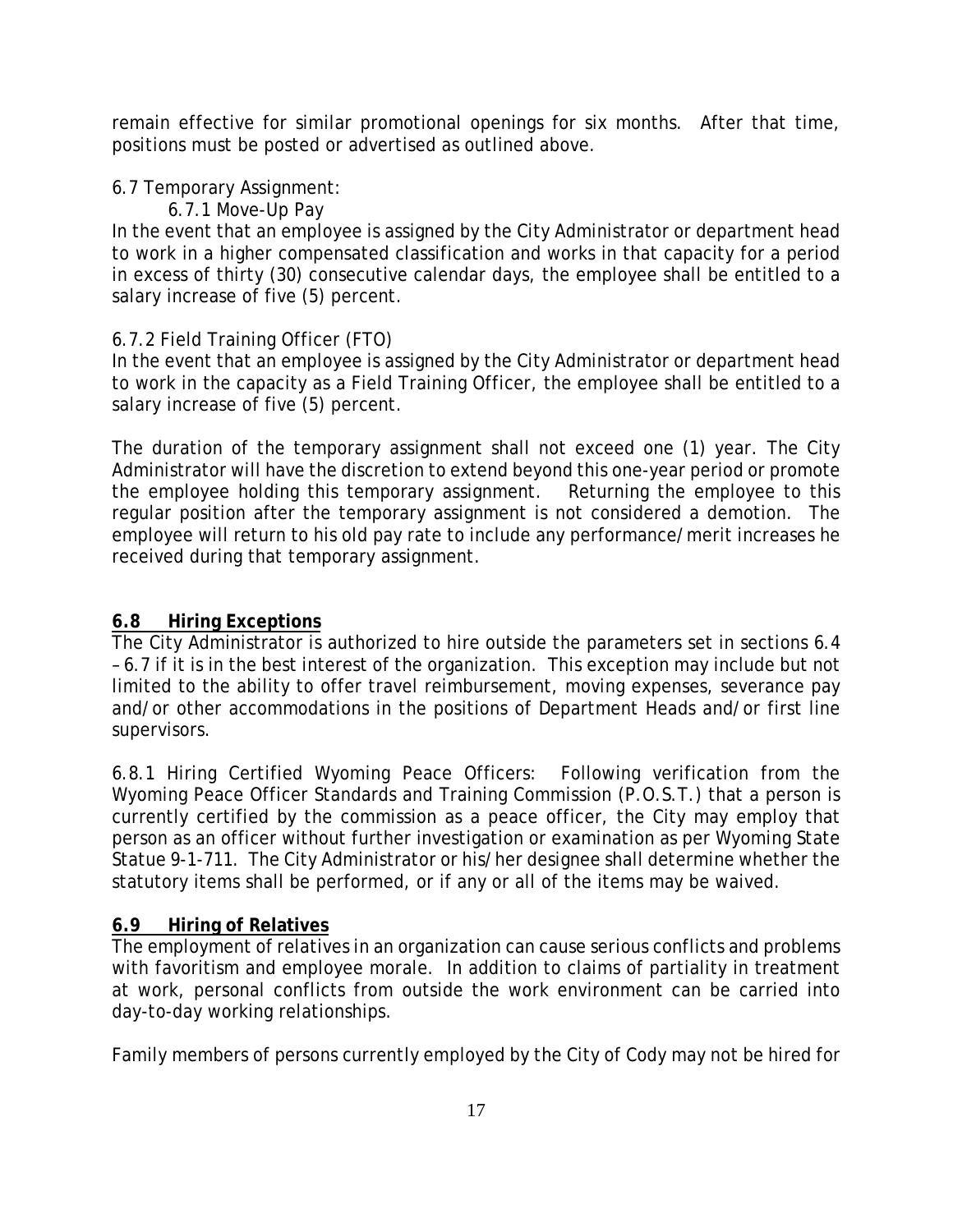remain effective for similar promotional openings for six months. After that time, positions must be posted or advertised as outlined above.

6.7 Temporary Assignment:

6.7.1 Move-Up Pay

In the event that an employee is assigned by the City Administrator or department head to work in a higher compensated classification and works in that capacity for a period in excess of thirty (30) consecutive calendar days, the employee shall be entitled to a salary increase of five (5) percent.

6.7.2 Field Training Officer (FTO)

In the event that an employee is assigned by the City Administrator or department head to work in the capacity as a Field Training Officer, the employee shall be entitled to a salary increase of five (5) percent.

The duration of the temporary assignment shall not exceed one (1) year. The City Administrator will have the discretion to extend beyond this one-year period or promote the employee holding this temporary assignment. Returning the employee to this regular position after the temporary assignment is not considered a demotion. The employee will return to his old pay rate to include any performance/merit increases he received during that temporary assignment.

## **6.8 Hiring Exceptions**

The City Administrator is authorized to hire outside the parameters set in sections 6.4 – 6.7 if it is in the best interest of the organization. This exception may include but not limited to the ability to offer travel reimbursement, moving expenses, severance pay and/or other accommodations in the positions of Department Heads and/or first line supervisors.

6.8.1 Hiring Certified Wyoming Peace Officers: Following verification from the Wyoming Peace Officer Standards and Training Commission (P.O.S.T.) that a person is currently certified by the commission as a peace officer, the City may employ that person as an officer without further investigation or examination as per Wyoming State Statue 9-1-711. The City Administrator or his/her designee shall determine whether the statutory items shall be performed, or if any or all of the items may be waived.

## **6.9 Hiring of Relatives**

The employment of relatives in an organization can cause serious conflicts and problems with favoritism and employee morale. In addition to claims of partiality in treatment at work, personal conflicts from outside the work environment can be carried into day-to-day working relationships.

Family members of persons currently employed by the City of Cody may not be hired for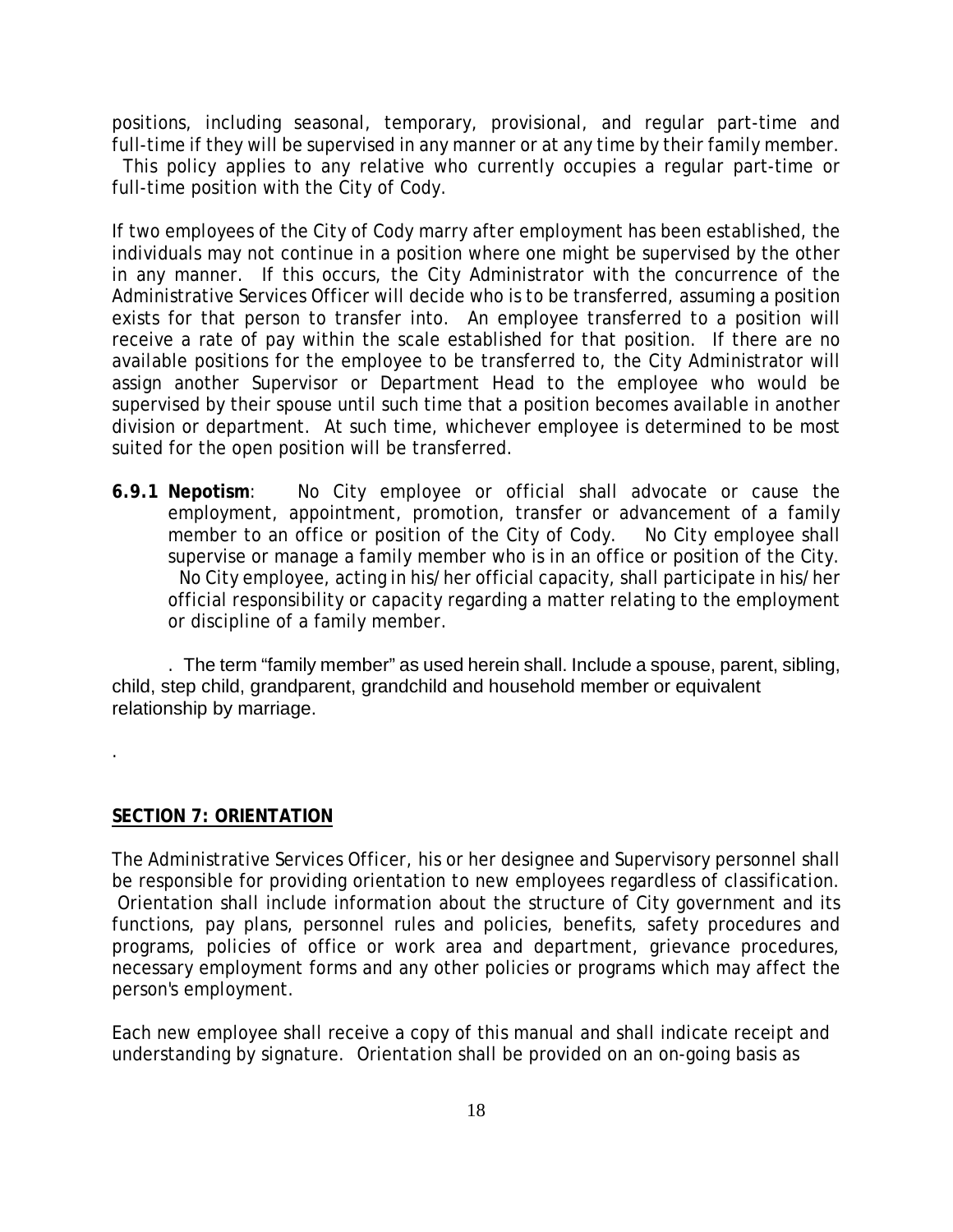positions, including seasonal, temporary, provisional, and regular part-time and full-time if they will be supervised in any manner or at any time by their family member. This policy applies to any relative who currently occupies a regular part-time or full-time position with the City of Cody.

If two employees of the City of Cody marry after employment has been established, the individuals may not continue in a position where one might be supervised by the other in any manner. If this occurs, the City Administrator with the concurrence of the Administrative Services Officer will decide who is to be transferred, assuming a position exists for that person to transfer into. An employee transferred to a position will receive a rate of pay within the scale established for that position. If there are no available positions for the employee to be transferred to, the City Administrator will assign another Supervisor or Department Head to the employee who would be supervised by their spouse until such time that a position becomes available in another division or department. At such time, whichever employee is determined to be most suited for the open position will be transferred.

**6.9.1 Nepotism**: No City employee or official shall advocate or cause the employment, appointment, promotion, transfer or advancement of a family member to an office or position of the City of Cody. No City employee shall supervise or manage a family member who is in an office or position of the City. No City employee, acting in his/her official capacity, shall participate in his/her official responsibility or capacity regarding a matter relating to the employment or discipline of a family member.

. The term "family member" as used herein shall. Include a spouse, parent, sibling, child, step child, grandparent, grandchild and household member or equivalent relationship by marriage.

.

## SECTION 7: ORIENTATION

The Administrative Services Officer, his or her designee and Supervisory personnel shall be responsible for providing orientation to new employees regardless of classification. Orientation shall include information about the structure of City government and its functions, pay plans, personnel rules and policies, benefits, safety procedures and programs, policies of office or work area and department, grievance procedures, necessary employment forms and any other policies or programs which may affect the person's employment.

Each new employee shall receive a copy of this manual and shall indicate receipt and understanding by signature. Orientation shall be provided on an on-going basis as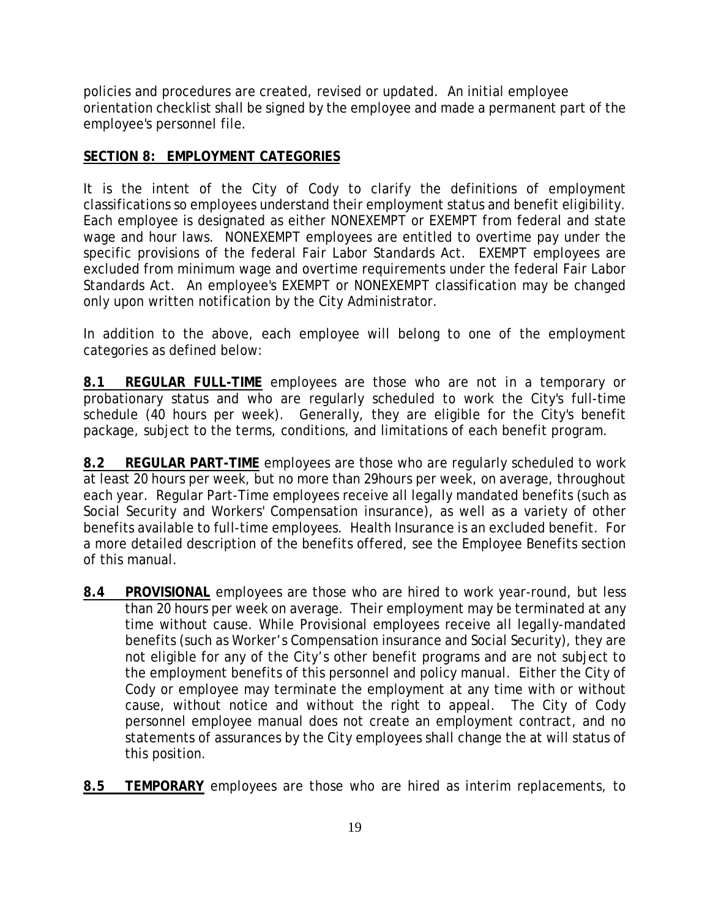policies and procedures are created, revised or updated. An initial employee orientation checklist shall be signed by the employee and made a permanent part of the employee's personnel file.

## SECTION 8: EMPLOYMENT CATEGORIES

It is the intent of the City of Cody to clarify the definitions of employment classifications so employees understand their employment status and benefit eligibility. Each employee is designated as either NONEXEMPT or EXEMPT from federal and state wage and hour laws. NONEXEMPT employees are entitled to overtime pay under the specific provisions of the federal Fair Labor Standards Act. EXEMPT employees are excluded from minimum wage and overtime requirements under the federal Fair Labor Standards Act. An employee's EXEMPT or NONEXEMPT classification may be changed only upon written notification by the City Administrator.

In addition to the above, each employee will belong to one of the employment categories as defined below:

**8.1 REGULAR FULL-TIME** employees are those who are not in a temporary or probationary status and who are regularly scheduled to work the City's full-time schedule (40 hours per week). Generally, they are eligible for the City's benefit package, subject to the terms, conditions, and limitations of each benefit program.

**8.2 REGULAR PART-TIME** employees are those who are regularly scheduled to work at least 20 hours per week, but no more than 29hours per week, on average, throughout each year. Regular Part-Time employees receive all legally mandated benefits (such as Social Security and Workers' Compensation insurance), as well as a variety of other benefits available to full-time employees. Health Insurance is an excluded benefit. For a more detailed description of the benefits offered, see the Employee Benefits section of this manual.

**8.4 PROVISIONAL** employees are those who are hired to work year-round, but less than 20 hours per week on average. Their employment may be terminated at any time without cause. While Provisional employees receive all legally-mandated benefits (such as Worker's Compensation insurance and Social Security), they are not eligible for any of the City's other benefit programs and are not subject to the employment benefits of this personnel and policy manual. Either the City of Cody or employee may terminate the employment at any time with or without cause, without notice and without the right to appeal. The City of Cody personnel employee manual does not create an employment contract, and no statements of assurances by the City employees shall change the at will status of this position.

**8.5 TEMPORARY** employees are those who are hired as interim replacements, to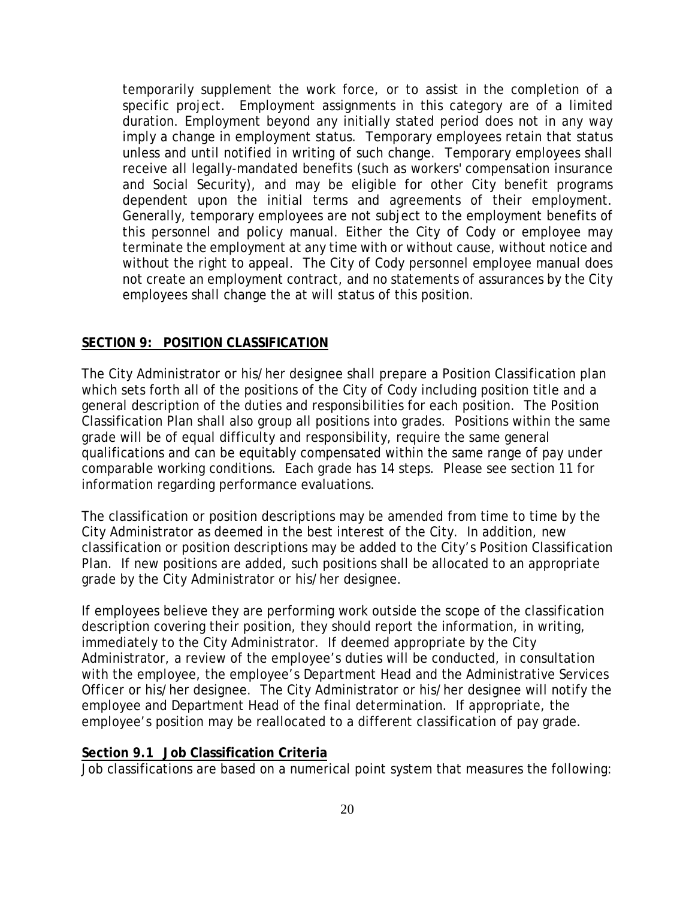temporarily supplement the work force, or to assist in the completion of a specific project. Employment assignments in this category are of a limited duration. Employment beyond any initially stated period does not in any way imply a change in employment status. Temporary employees retain that status unless and until notified in writing of such change. Temporary employees shall receive all legally-mandated benefits (such as workers' compensation insurance and Social Security), and may be eligible for other City benefit programs dependent upon the initial terms and agreements of their employment. Generally, temporary employees are not subject to the employment benefits of this personnel and policy manual. Either the City of Cody or employee may terminate the employment at any time with or without cause, without notice and without the right to appeal. The City of Cody personnel employee manual does not create an employment contract, and no statements of assurances by the City employees shall change the at will status of this position.

## SECTION 9: POSITION CLASSIFICATION

The City Administrator or his/her designee shall prepare a Position Classification plan which sets forth all of the positions of the City of Cody including position title and a general description of the duties and responsibilities for each position. The Position Classification Plan shall also group all positions into grades. Positions within the same grade will be of equal difficulty and responsibility, require the same general qualifications and can be equitably compensated within the same range of pay under comparable working conditions. Each grade has 14 steps. Please see section 11 for information regarding performance evaluations.

The classification or position descriptions may be amended from time to time by the City Administrator as deemed in the best interest of the City. In addition, new classification or position descriptions may be added to the City's Position Classification Plan. If new positions are added, such positions shall be allocated to an appropriate grade by the City Administrator or his/her designee.

If employees believe they are performing work outside the scope of the classification description covering their position, they should report the information, in writing, immediately to the City Administrator. If deemed appropriate by the City Administrator, a review of the employee's duties will be conducted, in consultation with the employee, the employee's Department Head and the Administrative Services Officer or his/her designee. The City Administrator or his/her designee will notify the employee and Department Head of the final determination. If appropriate, the employee's position may be reallocated to a different classification of pay grade.

### Section 9.1 Job Classification Criteria

Job classifications are based on a numerical point system that measures the following: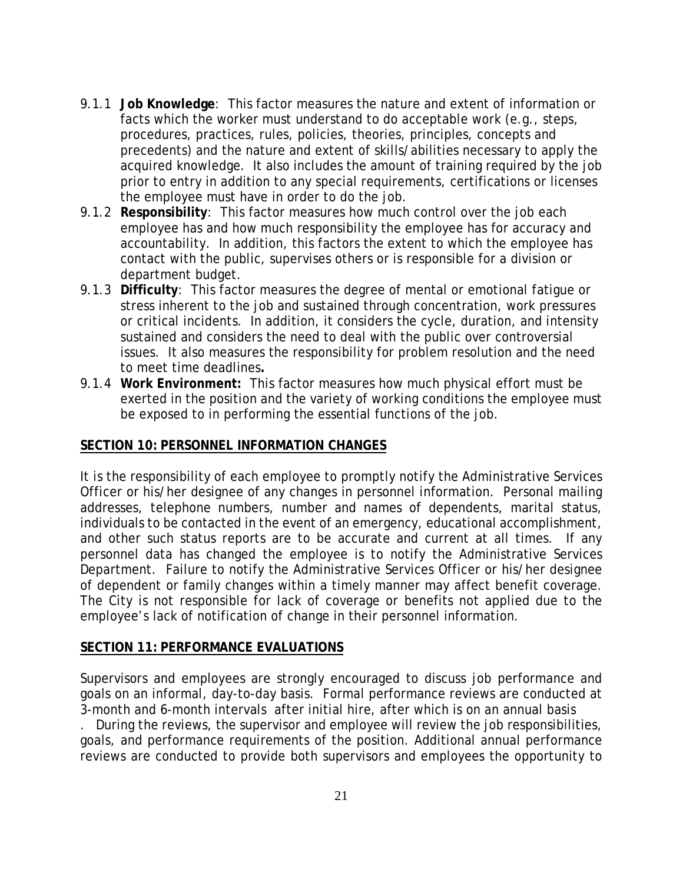9.1.1 **Job Knowledge**: This factor measures the nature and extent of information or facts which the worker must understand to do acceptable work (e.g., steps, procedures, practices, rules, policies, theories, principles, concepts and precedents) and the nature and extent of skills/abilities necessary to apply the acquired knowledge. It also includes the amount of training required by the job prior to entry in addition to any special requirements, certifications or licenses the employee must have in order to do the job.

9.1.2 **Responsibility**: This factor measures how much control over the job each employee has and how much responsibility the employee has for accuracy and accountability. In addition, this factors the extent to which the employee has contact with the public, supervises others or is responsible for a division or department budget.

9.1.3 **Difficulty**: This factor measures the degree of mental or emotional fatigue or stress inherent to the job and sustained through concentration, work pressures or critical incidents. In addition, it considers the cycle, duration, and intensity sustained and considers the need to deal with the public over controversial issues. It also measures the responsibility for problem resolution and the need to meet time deadlines**.**

9.1.4 **Work Environment:** This factor measures how much physical effort must be exerted in the position and the variety of working conditions the employee must be exposed to in performing the essential functions of the job.

## SECTION 10: PERSONNEL INFORMATION CHANGES

It is the responsibility of each employee to promptly notify the Administrative Services Officer or his/her designee of any changes in personnel information. Personal mailing addresses, telephone numbers, number and names of dependents, marital status, individuals to be contacted in the event of an emergency, educational accomplishment, and other such status reports are to be accurate and current at all times. If any personnel data has changed the employee is to notify the Administrative Services Department. Failure to notify the Administrative Services Officer or his/her designee of dependent or family changes within a timely manner may affect benefit coverage. The City is not responsible for lack of coverage or benefits not applied due to the employee's lack of notification of change in their personnel information.

## SECTION 11: PERFORMANCE EVALUATIONS

Supervisors and employees are strongly encouraged to discuss job performance and goals on an informal, day-to-day basis. Formal performance reviews are conducted at 3-month and 6-month intervals after initial hire, after which is on an annual basis . During the reviews, the supervisor and employee will review the job responsibilities, goals, and performance requirements of the position. Additional annual performance reviews are conducted to provide both supervisors and employees the opportunity to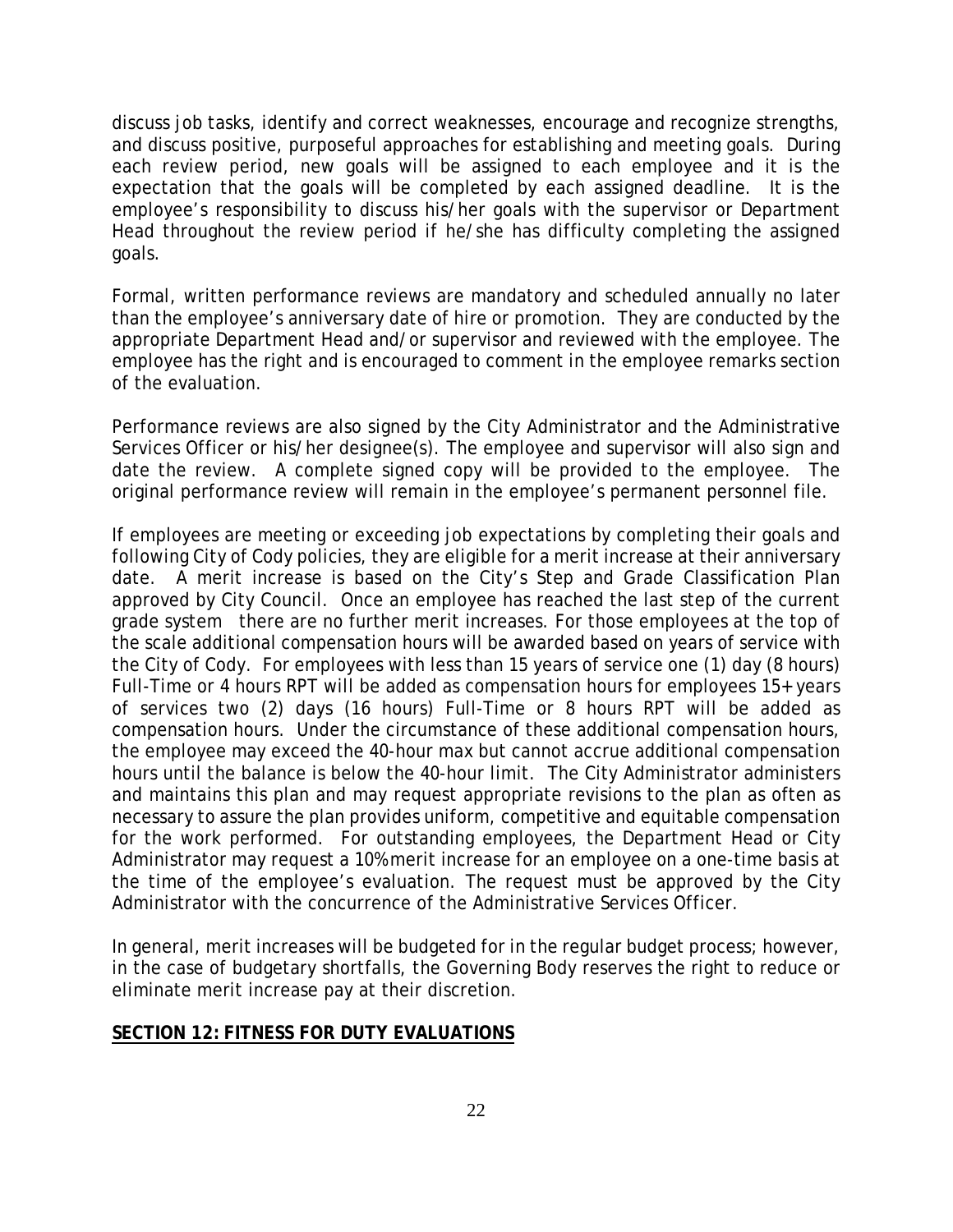discuss job tasks, identify and correct weaknesses, encourage and recognize strengths, and discuss positive, purposeful approaches for establishing and meeting goals. During each review period, new goals will be assigned to each employee and it is the expectation that the goals will be completed by each assigned deadline. It is the employee's responsibility to discuss his/her goals with the supervisor or Department Head throughout the review period if he/she has difficulty completing the assigned goals.

Formal, written performance reviews are mandatory and scheduled annually no later than the employee's anniversary date of hire or promotion. They are conducted by the appropriate Department Head and/or supervisor and reviewed with the employee. The employee has the right and is encouraged to comment in the employee remarks section of the evaluation.

Performance reviews are also signed by the City Administrator and the Administrative Services Officer or his/her designee(s). The employee and supervisor will also sign and date the review. A complete signed copy will be provided to the employee. The original performance review will remain in the employee's permanent personnel file.

If employees are meeting or exceeding job expectations by completing their goals and following City of Cody policies, they are eligible for a merit increase at their anniversary date. A merit increase is based on the City's Step and Grade Classification Plan approved by City Council. Once an employee has reached the last step of the current grade system there are no further merit increases. For those employees at the top of the scale additional compensation hours will be awarded based on years of service with the City of Cody. For employees with less than 15 years of service one (1) day (8 hours) Full-Time or 4 hours RPT will be added as compensation hours for employees 15+ years of services two (2) days (16 hours) Full-Time or 8 hours RPT will be added as compensation hours. Under the circumstance of these additional compensation hours, the employee may exceed the 40-hour max but cannot accrue additional compensation hours until the balance is below the 40-hour limit. The City Administrator administers and maintains this plan and may request appropriate revisions to the plan as often as necessary to assure the plan provides uniform, competitive and equitable compensation for the work performed. For outstanding employees, the Department Head or City Administrator may request a 10% merit increase for an employee on a one-time basis at the time of the employee's evaluation. The request must be approved by the City Administrator with the concurrence of the Administrative Services Officer.

In general, merit increases will be budgeted for in the regular budget process; however, in the case of budgetary shortfalls, the Governing Body reserves the right to reduce or eliminate merit increase pay at their discretion.

## SECTION 12: FITNESS FOR DUTY EVALUATIONS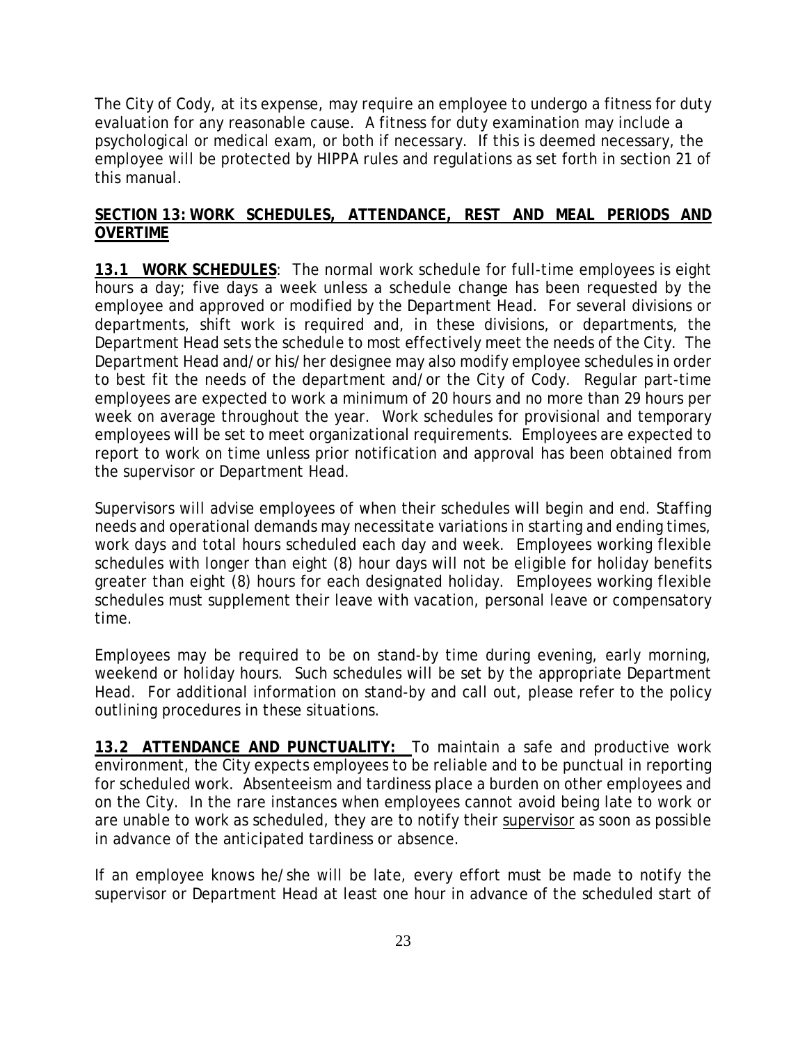The City of Cody, at its expense, may require an employee to undergo a fitness for duty evaluation for any reasonable cause. A fitness for duty examination may include a psychological or medical exam, or both if necessary. If this is deemed necessary, the employee will be protected by HIPPA rules and regulations as set forth in section 21 of this manual.

## SECTION 13: WORK SCHEDULES, ATTENDANCE, REST AND MEAL PERIODS AND OVERTIME

**13.1 WORK SCHEDULES**: The normal work schedule for full-time employees is eight hours a day; five days a week unless a schedule change has been requested by the employee and approved or modified by the Department Head. For several divisions or departments, shift work is required and, in these divisions, or departments, the Department Head sets the schedule to most effectively meet the needs of the City. The Department Head and/or his/her designee may also modify employee schedules in order to best fit the needs of the department and/or the City of Cody. Regular part-time employees are expected to work a minimum of 20 hours and no more than 29 hours per week on average throughout the year. Work schedules for provisional and temporary employees will be set to meet organizational requirements. Employees are expected to report to work on time unless prior notification and approval has been obtained from the supervisor or Department Head.

Supervisors will advise employees of when their schedules will begin and end. Staffing needs and operational demands may necessitate variations in starting and ending times, work days and total hours scheduled each day and week. Employees working flexible schedules with longer than eight (8) hour days will not be eligible for holiday benefits greater than eight (8) hours for each designated holiday. Employees working flexible schedules must supplement their leave with vacation, personal leave or compensatory time.

Employees may be required to be on stand-by time during evening, early morning, weekend or holiday hours. Such schedules will be set by the appropriate Department Head. For additional information on stand-by and call out, please refer to the policy outlining procedures in these situations.

**13.2 ATTENDANCE AND PUNCTUALITY:** To maintain a safe and productive work environment, the City expects employees to be reliable and to be punctual in reporting for scheduled work. Absenteeism and tardiness place a burden on other employees and on the City. In the rare instances when employees cannot avoid being late to work or are unable to work as scheduled, they are to notify their supervisor as soon as possible in advance of the anticipated tardiness or absence.

If an employee knows he/she will be late, every effort must be made to notify the supervisor or Department Head at least one hour in advance of the scheduled start of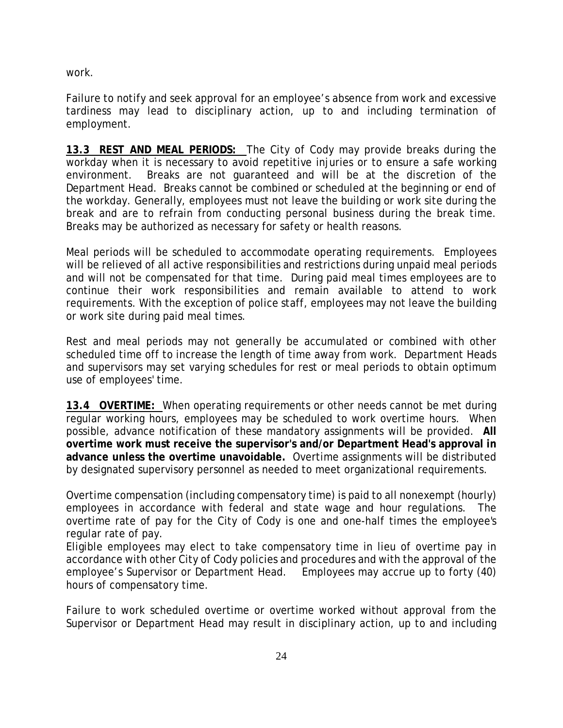work.

Failure to notify and seek approval for an employee's absence from work and excessive tardiness may lead to disciplinary action, up to and including termination of employment.

**13.3 REST AND MEAL PERIODS:** The City of Cody may provide breaks during the workday when it is necessary to avoid repetitive injuries or to ensure a safe working environment. Breaks are not guaranteed and will be at the discretion of the Department Head. Breaks cannot be combined or scheduled at the beginning or end of the workday. Generally, employees must not leave the building or work site during the break and are to refrain from conducting personal business during the break time. Breaks may be authorized as necessary for safety or health reasons.

Meal periods will be scheduled to accommodate operating requirements. Employees will be relieved of all active responsibilities and restrictions during unpaid meal periods and will not be compensated for that time. During paid meal times employees are to continue their work responsibilities and remain available to attend to work requirements. With the exception of police staff, employees may not leave the building or work site during paid meal times.

Rest and meal periods may not generally be accumulated or combined with other scheduled time off to increase the length of time away from work. Department Heads and supervisors may set varying schedules for rest or meal periods to obtain optimum use of employees' time.

**13.4 OVERTIME:** When operating requirements or other needs cannot be met during regular working hours, employees may be scheduled to work overtime hours. When possible, advance notification of these mandatory assignments will be provided. **All overtime work must receive the supervisor's and/or Department Head's approval in advance unless the overtime unavoidable.** Overtime assignments will be distributed by designated supervisory personnel as needed to meet organizational requirements.

Overtime compensation (including compensatory time) is paid to all nonexempt (hourly) employees in accordance with federal and state wage and hour regulations. The overtime rate of pay for the City of Cody is one and one-half times the employee's regular rate of pay.
Eligible employees may elect to take compensatory time in lieu of overtime pay in accordance with other City of Cody policies and procedures and with the approval of the employee's Supervisor or Department Head. Employees may accrue up to forty (40) hours of compensatory time.

Failure to work scheduled overtime or overtime worked without approval from the Supervisor or Department Head may result in disciplinary action, up to and including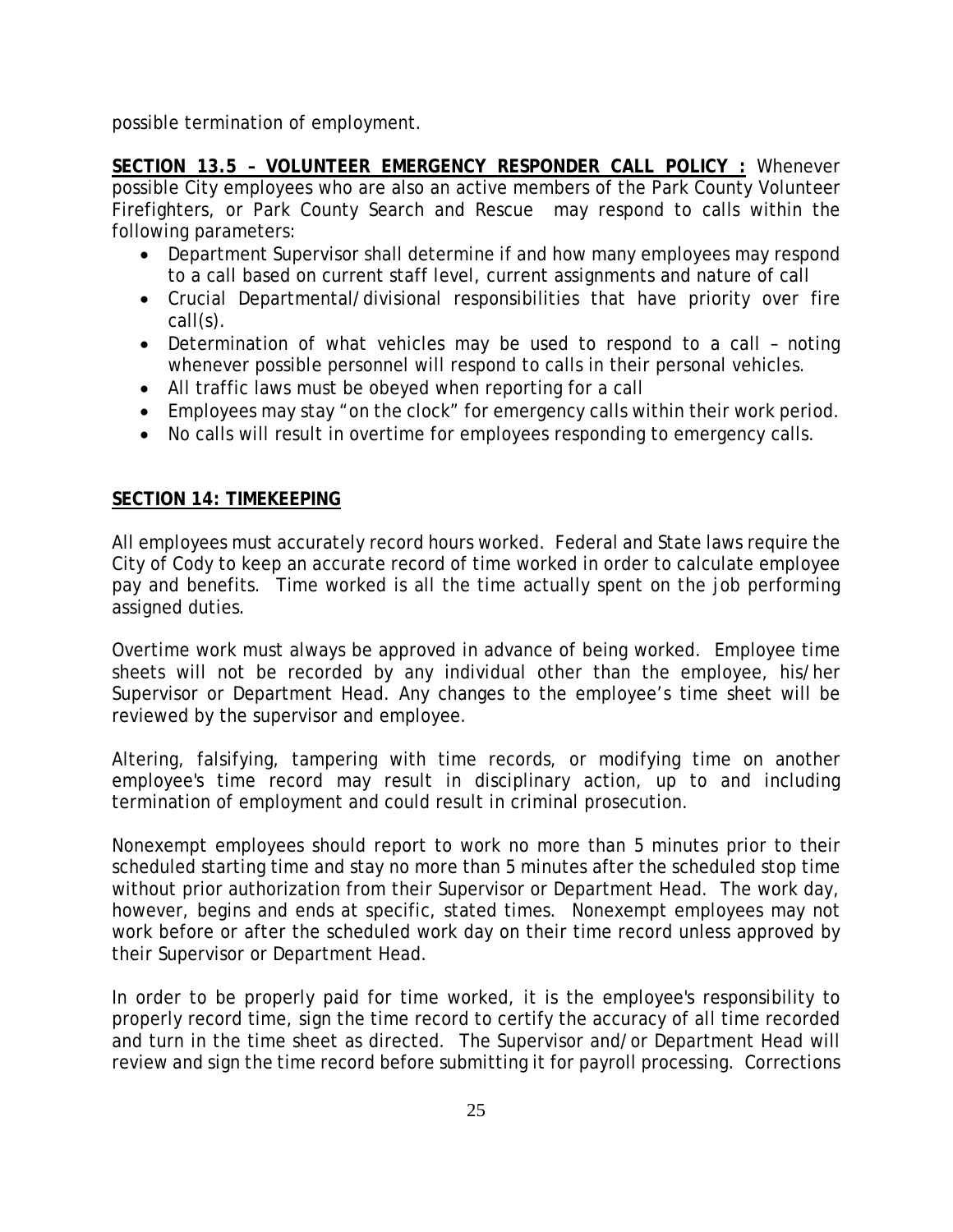possible termination of employment.

**SECTION 13.5 – VOLUNTEER EMERGENCY RESPONDER CALL POLICY :** Whenever possible City employees who are also an active members of the Park County Volunteer Firefighters, or Park County Search and Rescue may respond to calls within the following parameters:

- Department Supervisor shall determine if and how many employees may respond to a call based on current staff level, current assignments and nature of call
- Crucial Departmental/divisional responsibilities that have priority over fire call(s).
- Determination of what vehicles may be used to respond to a call – noting whenever possible personnel will respond to calls in their personal vehicles.
- All traffic laws must be obeyed when reporting for a call
- Employees may stay "on the clock" for emergency calls within their work period.
- No calls will result in overtime for employees responding to emergency calls.

## SECTION 14: TIMEKEEPING

All employees must accurately record hours worked. Federal and State laws require the City of Cody to keep an accurate record of time worked in order to calculate employee pay and benefits. Time worked is all the time actually spent on the job performing assigned duties.

Overtime work must always be approved in advance of being worked. Employee time sheets will not be recorded by any individual other than the employee, his/her Supervisor or Department Head. Any changes to the employee's time sheet will be reviewed by the supervisor and employee.

Altering, falsifying, tampering with time records, or modifying time on another employee's time record may result in disciplinary action, up to and including termination of employment and could result in criminal prosecution.

Nonexempt employees should report to work no more than 5 minutes prior to their scheduled starting time and stay no more than 5 minutes after the scheduled stop time without prior authorization from their Supervisor or Department Head. The work day, however, begins and ends at specific, stated times. Nonexempt employees may not work before or after the scheduled work day on their time record unless approved by their Supervisor or Department Head.

In order to be properly paid for time worked, it is the employee's responsibility to properly record time, sign the time record to certify the accuracy of all time recorded and turn in the time sheet as directed. The Supervisor and/or Department Head will review and sign the time record before submitting it for payroll processing. Corrections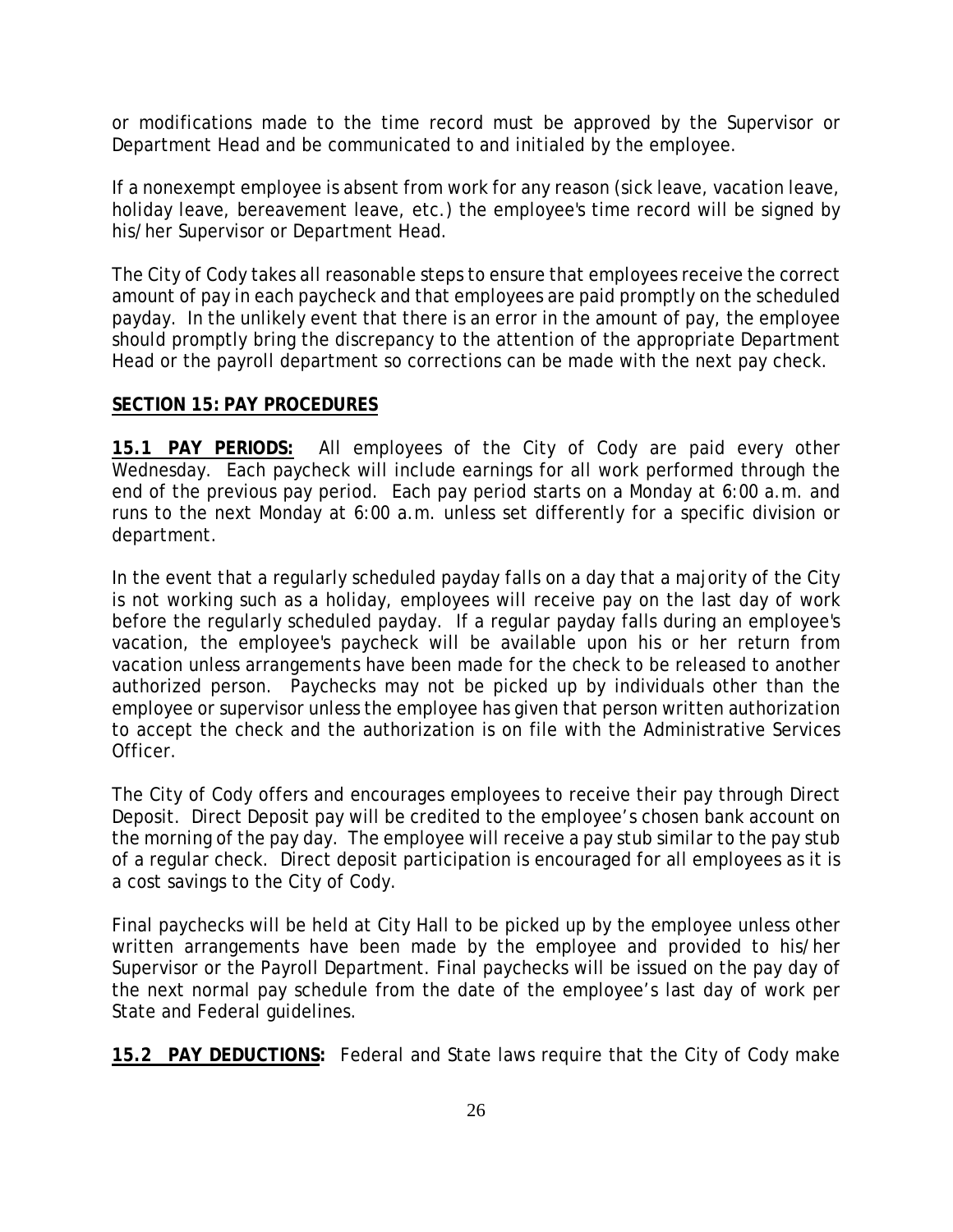or modifications made to the time record must be approved by the Supervisor or Department Head and be communicated to and initialed by the employee.

If a nonexempt employee is absent from work for any reason (sick leave, vacation leave, holiday leave, bereavement leave, etc.) the employee's time record will be signed by his/her Supervisor or Department Head.

The City of Cody takes all reasonable steps to ensure that employees receive the correct amount of pay in each paycheck and that employees are paid promptly on the scheduled payday. In the unlikely event that there is an error in the amount of pay, the employee should promptly bring the discrepancy to the attention of the appropriate Department Head or the payroll department so corrections can be made with the next pay check.

## **SECTION 15: PAY PROCEDURES**

**15.1 PAY PERIODS:** All employees of the City of Cody are paid every other Wednesday. Each paycheck will include earnings for all work performed through the end of the previous pay period. Each pay period starts on a Monday at 6:00 a.m. and runs to the next Monday at 6:00 a.m. unless set differently for a specific division or department.

In the event that a regularly scheduled payday falls on a day that a majority of the City is not working such as a holiday, employees will receive pay on the last day of work before the regularly scheduled payday. If a regular payday falls during an employee's vacation, the employee's paycheck will be available upon his or her return from vacation unless arrangements have been made for the check to be released to another authorized person. Paychecks may not be picked up by individuals other than the employee or supervisor unless the employee has given that person written authorization to accept the check and the authorization is on file with the Administrative Services Officer.

The City of Cody offers and encourages employees to receive their pay through Direct Deposit. Direct Deposit pay will be credited to the employee's chosen bank account on the morning of the pay day. The employee will receive a pay stub similar to the pay stub of a regular check. Direct deposit participation is encouraged for all employees as it is a cost savings to the City of Cody.

Final paychecks will be held at City Hall to be picked up by the employee unless other written arrangements have been made by the employee and provided to his/her Supervisor or the Payroll Department. Final paychecks will be issued on the pay day of the next normal pay schedule from the date of the employee's last day of work per State and Federal guidelines.

**15.2 PAY DEDUCTIONS:** Federal and State laws require that the City of Cody make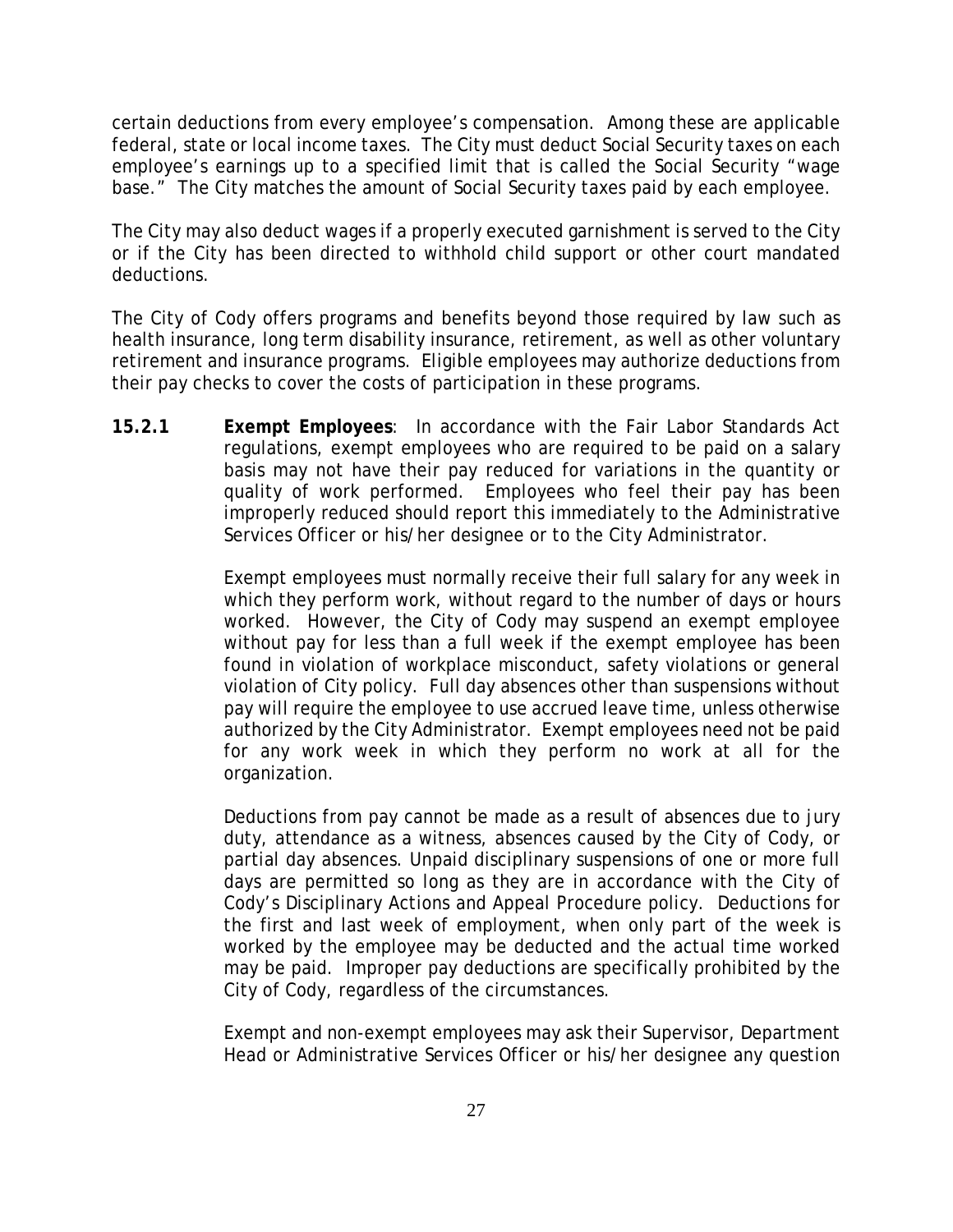certain deductions from every employee's compensation. Among these are applicable federal, state or local income taxes. The City must deduct Social Security taxes on each employee's earnings up to a specified limit that is called the Social Security "wage base." The City matches the amount of Social Security taxes paid by each employee.

The City may also deduct wages if a properly executed garnishment is served to the City or if the City has been directed to withhold child support or other court mandated deductions.

The City of Cody offers programs and benefits beyond those required by law such as health insurance, long term disability insurance, retirement, as well as other voluntary retirement and insurance programs. Eligible employees may authorize deductions from their pay checks to cover the costs of participation in these programs.

**15.2.1** **Exempt Employees**: In accordance with the Fair Labor Standards Act regulations, exempt employees who are required to be paid on a salary basis may not have their pay reduced for variations in the quantity or quality of work performed. Employees who feel their pay has been improperly reduced should report this immediately to the Administrative Services Officer or his/her designee or to the City Administrator.

Exempt employees must normally receive their full salary for any week in which they perform work, without regard to the number of days or hours worked. However, the City of Cody may suspend an exempt employee without pay for less than a full week if the exempt employee has been found in violation of workplace misconduct, safety violations or general violation of City policy. Full day absences other than suspensions without pay will require the employee to use accrued leave time, unless otherwise authorized by the City Administrator. Exempt employees need not be paid for any work week in which they perform no work at all for the organization.

Deductions from pay cannot be made as a result of absences due to jury duty, attendance as a witness, absences caused by the City of Cody, or partial day absences. Unpaid disciplinary suspensions of one or more full days are permitted so long as they are in accordance with the City of Cody's Disciplinary Actions and Appeal Procedure policy. Deductions for the first and last week of employment, when only part of the week is worked by the employee may be deducted and the actual time worked may be paid. Improper pay deductions are specifically prohibited by the City of Cody, regardless of the circumstances.

Exempt and non-exempt employees may ask their Supervisor, Department Head or Administrative Services Officer or his/her designee any question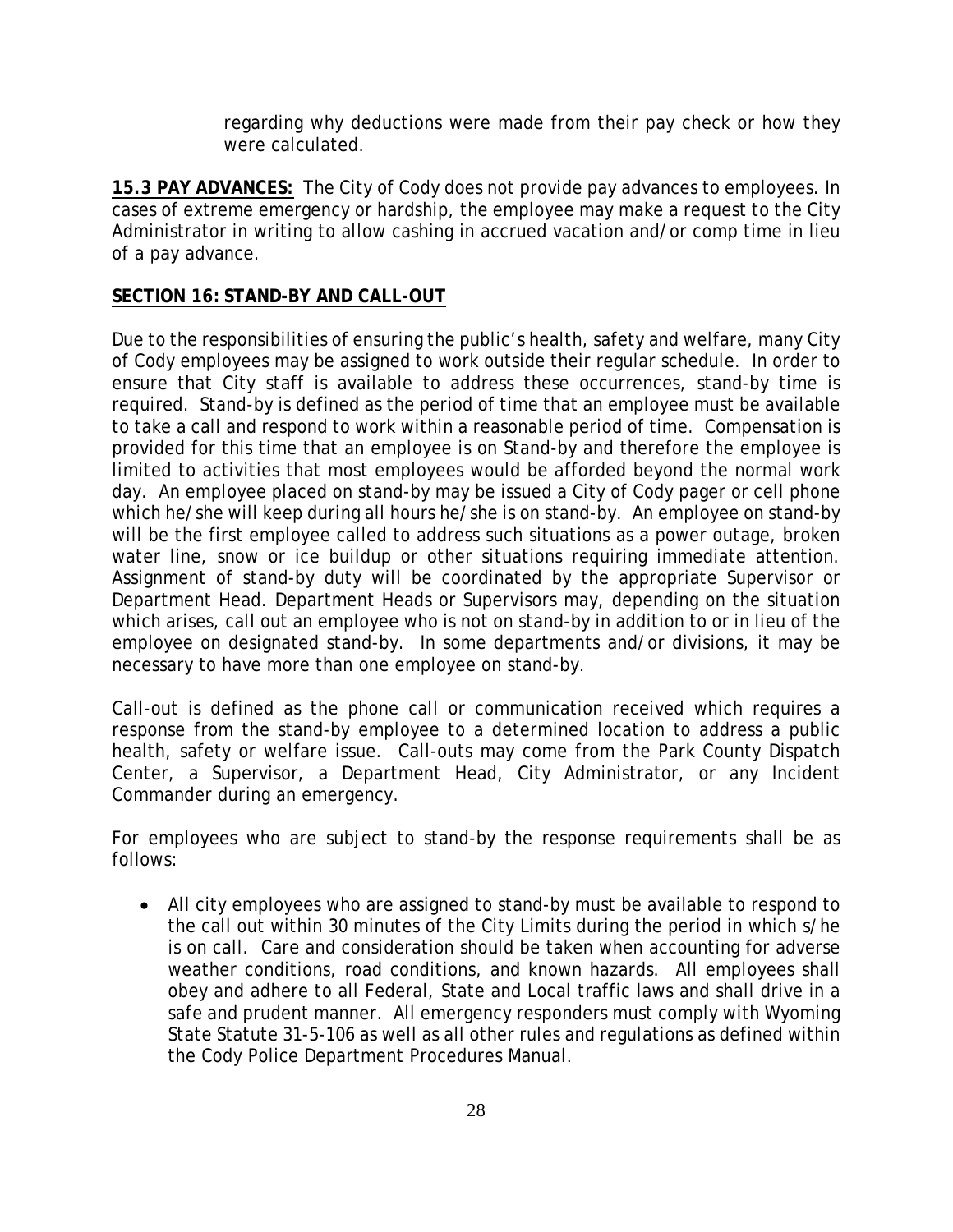regarding why deductions were made from their pay check or how they were calculated.

**15.3 PAY ADVANCES:** The City of Cody does not provide pay advances to employees. In cases of extreme emergency or hardship, the employee may make a request to the City Administrator in writing to allow cashing in accrued vacation and/or comp time in lieu of a pay advance.

## SECTION 16: STAND-BY AND CALL-OUT

Due to the responsibilities of ensuring the public's health, safety and welfare, many City of Cody employees may be assigned to work outside their regular schedule. In order to ensure that City staff is available to address these occurrences, stand-by time is required. Stand-by is defined as the period of time that an employee must be available to take a call and respond to work within a reasonable period of time. Compensation is provided for this time that an employee is on Stand-by and therefore the employee is limited to activities that most employees would be afforded beyond the normal work day. An employee placed on stand-by may be issued a City of Cody pager or cell phone which he/she will keep during all hours he/she is on stand-by. An employee on stand-by will be the first employee called to address such situations as a power outage, broken water line, snow or ice buildup or other situations requiring immediate attention. Assignment of stand-by duty will be coordinated by the appropriate Supervisor or Department Head. Department Heads or Supervisors may, depending on the situation which arises, call out an employee who is not on stand-by in addition to or in lieu of the employee on designated stand-by. In some departments and/or divisions, it may be necessary to have more than one employee on stand-by.

Call-out is defined as the phone call or communication received which requires a response from the stand-by employee to a determined location to address a public health, safety or welfare issue. Call-outs may come from the Park County Dispatch Center, a Supervisor, a Department Head, City Administrator, or any Incident Commander during an emergency.

For employees who are subject to stand-by the response requirements shall be as follows:

- All city employees who are assigned to stand-by must be available to respond to the call out within 30 minutes of the City Limits during the period in which s/he is on call. Care and consideration should be taken when accounting for adverse weather conditions, road conditions, and known hazards. All employees shall obey and adhere to all Federal, State and Local traffic laws and shall drive in a safe and prudent manner. All emergency responders must comply with Wyoming State Statute 31-5-106 as well as all other rules and regulations as defined within the Cody Police Department Procedures Manual.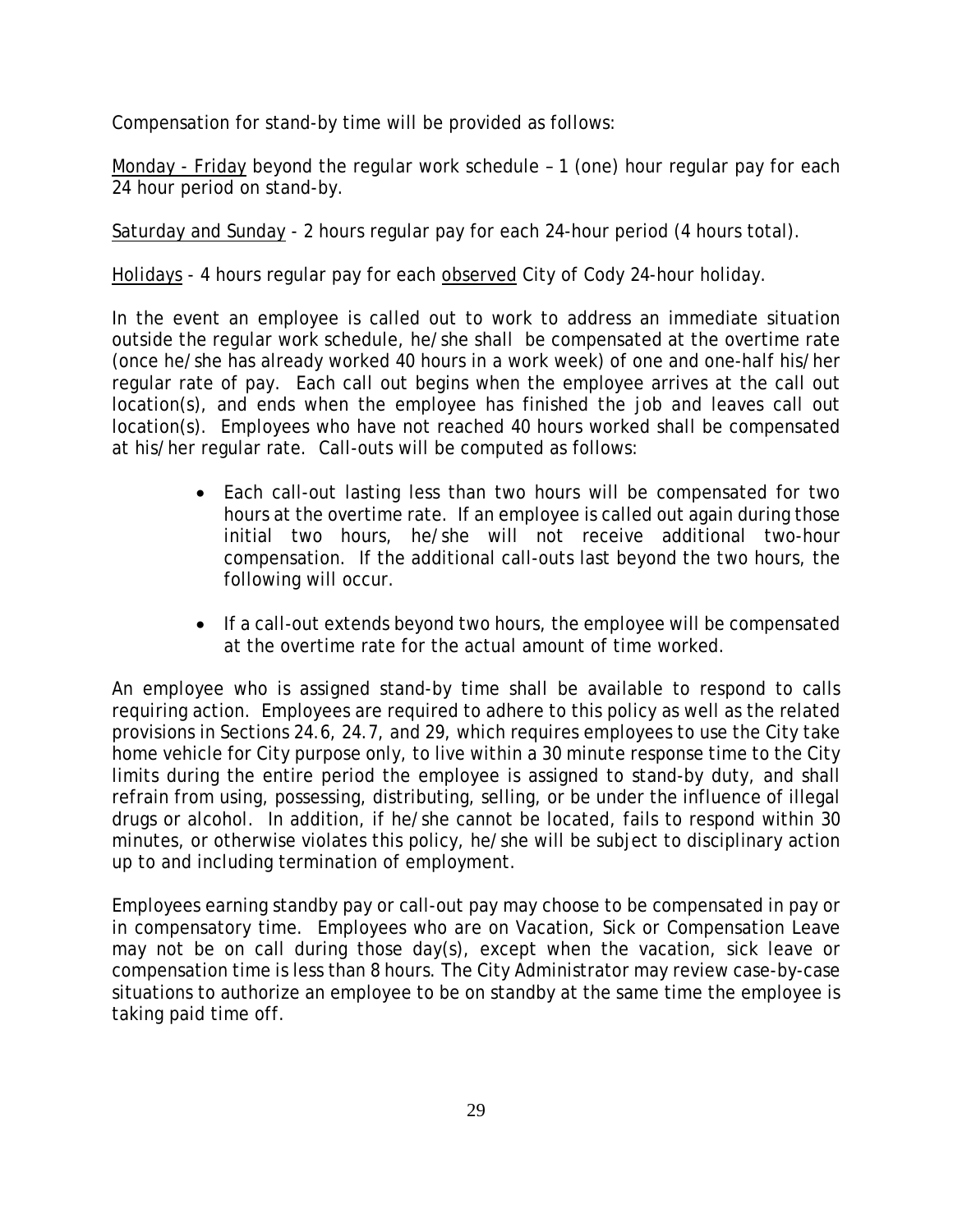Compensation for stand-by time will be provided as follows:

<u>Monday - Friday</u> beyond the regular work schedule – 1 (one) hour regular pay for each 24 hour period on stand-by.

<u>Saturday and Sunday</u> - 2 hours regular pay for each 24-hour period (4 hours total).

<u>Holidays</u> - 4 hours regular pay for each <u>observed</u> City of Cody 24-hour holiday.

In the event an employee is called out to work to address an immediate situation outside the regular work schedule, he/she shall be compensated at the overtime rate (once he/she has already worked 40 hours in a work week) of one and one-half his/her regular rate of pay. Each call out begins when the employee arrives at the call out location(s), and ends when the employee has finished the job and leaves call out location(s). Employees who have not reached 40 hours worked shall be compensated at his/her regular rate. Call-outs will be computed as follows:

- Each call-out lasting less than two hours will be compensated for two hours at the overtime rate. If an employee is called out again during those initial two hours, he/she will not receive additional two-hour compensation. If the additional call-outs last beyond the two hours, the following will occur.

- If a call-out extends beyond two hours, the employee will be compensated at the overtime rate for the actual amount of time worked.

An employee who is assigned stand-by time shall be available to respond to calls requiring action. Employees are required to adhere to this policy as well as the related provisions in Sections 24.6, 24.7, and 29, which requires employees to use the City take home vehicle for City purpose only, to live within a 30 minute response time to the City limits during the entire period the employee is assigned to stand-by duty, and shall refrain from using, possessing, distributing, selling, or be under the influence of illegal drugs or alcohol. In addition, if he/she cannot be located, fails to respond within 30 minutes, or otherwise violates this policy, he/she will be subject to disciplinary action up to and including termination of employment.

Employees earning standby pay or call-out pay may choose to be compensated in pay or in compensatory time. Employees who are on Vacation, Sick or Compensation Leave may not be on call during those day(s), except when the vacation, sick leave or compensation time is less than 8 hours. The City Administrator may review case-by-case situations to authorize an employee to be on standby at the same time the employee is taking paid time off.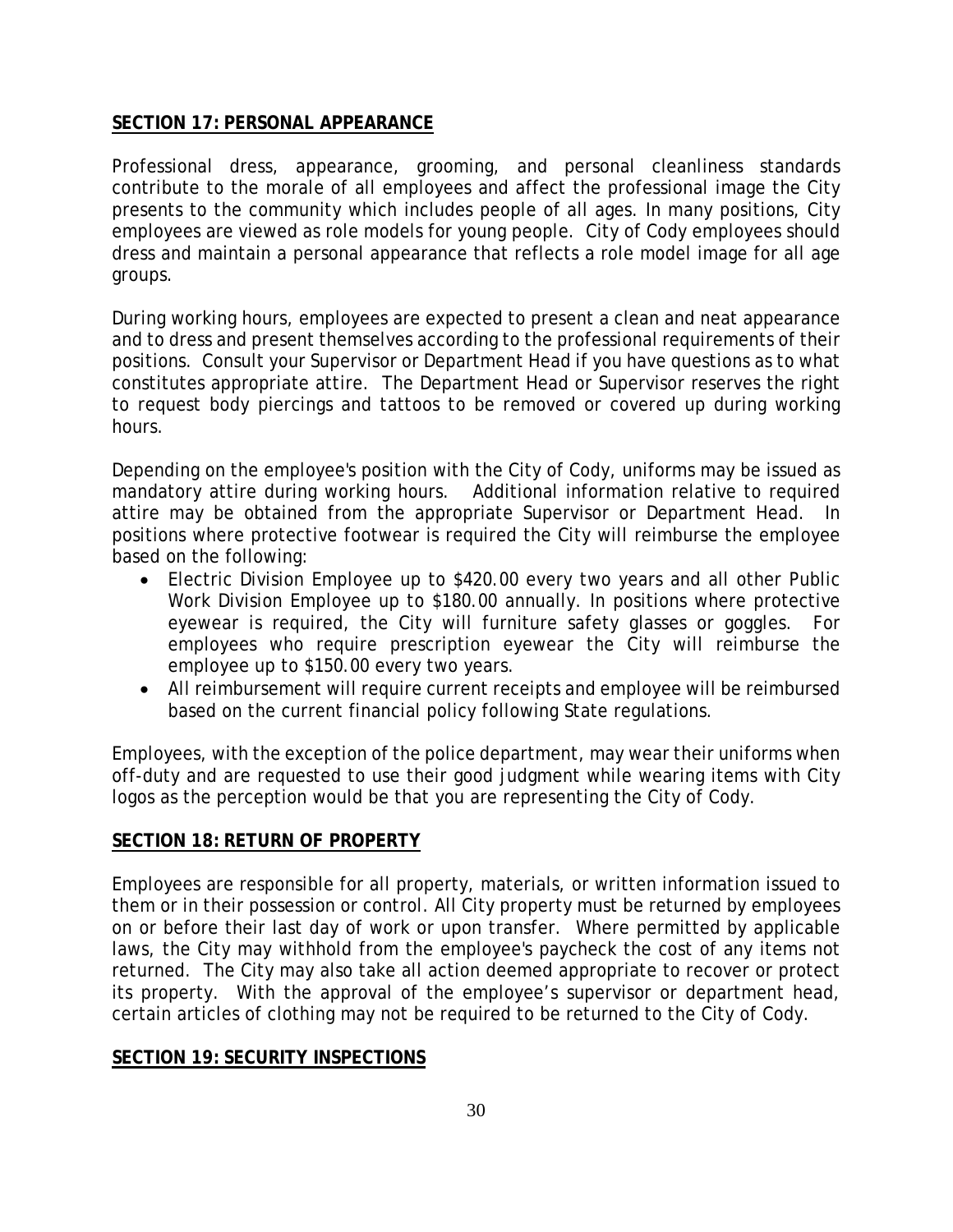## SECTION 17: PERSONAL APPEARANCE

Professional dress, appearance, grooming, and personal cleanliness standards contribute to the morale of all employees and affect the professional image the City presents to the community which includes people of all ages. In many positions, City employees are viewed as role models for young people. City of Cody employees should dress and maintain a personal appearance that reflects a role model image for all age groups.

During working hours, employees are expected to present a clean and neat appearance and to dress and present themselves according to the professional requirements of their positions. Consult your Supervisor or Department Head if you have questions as to what constitutes appropriate attire. The Department Head or Supervisor reserves the right to request body piercings and tattoos to be removed or covered up during working hours.

Depending on the employee's position with the City of Cody, uniforms may be issued as mandatory attire during working hours. Additional information relative to required attire may be obtained from the appropriate Supervisor or Department Head. In positions where protective footwear is required the City will reimburse the employee based on the following:

- Electric Division Employee up to $420.00 every two years and all other Public Work Division Employee up to $180.00 annually. In positions where protective eyewear is required, the City will furniture safety glasses or goggles. For employees who require prescription eyewear the City will reimburse the employee up to $150.00 every two years.
- All reimbursement will require current receipts and employee will be reimbursed based on the current financial policy following State regulations.

Employees, with the exception of the police department, may wear their uniforms when off-duty and are requested to use their good judgment while wearing items with City logos as the perception would be that you are representing the City of Cody.

## SECTION 18: RETURN OF PROPERTY

Employees are responsible for all property, materials, or written information issued to them or in their possession or control. All City property must be returned by employees on or before their last day of work or upon transfer. Where permitted by applicable laws, the City may withhold from the employee's paycheck the cost of any items not returned. The City may also take all action deemed appropriate to recover or protect its property. With the approval of the employee's supervisor or department head, certain articles of clothing may not be required to be returned to the City of Cody.

## SECTION 19: SECURITY INSPECTIONS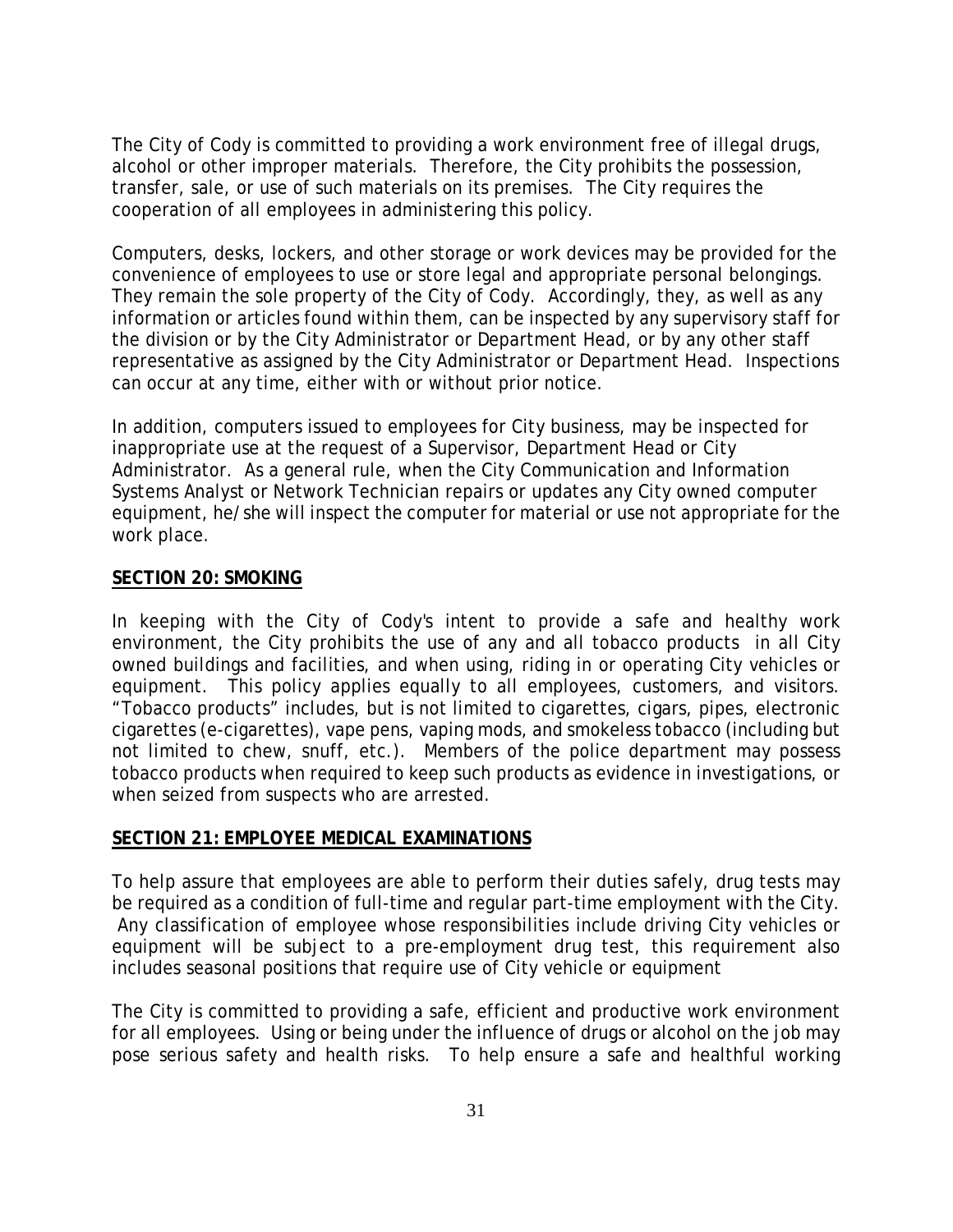The City of Cody is committed to providing a work environment free of illegal drugs, alcohol or other improper materials. Therefore, the City prohibits the possession, transfer, sale, or use of such materials on its premises. The City requires the cooperation of all employees in administering this policy.

Computers, desks, lockers, and other storage or work devices may be provided for the convenience of employees to use or store legal and appropriate personal belongings. They remain the sole property of the City of Cody. Accordingly, they, as well as any information or articles found within them, can be inspected by any supervisory staff for the division or by the City Administrator or Department Head, or by any other staff representative as assigned by the City Administrator or Department Head. Inspections can occur at any time, either with or without prior notice.

In addition, computers issued to employees for City business, may be inspected for inappropriate use at the request of a Supervisor, Department Head or City Administrator. As a general rule, when the City Communication and Information Systems Analyst or Network Technician repairs or updates any City owned computer equipment, he/she will inspect the computer for material or use not appropriate for the work place.

## SECTION 20: SMOKING

In keeping with the City of Cody's intent to provide a safe and healthy work environment, the City prohibits the use of any and all tobacco products in all City owned buildings and facilities, and when using, riding in or operating City vehicles or equipment. This policy applies equally to all employees, customers, and visitors. "Tobacco products" includes, but is not limited to cigarettes, cigars, pipes, electronic cigarettes (e-cigarettes), vape pens, vaping mods, and smokeless tobacco (including but not limited to chew, snuff, etc.). Members of the police department may possess tobacco products when required to keep such products as evidence in investigations, or when seized from suspects who are arrested.

## SECTION 21: EMPLOYEE MEDICAL EXAMINATIONS

To help assure that employees are able to perform their duties safely, drug tests may be required as a condition of full-time and regular part-time employment with the City. Any classification of employee whose responsibilities include driving City vehicles or equipment will be subject to a pre-employment drug test, this requirement also includes seasonal positions that require use of City vehicle or equipment

The City is committed to providing a safe, efficient and productive work environment for all employees. Using or being under the influence of drugs or alcohol on the job may pose serious safety and health risks. To help ensure a safe and healthful working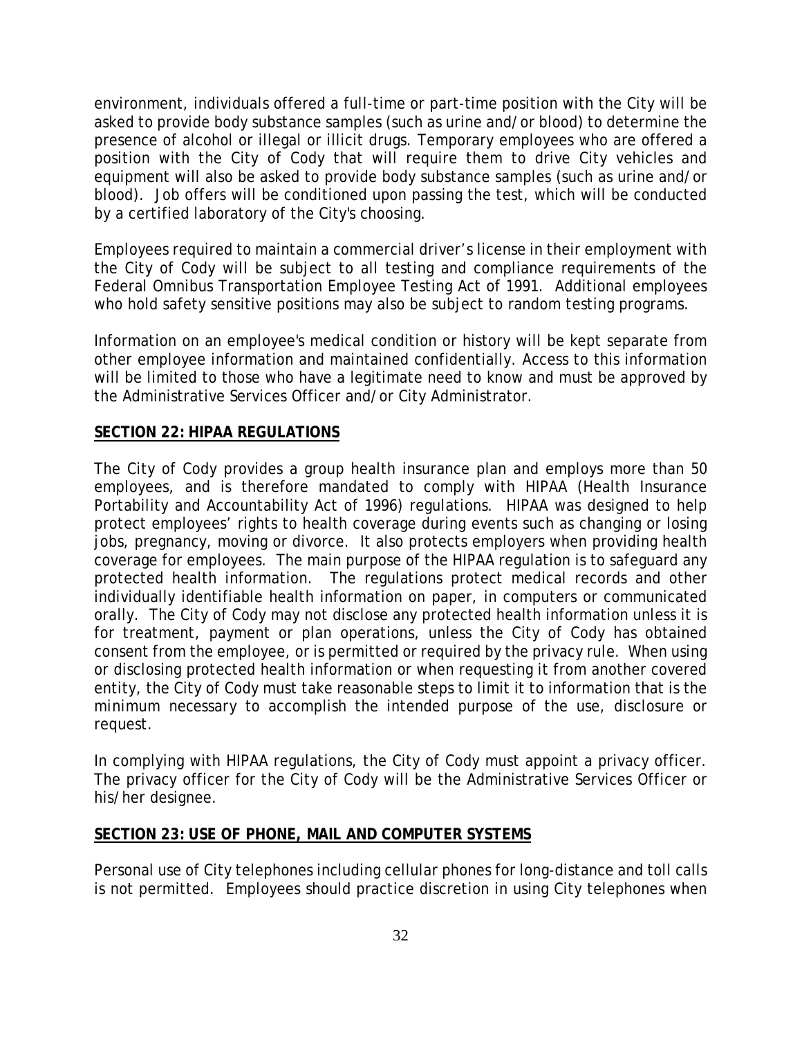environment, individuals offered a full-time or part-time position with the City will be asked to provide body substance samples (such as urine and/or blood) to determine the presence of alcohol or illegal or illicit drugs. Temporary employees who are offered a position with the City of Cody that will require them to drive City vehicles and equipment will also be asked to provide body substance samples (such as urine and/or blood). Job offers will be conditioned upon passing the test, which will be conducted by a certified laboratory of the City's choosing.

Employees required to maintain a commercial driver's license in their employment with the City of Cody will be subject to all testing and compliance requirements of the Federal Omnibus Transportation Employee Testing Act of 1991. Additional employees who hold safety sensitive positions may also be subject to random testing programs.

Information on an employee's medical condition or history will be kept separate from other employee information and maintained confidentially. Access to this information will be limited to those who have a legitimate need to know and must be approved by the Administrative Services Officer and/or City Administrator.

## SECTION 22: HIPAA REGULATIONS

The City of Cody provides a group health insurance plan and employs more than 50 employees, and is therefore mandated to comply with HIPAA (Health Insurance Portability and Accountability Act of 1996) regulations. HIPAA was designed to help protect employees' rights to health coverage during events such as changing or losing jobs, pregnancy, moving or divorce. It also protects employers when providing health coverage for employees. The main purpose of the HIPAA regulation is to safeguard any protected health information. The regulations protect medical records and other individually identifiable health information on paper, in computers or communicated orally. The City of Cody may not disclose any protected health information unless it is for treatment, payment or plan operations, unless the City of Cody has obtained consent from the employee, or is permitted or required by the privacy rule. When using or disclosing protected health information or when requesting it from another covered entity, the City of Cody must take reasonable steps to limit it to information that is the minimum necessary to accomplish the intended purpose of the use, disclosure or request.

In complying with HIPAA regulations, the City of Cody must appoint a privacy officer. The privacy officer for the City of Cody will be the Administrative Services Officer or his/her designee.

## SECTION 23: USE OF PHONE, MAIL AND COMPUTER SYSTEMS

Personal use of City telephones including cellular phones for long-distance and toll calls is not permitted. Employees should practice discretion in using City telephones when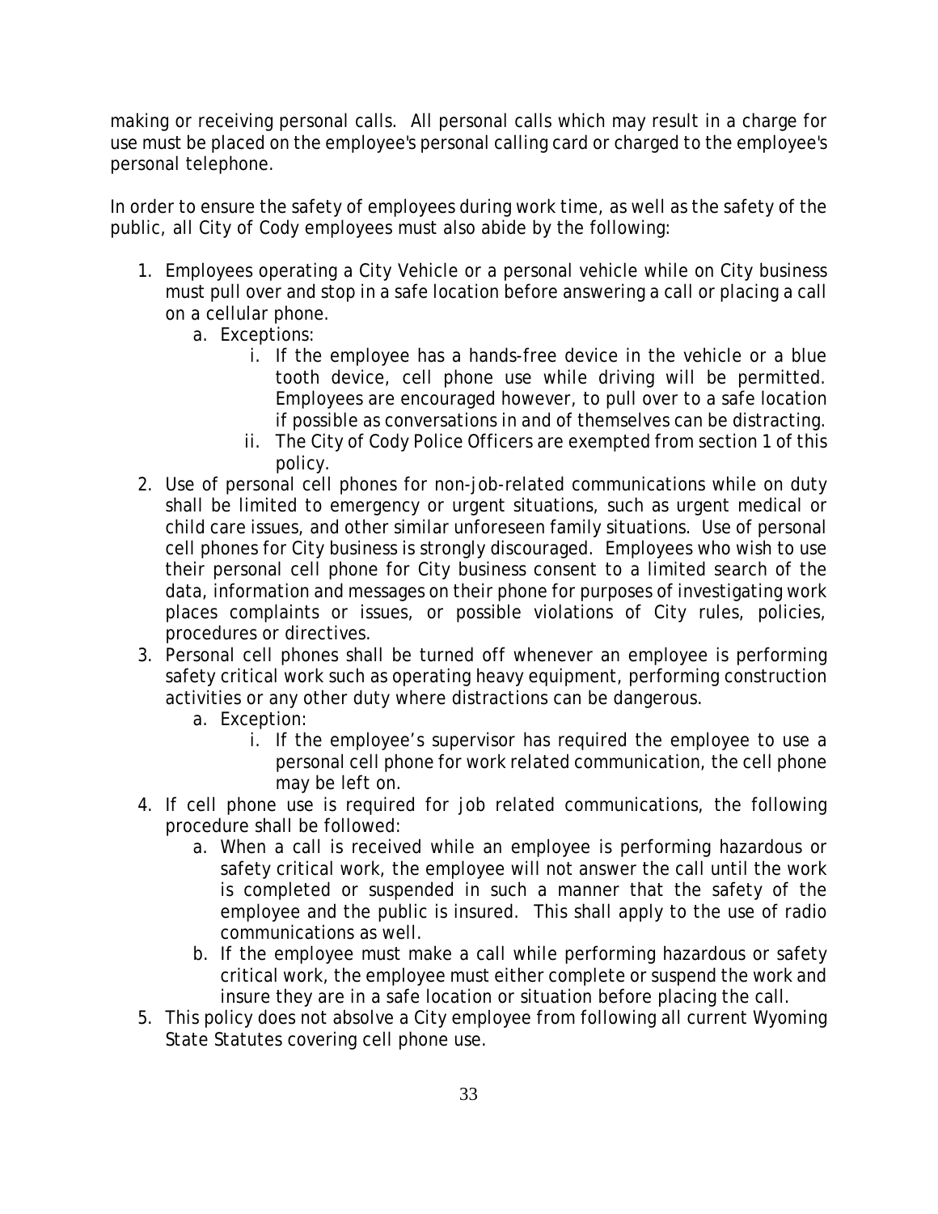making or receiving personal calls. All personal calls which may result in a charge for use must be placed on the employee's personal calling card or charged to the employee's personal telephone.

In order to ensure the safety of employees during work time, as well as the safety of the public, all City of Cody employees must also abide by the following:

1. Employees operating a City Vehicle or a personal vehicle while on City business must pull over and stop in a safe location before answering a call or placing a call on a cellular phone.
   a. Exceptions:
      i. If the employee has a hands-free device in the vehicle or a blue tooth device, cell phone use while driving will be permitted. Employees are encouraged however, to pull over to a safe location if possible as conversations in and of themselves can be distracting.
      ii. The City of Cody Police Officers are exempted from section 1 of this policy.
2. Use of personal cell phones for non-job-related communications while on duty shall be limited to emergency or urgent situations, such as urgent medical or child care issues, and other similar unforeseen family situations. Use of personal cell phones for City business is strongly discouraged. Employees who wish to use their personal cell phone for City business consent to a limited search of the data, information and messages on their phone for purposes of investigating work places complaints or issues, or possible violations of City rules, policies, procedures or directives.
3. Personal cell phones shall be turned off whenever an employee is performing safety critical work such as operating heavy equipment, performing construction activities or any other duty where distractions can be dangerous.
   a. Exception:
      i. If the employee's supervisor has required the employee to use a personal cell phone for work related communication, the cell phone may be left on.
4. If cell phone use is required for job related communications, the following procedure shall be followed:
   a. When a call is received while an employee is performing hazardous or safety critical work, the employee will not answer the call until the work is completed or suspended in such a manner that the safety of the employee and the public is insured. This shall apply to the use of radio communications as well.
   b. If the employee must make a call while performing hazardous or safety critical work, the employee must either complete or suspend the work and insure they are in a safe location or situation before placing the call.
5. This policy does not absolve a City employee from following all current Wyoming State Statutes covering cell phone use.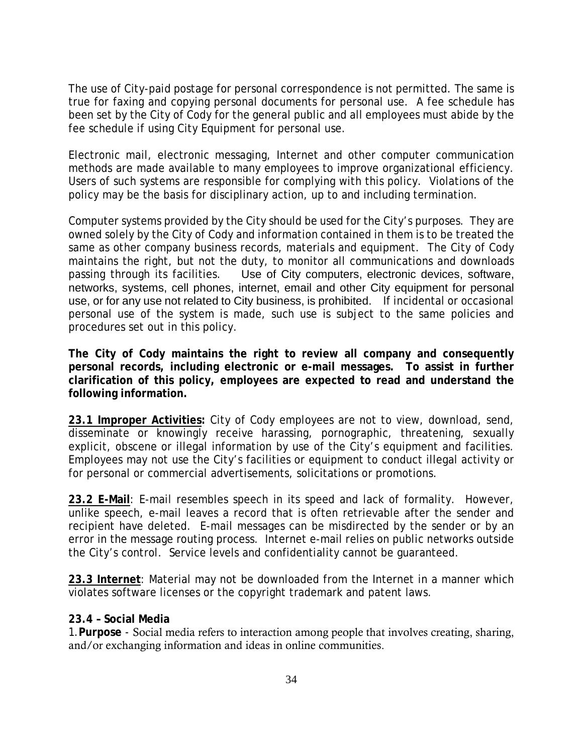The use of City-paid postage for personal correspondence is not permitted. The same is true for faxing and copying personal documents for personal use. A fee schedule has been set by the City of Cody for the general public and all employees must abide by the fee schedule if using City Equipment for personal use.

Electronic mail, electronic messaging, Internet and other computer communication methods are made available to many employees to improve organizational efficiency. Users of such systems are responsible for complying with this policy. Violations of the policy may be the basis for disciplinary action, up to and including termination.

Computer systems provided by the City should be used for the City's purposes. They are owned solely by the City of Cody and information contained in them is to be treated the same as other company business records, materials and equipment. The City of Cody maintains the right, but not the duty, to monitor all communications and downloads passing through its facilities. Use of City computers, electronic devices, software, networks, systems, cell phones, internet, email and other City equipment for personal use, or for any use not related to City business, is prohibited. If incidental or occasional personal use of the system is made, such use is subject to the same policies and procedures set out in this policy.

**The City of Cody maintains the right to review all company and consequently personal records, including electronic or e-mail messages. To assist in further clarification of this policy, employees are expected to read and understand the following information.**

**23.1 Improper Activities:** City of Cody employees are not to view, download, send, disseminate or knowingly receive harassing, pornographic, threatening, sexually explicit, obscene or illegal information by use of the City's equipment and facilities. Employees may not use the City's facilities or equipment to conduct illegal activity or for personal or commercial advertisements, solicitations or promotions.

**23.2 E-Mail**: E-mail resembles speech in its speed and lack of formality. However, unlike speech, e-mail leaves a record that is often retrievable after the sender and recipient have deleted. E-mail messages can be misdirected by the sender or by an error in the message routing process. Internet e-mail relies on public networks outside the City's control. Service levels and confidentiality cannot be guaranteed.

**23.3 Internet**: Material may not be downloaded from the Internet in a manner which violates software licenses or the copyright trademark and patent laws.

**23.4 – Social Media**

1. **Purpose** - Social media refers to interaction among people that involves creating, sharing, and/or exchanging information and ideas in online communities.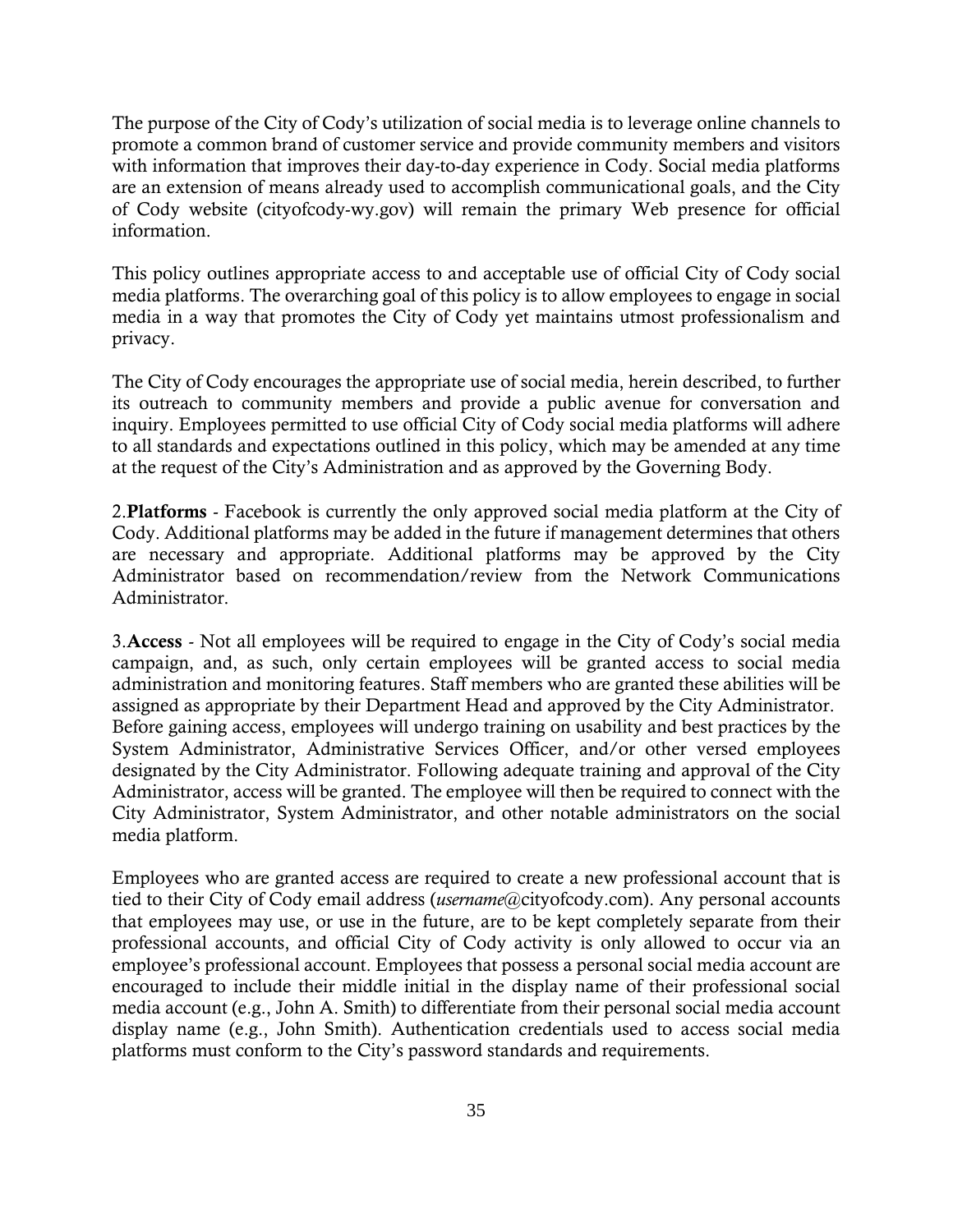The purpose of the City of Cody's utilization of social media is to leverage online channels to promote a common brand of customer service and provide community members and visitors with information that improves their day-to-day experience in Cody. Social media platforms are an extension of means already used to accomplish communicational goals, and the City of Cody website (cityofcody-wy.gov) will remain the primary Web presence for official information.

This policy outlines appropriate access to and acceptable use of official City of Cody social media platforms. The overarching goal of this policy is to allow employees to engage in social media in a way that promotes the City of Cody yet maintains utmost professionalism and privacy.

The City of Cody encourages the appropriate use of social media, herein described, to further its outreach to community members and provide a public avenue for conversation and inquiry. Employees permitted to use official City of Cody social media platforms will adhere to all standards and expectations outlined in this policy, which may be amended at any time at the request of the City's Administration and as approved by the Governing Body.

2.**Platforms** - Facebook is currently the only approved social media platform at the City of Cody. Additional platforms may be added in the future if management determines that others are necessary and appropriate. Additional platforms may be approved by the City Administrator based on recommendation/review from the Network Communications Administrator.

3.**Access** - Not all employees will be required to engage in the City of Cody's social media campaign, and, as such, only certain employees will be granted access to social media administration and monitoring features. Staff members who are granted these abilities will be assigned as appropriate by their Department Head and approved by the City Administrator. Before gaining access, employees will undergo training on usability and best practices by the System Administrator, Administrative Services Officer, and/or other versed employees designated by the City Administrator. Following adequate training and approval of the City Administrator, access will be granted. The employee will then be required to connect with the City Administrator, System Administrator, and other notable administrators on the social media platform.

Employees who are granted access are required to create a new professional account that is tied to their City of Cody email address (*username*@cityofcody.com). Any personal accounts that employees may use, or use in the future, are to be kept completely separate from their professional accounts, and official City of Cody activity is only allowed to occur via an employee's professional account. Employees that possess a personal social media account are encouraged to include their middle initial in the display name of their professional social media account (e.g., John A. Smith) to differentiate from their personal social media account display name (e.g., John Smith). Authentication credentials used to access social media platforms must conform to the City's password standards and requirements.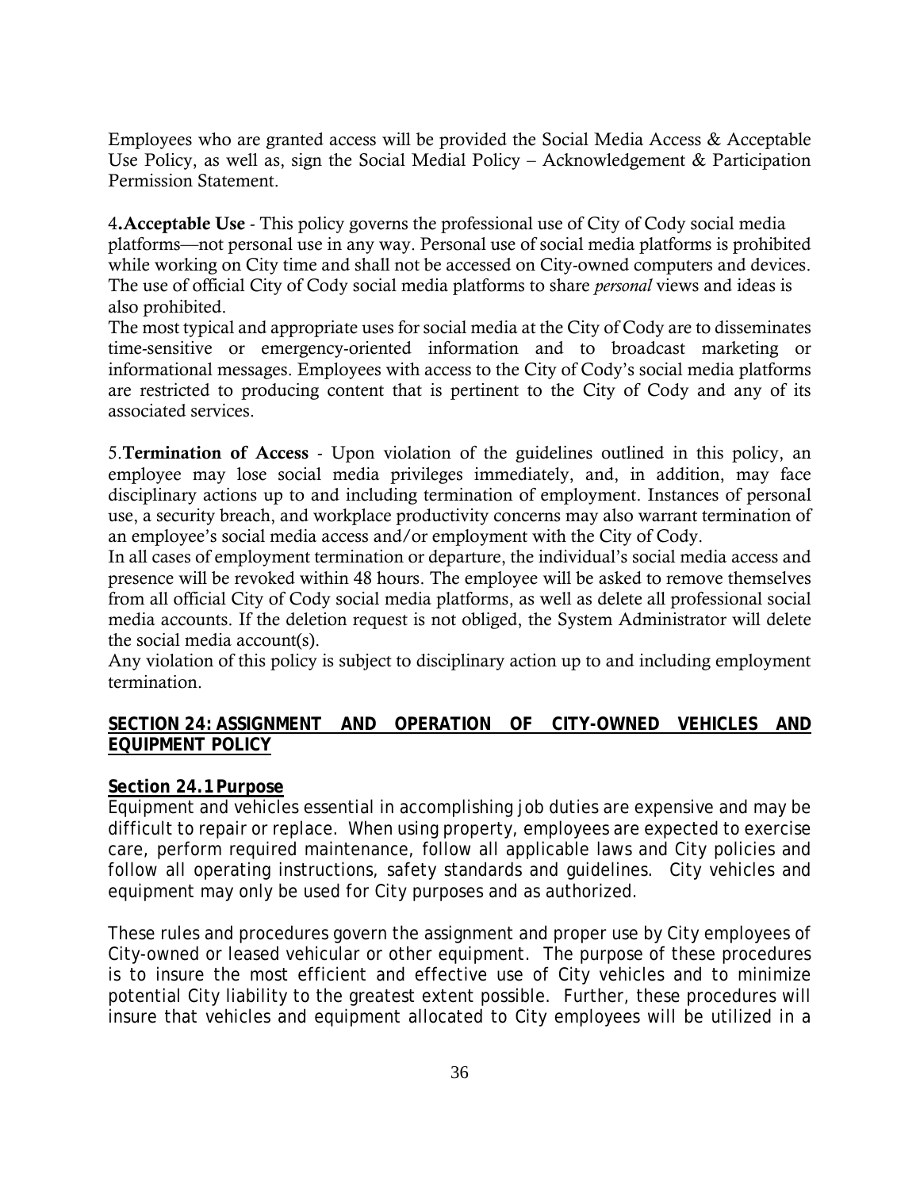Employees who are granted access will be provided the Social Media Access & Acceptable Use Policy, as well as, sign the Social Medial Policy – Acknowledgement & Participation Permission Statement.

4. **Acceptable Use** - This policy governs the professional use of City of Cody social media platforms—not personal use in any way. Personal use of social media platforms is prohibited while working on City time and shall not be accessed on City-owned computers and devices. The use of official City of Cody social media platforms to share *personal* views and ideas is also prohibited.
The most typical and appropriate uses for social media at the City of Cody are to disseminates time-sensitive or emergency-oriented information and to broadcast marketing or informational messages. Employees with access to the City of Cody's social media platforms are restricted to producing content that is pertinent to the City of Cody and any of its associated services.

5. **Termination of Access** - Upon violation of the guidelines outlined in this policy, an employee may lose social media privileges immediately, and, in addition, may face disciplinary actions up to and including termination of employment. Instances of personal use, a security breach, and workplace productivity concerns may also warrant termination of an employee's social media access and/or employment with the City of Cody.
In all cases of employment termination or departure, the individual's social media access and presence will be revoked within 48 hours. The employee will be asked to remove themselves from all official City of Cody social media platforms, as well as delete all professional social media accounts. If the deletion request is not obliged, the System Administrator will delete the social media account(s).
Any violation of this policy is subject to disciplinary action up to and including employment termination.

## SECTION 24: ASSIGNMENT AND OPERATION OF CITY-OWNED VEHICLES AND EQUIPMENT POLICY

### Section 24.1 Purpose

Equipment and vehicles essential in accomplishing job duties are expensive and may be difficult to repair or replace. When using property, employees are expected to exercise care, perform required maintenance, follow all applicable laws and City policies and follow all operating instructions, safety standards and guidelines. City vehicles and equipment may only be used for City purposes and as authorized.

These rules and procedures govern the assignment and proper use by City employees of City-owned or leased vehicular or other equipment. The purpose of these procedures is to insure the most efficient and effective use of City vehicles and to minimize potential City liability to the greatest extent possible. Further, these procedures will insure that vehicles and equipment allocated to City employees will be utilized in a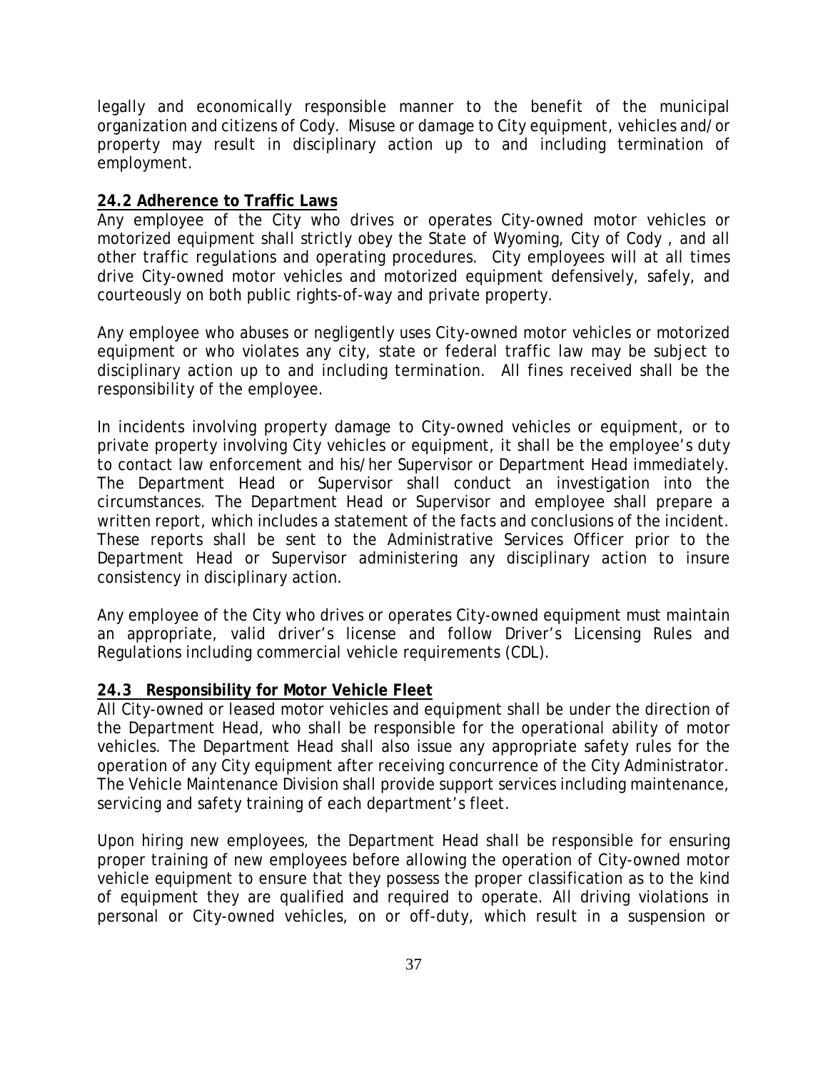legally and economically responsible manner to the benefit of the municipal organization and citizens of Cody. Misuse or damage to City equipment, vehicles and/or property may result in disciplinary action up to and including termination of employment.

**24.2 Adherence to Traffic Laws**

Any employee of the City who drives or operates City-owned motor vehicles or motorized equipment shall strictly obey the State of Wyoming, City of Cody , and all other traffic regulations and operating procedures. City employees will at all times drive City-owned motor vehicles and motorized equipment defensively, safely, and courteously on both public rights-of-way and private property.

Any employee who abuses or negligently uses City-owned motor vehicles or motorized equipment or who violates any city, state or federal traffic law may be subject to disciplinary action up to and including termination. All fines received shall be the responsibility of the employee.

In incidents involving property damage to City-owned vehicles or equipment, or to private property involving City vehicles or equipment, it shall be the employee's duty to contact law enforcement and his/her Supervisor or Department Head immediately. The Department Head or Supervisor shall conduct an investigation into the circumstances. The Department Head or Supervisor and employee shall prepare a written report, which includes a statement of the facts and conclusions of the incident. These reports shall be sent to the Administrative Services Officer prior to the Department Head or Supervisor administering any disciplinary action to insure consistency in disciplinary action.

Any employee of the City who drives or operates City-owned equipment must maintain an appropriate, valid driver's license and follow Driver's Licensing Rules and Regulations including commercial vehicle requirements (CDL).

**24.3 Responsibility for Motor Vehicle Fleet**

All City-owned or leased motor vehicles and equipment shall be under the direction of the Department Head, who shall be responsible for the operational ability of motor vehicles. The Department Head shall also issue any appropriate safety rules for the operation of any City equipment after receiving concurrence of the City Administrator. The Vehicle Maintenance Division shall provide support services including maintenance, servicing and safety training of each department's fleet.

Upon hiring new employees, the Department Head shall be responsible for ensuring proper training of new employees before allowing the operation of City-owned motor vehicle equipment to ensure that they possess the proper classification as to the kind of equipment they are qualified and required to operate. All driving violations in personal or City-owned vehicles, on or off-duty, which result in a suspension or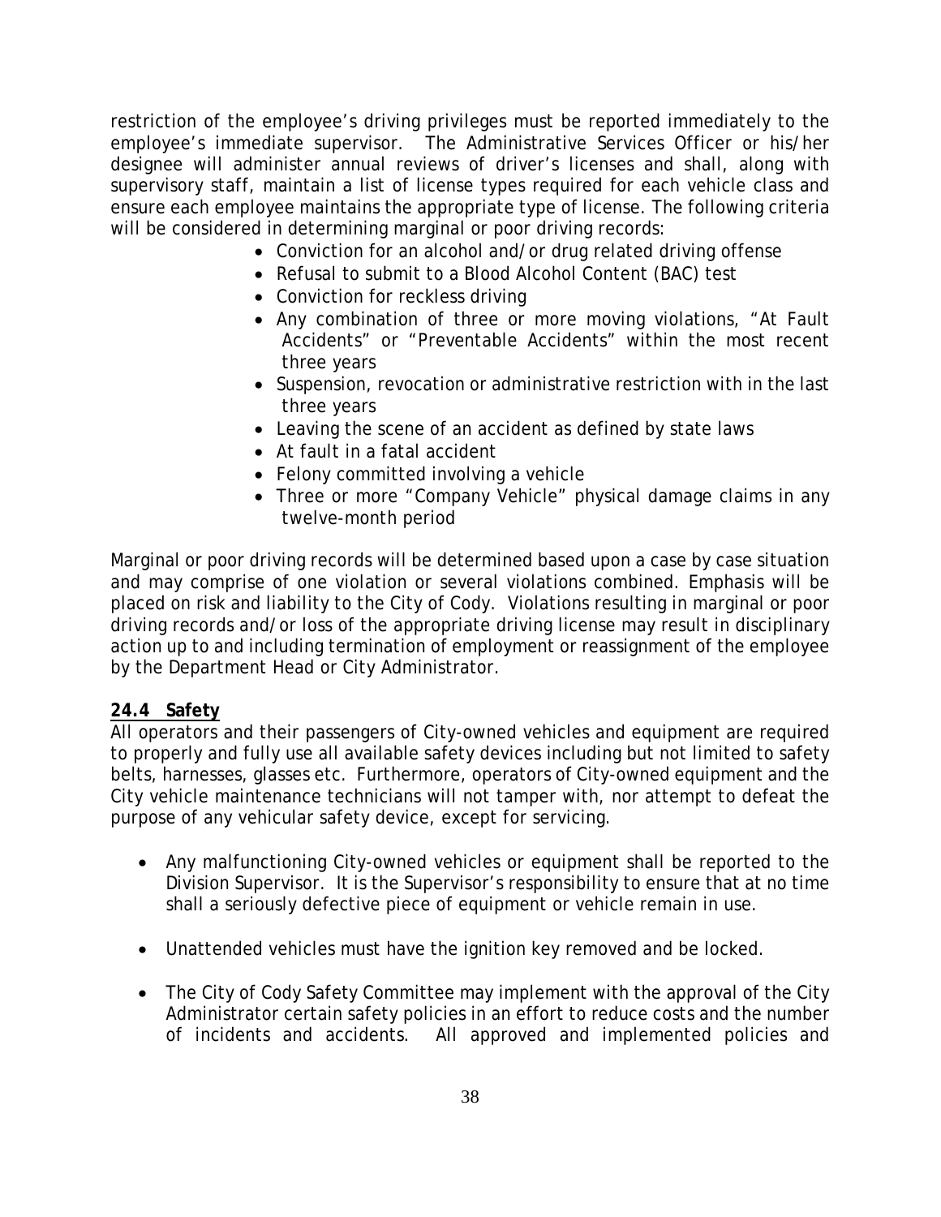restriction of the employee's driving privileges must be reported immediately to the employee's immediate supervisor. The Administrative Services Officer or his/her designee will administer annual reviews of driver's licenses and shall, along with supervisory staff, maintain a list of license types required for each vehicle class and ensure each employee maintains the appropriate type of license. The following criteria will be considered in determining marginal or poor driving records:

- Conviction for an alcohol and/or drug related driving offense
- Refusal to submit to a Blood Alcohol Content (BAC) test
- Conviction for reckless driving
- Any combination of three or more moving violations, "At Fault Accidents" or "Preventable Accidents" within the most recent three years
- Suspension, revocation or administrative restriction with in the last three years
- Leaving the scene of an accident as defined by state laws
- At fault in a fatal accident
- Felony committed involving a vehicle
- Three or more "Company Vehicle" physical damage claims in any twelve-month period

Marginal or poor driving records will be determined based upon a case by case situation and may comprise of one violation or several violations combined. Emphasis will be placed on risk and liability to the City of Cody. Violations resulting in marginal or poor driving records and/or loss of the appropriate driving license may result in disciplinary action up to and including termination of employment or reassignment of the employee by the Department Head or City Administrator.

**24.4 Safety**

All operators and their passengers of City-owned vehicles and equipment are required to properly and fully use all available safety devices including but not limited to safety belts, harnesses, glasses etc. Furthermore, operators of City-owned equipment and the City vehicle maintenance technicians will not tamper with, nor attempt to defeat the purpose of any vehicular safety device, except for servicing.

- Any malfunctioning City-owned vehicles or equipment shall be reported to the Division Supervisor. It is the Supervisor's responsibility to ensure that at no time shall a seriously defective piece of equipment or vehicle remain in use.

- Unattended vehicles must have the ignition key removed and be locked.

- The City of Cody Safety Committee may implement with the approval of the City Administrator certain safety policies in an effort to reduce costs and the number of incidents and accidents. All approved and implemented policies and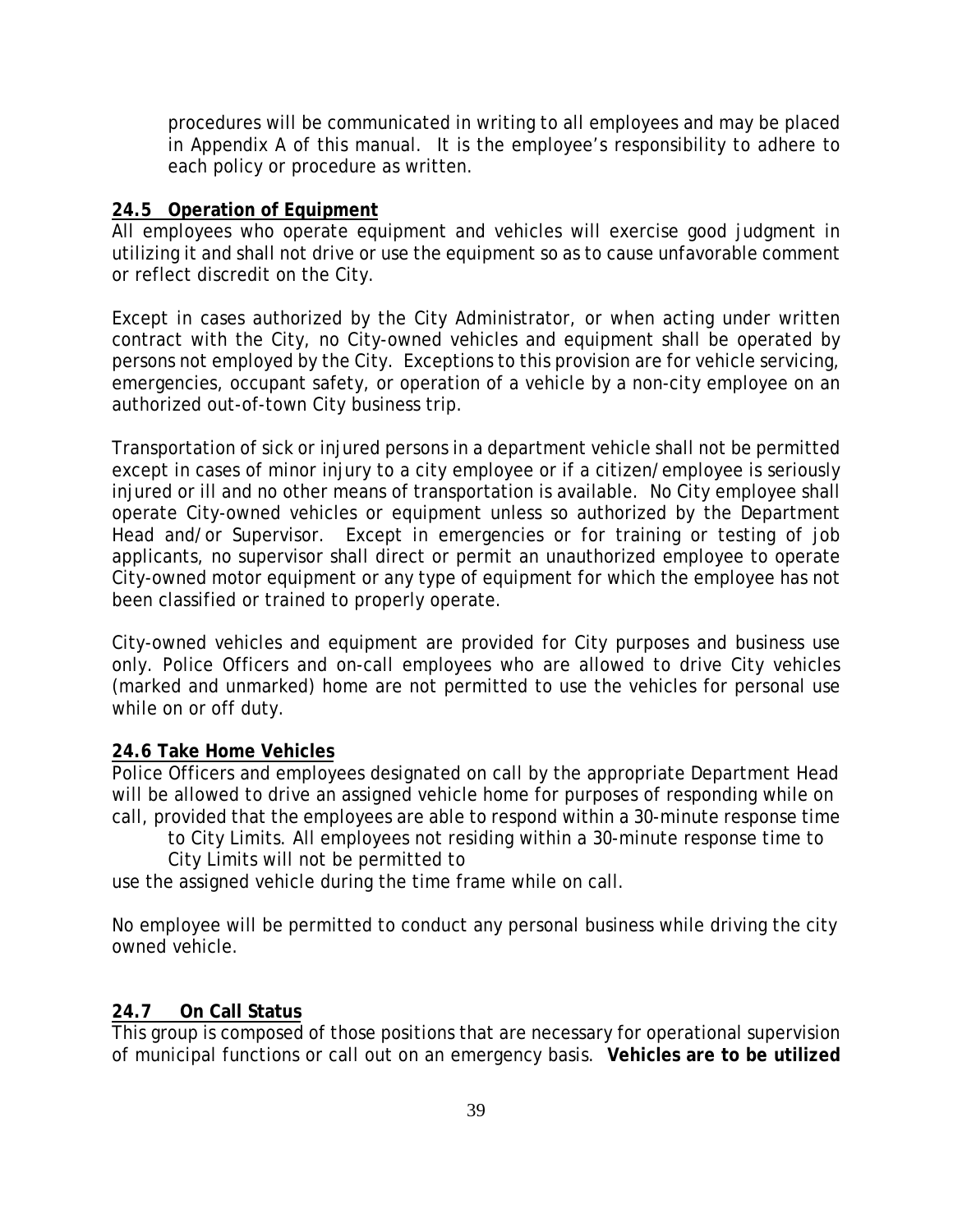procedures will be communicated in writing to all employees and may be placed in Appendix A of this manual. It is the employee's responsibility to adhere to each policy or procedure as written.

### 24.5 Operation of Equipment

All employees who operate equipment and vehicles will exercise good judgment in utilizing it and shall not drive or use the equipment so as to cause unfavorable comment or reflect discredit on the City.

Except in cases authorized by the City Administrator, or when acting under written contract with the City, no City-owned vehicles and equipment shall be operated by persons not employed by the City. Exceptions to this provision are for vehicle servicing, emergencies, occupant safety, or operation of a vehicle by a non-city employee on an authorized out-of-town City business trip.

Transportation of sick or injured persons in a department vehicle shall not be permitted except in cases of minor injury to a city employee or if a citizen/employee is seriously injured or ill and no other means of transportation is available. No City employee shall operate City-owned vehicles or equipment unless so authorized by the Department Head and/or Supervisor. Except in emergencies or for training or testing of job applicants, no supervisor shall direct or permit an unauthorized employee to operate City-owned motor equipment or any type of equipment for which the employee has not been classified or trained to properly operate.

City-owned vehicles and equipment are provided for City purposes and business use only. Police Officers and on-call employees who are allowed to drive City vehicles (marked and unmarked) home are not permitted to use the vehicles for personal use while on or off duty.

### 24.6 Take Home Vehicles

Police Officers and employees designated on call by the appropriate Department Head will be allowed to drive an assigned vehicle home for purposes of responding while on call, provided that the employees are able to respond within a 30-minute response time to City Limits. All employees not residing within a 30-minute response time to City Limits will not be permitted to use the assigned vehicle during the time frame while on call.

No employee will be permitted to conduct any personal business while driving the city owned vehicle.

### 24.7 On Call Status

This group is composed of those positions that are necessary for operational supervision of municipal functions or call out on an emergency basis. **Vehicles are to be utilized**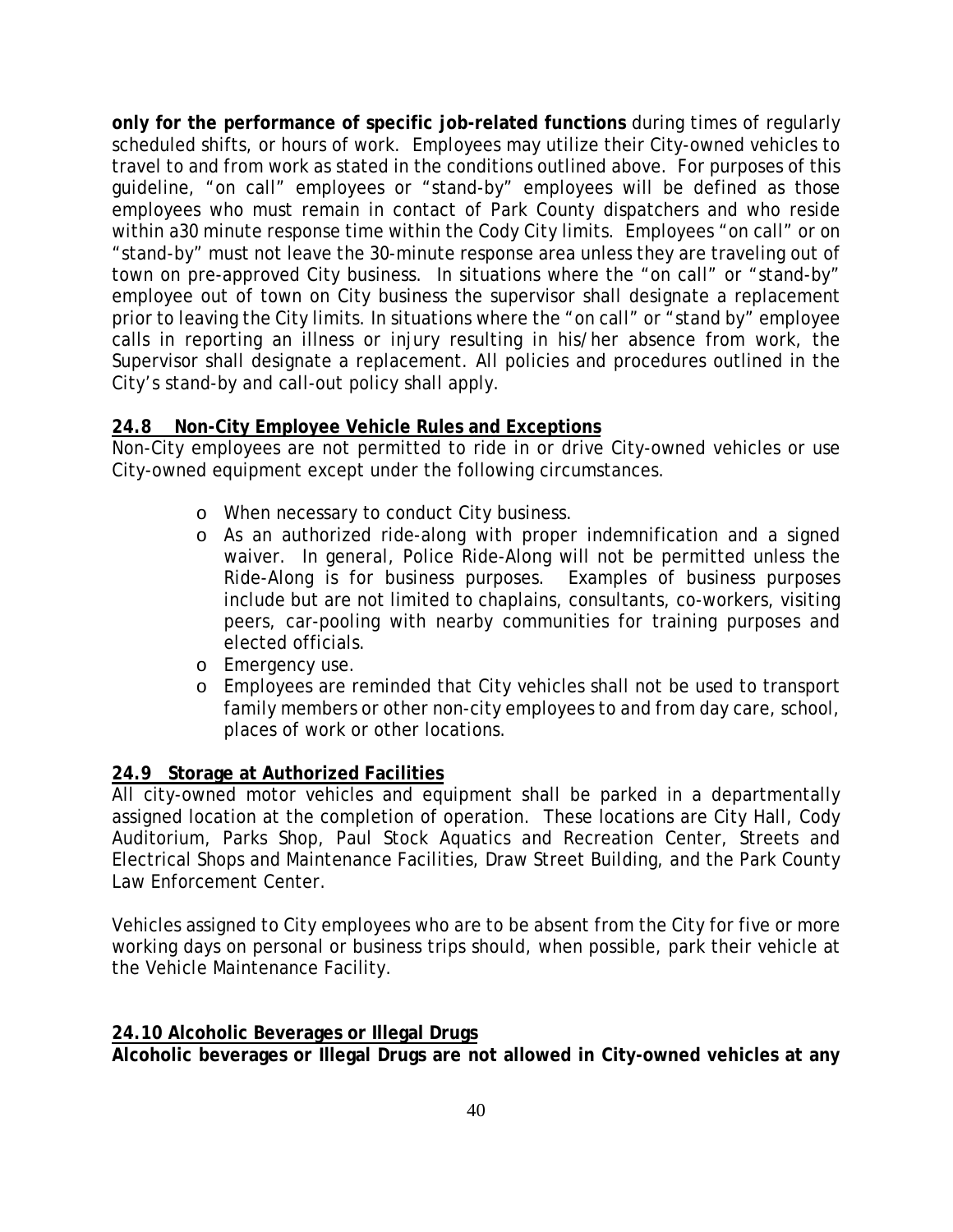**only for the performance of specific job-related functions** during times of regularly scheduled shifts, or hours of work. Employees may utilize their City-owned vehicles to travel to and from work as stated in the conditions outlined above. For purposes of this guideline, "on call" employees or "stand-by" employees will be defined as those employees who must remain in contact of Park County dispatchers and who reside within a30 minute response time within the Cody City limits. Employees "on call" or on "stand-by" must not leave the 30-minute response area unless they are traveling out of town on pre-approved City business. In situations where the "on call" or "stand-by" employee out of town on City business the supervisor shall designate a replacement prior to leaving the City limits. In situations where the "on call" or "stand by" employee calls in reporting an illness or injury resulting in his/her absence from work, the Supervisor shall designate a replacement. All policies and procedures outlined in the City's stand-by and call-out policy shall apply.

**24.8 Non-City Employee Vehicle Rules and Exceptions**

Non-City employees are not permitted to ride in or drive City-owned vehicles or use City-owned equipment except under the following circumstances.

- When necessary to conduct City business.
- As an authorized ride-along with proper indemnification and a signed waiver. In general, Police Ride-Along will not be permitted unless the Ride-Along is for business purposes. Examples of business purposes include but are not limited to chaplains, consultants, co-workers, visiting peers, car-pooling with nearby communities for training purposes and elected officials.
- Emergency use.
- Employees are reminded that City vehicles shall not be used to transport family members or other non-city employees to and from day care, school, places of work or other locations.

**24.9 Storage at Authorized Facilities**

All city-owned motor vehicles and equipment shall be parked in a departmentally assigned location at the completion of operation. These locations are City Hall, Cody Auditorium, Parks Shop, Paul Stock Aquatics and Recreation Center, Streets and Electrical Shops and Maintenance Facilities, Draw Street Building, and the Park County Law Enforcement Center.

Vehicles assigned to City employees who are to be absent from the City for five or more working days on personal or business trips should, when possible, park their vehicle at the Vehicle Maintenance Facility.

**24.10 Alcoholic Beverages or Illegal Drugs**

**Alcoholic beverages or Illegal Drugs are not allowed in City-owned vehicles at any**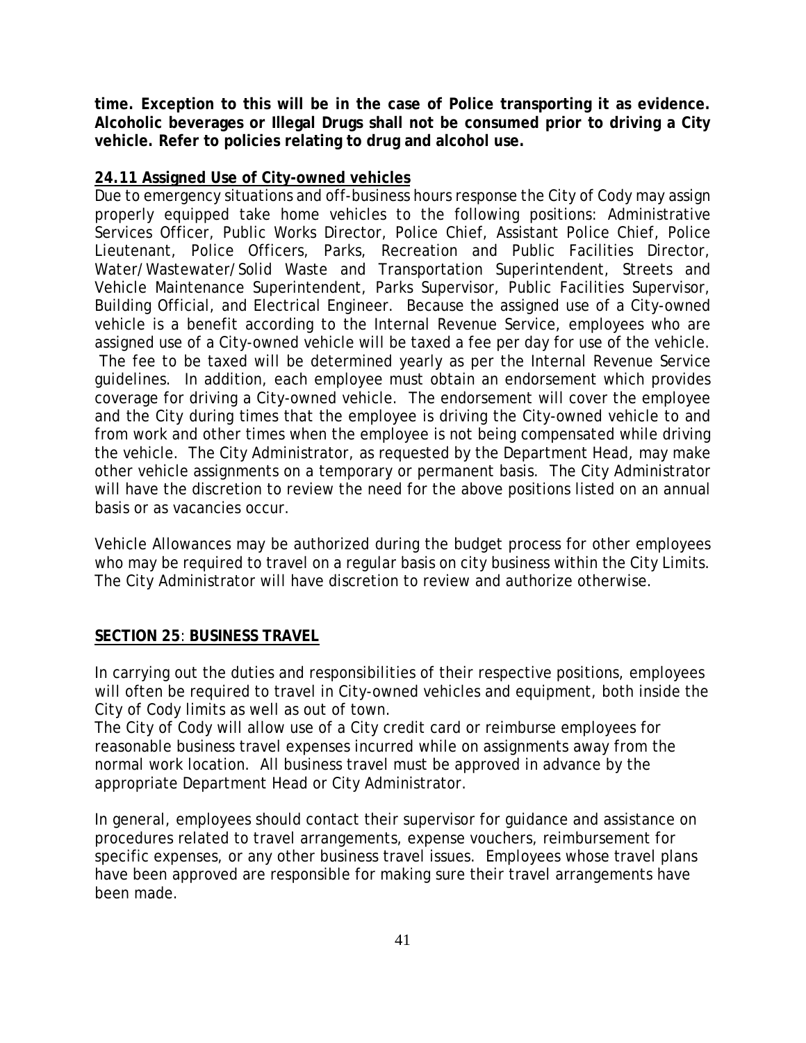**time. Exception to this will be in the case of Police transporting it as evidence. Alcoholic beverages or Illegal Drugs shall not be consumed prior to driving a City vehicle. Refer to policies relating to drug and alcohol use.**

### 24.11 Assigned Use of City-owned vehicles

Due to emergency situations and off-business hours response the City of Cody may assign properly equipped take home vehicles to the following positions: Administrative Services Officer, Public Works Director, Police Chief, Assistant Police Chief, Police Lieutenant, Police Officers, Parks, Recreation and Public Facilities Director, Water/Wastewater/Solid Waste and Transportation Superintendent, Streets and Vehicle Maintenance Superintendent, Parks Supervisor, Public Facilities Supervisor, Building Official, and Electrical Engineer. Because the assigned use of a City-owned vehicle is a benefit according to the Internal Revenue Service, employees who are assigned use of a City-owned vehicle will be taxed a fee per day for use of the vehicle. The fee to be taxed will be determined yearly as per the Internal Revenue Service guidelines. In addition, each employee must obtain an endorsement which provides coverage for driving a City-owned vehicle. The endorsement will cover the employee and the City during times that the employee is driving the City-owned vehicle to and from work and other times when the employee is not being compensated while driving the vehicle. The City Administrator, as requested by the Department Head, may make other vehicle assignments on a temporary or permanent basis. The City Administrator will have the discretion to review the need for the above positions listed on an annual basis or as vacancies occur.

Vehicle Allowances may be authorized during the budget process for other employees who may be required to travel on a regular basis on city business within the City Limits. The City Administrator will have discretion to review and authorize otherwise.

## SECTION 25: BUSINESS TRAVEL

In carrying out the duties and responsibilities of their respective positions, employees will often be required to travel in City-owned vehicles and equipment, both inside the City of Cody limits as well as out of town.

The City of Cody will allow use of a City credit card or reimburse employees for reasonable business travel expenses incurred while on assignments away from the normal work location. All business travel must be approved in advance by the appropriate Department Head or City Administrator.

In general, employees should contact their supervisor for guidance and assistance on procedures related to travel arrangements, expense vouchers, reimbursement for specific expenses, or any other business travel issues. Employees whose travel plans have been approved are responsible for making sure their travel arrangements have been made.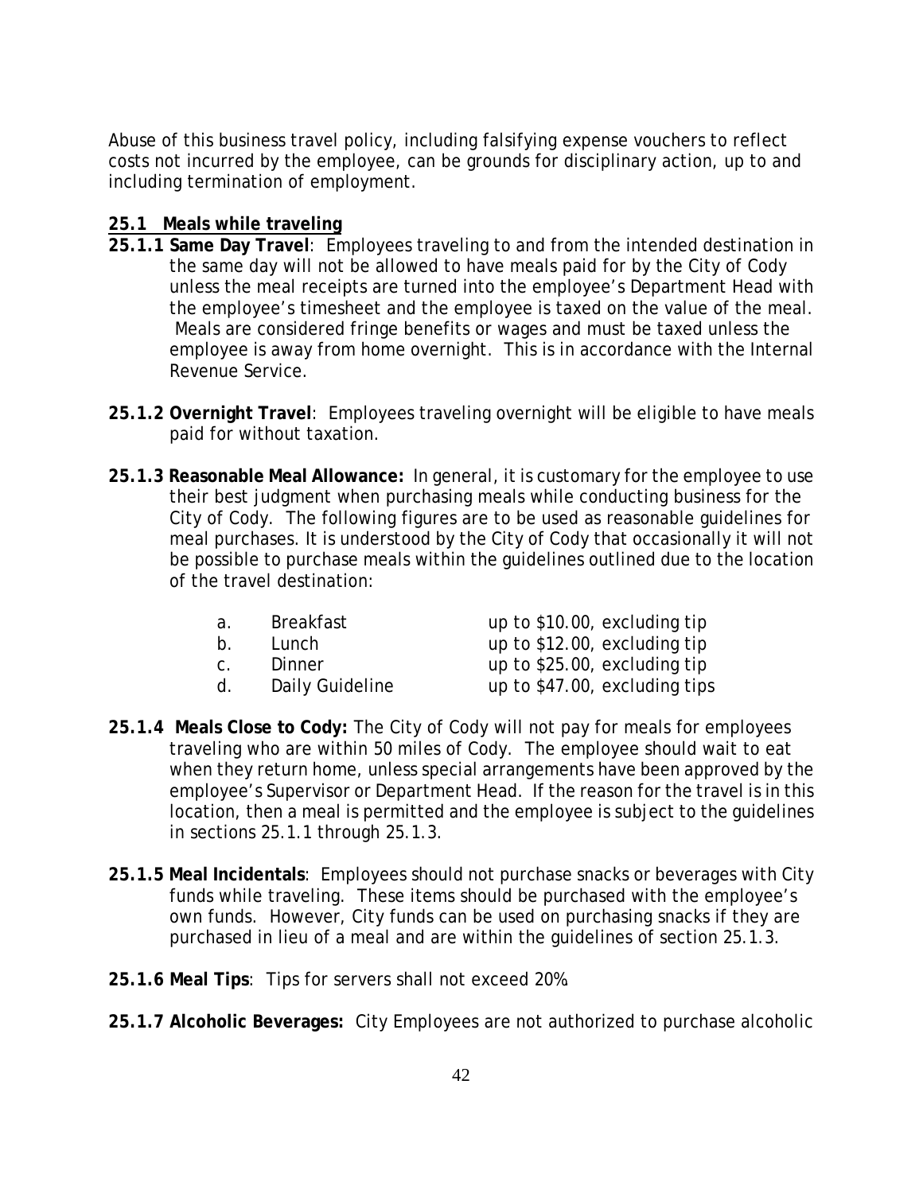Abuse of this business travel policy, including falsifying expense vouchers to reflect costs not incurred by the employee, can be grounds for disciplinary action, up to and including termination of employment.

## 25.1 Meals while traveling

**25.1.1 Same Day Travel**: Employees traveling to and from the intended destination in the same day will not be allowed to have meals paid for by the City of Cody unless the meal receipts are turned into the employee's Department Head with the employee's timesheet and the employee is taxed on the value of the meal. Meals are considered fringe benefits or wages and must be taxed unless the employee is away from home overnight. This is in accordance with the Internal Revenue Service.

**25.1.2 Overnight Travel**: Employees traveling overnight will be eligible to have meals paid for without taxation.

**25.1.3 Reasonable Meal Allowance:** In general, it is customary for the employee to use their best judgment when purchasing meals while conducting business for the City of Cody. The following figures are to be used as reasonable guidelines for meal purchases. It is understood by the City of Cody that occasionally it will not be possible to purchase meals within the guidelines outlined due to the location of the travel destination:

| | | |
|---|---|---|
| a. | Breakfast | up to $10.00, excluding tip |
| b. | Lunch | up to $12.00, excluding tip |
| c. | Dinner | up to $25.00, excluding tip |
| d. | Daily Guideline | up to $47.00, excluding tips |

**25.1.4 Meals Close to Cody:** The City of Cody will not pay for meals for employees traveling who are within 50 miles of Cody. The employee should wait to eat when they return home, unless special arrangements have been approved by the employee's Supervisor or Department Head. If the reason for the travel is in this location, then a meal is permitted and the employee is subject to the guidelines in sections 25.1.1 through 25.1.3.

**25.1.5 Meal Incidentals**: Employees should not purchase snacks or beverages with City funds while traveling. These items should be purchased with the employee's own funds. However, City funds can be used on purchasing snacks if they are purchased in lieu of a meal and are within the guidelines of section 25.1.3.

**25.1.6 Meal Tips**: Tips for servers shall not exceed 20%.

**25.1.7 Alcoholic Beverages:** City Employees are not authorized to purchase alcoholic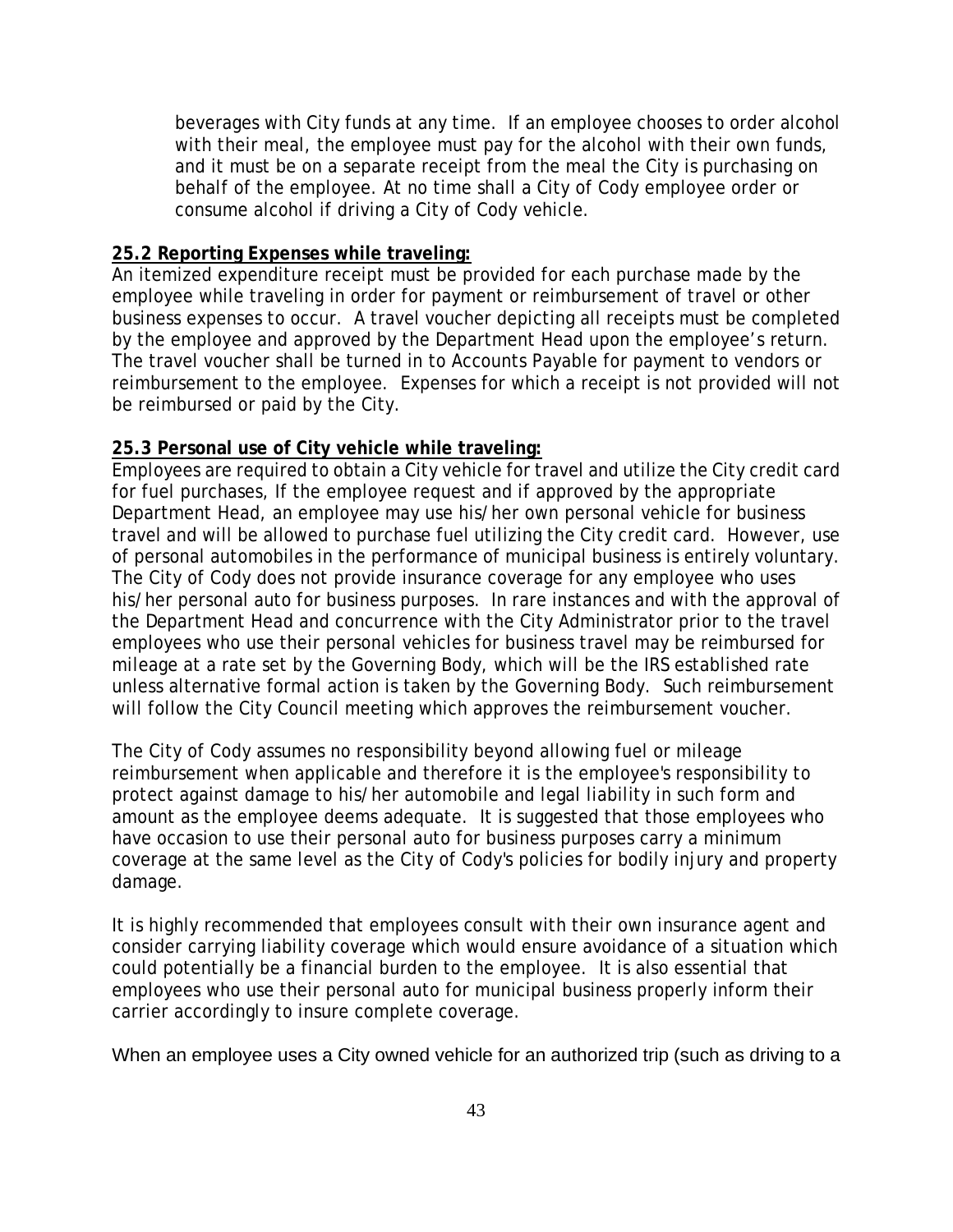beverages with City funds at any time. If an employee chooses to order alcohol with their meal, the employee must pay for the alcohol with their own funds, and it must be on a separate receipt from the meal the City is purchasing on behalf of the employee. At no time shall a City of Cody employee order or consume alcohol if driving a City of Cody vehicle.

**25.2 Reporting Expenses while traveling:**

An itemized expenditure receipt must be provided for each purchase made by the employee while traveling in order for payment or reimbursement of travel or other business expenses to occur. A travel voucher depicting all receipts must be completed by the employee and approved by the Department Head upon the employee's return. The travel voucher shall be turned in to Accounts Payable for payment to vendors or reimbursement to the employee. Expenses for which a receipt is not provided will not be reimbursed or paid by the City.

**25.3 Personal use of City vehicle while traveling:**

Employees are required to obtain a City vehicle for travel and utilize the City credit card for fuel purchases, If the employee request and if approved by the appropriate Department Head, an employee may use his/her own personal vehicle for business travel and will be allowed to purchase fuel utilizing the City credit card. However, use of personal automobiles in the performance of municipal business is entirely voluntary. The City of Cody does not provide insurance coverage for any employee who uses his/her personal auto for business purposes. In rare instances and with the approval of the Department Head and concurrence with the City Administrator prior to the travel employees who use their personal vehicles for business travel may be reimbursed for mileage at a rate set by the Governing Body, which will be the IRS established rate unless alternative formal action is taken by the Governing Body. Such reimbursement will follow the City Council meeting which approves the reimbursement voucher.

The City of Cody assumes no responsibility beyond allowing fuel or mileage reimbursement when applicable and therefore it is the employee's responsibility to protect against damage to his/her automobile and legal liability in such form and amount as the employee deems adequate. It is suggested that those employees who have occasion to use their personal auto for business purposes carry a minimum coverage at the same level as the City of Cody's policies for bodily injury and property damage.

It is highly recommended that employees consult with their own insurance agent and consider carrying liability coverage which would ensure avoidance of a situation which could potentially be a financial burden to the employee. It is also essential that employees who use their personal auto for municipal business properly inform their carrier accordingly to insure complete coverage.

When an employee uses a City owned vehicle for an authorized trip (such as driving to a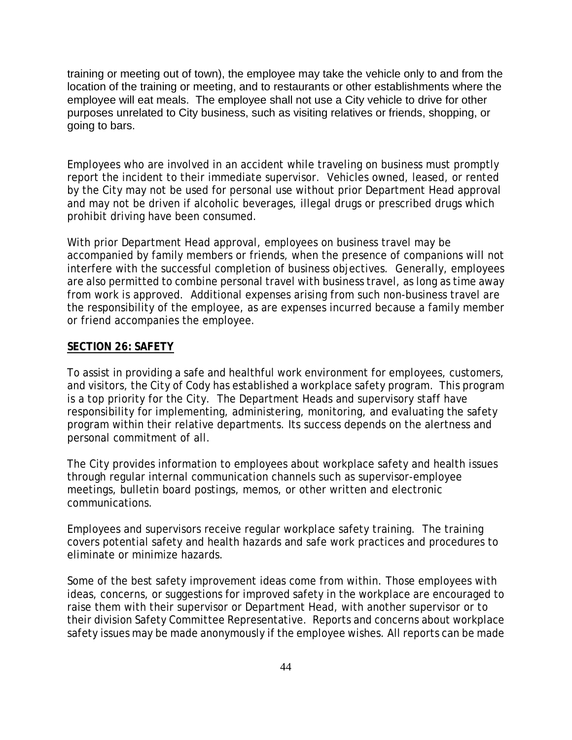training or meeting out of town), the employee may take the vehicle only to and from the location of the training or meeting, and to restaurants or other establishments where the employee will eat meals. The employee shall not use a City vehicle to drive for other purposes unrelated to City business, such as visiting relatives or friends, shopping, or going to bars.

Employees who are involved in an accident while traveling on business must promptly report the incident to their immediate supervisor. Vehicles owned, leased, or rented by the City may not be used for personal use without prior Department Head approval and may not be driven if alcoholic beverages, illegal drugs or prescribed drugs which prohibit driving have been consumed.

With prior Department Head approval, employees on business travel may be accompanied by family members or friends, when the presence of companions will not interfere with the successful completion of business objectives. Generally, employees are also permitted to combine personal travel with business travel, as long as time away from work is approved. Additional expenses arising from such non-business travel are the responsibility of the employee, as are expenses incurred because a family member or friend accompanies the employee.

## SECTION 26: SAFETY

To assist in providing a safe and healthful work environment for employees, customers, and visitors, the City of Cody has established a workplace safety program. This program is a top priority for the City. The Department Heads and supervisory staff have responsibility for implementing, administering, monitoring, and evaluating the safety program within their relative departments. Its success depends on the alertness and personal commitment of all.

The City provides information to employees about workplace safety and health issues through regular internal communication channels such as supervisor-employee meetings, bulletin board postings, memos, or other written and electronic communications.

Employees and supervisors receive regular workplace safety training. The training covers potential safety and health hazards and safe work practices and procedures to eliminate or minimize hazards.

Some of the best safety improvement ideas come from within. Those employees with ideas, concerns, or suggestions for improved safety in the workplace are encouraged to raise them with their supervisor or Department Head, with another supervisor or to their division Safety Committee Representative. Reports and concerns about workplace safety issues may be made anonymously if the employee wishes. All reports can be made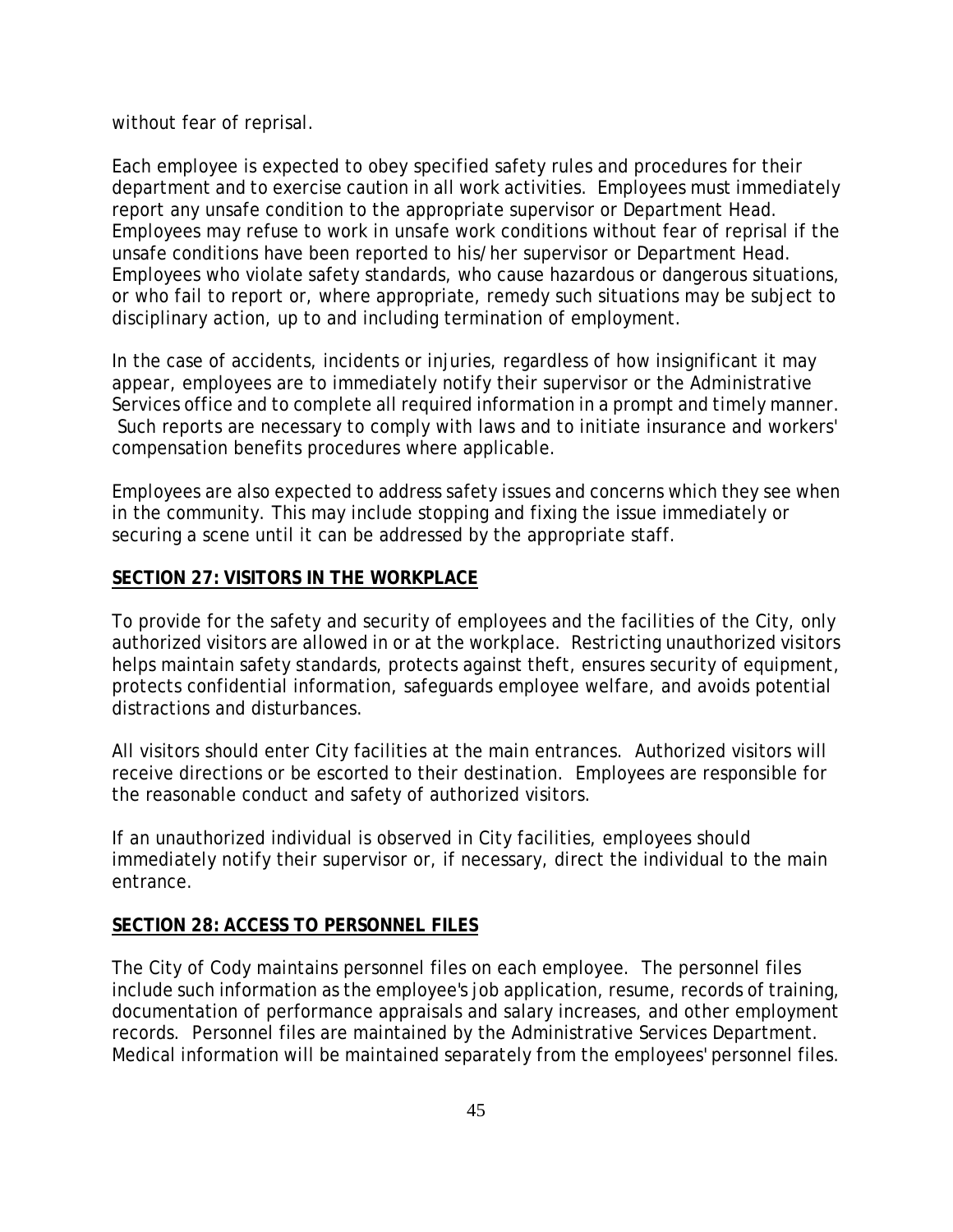without fear of reprisal.

Each employee is expected to obey specified safety rules and procedures for their department and to exercise caution in all work activities. Employees must immediately report any unsafe condition to the appropriate supervisor or Department Head. Employees may refuse to work in unsafe work conditions without fear of reprisal if the unsafe conditions have been reported to his/her supervisor or Department Head. Employees who violate safety standards, who cause hazardous or dangerous situations, or who fail to report or, where appropriate, remedy such situations may be subject to disciplinary action, up to and including termination of employment.

In the case of accidents, incidents or injuries, regardless of how insignificant it may appear, employees are to immediately notify their supervisor or the Administrative Services office and to complete all required information in a prompt and timely manner. Such reports are necessary to comply with laws and to initiate insurance and workers' compensation benefits procedures where applicable.

Employees are also expected to address safety issues and concerns which they see when in the community. This may include stopping and fixing the issue immediately or securing a scene until it can be addressed by the appropriate staff.

## SECTION 27: VISITORS IN THE WORKPLACE

To provide for the safety and security of employees and the facilities of the City, only authorized visitors are allowed in or at the workplace. Restricting unauthorized visitors helps maintain safety standards, protects against theft, ensures security of equipment, protects confidential information, safeguards employee welfare, and avoids potential distractions and disturbances.

All visitors should enter City facilities at the main entrances. Authorized visitors will receive directions or be escorted to their destination. Employees are responsible for the reasonable conduct and safety of authorized visitors.

If an unauthorized individual is observed in City facilities, employees should immediately notify their supervisor or, if necessary, direct the individual to the main entrance.

## SECTION 28: ACCESS TO PERSONNEL FILES

The City of Cody maintains personnel files on each employee. The personnel files include such information as the employee's job application, resume, records of training, documentation of performance appraisals and salary increases, and other employment records. Personnel files are maintained by the Administrative Services Department. Medical information will be maintained separately from the employees' personnel files.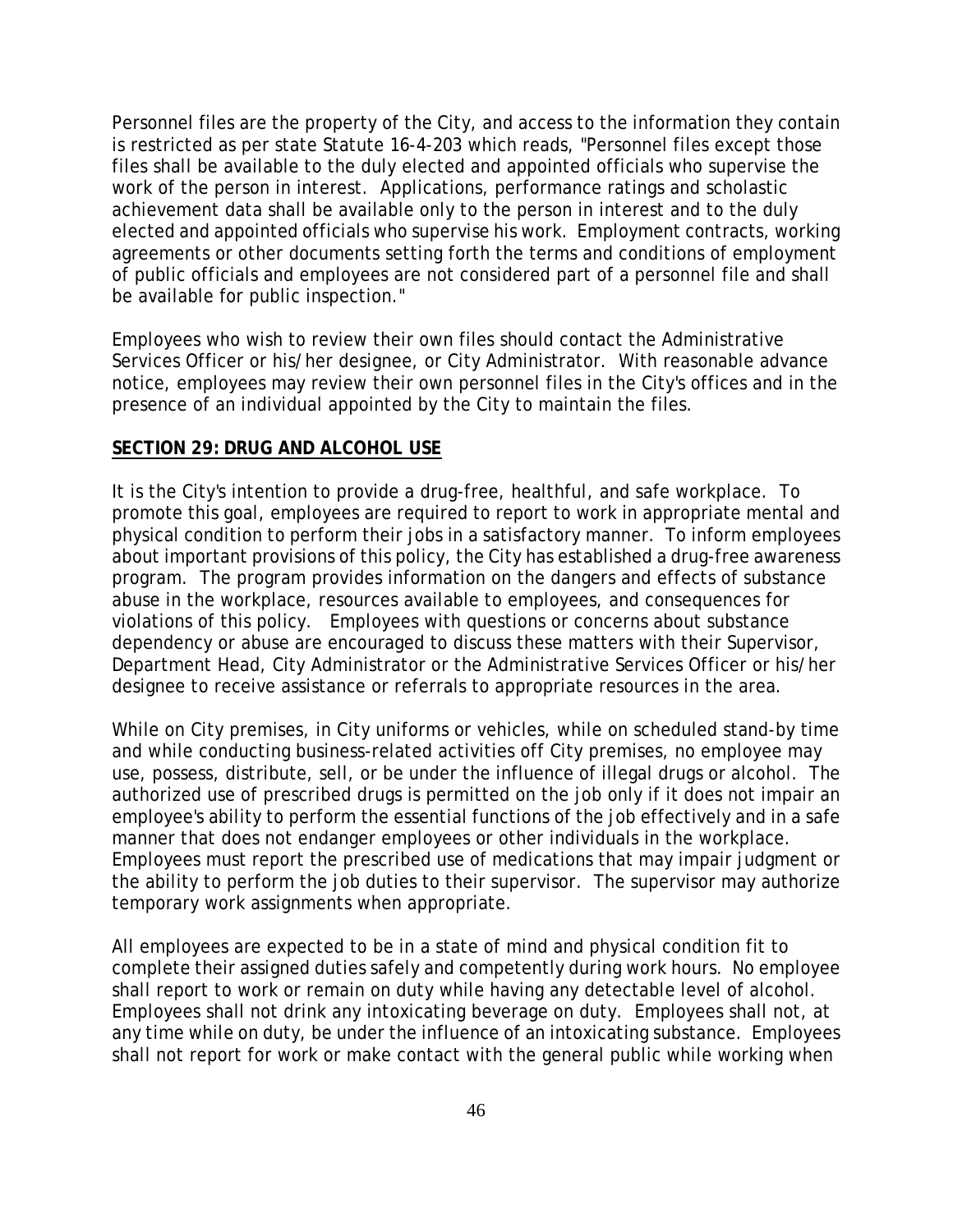Personnel files are the property of the City, and access to the information they contain is restricted as per state Statute 16-4-203 which reads, "Personnel files except those files shall be available to the duly elected and appointed officials who supervise the work of the person in interest. Applications, performance ratings and scholastic achievement data shall be available only to the person in interest and to the duly elected and appointed officials who supervise his work. Employment contracts, working agreements or other documents setting forth the terms and conditions of employment of public officials and employees are not considered part of a personnel file and shall be available for public inspection."

Employees who wish to review their own files should contact the Administrative Services Officer or his/her designee, or City Administrator. With reasonable advance notice, employees may review their own personnel files in the City's offices and in the presence of an individual appointed by the City to maintain the files.

## SECTION 29: DRUG AND ALCOHOL USE

It is the City's intention to provide a drug-free, healthful, and safe workplace. To promote this goal, employees are required to report to work in appropriate mental and physical condition to perform their jobs in a satisfactory manner. To inform employees about important provisions of this policy, the City has established a drug-free awareness program. The program provides information on the dangers and effects of substance abuse in the workplace, resources available to employees, and consequences for violations of this policy. Employees with questions or concerns about substance dependency or abuse are encouraged to discuss these matters with their Supervisor, Department Head, City Administrator or the Administrative Services Officer or his/her designee to receive assistance or referrals to appropriate resources in the area.

While on City premises, in City uniforms or vehicles, while on scheduled stand-by time and while conducting business-related activities off City premises, no employee may use, possess, distribute, sell, or be under the influence of illegal drugs or alcohol. The authorized use of prescribed drugs is permitted on the job only if it does not impair an employee's ability to perform the essential functions of the job effectively and in a safe manner that does not endanger employees or other individuals in the workplace. Employees must report the prescribed use of medications that may impair judgment or the ability to perform the job duties to their supervisor. The supervisor may authorize temporary work assignments when appropriate.

All employees are expected to be in a state of mind and physical condition fit to complete their assigned duties safely and competently during work hours. No employee shall report to work or remain on duty while having any detectable level of alcohol. Employees shall not drink any intoxicating beverage on duty. Employees shall not, at any time while on duty, be under the influence of an intoxicating substance. Employees shall not report for work or make contact with the general public while working when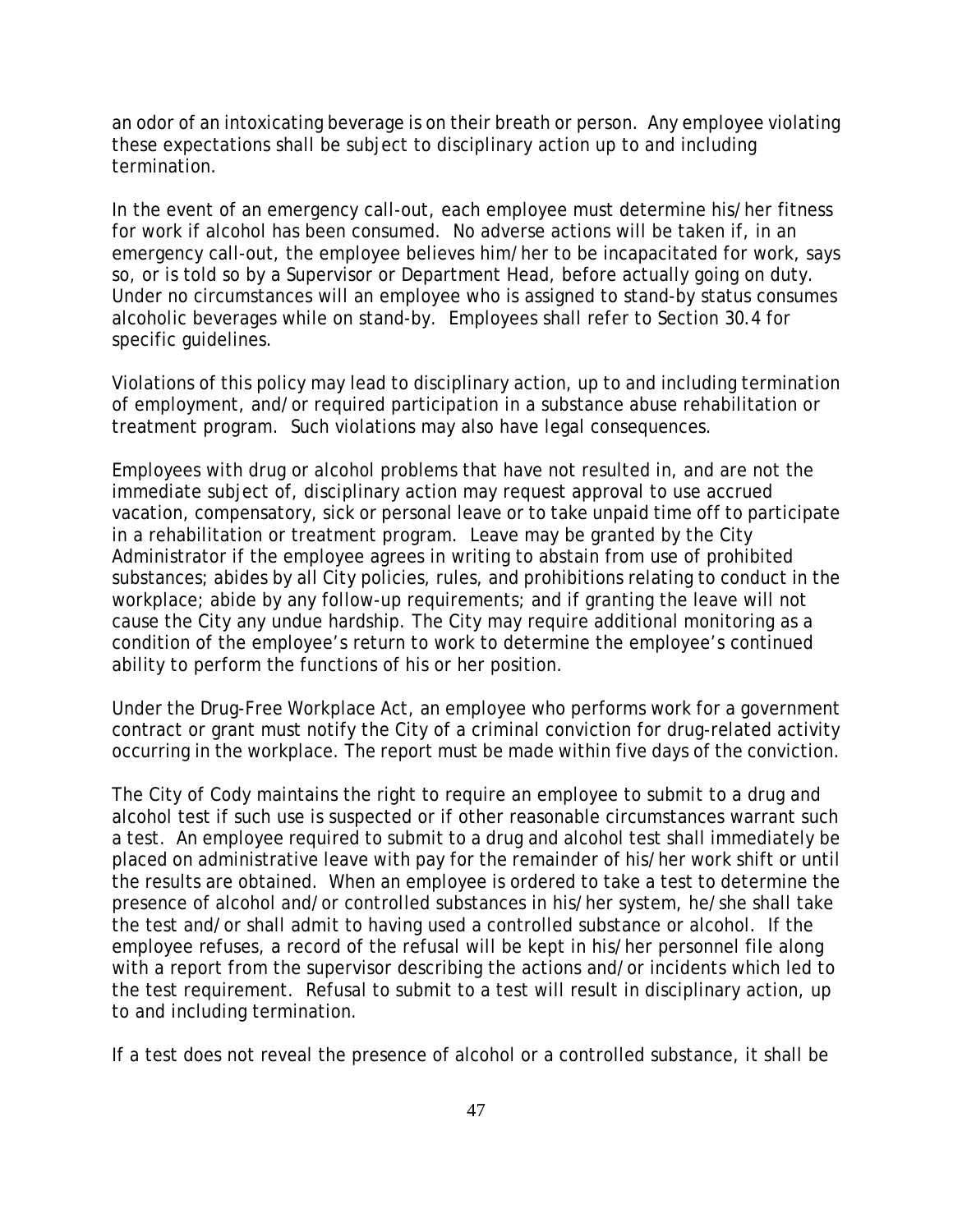an odor of an intoxicating beverage is on their breath or person. Any employee violating these expectations shall be subject to disciplinary action up to and including termination.

In the event of an emergency call-out, each employee must determine his/her fitness for work if alcohol has been consumed. No adverse actions will be taken if, in an emergency call-out, the employee believes him/her to be incapacitated for work, says so, or is told so by a Supervisor or Department Head, before actually going on duty. Under no circumstances will an employee who is assigned to stand-by status consumes alcoholic beverages while on stand-by. Employees shall refer to Section 30.4 for specific guidelines.

Violations of this policy may lead to disciplinary action, up to and including termination of employment, and/or required participation in a substance abuse rehabilitation or treatment program. Such violations may also have legal consequences.

Employees with drug or alcohol problems that have not resulted in, and are not the immediate subject of, disciplinary action may request approval to use accrued vacation, compensatory, sick or personal leave or to take unpaid time off to participate in a rehabilitation or treatment program. Leave may be granted by the City Administrator if the employee agrees in writing to abstain from use of prohibited substances; abides by all City policies, rules, and prohibitions relating to conduct in the workplace; abide by any follow-up requirements; and if granting the leave will not cause the City any undue hardship. The City may require additional monitoring as a condition of the employee's return to work to determine the employee's continued ability to perform the functions of his or her position.

Under the Drug-Free Workplace Act, an employee who performs work for a government contract or grant must notify the City of a criminal conviction for drug-related activity occurring in the workplace. The report must be made within five days of the conviction.

The City of Cody maintains the right to require an employee to submit to a drug and alcohol test if such use is suspected or if other reasonable circumstances warrant such a test. An employee required to submit to a drug and alcohol test shall immediately be placed on administrative leave with pay for the remainder of his/her work shift or until the results are obtained. When an employee is ordered to take a test to determine the presence of alcohol and/or controlled substances in his/her system, he/she shall take the test and/or shall admit to having used a controlled substance or alcohol. If the employee refuses, a record of the refusal will be kept in his/her personnel file along with a report from the supervisor describing the actions and/or incidents which led to the test requirement. Refusal to submit to a test will result in disciplinary action, up to and including termination.

If a test does not reveal the presence of alcohol or a controlled substance, it shall be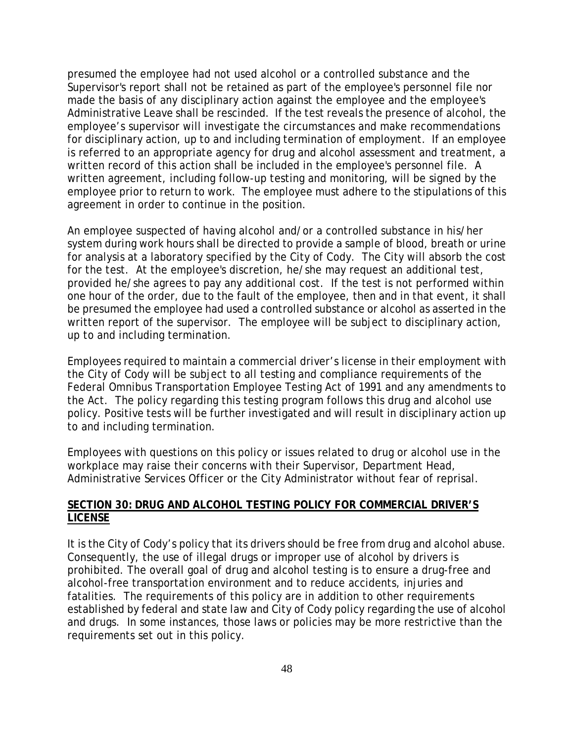presumed the employee had not used alcohol or a controlled substance and the Supervisor's report shall not be retained as part of the employee's personnel file nor made the basis of any disciplinary action against the employee and the employee's Administrative Leave shall be rescinded. If the test reveals the presence of alcohol, the employee's supervisor will investigate the circumstances and make recommendations for disciplinary action, up to and including termination of employment. If an employee is referred to an appropriate agency for drug and alcohol assessment and treatment, a written record of this action shall be included in the employee's personnel file. A written agreement, including follow-up testing and monitoring, will be signed by the employee prior to return to work. The employee must adhere to the stipulations of this agreement in order to continue in the position.

An employee suspected of having alcohol and/or a controlled substance in his/her system during work hours shall be directed to provide a sample of blood, breath or urine for analysis at a laboratory specified by the City of Cody. The City will absorb the cost for the test. At the employee's discretion, he/she may request an additional test, provided he/she agrees to pay any additional cost. If the test is not performed within one hour of the order, due to the fault of the employee, then and in that event, it shall be presumed the employee had used a controlled substance or alcohol as asserted in the written report of the supervisor. The employee will be subject to disciplinary action, up to and including termination.

Employees required to maintain a commercial driver's license in their employment with the City of Cody will be subject to all testing and compliance requirements of the Federal Omnibus Transportation Employee Testing Act of 1991 and any amendments to the Act. The policy regarding this testing program follows this drug and alcohol use policy. Positive tests will be further investigated and will result in disciplinary action up to and including termination.

Employees with questions on this policy or issues related to drug or alcohol use in the workplace may raise their concerns with their Supervisor, Department Head, Administrative Services Officer or the City Administrator without fear of reprisal.

## SECTION 30: DRUG AND ALCOHOL TESTING POLICY FOR COMMERCIAL DRIVER'S LICENSE

It is the City of Cody's policy that its drivers should be free from drug and alcohol abuse. Consequently, the use of illegal drugs or improper use of alcohol by drivers is prohibited. The overall goal of drug and alcohol testing is to ensure a drug-free and alcohol-free transportation environment and to reduce accidents, injuries and fatalities. The requirements of this policy are in addition to other requirements established by federal and state law and City of Cody policy regarding the use of alcohol and drugs. In some instances, those laws or policies may be more restrictive than the requirements set out in this policy.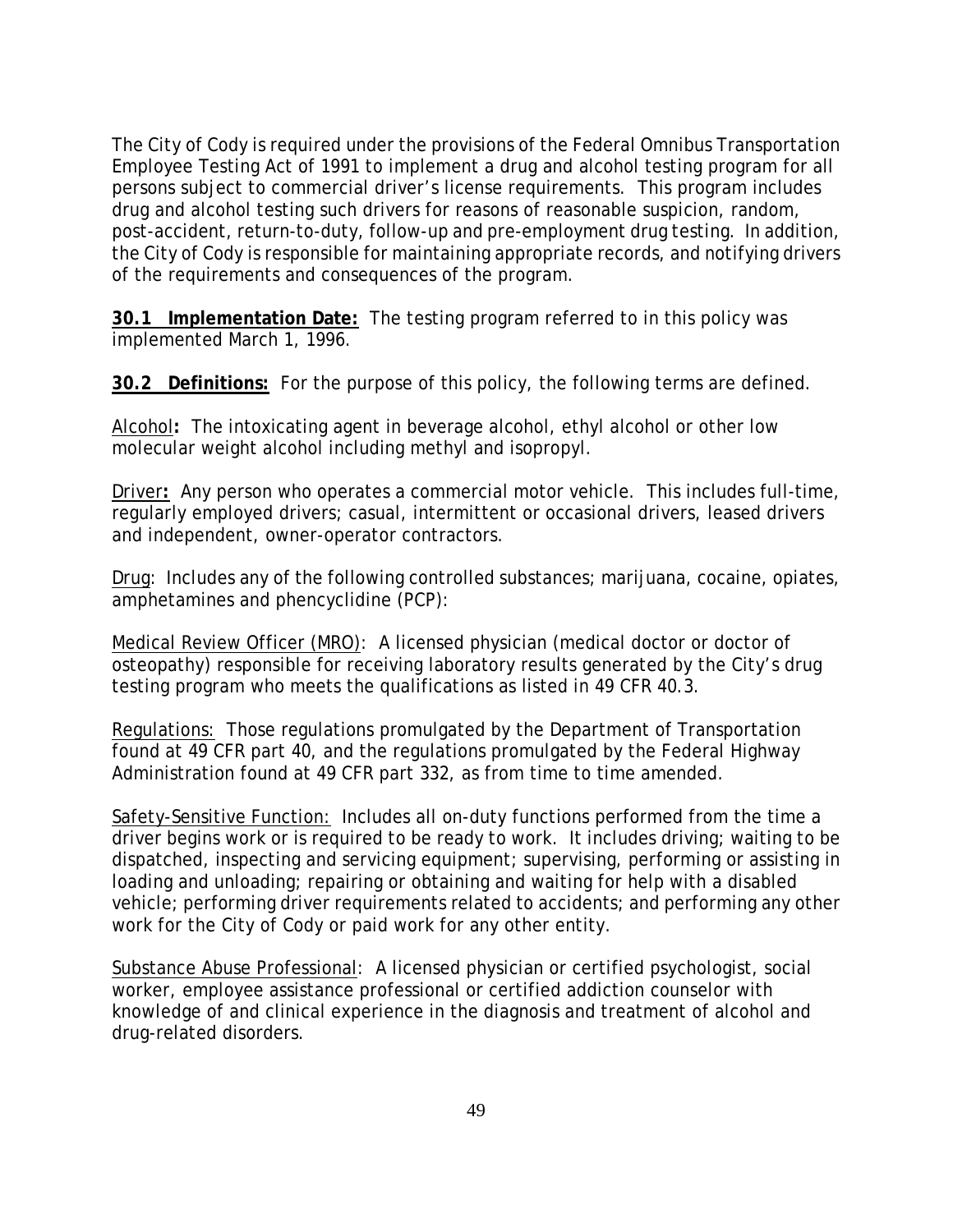The City of Cody is required under the provisions of the Federal Omnibus Transportation Employee Testing Act of 1991 to implement a drug and alcohol testing program for all persons subject to commercial driver's license requirements. This program includes drug and alcohol testing such drivers for reasons of reasonable suspicion, random, post-accident, return-to-duty, follow-up and pre-employment drug testing. In addition, the City of Cody is responsible for maintaining appropriate records, and notifying drivers of the requirements and consequences of the program.

**30.1 Implementation Date:** The testing program referred to in this policy was implemented March 1, 1996.

**30.2 Definitions:** For the purpose of this policy, the following terms are defined.

Alcohol**:** The intoxicating agent in beverage alcohol, ethyl alcohol or other low molecular weight alcohol including methyl and isopropyl.

Driver**:** Any person who operates a commercial motor vehicle. This includes full-time, regularly employed drivers; casual, intermittent or occasional drivers, leased drivers and independent, owner-operator contractors.

Drug: Includes any of the following controlled substances; marijuana, cocaine, opiates, amphetamines and phencyclidine (PCP):

Medical Review Officer (MRO): A licensed physician (medical doctor or doctor of osteopathy) responsible for receiving laboratory results generated by the City's drug testing program who meets the qualifications as listed in 49 CFR 40.3.

Regulations: Those regulations promulgated by the Department of Transportation found at 49 CFR part 40, and the regulations promulgated by the Federal Highway Administration found at 49 CFR part 332, as from time to time amended.

Safety-Sensitive Function: Includes all on-duty functions performed from the time a driver begins work or is required to be ready to work. It includes driving; waiting to be dispatched, inspecting and servicing equipment; supervising, performing or assisting in loading and unloading; repairing or obtaining and waiting for help with a disabled vehicle; performing driver requirements related to accidents; and performing any other work for the City of Cody or paid work for any other entity.

Substance Abuse Professional: A licensed physician or certified psychologist, social worker, employee assistance professional or certified addiction counselor with knowledge of and clinical experience in the diagnosis and treatment of alcohol and drug-related disorders.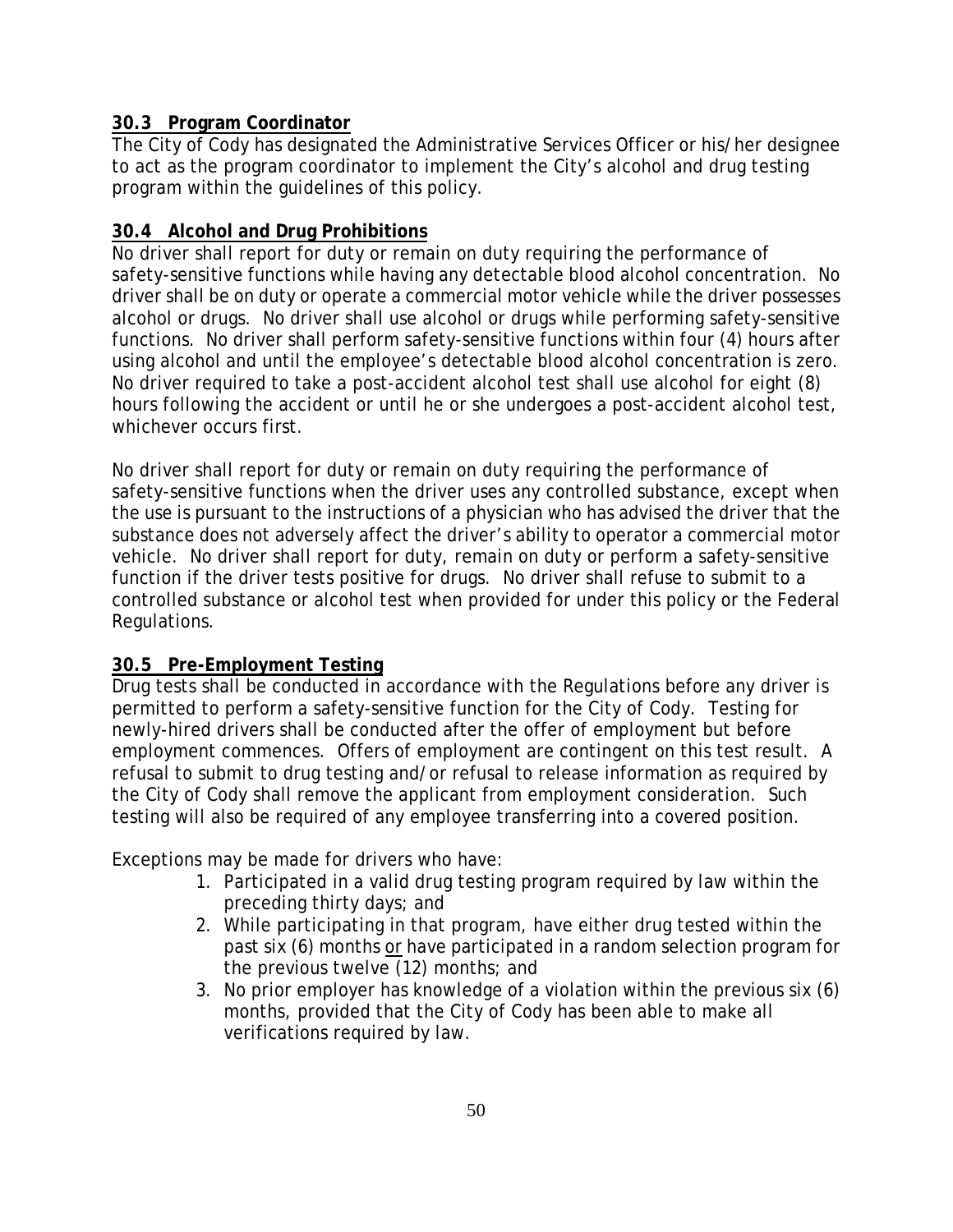## 30.3 Program Coordinator

The City of Cody has designated the Administrative Services Officer or his/her designee to act as the program coordinator to implement the City's alcohol and drug testing program within the guidelines of this policy.

## 30.4 Alcohol and Drug Prohibitions

No driver shall report for duty or remain on duty requiring the performance of safety-sensitive functions while having any detectable blood alcohol concentration. No driver shall be on duty or operate a commercial motor vehicle while the driver possesses alcohol or drugs. No driver shall use alcohol or drugs while performing safety-sensitive functions. No driver shall perform safety-sensitive functions within four (4) hours after using alcohol and until the employee's detectable blood alcohol concentration is zero. No driver required to take a post-accident alcohol test shall use alcohol for eight (8) hours following the accident or until he or she undergoes a post-accident alcohol test, whichever occurs first.

No driver shall report for duty or remain on duty requiring the performance of safety-sensitive functions when the driver uses any controlled substance, except when the use is pursuant to the instructions of a physician who has advised the driver that the substance does not adversely affect the driver's ability to operator a commercial motor vehicle. No driver shall report for duty, remain on duty or perform a safety-sensitive function if the driver tests positive for drugs. No driver shall refuse to submit to a controlled substance or alcohol test when provided for under this policy or the Federal Regulations.

## 30.5 Pre-Employment Testing

Drug tests shall be conducted in accordance with the Regulations before any driver is permitted to perform a safety-sensitive function for the City of Cody. Testing for newly-hired drivers shall be conducted after the offer of employment but before employment commences. Offers of employment are contingent on this test result. A refusal to submit to drug testing and/or refusal to release information as required by the City of Cody shall remove the applicant from employment consideration. Such testing will also be required of any employee transferring into a covered position.

Exceptions may be made for drivers who have:

1. Participated in a valid drug testing program required by law within the preceding thirty days; and
2. While participating in that program, have either drug tested within the past six (6) months <u>or</u> have participated in a random selection program for the previous twelve (12) months; and
3. No prior employer has knowledge of a violation within the previous six (6) months, provided that the City of Cody has been able to make all verifications required by law.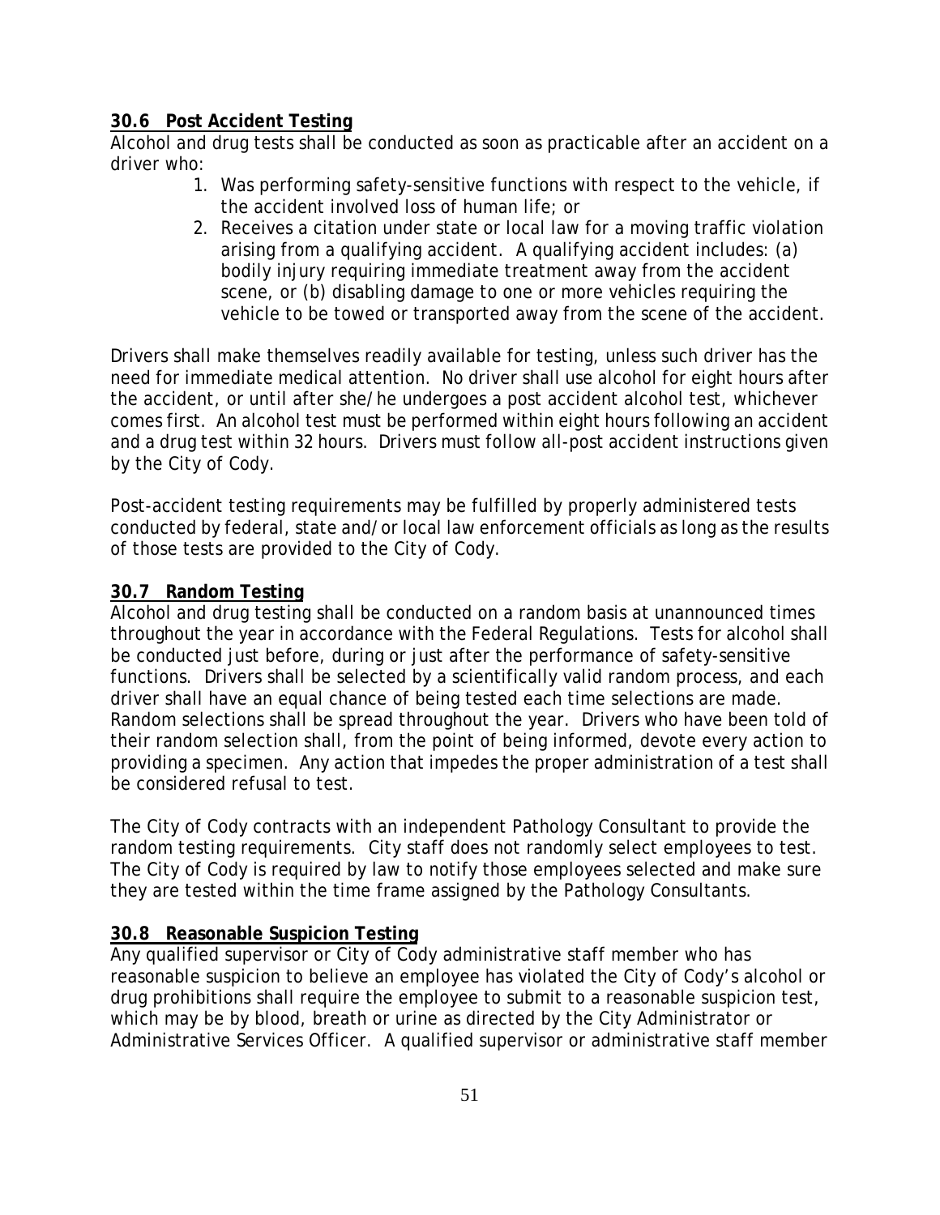## 30.6 Post Accident Testing

Alcohol and drug tests shall be conducted as soon as practicable after an accident on a driver who:

1. Was performing safety-sensitive functions with respect to the vehicle, if the accident involved loss of human life; or
2. Receives a citation under state or local law for a moving traffic violation arising from a qualifying accident. A qualifying accident includes: (a) bodily injury requiring immediate treatment away from the accident scene, or (b) disabling damage to one or more vehicles requiring the vehicle to be towed or transported away from the scene of the accident.

Drivers shall make themselves readily available for testing, unless such driver has the need for immediate medical attention. No driver shall use alcohol for eight hours after the accident, or until after she/he undergoes a post accident alcohol test, whichever comes first. An alcohol test must be performed within eight hours following an accident and a drug test within 32 hours. Drivers must follow all-post accident instructions given by the City of Cody.

Post-accident testing requirements may be fulfilled by properly administered tests conducted by federal, state and/or local law enforcement officials as long as the results of those tests are provided to the City of Cody.

## 30.7 Random Testing

Alcohol and drug testing shall be conducted on a random basis at unannounced times throughout the year in accordance with the Federal Regulations. Tests for alcohol shall be conducted just before, during or just after the performance of safety-sensitive functions. Drivers shall be selected by a scientifically valid random process, and each driver shall have an equal chance of being tested each time selections are made. Random selections shall be spread throughout the year. Drivers who have been told of their random selection shall, from the point of being informed, devote every action to providing a specimen. Any action that impedes the proper administration of a test shall be considered refusal to test.

The City of Cody contracts with an independent Pathology Consultant to provide the random testing requirements. City staff does not randomly select employees to test. The City of Cody is required by law to notify those employees selected and make sure they are tested within the time frame assigned by the Pathology Consultants.

## 30.8 Reasonable Suspicion Testing

Any qualified supervisor or City of Cody administrative staff member who has reasonable suspicion to believe an employee has violated the City of Cody's alcohol or drug prohibitions shall require the employee to submit to a reasonable suspicion test, which may be by blood, breath or urine as directed by the City Administrator or Administrative Services Officer. A qualified supervisor or administrative staff member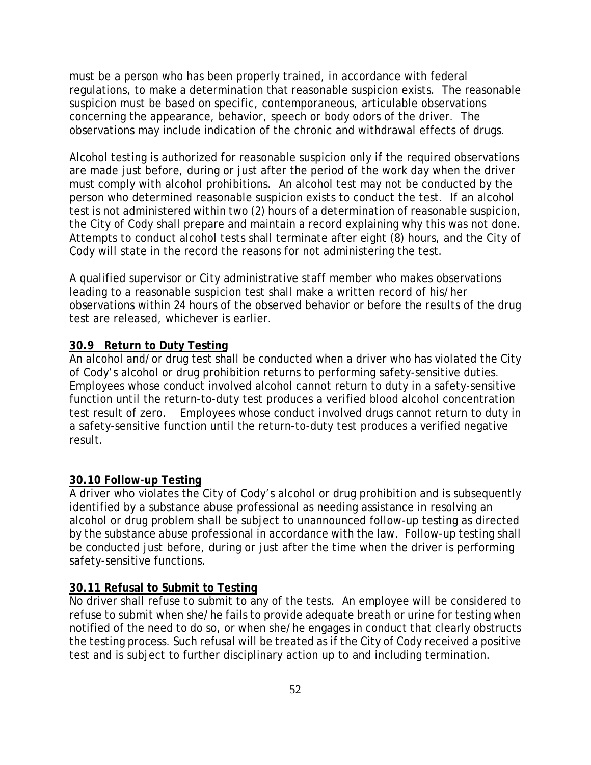must be a person who has been properly trained, in accordance with federal regulations, to make a determination that reasonable suspicion exists. The reasonable suspicion must be based on specific, contemporaneous, articulable observations concerning the appearance, behavior, speech or body odors of the driver. The observations may include indication of the chronic and withdrawal effects of drugs.

Alcohol testing is authorized for reasonable suspicion only if the required observations are made just before, during or just after the period of the work day when the driver must comply with alcohol prohibitions. An alcohol test may not be conducted by the person who determined reasonable suspicion exists to conduct the test. If an alcohol test is not administered within two (2) hours of a determination of reasonable suspicion, the City of Cody shall prepare and maintain a record explaining why this was not done. Attempts to conduct alcohol tests shall terminate after eight (8) hours, and the City of Cody will state in the record the reasons for not administering the test.

A qualified supervisor or City administrative staff member who makes observations leading to a reasonable suspicion test shall make a written record of his/her observations within 24 hours of the observed behavior or before the results of the drug test are released, whichever is earlier.

**30.9 Return to Duty Testing**

An alcohol and/or drug test shall be conducted when a driver who has violated the City of Cody's alcohol or drug prohibition returns to performing safety-sensitive duties. Employees whose conduct involved alcohol cannot return to duty in a safety-sensitive function until the return-to-duty test produces a verified blood alcohol concentration test result of zero. Employees whose conduct involved drugs cannot return to duty in a safety-sensitive function until the return-to-duty test produces a verified negative result.

**30.10 Follow-up Testing**

A driver who violates the City of Cody's alcohol or drug prohibition and is subsequently identified by a substance abuse professional as needing assistance in resolving an alcohol or drug problem shall be subject to unannounced follow-up testing as directed by the substance abuse professional in accordance with the law. Follow-up testing shall be conducted just before, during or just after the time when the driver is performing safety-sensitive functions.

**30.11 Refusal to Submit to Testing**

No driver shall refuse to submit to any of the tests. An employee will be considered to refuse to submit when she/he fails to provide adequate breath or urine for testing when notified of the need to do so, or when she/he engages in conduct that clearly obstructs the testing process. Such refusal will be treated as if the City of Cody received a positive test and is subject to further disciplinary action up to and including termination.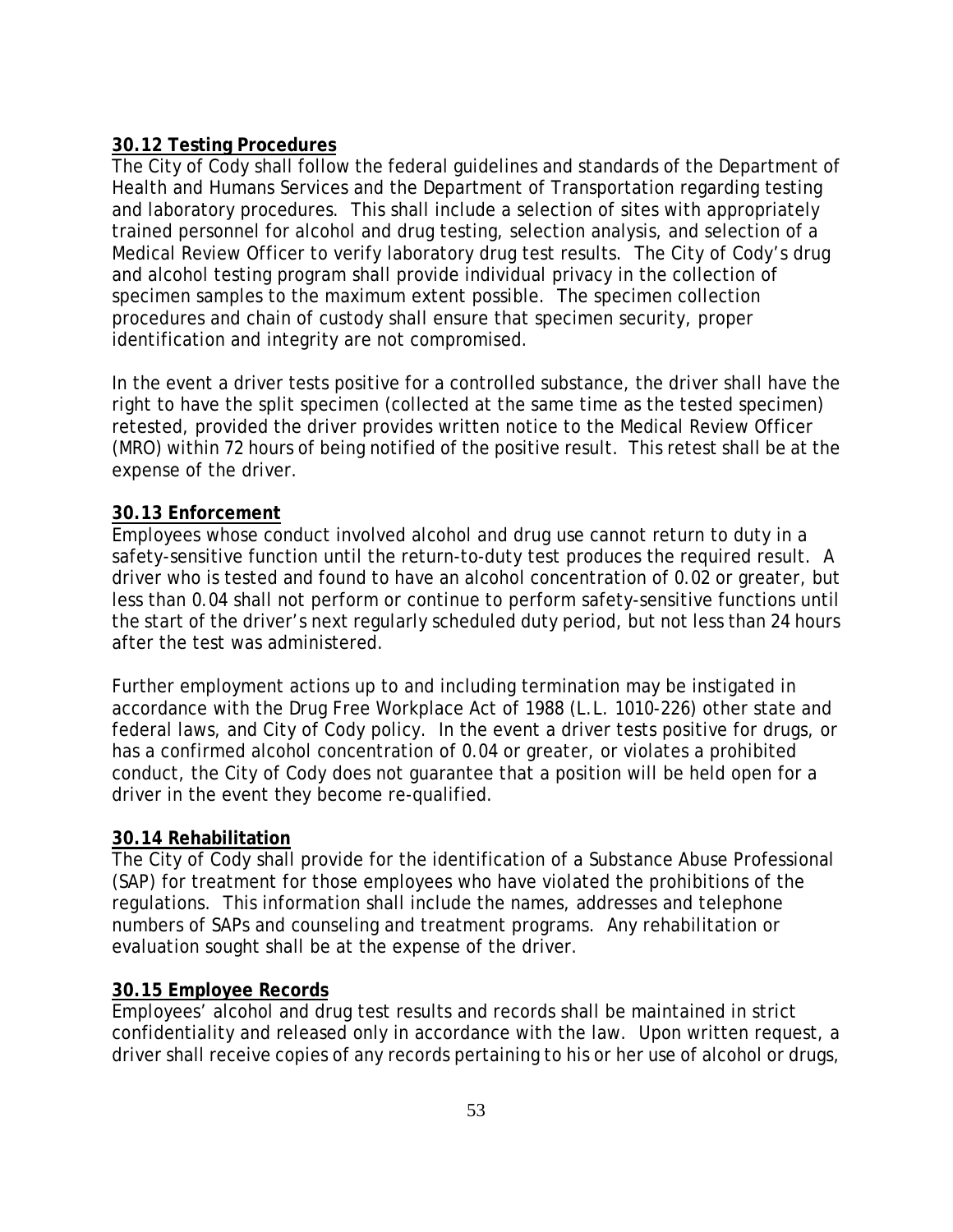**30.12 Testing Procedures**

The City of Cody shall follow the federal guidelines and standards of the Department of Health and Humans Services and the Department of Transportation regarding testing and laboratory procedures. This shall include a selection of sites with appropriately trained personnel for alcohol and drug testing, selection analysis, and selection of a Medical Review Officer to verify laboratory drug test results. The City of Cody's drug and alcohol testing program shall provide individual privacy in the collection of specimen samples to the maximum extent possible. The specimen collection procedures and chain of custody shall ensure that specimen security, proper identification and integrity are not compromised.

In the event a driver tests positive for a controlled substance, the driver shall have the right to have the split specimen (collected at the same time as the tested specimen) retested, provided the driver provides written notice to the Medical Review Officer (MRO) within 72 hours of being notified of the positive result. This retest shall be at the expense of the driver.

**30.13 Enforcement**

Employees whose conduct involved alcohol and drug use cannot return to duty in a safety-sensitive function until the return-to-duty test produces the required result. A driver who is tested and found to have an alcohol concentration of 0.02 or greater, but less than 0.04 shall not perform or continue to perform safety-sensitive functions until the start of the driver's next regularly scheduled duty period, but not less than 24 hours after the test was administered.

Further employment actions up to and including termination may be instigated in accordance with the Drug Free Workplace Act of 1988 (L.L. 1010-226) other state and federal laws, and City of Cody policy. In the event a driver tests positive for drugs, or has a confirmed alcohol concentration of 0.04 or greater, or violates a prohibited conduct, the City of Cody does not guarantee that a position will be held open for a driver in the event they become re-qualified.

**30.14 Rehabilitation**

The City of Cody shall provide for the identification of a Substance Abuse Professional (SAP) for treatment for those employees who have violated the prohibitions of the regulations. This information shall include the names, addresses and telephone numbers of SAPs and counseling and treatment programs. Any rehabilitation or evaluation sought shall be at the expense of the driver.

**30.15 Employee Records**

Employees' alcohol and drug test results and records shall be maintained in strict confidentiality and released only in accordance with the law. Upon written request, a driver shall receive copies of any records pertaining to his or her use of alcohol or drugs,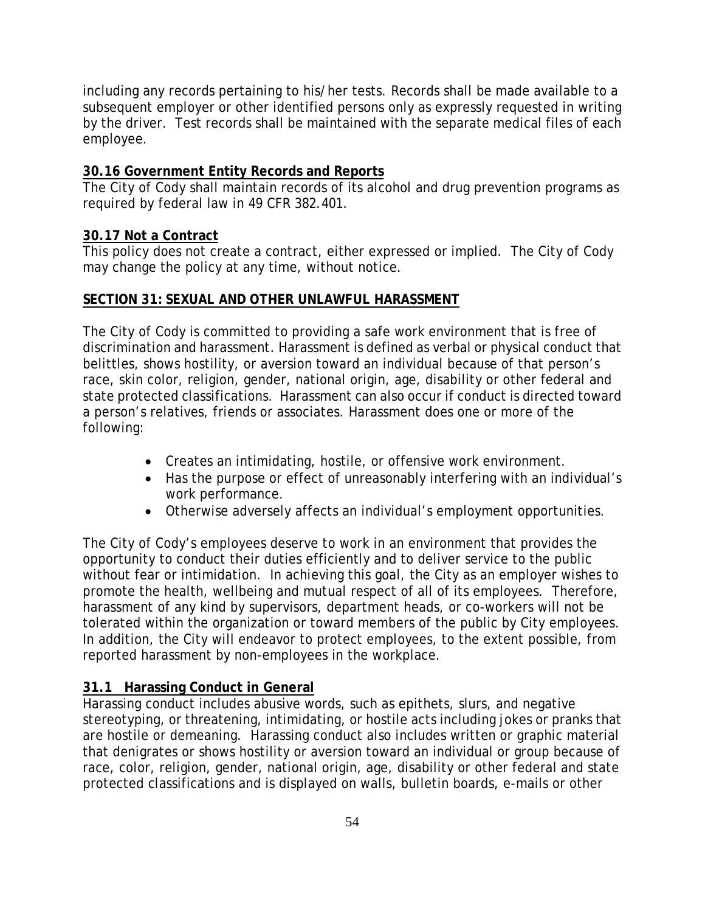including any records pertaining to his/her tests. Records shall be made available to a subsequent employer or other identified persons only as expressly requested in writing by the driver. Test records shall be maintained with the separate medical files of each employee.

### 30.16 Government Entity Records and Reports

The City of Cody shall maintain records of its alcohol and drug prevention programs as required by federal law in 49 CFR 382.401.

### 30.17 Not a Contract

This policy does not create a contract, either expressed or implied. The City of Cody may change the policy at any time, without notice.

## SECTION 31: SEXUAL AND OTHER UNLAWFUL HARASSMENT

The City of Cody is committed to providing a safe work environment that is free of discrimination and harassment. Harassment is defined as verbal or physical conduct that belittles, shows hostility, or aversion toward an individual because of that person's race, skin color, religion, gender, national origin, age, disability or other federal and state protected classifications. Harassment can also occur if conduct is directed toward a person's relatives, friends or associates. Harassment does one or more of the following:

- Creates an intimidating, hostile, or offensive work environment.
- Has the purpose or effect of unreasonably interfering with an individual's work performance.
- Otherwise adversely affects an individual's employment opportunities.

The City of Cody's employees deserve to work in an environment that provides the opportunity to conduct their duties efficiently and to deliver service to the public without fear or intimidation. In achieving this goal, the City as an employer wishes to promote the health, wellbeing and mutual respect of all of its employees. Therefore, harassment of any kind by supervisors, department heads, or co-workers will not be tolerated within the organization or toward members of the public by City employees. In addition, the City will endeavor to protect employees, to the extent possible, from reported harassment by non-employees in the workplace.

### 31.1 Harassing Conduct in General

Harassing conduct includes abusive words, such as epithets, slurs, and negative stereotyping, or threatening, intimidating, or hostile acts including jokes or pranks that are hostile or demeaning. Harassing conduct also includes written or graphic material that denigrates or shows hostility or aversion toward an individual or group because of race, color, religion, gender, national origin, age, disability or other federal and state protected classifications and is displayed on walls, bulletin boards, e-mails or other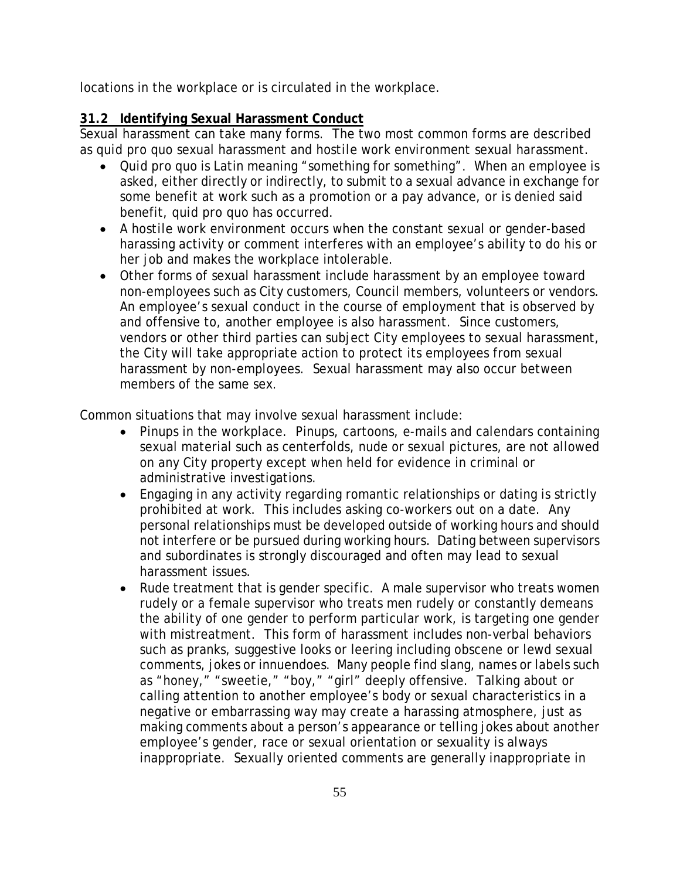locations in the workplace or is circulated in the workplace.

### 31.2 Identifying Sexual Harassment Conduct

Sexual harassment can take many forms. The two most common forms are described as quid pro quo sexual harassment and hostile work environment sexual harassment.

- Quid pro quo is Latin meaning "something for something". When an employee is asked, either directly or indirectly, to submit to a sexual advance in exchange for some benefit at work such as a promotion or a pay advance, or is denied said benefit, quid pro quo has occurred.
- A hostile work environment occurs when the constant sexual or gender-based harassing activity or comment interferes with an employee's ability to do his or her job and makes the workplace intolerable.
- Other forms of sexual harassment include harassment by an employee toward non-employees such as City customers, Council members, volunteers or vendors. An employee's sexual conduct in the course of employment that is observed by and offensive to, another employee is also harassment. Since customers, vendors or other third parties can subject City employees to sexual harassment, the City will take appropriate action to protect its employees from sexual harassment by non-employees. Sexual harassment may also occur between members of the same sex.

Common situations that may involve sexual harassment include:

- Pinups in the workplace. Pinups, cartoons, e-mails and calendars containing sexual material such as centerfolds, nude or sexual pictures, are not allowed on any City property except when held for evidence in criminal or administrative investigations.
- Engaging in any activity regarding romantic relationships or dating is strictly prohibited at work. This includes asking co-workers out on a date. Any personal relationships must be developed outside of working hours and should not interfere or be pursued during working hours. Dating between supervisors and subordinates is strongly discouraged and often may lead to sexual harassment issues.
- Rude treatment that is gender specific. A male supervisor who treats women rudely or a female supervisor who treats men rudely or constantly demeans the ability of one gender to perform particular work, is targeting one gender with mistreatment. This form of harassment includes non-verbal behaviors such as pranks, suggestive looks or leering including obscene or lewd sexual comments, jokes or innuendoes. Many people find slang, names or labels such as "honey," "sweetie," "boy," "girl" deeply offensive. Talking about or calling attention to another employee's body or sexual characteristics in a negative or embarrassing way may create a harassing atmosphere, just as making comments about a person's appearance or telling jokes about another employee's gender, race or sexual orientation or sexuality is always inappropriate. Sexually oriented comments are generally inappropriate in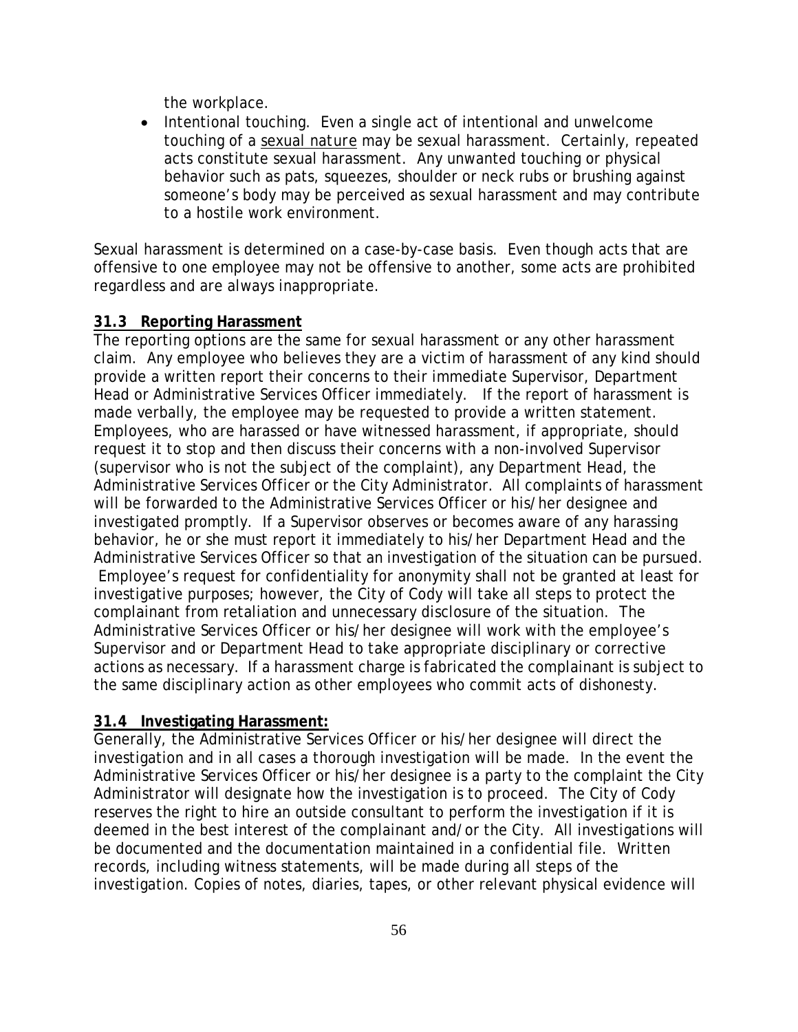the workplace.

- Intentional touching. Even a single act of intentional and unwelcome touching of a <u>sexual nature</u> may be sexual harassment. Certainly, repeated acts constitute sexual harassment. Any unwanted touching or physical behavior such as pats, squeezes, shoulder or neck rubs or brushing against someone's body may be perceived as sexual harassment and may contribute to a hostile work environment.

Sexual harassment is determined on a case-by-case basis. Even though acts that are offensive to one employee may not be offensive to another, some acts are prohibited regardless and are always inappropriate.

**31.3 Reporting Harassment**

The reporting options are the same for sexual harassment or any other harassment claim. Any employee who believes they are a victim of harassment of any kind should provide a written report their concerns to their immediate Supervisor, Department Head or Administrative Services Officer immediately. If the report of harassment is made verbally, the employee may be requested to provide a written statement. Employees, who are harassed or have witnessed harassment, if appropriate, should request it to stop and then discuss their concerns with a non-involved Supervisor (supervisor who is not the subject of the complaint), any Department Head, the Administrative Services Officer or the City Administrator. All complaints of harassment will be forwarded to the Administrative Services Officer or his/her designee and investigated promptly. If a Supervisor observes or becomes aware of any harassing behavior, he or she must report it immediately to his/her Department Head and the Administrative Services Officer so that an investigation of the situation can be pursued. Employee's request for confidentiality for anonymity shall not be granted at least for investigative purposes; however, the City of Cody will take all steps to protect the complainant from retaliation and unnecessary disclosure of the situation. The Administrative Services Officer or his/her designee will work with the employee's Supervisor and or Department Head to take appropriate disciplinary or corrective actions as necessary. If a harassment charge is fabricated the complainant is subject to the same disciplinary action as other employees who commit acts of dishonesty.

**31.4 Investigating Harassment:**

Generally, the Administrative Services Officer or his/her designee will direct the investigation and in all cases a thorough investigation will be made. In the event the Administrative Services Officer or his/her designee is a party to the complaint the City Administrator will designate how the investigation is to proceed. The City of Cody reserves the right to hire an outside consultant to perform the investigation if it is deemed in the best interest of the complainant and/or the City. All investigations will be documented and the documentation maintained in a confidential file. Written records, including witness statements, will be made during all steps of the investigation. Copies of notes, diaries, tapes, or other relevant physical evidence will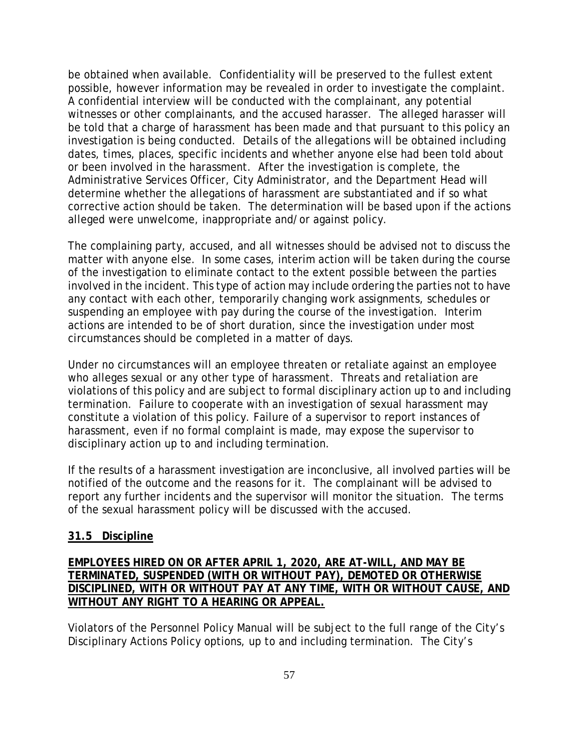be obtained when available. Confidentiality will be preserved to the fullest extent possible, however information may be revealed in order to investigate the complaint. A confidential interview will be conducted with the complainant, any potential witnesses or other complainants, and the accused harasser. The alleged harasser will be told that a charge of harassment has been made and that pursuant to this policy an investigation is being conducted. Details of the allegations will be obtained including dates, times, places, specific incidents and whether anyone else had been told about or been involved in the harassment. After the investigation is complete, the Administrative Services Officer, City Administrator, and the Department Head will determine whether the allegations of harassment are substantiated and if so what corrective action should be taken. The determination will be based upon if the actions alleged were unwelcome, inappropriate and/or against policy.

The complaining party, accused, and all witnesses should be advised not to discuss the matter with anyone else. In some cases, interim action will be taken during the course of the investigation to eliminate contact to the extent possible between the parties involved in the incident. This type of action may include ordering the parties not to have any contact with each other, temporarily changing work assignments, schedules or suspending an employee with pay during the course of the investigation. Interim actions are intended to be of short duration, since the investigation under most circumstances should be completed in a matter of days.

Under no circumstances will an employee threaten or retaliate against an employee who alleges sexual or any other type of harassment. Threats and retaliation are violations of this policy and are subject to formal disciplinary action up to and including termination. Failure to cooperate with an investigation of sexual harassment may constitute a violation of this policy. Failure of a supervisor to report instances of harassment, even if no formal complaint is made, may expose the supervisor to disciplinary action up to and including termination.

If the results of a harassment investigation are inconclusive, all involved parties will be notified of the outcome and the reasons for it. The complainant will be advised to report any further incidents and the supervisor will monitor the situation. The terms of the sexual harassment policy will be discussed with the accused.

## 31.5 Discipline

**EMPLOYEES HIRED ON OR AFTER APRIL 1, 2020, ARE AT-WILL, AND MAY BE TERMINATED, SUSPENDED (WITH OR WITHOUT PAY), DEMOTED OR OTHERWISE DISCIPLINED, WITH OR WITHOUT PAY AT ANY TIME, WITH OR WITHOUT CAUSE, AND WITHOUT ANY RIGHT TO A HEARING OR APPEAL.**

Violators of the Personnel Policy Manual will be subject to the full range of the City's Disciplinary Actions Policy options, up to and including termination. The City's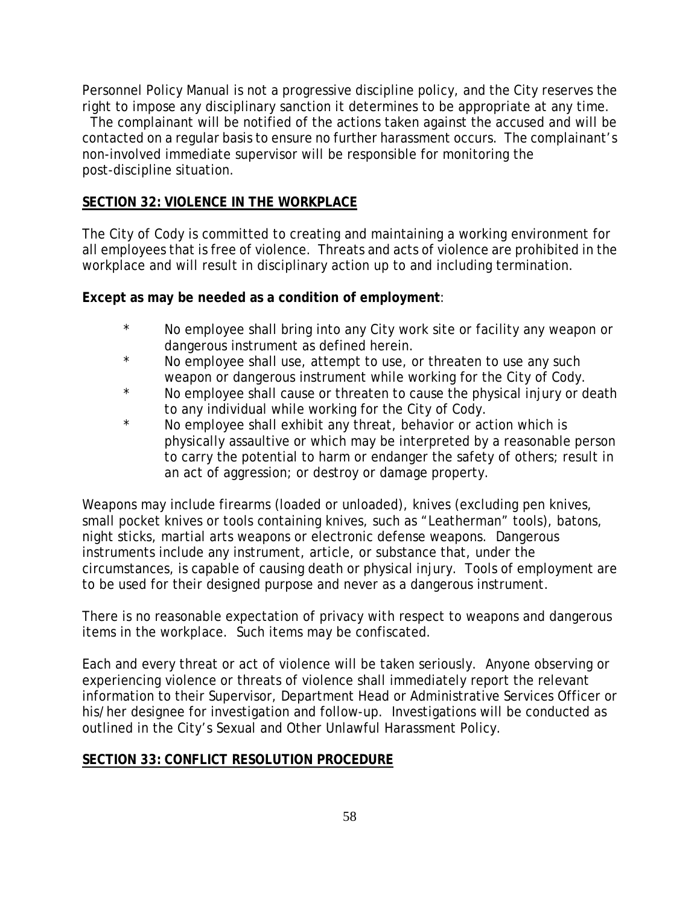Personnel Policy Manual is not a progressive discipline policy, and the City reserves the right to impose any disciplinary sanction it determines to be appropriate at any time. The complainant will be notified of the actions taken against the accused and will be contacted on a regular basis to ensure no further harassment occurs. The complainant's non-involved immediate supervisor will be responsible for monitoring the post-discipline situation.

## SECTION 32: VIOLENCE IN THE WORKPLACE

The City of Cody is committed to creating and maintaining a working environment for all employees that is free of violence. Threats and acts of violence are prohibited in the workplace and will result in disciplinary action up to and including termination.

**Except as may be needed as a condition of employment**:

* No employee shall bring into any City work site or facility any weapon or dangerous instrument as defined herein.
* No employee shall use, attempt to use, or threaten to use any such weapon or dangerous instrument while working for the City of Cody.
* No employee shall cause or threaten to cause the physical injury or death to any individual while working for the City of Cody.
* No employee shall exhibit any threat, behavior or action which is physically assaultive or which may be interpreted by a reasonable person to carry the potential to harm or endanger the safety of others; result in an act of aggression; or destroy or damage property.

Weapons may include firearms (loaded or unloaded), knives (excluding pen knives, small pocket knives or tools containing knives, such as "Leatherman" tools), batons, night sticks, martial arts weapons or electronic defense weapons. Dangerous instruments include any instrument, article, or substance that, under the circumstances, is capable of causing death or physical injury. Tools of employment are to be used for their designed purpose and never as a dangerous instrument.

There is no reasonable expectation of privacy with respect to weapons and dangerous items in the workplace. Such items may be confiscated.

Each and every threat or act of violence will be taken seriously. Anyone observing or experiencing violence or threats of violence shall immediately report the relevant information to their Supervisor, Department Head or Administrative Services Officer or his/her designee for investigation and follow-up. Investigations will be conducted as outlined in the City's Sexual and Other Unlawful Harassment Policy.

## SECTION 33: CONFLICT RESOLUTION PROCEDURE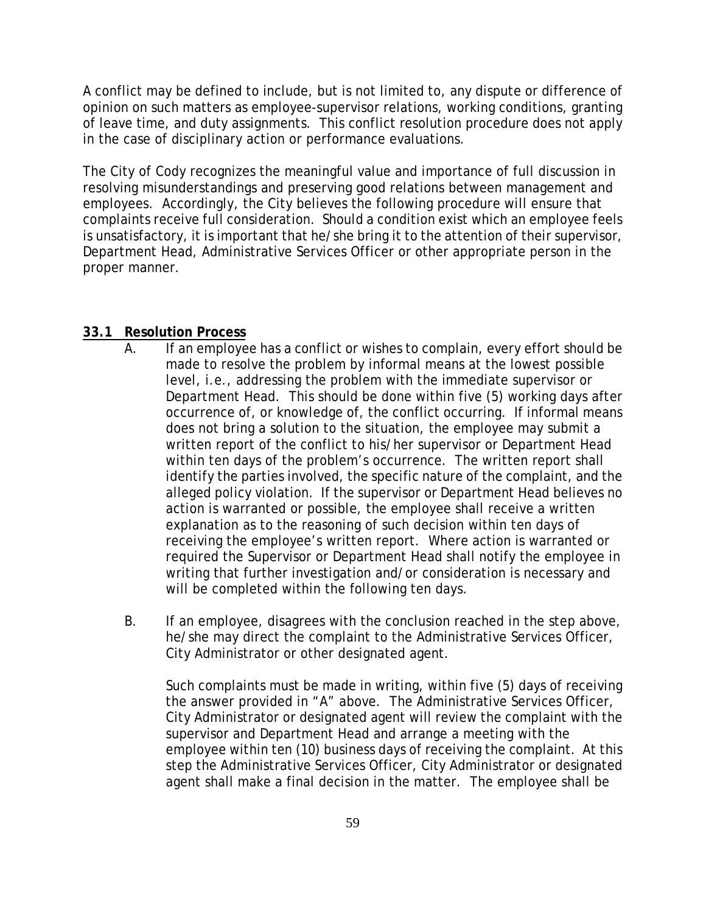A conflict may be defined to include, but is not limited to, any dispute or difference of opinion on such matters as employee-supervisor relations, working conditions, granting of leave time, and duty assignments. This conflict resolution procedure does not apply in the case of disciplinary action or performance evaluations.

The City of Cody recognizes the meaningful value and importance of full discussion in resolving misunderstandings and preserving good relations between management and employees. Accordingly, the City believes the following procedure will ensure that complaints receive full consideration. Should a condition exist which an employee feels is unsatisfactory, it is important that he/she bring it to the attention of their supervisor, Department Head, Administrative Services Officer or other appropriate person in the proper manner.

## 33.1 Resolution Process

A. If an employee has a conflict or wishes to complain, every effort should be made to resolve the problem by informal means at the lowest possible level, i.e., addressing the problem with the immediate supervisor or Department Head. This should be done within five (5) working days after occurrence of, or knowledge of, the conflict occurring. If informal means does not bring a solution to the situation, the employee may submit a written report of the conflict to his/her supervisor or Department Head within ten days of the problem's occurrence. The written report shall identify the parties involved, the specific nature of the complaint, and the alleged policy violation. If the supervisor or Department Head believes no action is warranted or possible, the employee shall receive a written explanation as to the reasoning of such decision within ten days of receiving the employee's written report. Where action is warranted or required the Supervisor or Department Head shall notify the employee in writing that further investigation and/or consideration is necessary and will be completed within the following ten days.

B. If an employee, disagrees with the conclusion reached in the step above, he/she may direct the complaint to the Administrative Services Officer, City Administrator or other designated agent.

   Such complaints must be made in writing, within five (5) days of receiving the answer provided in "A" above. The Administrative Services Officer, City Administrator or designated agent will review the complaint with the supervisor and Department Head and arrange a meeting with the employee within ten (10) business days of receiving the complaint. At this step the Administrative Services Officer, City Administrator or designated agent shall make a final decision in the matter. The employee shall be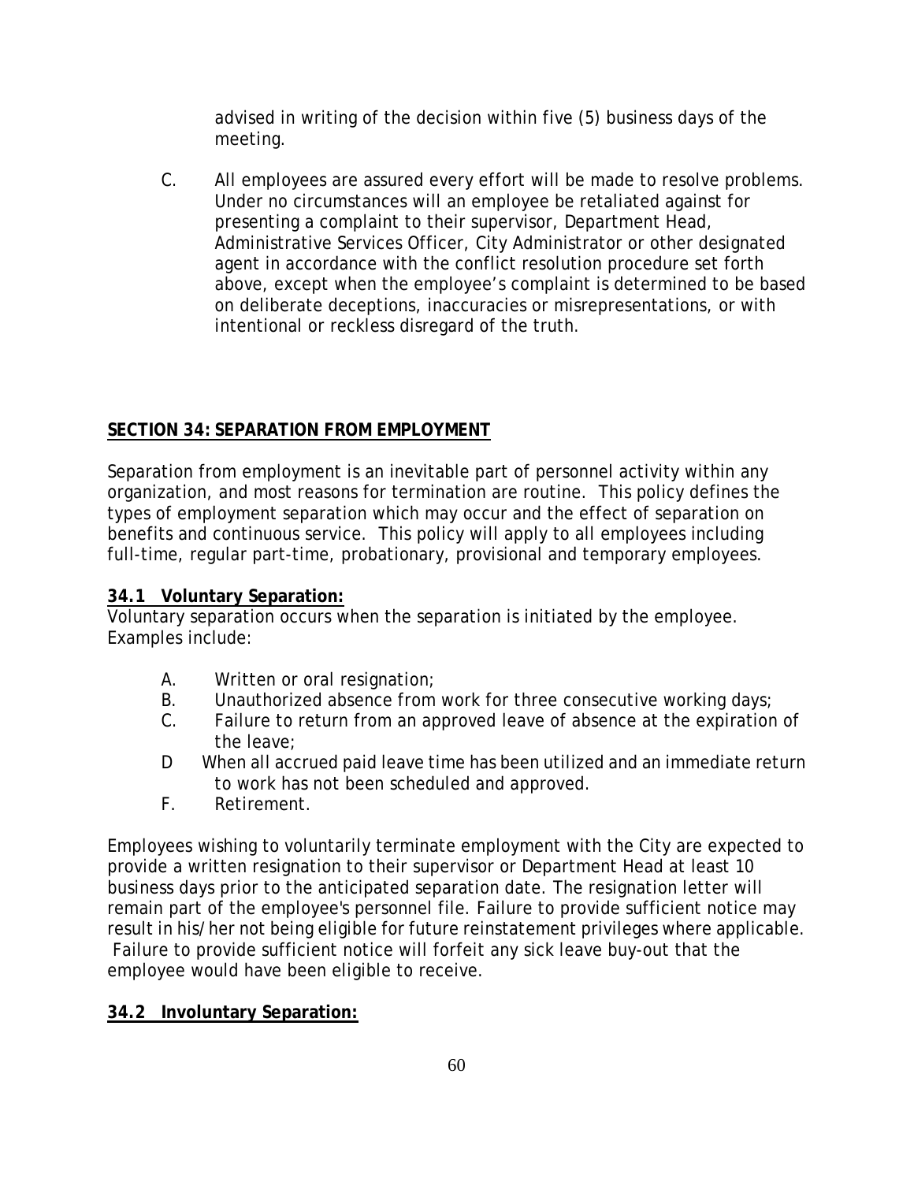advised in writing of the decision within five (5) business days of the meeting.

C. All employees are assured every effort will be made to resolve problems. Under no circumstances will an employee be retaliated against for presenting a complaint to their supervisor, Department Head, Administrative Services Officer, City Administrator or other designated agent in accordance with the conflict resolution procedure set forth above, except when the employee's complaint is determined to be based on deliberate deceptions, inaccuracies or misrepresentations, or with intentional or reckless disregard of the truth.

## SECTION 34: SEPARATION FROM EMPLOYMENT

Separation from employment is an inevitable part of personnel activity within any organization, and most reasons for termination are routine. This policy defines the types of employment separation which may occur and the effect of separation on benefits and continuous service. This policy will apply to all employees including full-time, regular part-time, probationary, provisional and temporary employees.

### 34.1 Voluntary Separation:

Voluntary separation occurs when the separation is initiated by the employee. Examples include:

A. Written or oral resignation;
B. Unauthorized absence from work for three consecutive working days;
C. Failure to return from an approved leave of absence at the expiration of the leave;
D When all accrued paid leave time has been utilized and an immediate return to work has not been scheduled and approved.
F. Retirement.

Employees wishing to voluntarily terminate employment with the City are expected to provide a written resignation to their supervisor or Department Head at least 10 business days prior to the anticipated separation date. The resignation letter will remain part of the employee's personnel file. Failure to provide sufficient notice may result in his/her not being eligible for future reinstatement privileges where applicable. Failure to provide sufficient notice will forfeit any sick leave buy-out that the employee would have been eligible to receive.

### 34.2 Involuntary Separation: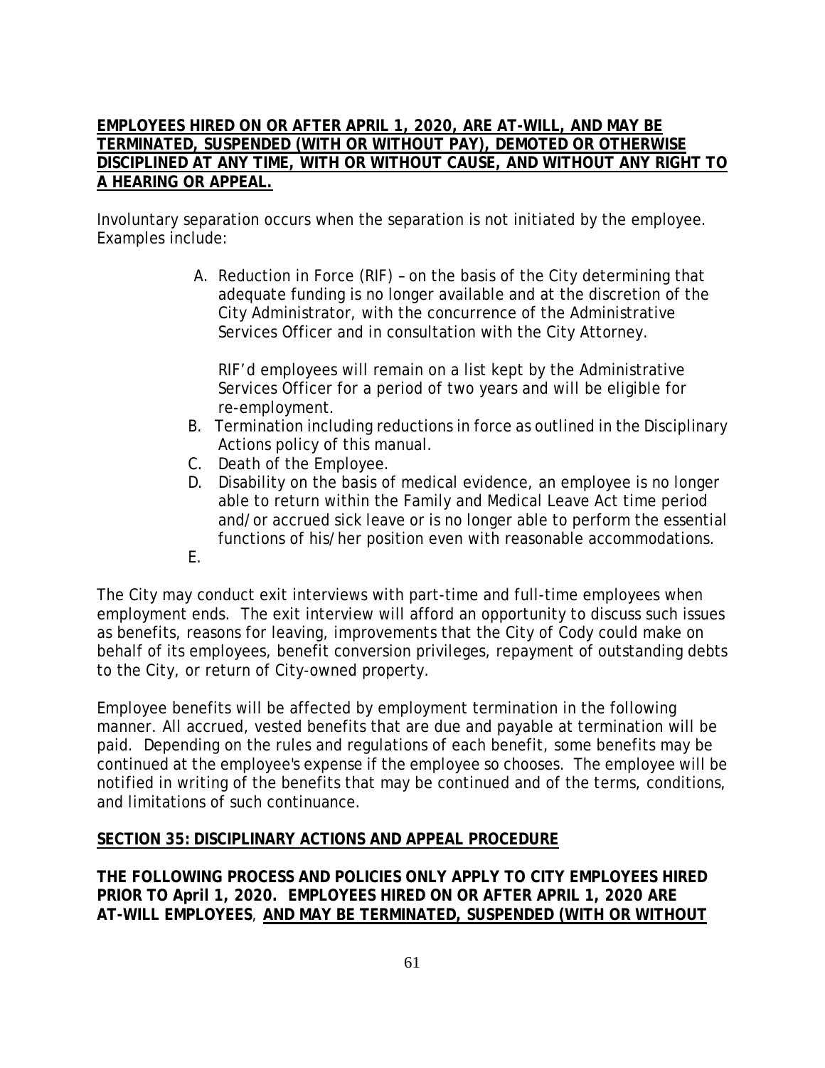**<u>EMPLOYEES HIRED ON OR AFTER APRIL 1, 2020, ARE AT-WILL, AND MAY BE TERMINATED, SUSPENDED (WITH OR WITHOUT PAY), DEMOTED OR OTHERWISE DISCIPLINED AT ANY TIME, WITH OR WITHOUT CAUSE, AND WITHOUT ANY RIGHT TO A HEARING OR APPEAL.</u>**

Involuntary separation occurs when the separation is not initiated by the employee. Examples include:

A. Reduction in Force (RIF) – on the basis of the City determining that adequate funding is no longer available and at the discretion of the City Administrator, with the concurrence of the Administrative Services Officer and in consultation with the City Attorney.

   RIF'd employees will remain on a list kept by the Administrative Services Officer for a period of two years and will be eligible for re-employment.

B. Termination including reductions in force as outlined in the Disciplinary Actions policy of this manual.

C. Death of the Employee.

D. Disability on the basis of medical evidence, an employee is no longer able to return within the Family and Medical Leave Act time period and/or accrued sick leave or is no longer able to perform the essential functions of his/her position even with reasonable accommodations.

E.

The City may conduct exit interviews with part-time and full-time employees when employment ends. The exit interview will afford an opportunity to discuss such issues as benefits, reasons for leaving, improvements that the City of Cody could make on behalf of its employees, benefit conversion privileges, repayment of outstanding debts to the City, or return of City-owned property.

Employee benefits will be affected by employment termination in the following manner. All accrued, vested benefits that are due and payable at termination will be paid. Depending on the rules and regulations of each benefit, some benefits may be continued at the employee's expense if the employee so chooses. The employee will be notified in writing of the benefits that may be continued and of the terms, conditions, and limitations of such continuance.

## <u>SECTION 35: DISCIPLINARY ACTIONS AND APPEAL PROCEDURE</u>

**THE FOLLOWING PROCESS AND POLICIES ONLY APPLY TO CITY EMPLOYEES HIRED PRIOR TO April 1, 2020. EMPLOYEES HIRED ON OR AFTER APRIL 1, 2020 ARE AT-WILL EMPLOYEES, <u>AND MAY BE TERMINATED, SUSPENDED (WITH OR WITHOUT</u>**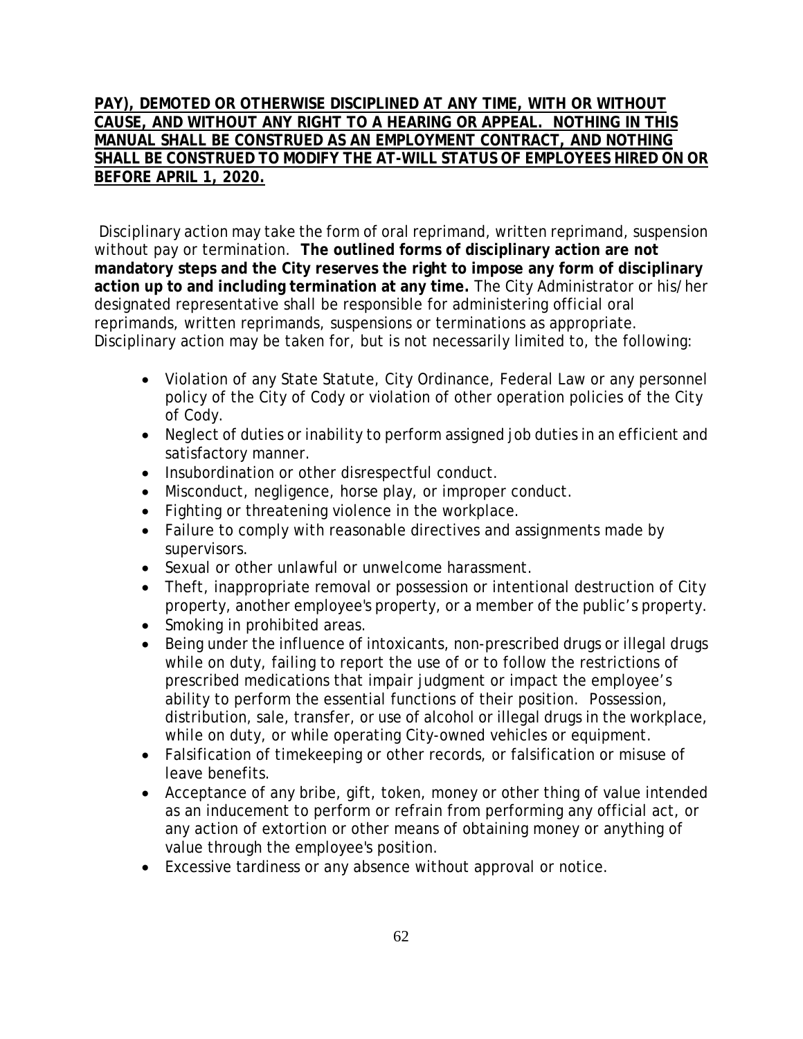**PAY), DEMOTED OR OTHERWISE DISCIPLINED AT ANY TIME, WITH OR WITHOUT CAUSE, AND WITHOUT ANY RIGHT TO A HEARING OR APPEAL. NOTHING IN THIS MANUAL SHALL BE CONSTRUED AS AN EMPLOYMENT CONTRACT, AND NOTHING SHALL BE CONSTRUED TO MODIFY THE AT-WILL STATUS OF EMPLOYEES HIRED ON OR BEFORE APRIL 1, 2020.**

Disciplinary action may take the form of oral reprimand, written reprimand, suspension without pay or termination. **The outlined forms of disciplinary action are not mandatory steps and the City reserves the right to impose any form of disciplinary action up to and including termination at any time.** The City Administrator or his/her designated representative shall be responsible for administering official oral reprimands, written reprimands, suspensions or terminations as appropriate. Disciplinary action may be taken for, but is not necessarily limited to, the following:

- Violation of any State Statute, City Ordinance, Federal Law or any personnel policy of the City of Cody or violation of other operation policies of the City of Cody.
- Neglect of duties or inability to perform assigned job duties in an efficient and satisfactory manner.
- Insubordination or other disrespectful conduct.
- Misconduct, negligence, horse play, or improper conduct.
- Fighting or threatening violence in the workplace.
- Failure to comply with reasonable directives and assignments made by supervisors.
- Sexual or other unlawful or unwelcome harassment.
- Theft, inappropriate removal or possession or intentional destruction of City property, another employee's property, or a member of the public's property.
- Smoking in prohibited areas.
- Being under the influence of intoxicants, non-prescribed drugs or illegal drugs while on duty, failing to report the use of or to follow the restrictions of prescribed medications that impair judgment or impact the employee's ability to perform the essential functions of their position. Possession, distribution, sale, transfer, or use of alcohol or illegal drugs in the workplace, while on duty, or while operating City-owned vehicles or equipment.
- Falsification of timekeeping or other records, or falsification or misuse of leave benefits.
- Acceptance of any bribe, gift, token, money or other thing of value intended as an inducement to perform or refrain from performing any official act, or any action of extortion or other means of obtaining money or anything of value through the employee's position.
- Excessive tardiness or any absence without approval or notice.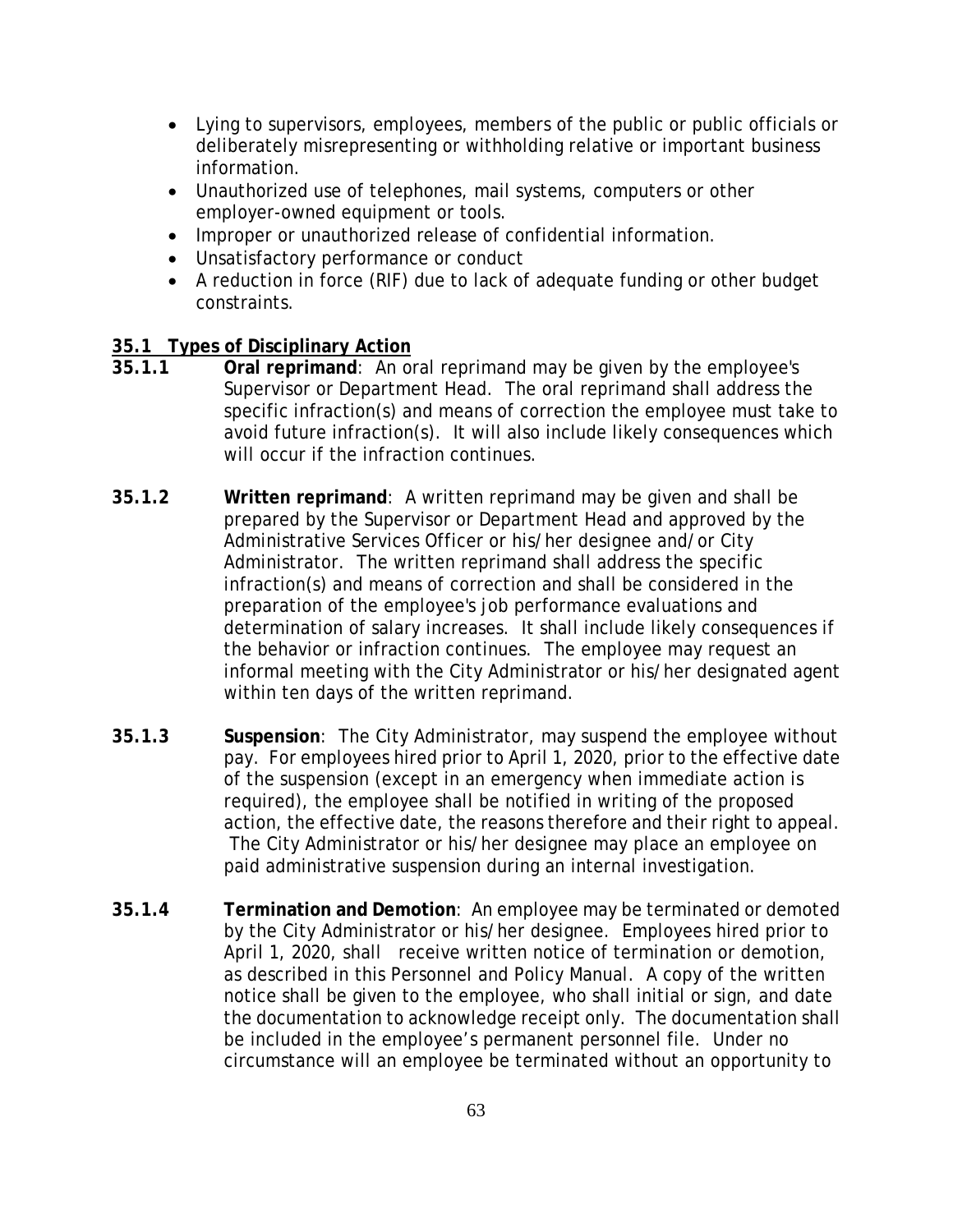- Lying to supervisors, employees, members of the public or public officials or deliberately misrepresenting or withholding relative or important business information.
- Unauthorized use of telephones, mail systems, computers or other employer-owned equipment or tools.
- Improper or unauthorized release of confidential information.
- Unsatisfactory performance or conduct
- A reduction in force (RIF) due to lack of adequate funding or other budget constraints.

## 35.1 Types of Disciplinary Action

**35.1.1** **Oral reprimand**: An oral reprimand may be given by the employee's Supervisor or Department Head. The oral reprimand shall address the specific infraction(s) and means of correction the employee must take to avoid future infraction(s). It will also include likely consequences which will occur if the infraction continues.

**35.1.2** **Written reprimand**: A written reprimand may be given and shall be prepared by the Supervisor or Department Head and approved by the Administrative Services Officer or his/her designee and/or City Administrator. The written reprimand shall address the specific infraction(s) and means of correction and shall be considered in the preparation of the employee's job performance evaluations and determination of salary increases. It shall include likely consequences if the behavior or infraction continues. The employee may request an informal meeting with the City Administrator or his/her designated agent within ten days of the written reprimand.

**35.1.3** **Suspension**: The City Administrator, may suspend the employee without pay. For employees hired prior to April 1, 2020, prior to the effective date of the suspension (except in an emergency when immediate action is required), the employee shall be notified in writing of the proposed action, the effective date, the reasons therefore and their right to appeal. The City Administrator or his/her designee may place an employee on paid administrative suspension during an internal investigation.

**35.1.4** **Termination and Demotion**: An employee may be terminated or demoted by the City Administrator or his/her designee. Employees hired prior to April 1, 2020, shall receive written notice of termination or demotion, as described in this Personnel and Policy Manual. A copy of the written notice shall be given to the employee, who shall initial or sign, and date the documentation to acknowledge receipt only. The documentation shall be included in the employee's permanent personnel file. Under no circumstance will an employee be terminated without an opportunity to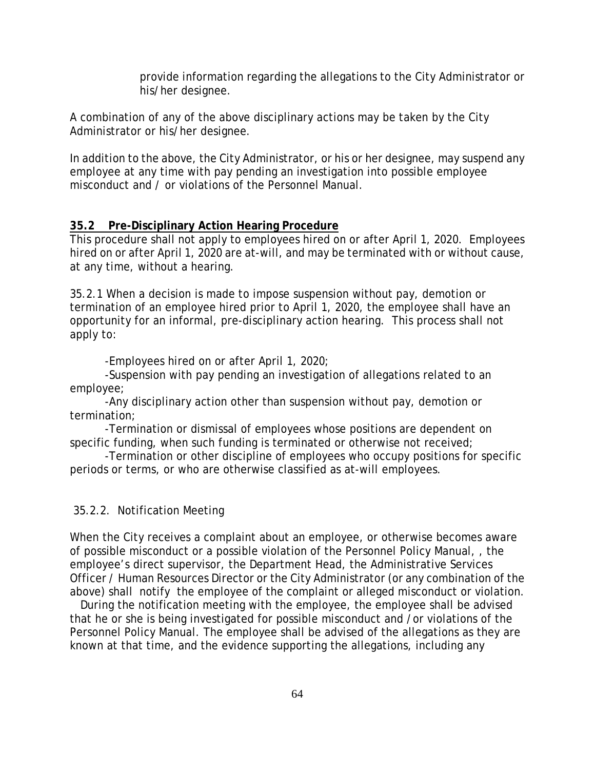provide information regarding the allegations to the City Administrator or his/her designee.

A combination of any of the above disciplinary actions may be taken by the City Administrator or his/her designee.

In addition to the above, the City Administrator, or his or her designee, may suspend any employee at any time with pay pending an investigation into possible employee misconduct and / or violations of the Personnel Manual.

## **35.2 Pre-Disciplinary Action Hearing Procedure**

This procedure shall not apply to employees hired on or after April 1, 2020. Employees hired on or after April 1, 2020 are at-will, and may be terminated with or without cause, at any time, without a hearing.

35.2.1 When a decision is made to impose suspension without pay, demotion or termination of an employee hired prior to April 1, 2020, the employee shall have an opportunity for an informal, pre-disciplinary action hearing. This process shall not apply to:

- -Employees hired on or after April 1, 2020;
- -Suspension with pay pending an investigation of allegations related to an employee;
- -Any disciplinary action other than suspension without pay, demotion or termination;
- -Termination or dismissal of employees whose positions are dependent on specific funding, when such funding is terminated or otherwise not received;
- -Termination or other discipline of employees who occupy positions for specific periods or terms, or who are otherwise classified as at-will employees.

35.2.2. Notification Meeting

When the City receives a complaint about an employee, or otherwise becomes aware of possible misconduct or a possible violation of the Personnel Policy Manual, , the employee's direct supervisor, the Department Head, the Administrative Services Officer / Human Resources Director or the City Administrator (or any combination of the above) shall notify the employee of the complaint or alleged misconduct or violation. During the notification meeting with the employee, the employee shall be advised that he or she is being investigated for possible misconduct and /or violations of the Personnel Policy Manual. The employee shall be advised of the allegations as they are known at that time, and the evidence supporting the allegations, including any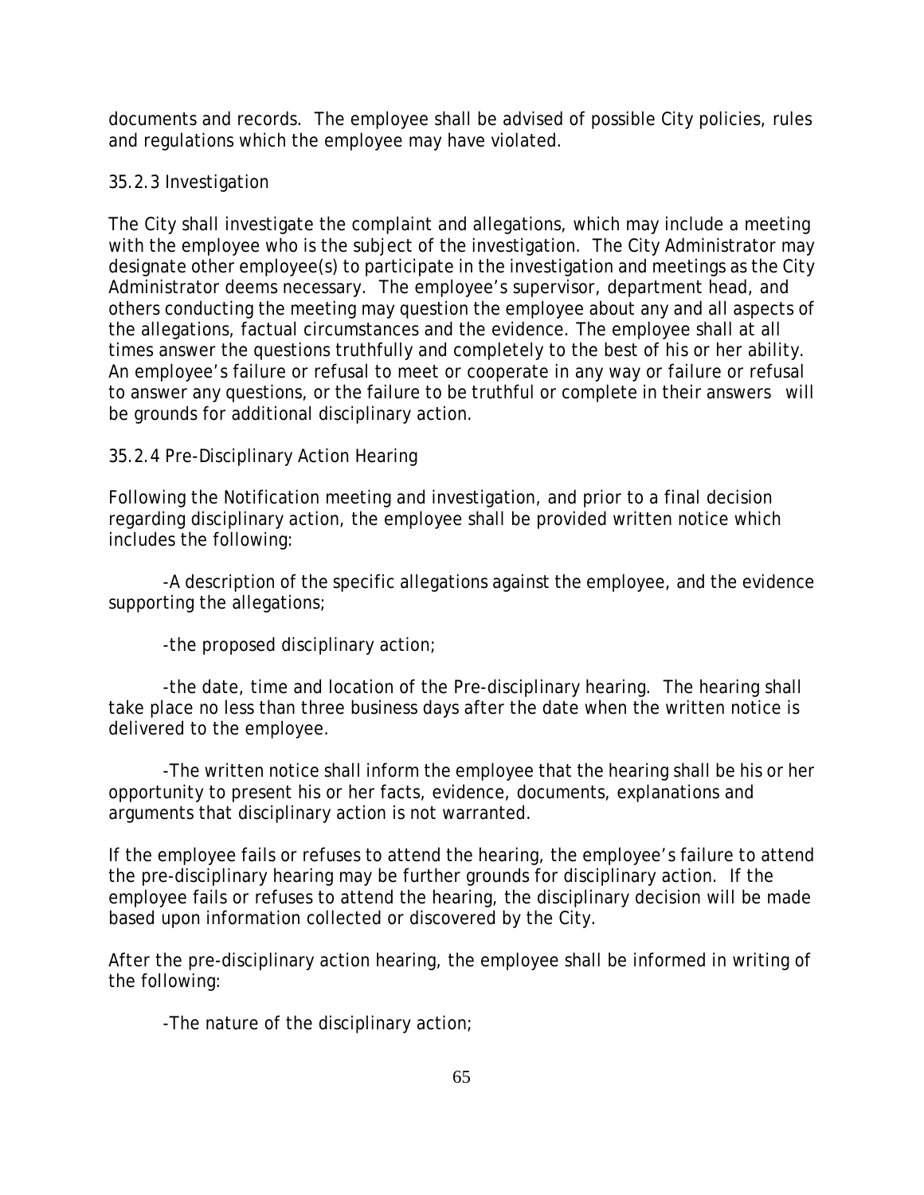documents and records. The employee shall be advised of possible City policies, rules and regulations which the employee may have violated.

### 35.2.3 Investigation

The City shall investigate the complaint and allegations, which may include a meeting with the employee who is the subject of the investigation. The City Administrator may designate other employee(s) to participate in the investigation and meetings as the City Administrator deems necessary. The employee's supervisor, department head, and others conducting the meeting may question the employee about any and all aspects of the allegations, factual circumstances and the evidence. The employee shall at all times answer the questions truthfully and completely to the best of his or her ability. An employee's failure or refusal to meet or cooperate in any way or failure or refusal to answer any questions, or the failure to be truthful or complete in their answers will be grounds for additional disciplinary action.

### 35.2.4 Pre-Disciplinary Action Hearing

Following the Notification meeting and investigation, and prior to a final decision regarding disciplinary action, the employee shall be provided written notice which includes the following:

-A description of the specific allegations against the employee, and the evidence supporting the allegations;

-the proposed disciplinary action;

-the date, time and location of the Pre-disciplinary hearing. The hearing shall take place no less than three business days after the date when the written notice is delivered to the employee.

-The written notice shall inform the employee that the hearing shall be his or her opportunity to present his or her facts, evidence, documents, explanations and arguments that disciplinary action is not warranted.

If the employee fails or refuses to attend the hearing, the employee's failure to attend the pre-disciplinary hearing may be further grounds for disciplinary action. If the employee fails or refuses to attend the hearing, the disciplinary decision will be made based upon information collected or discovered by the City.

After the pre-disciplinary action hearing, the employee shall be informed in writing of the following:

-The nature of the disciplinary action;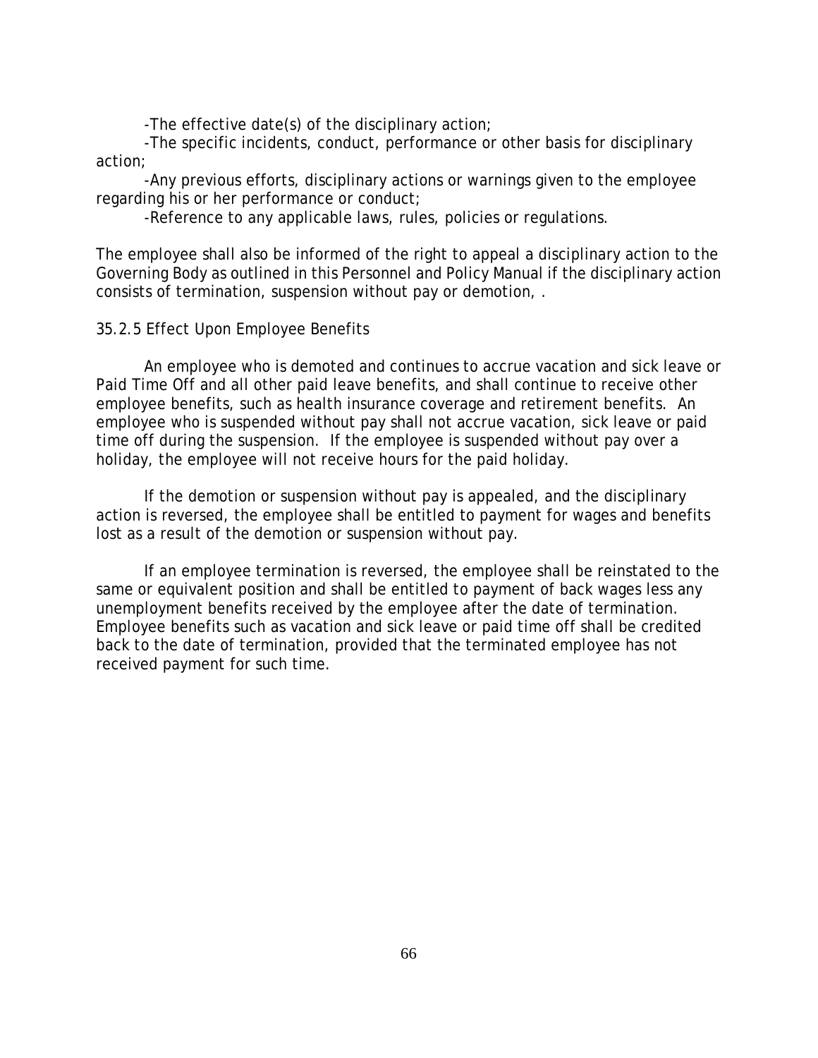-The effective date(s) of the disciplinary action;

-The specific incidents, conduct, performance or other basis for disciplinary action;

-Any previous efforts, disciplinary actions or warnings given to the employee regarding his or her performance or conduct;

-Reference to any applicable laws, rules, policies or regulations.

The employee shall also be informed of the right to appeal a disciplinary action to the Governing Body as outlined in this Personnel and Policy Manual if the disciplinary action consists of termination, suspension without pay or demotion, .

### 35.2.5 Effect Upon Employee Benefits

An employee who is demoted and continues to accrue vacation and sick leave or Paid Time Off and all other paid leave benefits, and shall continue to receive other employee benefits, such as health insurance coverage and retirement benefits. An employee who is suspended without pay shall not accrue vacation, sick leave or paid time off during the suspension. If the employee is suspended without pay over a holiday, the employee will not receive hours for the paid holiday.

If the demotion or suspension without pay is appealed, and the disciplinary action is reversed, the employee shall be entitled to payment for wages and benefits lost as a result of the demotion or suspension without pay.

If an employee termination is reversed, the employee shall be reinstated to the same or equivalent position and shall be entitled to payment of back wages less any unemployment benefits received by the employee after the date of termination. Employee benefits such as vacation and sick leave or paid time off shall be credited back to the date of termination, provided that the terminated employee has not received payment for such time.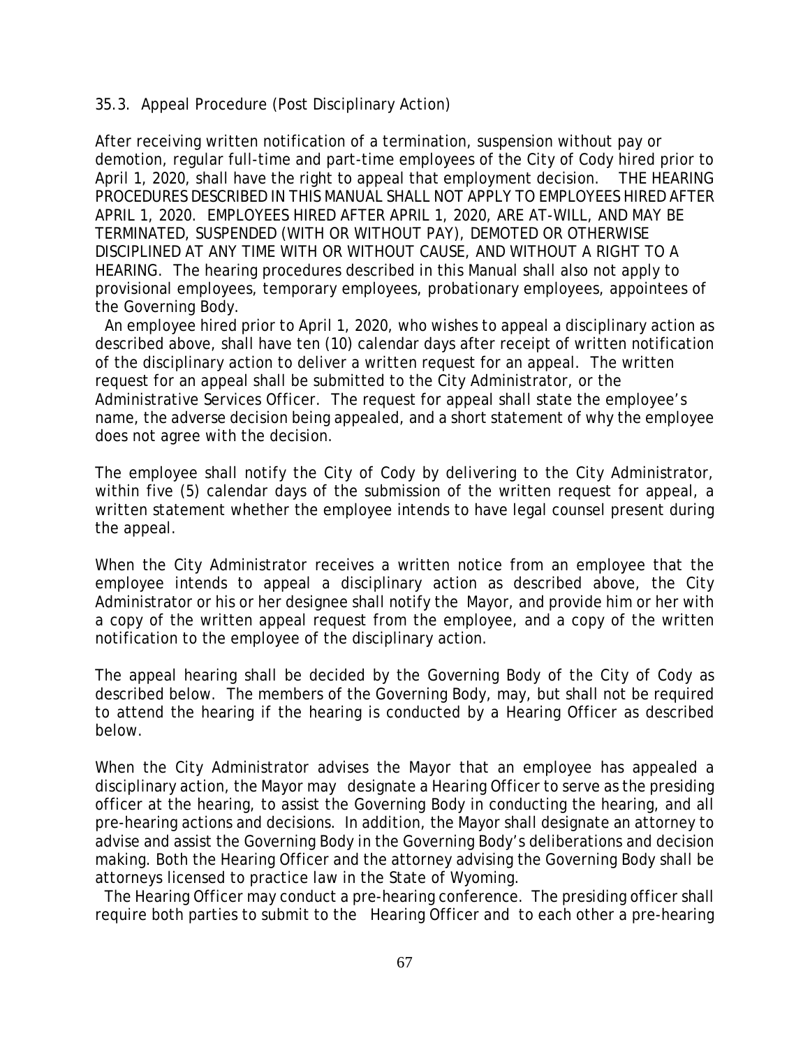### 35.3. Appeal Procedure (Post Disciplinary Action)

After receiving written notification of a termination, suspension without pay or demotion, regular full-time and part-time employees of the City of Cody hired prior to April 1, 2020, shall have the right to appeal that employment decision. THE HEARING PROCEDURES DESCRIBED IN THIS MANUAL SHALL NOT APPLY TO EMPLOYEES HIRED AFTER APRIL 1, 2020. EMPLOYEES HIRED AFTER APRIL 1, 2020, ARE AT-WILL, AND MAY BE TERMINATED, SUSPENDED (WITH OR WITHOUT PAY), DEMOTED OR OTHERWISE DISCIPLINED AT ANY TIME WITH OR WITHOUT CAUSE, AND WITHOUT A RIGHT TO A HEARING. The hearing procedures described in this Manual shall also not apply to provisional employees, temporary employees, probationary employees, appointees of the Governing Body.

An employee hired prior to April 1, 2020, who wishes to appeal a disciplinary action as described above, shall have ten (10) calendar days after receipt of written notification of the disciplinary action to deliver a written request for an appeal. The written request for an appeal shall be submitted to the City Administrator, or the Administrative Services Officer. The request for appeal shall state the employee's name, the adverse decision being appealed, and a short statement of why the employee does not agree with the decision.

The employee shall notify the City of Cody by delivering to the City Administrator, within five (5) calendar days of the submission of the written request for appeal, a written statement whether the employee intends to have legal counsel present during the appeal.

When the City Administrator receives a written notice from an employee that the employee intends to appeal a disciplinary action as described above, the City Administrator or his or her designee shall notify the Mayor, and provide him or her with a copy of the written appeal request from the employee, and a copy of the written notification to the employee of the disciplinary action.

The appeal hearing shall be decided by the Governing Body of the City of Cody as described below. The members of the Governing Body, may, but shall not be required to attend the hearing if the hearing is conducted by a Hearing Officer as described below.

When the City Administrator advises the Mayor that an employee has appealed a disciplinary action, the Mayor may designate a Hearing Officer to serve as the presiding officer at the hearing, to assist the Governing Body in conducting the hearing, and all pre-hearing actions and decisions. In addition, the Mayor shall designate an attorney to advise and assist the Governing Body in the Governing Body's deliberations and decision making. Both the Hearing Officer and the attorney advising the Governing Body shall be attorneys licensed to practice law in the State of Wyoming.

The Hearing Officer may conduct a pre-hearing conference. The presiding officer shall require both parties to submit to the Hearing Officer and to each other a pre-hearing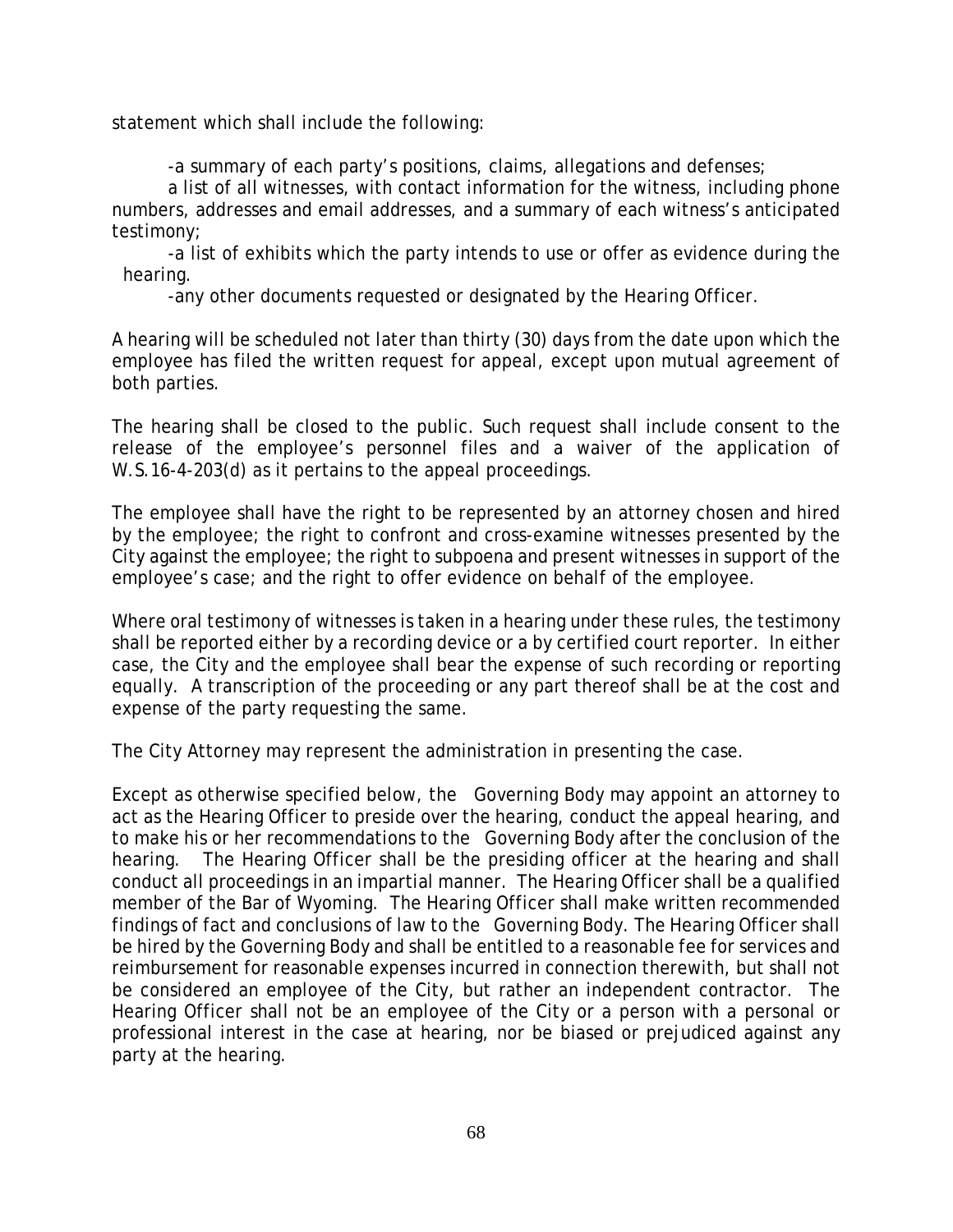statement which shall include the following:

-a summary of each party's positions, claims, allegations and defenses;

a list of all witnesses, with contact information for the witness, including phone numbers, addresses and email addresses, and a summary of each witness's anticipated testimony;

-a list of exhibits which the party intends to use or offer as evidence during the hearing.

-any other documents requested or designated by the Hearing Officer.

A hearing will be scheduled not later than thirty (30) days from the date upon which the employee has filed the written request for appeal, except upon mutual agreement of both parties.

The hearing shall be closed to the public. Such request shall include consent to the release of the employee's personnel files and a waiver of the application of W.S.16-4-203(d) as it pertains to the appeal proceedings.

The employee shall have the right to be represented by an attorney chosen and hired by the employee; the right to confront and cross-examine witnesses presented by the City against the employee; the right to subpoena and present witnesses in support of the employee's case; and the right to offer evidence on behalf of the employee.

Where oral testimony of witnesses is taken in a hearing under these rules, the testimony shall be reported either by a recording device or a by certified court reporter. In either case, the City and the employee shall bear the expense of such recording or reporting equally. A transcription of the proceeding or any part thereof shall be at the cost and expense of the party requesting the same.

The City Attorney may represent the administration in presenting the case.

Except as otherwise specified below, the Governing Body may appoint an attorney to act as the Hearing Officer to preside over the hearing, conduct the appeal hearing, and to make his or her recommendations to the Governing Body after the conclusion of the hearing. The Hearing Officer shall be the presiding officer at the hearing and shall conduct all proceedings in an impartial manner. The Hearing Officer shall be a qualified member of the Bar of Wyoming. The Hearing Officer shall make written recommended findings of fact and conclusions of law to the Governing Body. The Hearing Officer shall be hired by the Governing Body and shall be entitled to a reasonable fee for services and reimbursement for reasonable expenses incurred in connection therewith, but shall not be considered an employee of the City, but rather an independent contractor. The Hearing Officer shall not be an employee of the City or a person with a personal or professional interest in the case at hearing, nor be biased or prejudiced against any party at the hearing.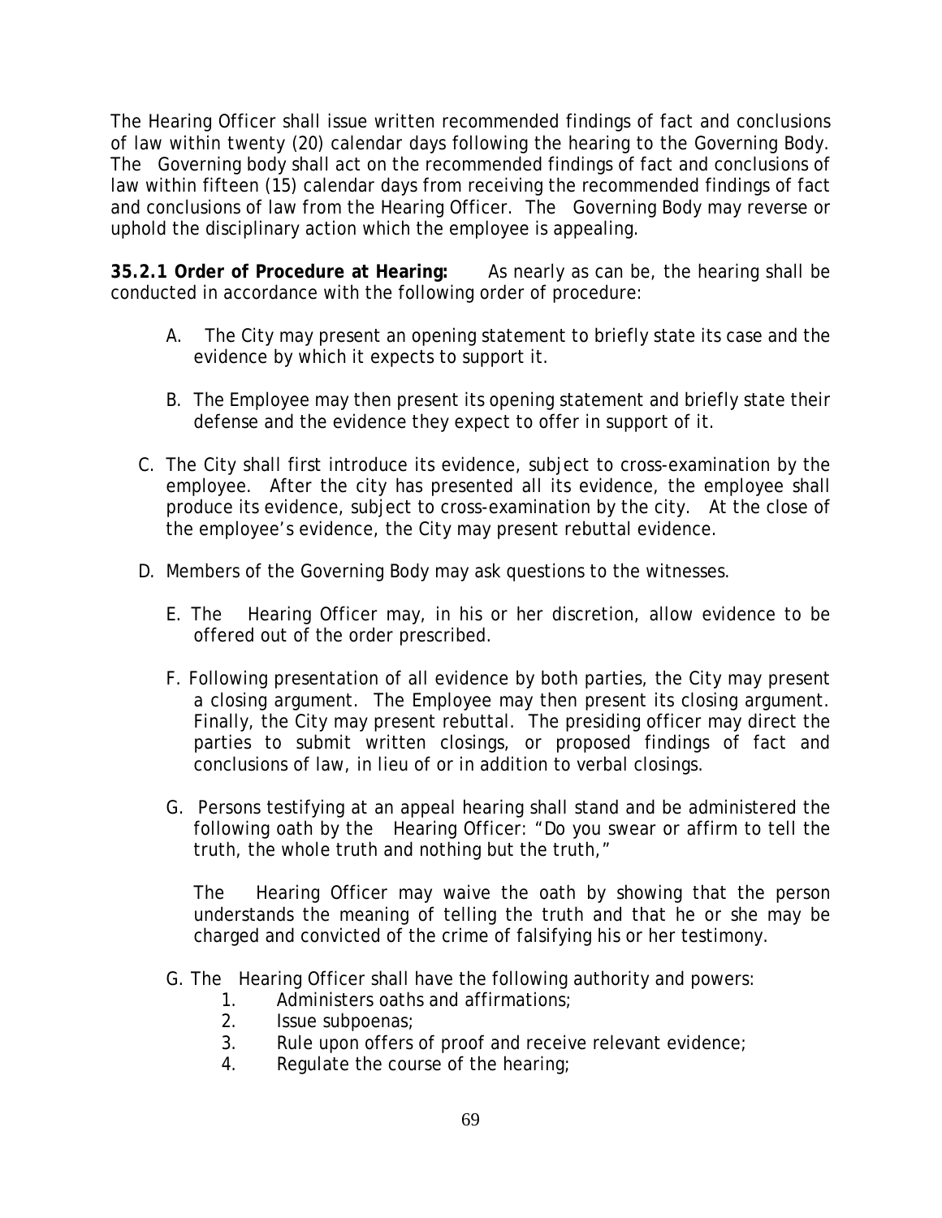The Hearing Officer shall issue written recommended findings of fact and conclusions of law within twenty (20) calendar days following the hearing to the Governing Body. The Governing body shall act on the recommended findings of fact and conclusions of law within fifteen (15) calendar days from receiving the recommended findings of fact and conclusions of law from the Hearing Officer. The Governing Body may reverse or uphold the disciplinary action which the employee is appealing.

**35.2.1 Order of Procedure at Hearing:** As nearly as can be, the hearing shall be conducted in accordance with the following order of procedure:

A. The City may present an opening statement to briefly state its case and the evidence by which it expects to support it.

B. The Employee may then present its opening statement and briefly state their defense and the evidence they expect to offer in support of it.

C. The City shall first introduce its evidence, subject to cross-examination by the employee. After the city has presented all its evidence, the employee shall produce its evidence, subject to cross-examination by the city. At the close of the employee's evidence, the City may present rebuttal evidence.

D. Members of the Governing Body may ask questions to the witnesses.

E. The Hearing Officer may, in his or her discretion, allow evidence to be offered out of the order prescribed.

F. Following presentation of all evidence by both parties, the City may present a closing argument. The Employee may then present its closing argument. Finally, the City may present rebuttal. The presiding officer may direct the parties to submit written closings, or proposed findings of fact and conclusions of law, in lieu of or in addition to verbal closings.

G. Persons testifying at an appeal hearing shall stand and be administered the following oath by the Hearing Officer: "Do you swear or affirm to tell the truth, the whole truth and nothing but the truth,"

The Hearing Officer may waive the oath by showing that the person understands the meaning of telling the truth and that he or she may be charged and convicted of the crime of falsifying his or her testimony.

G. The Hearing Officer shall have the following authority and powers:

1. Administers oaths and affirmations;
2. Issue subpoenas;
3. Rule upon offers of proof and receive relevant evidence;
4. Regulate the course of the hearing;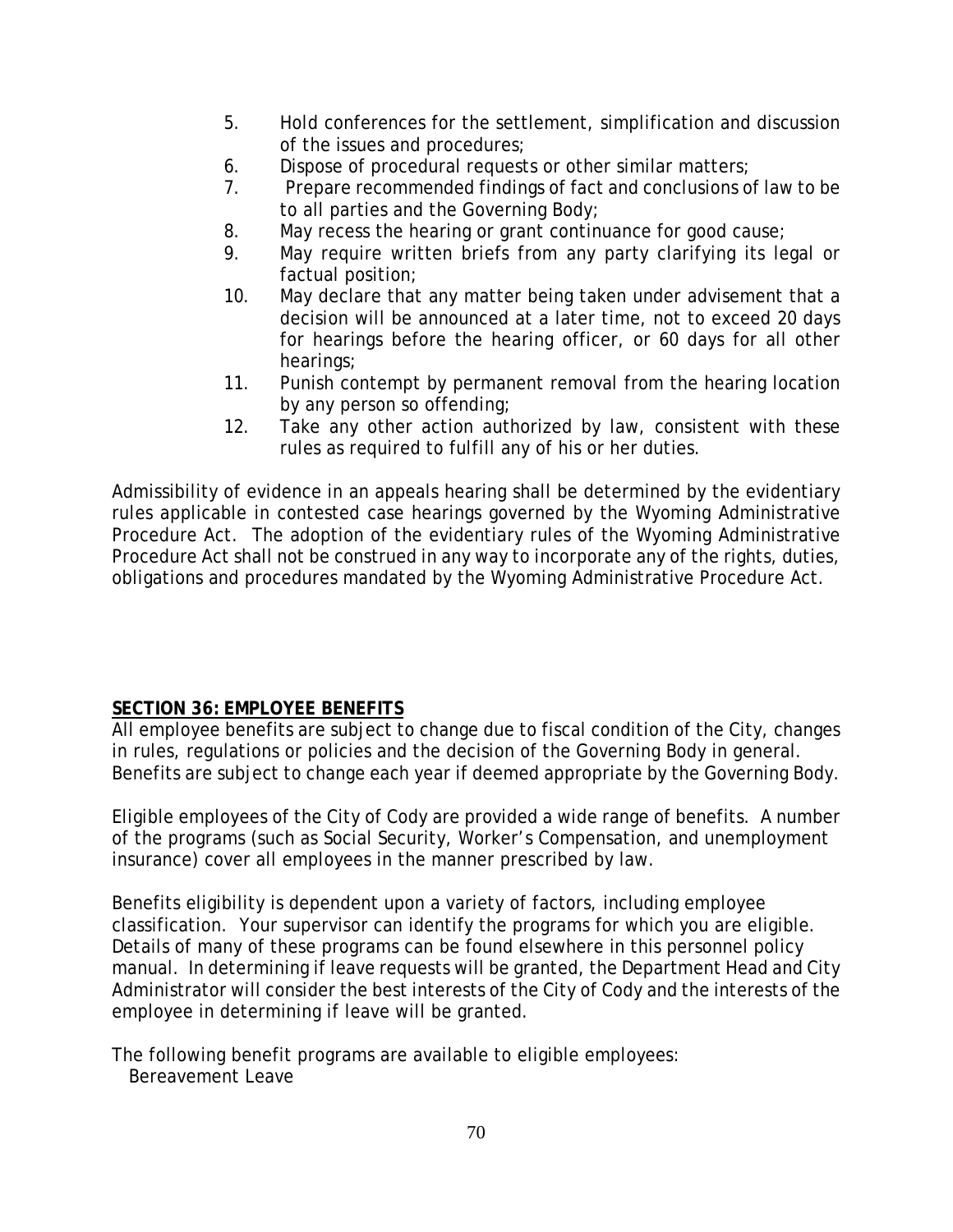5. Hold conferences for the settlement, simplification and discussion of the issues and procedures;
6. Dispose of procedural requests or other similar matters;
7. Prepare recommended findings of fact and conclusions of law to be to all parties and the Governing Body;
8. May recess the hearing or grant continuance for good cause;
9. May require written briefs from any party clarifying its legal or factual position;
10. May declare that any matter being taken under advisement that a decision will be announced at a later time, not to exceed 20 days for hearings before the hearing officer, or 60 days for all other hearings;
11. Punish contempt by permanent removal from the hearing location by any person so offending;
12. Take any other action authorized by law, consistent with these rules as required to fulfill any of his or her duties.

Admissibility of evidence in an appeals hearing shall be determined by the evidentiary rules applicable in contested case hearings governed by the Wyoming Administrative Procedure Act. The adoption of the evidentiary rules of the Wyoming Administrative Procedure Act shall not be construed in any way to incorporate any of the rights, duties, obligations and procedures mandated by the Wyoming Administrative Procedure Act.

## **SECTION 36: EMPLOYEE BENEFITS**

All employee benefits are subject to change due to fiscal condition of the City, changes in rules, regulations or policies and the decision of the Governing Body in general. Benefits are subject to change each year if deemed appropriate by the Governing Body.

Eligible employees of the City of Cody are provided a wide range of benefits. A number of the programs (such as Social Security, Worker's Compensation, and unemployment insurance) cover all employees in the manner prescribed by law.

Benefits eligibility is dependent upon a variety of factors, including employee classification. Your supervisor can identify the programs for which you are eligible. Details of many of these programs can be found elsewhere in this personnel policy manual. In determining if leave requests will be granted, the Department Head and City Administrator will consider the best interests of the City of Cody and the interests of the employee in determining if leave will be granted.

The following benefit programs are available to eligible employees:

Bereavement Leave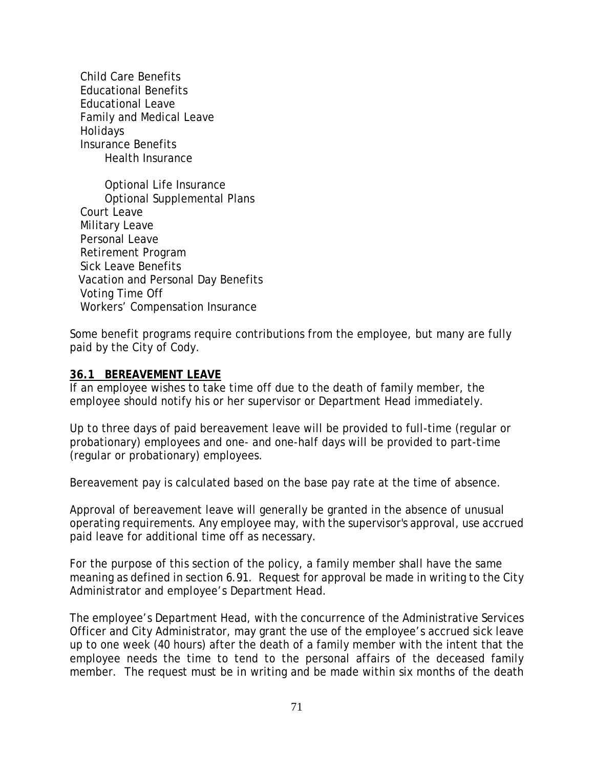- Child Care Benefits
- Educational Benefits
- Educational Leave
- Family and Medical Leave
- Holidays
- Insurance Benefits
  - Health Insurance
  - Optional Life Insurance
  - Optional Supplemental Plans
- Court Leave
- Military Leave
- Personal Leave
- Retirement Program
- Sick Leave Benefits
- Vacation and Personal Day Benefits
- Voting Time Off
- Workers' Compensation Insurance

Some benefit programs require contributions from the employee, but many are fully paid by the City of Cody.

## **36.1 BEREAVEMENT LEAVE**

If an employee wishes to take time off due to the death of family member, the employee should notify his or her supervisor or Department Head immediately.

Up to three days of paid bereavement leave will be provided to full-time (regular or probationary) employees and one- and one-half days will be provided to part-time (regular or probationary) employees.

Bereavement pay is calculated based on the base pay rate at the time of absence.

Approval of bereavement leave will generally be granted in the absence of unusual operating requirements. Any employee may, with the supervisor's approval, use accrued paid leave for additional time off as necessary.

For the purpose of this section of the policy, a family member shall have the same meaning as defined in section 6.91. Request for approval be made in writing to the City Administrator and employee's Department Head.

The employee's Department Head, with the concurrence of the Administrative Services Officer and City Administrator, may grant the use of the employee's accrued sick leave up to one week (40 hours) after the death of a family member with the intent that the employee needs the time to tend to the personal affairs of the deceased family member. The request must be in writing and be made within six months of the death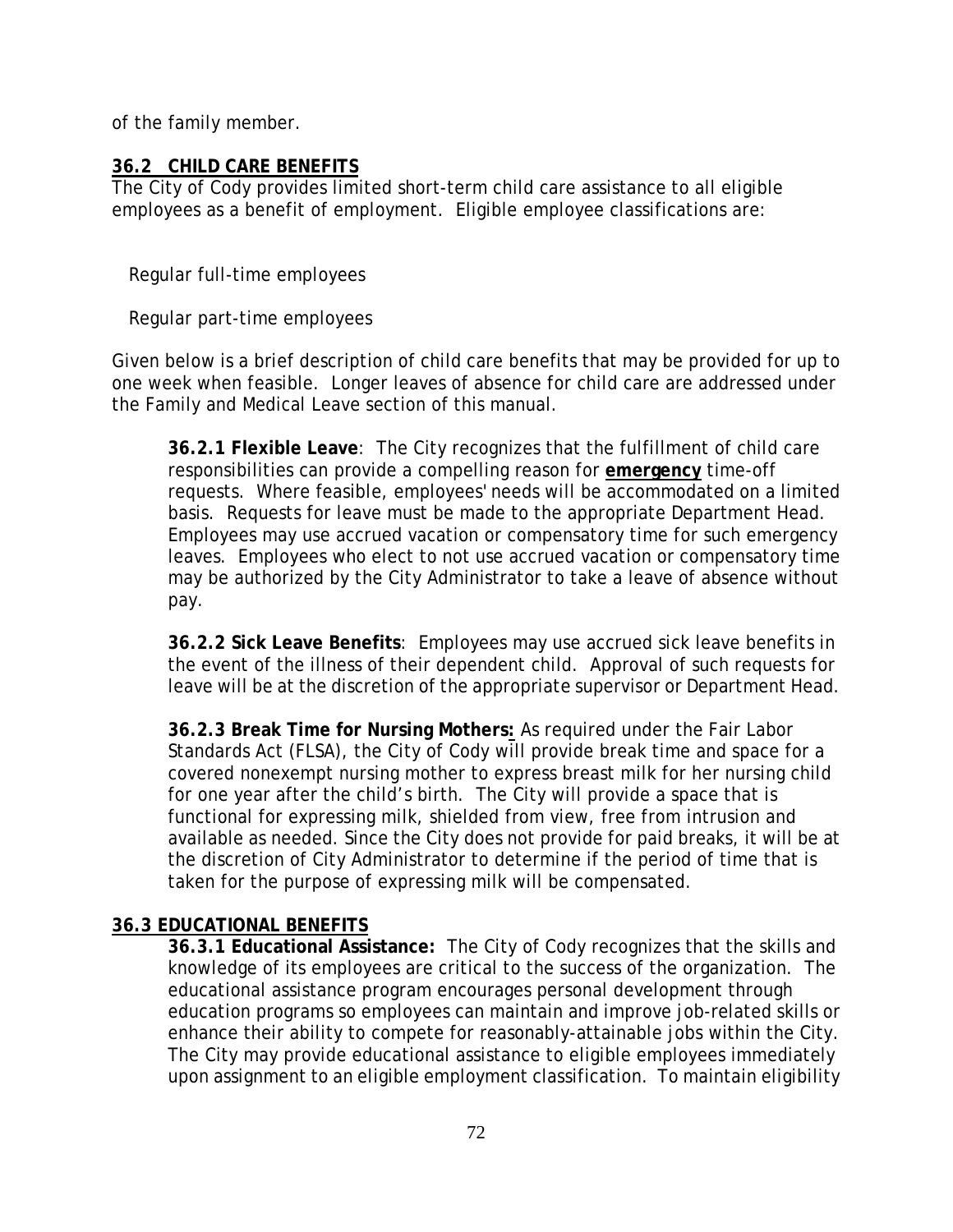of the family member.

## 36.2 CHILD CARE BENEFITS

The City of Cody provides limited short-term child care assistance to all eligible employees as a benefit of employment. Eligible employee classifications are:

Regular full-time employees

Regular part-time employees

Given below is a brief description of child care benefits that may be provided for up to one week when feasible. Longer leaves of absence for child care are addressed under the Family and Medical Leave section of this manual.

**36.2.1 Flexible Leave**: The City recognizes that the fulfillment of child care responsibilities can provide a compelling reason for **emergency** time-off requests. Where feasible, employees' needs will be accommodated on a limited basis. Requests for leave must be made to the appropriate Department Head. Employees may use accrued vacation or compensatory time for such emergency leaves. Employees who elect to not use accrued vacation or compensatory time may be authorized by the City Administrator to take a leave of absence without pay.

**36.2.2 Sick Leave Benefits**: Employees may use accrued sick leave benefits in the event of the illness of their dependent child. Approval of such requests for leave will be at the discretion of the appropriate supervisor or Department Head.

**36.2.3 Break Time for Nursing Mothers:** As required under the Fair Labor Standards Act (FLSA), the City of Cody will provide break time and space for a covered nonexempt nursing mother to express breast milk for her nursing child for one year after the child's birth. The City will provide a space that is functional for expressing milk, shielded from view, free from intrusion and available as needed. Since the City does not provide for paid breaks, it will be at the discretion of City Administrator to determine if the period of time that is taken for the purpose of expressing milk will be compensated.

## 36.3 EDUCATIONAL BENEFITS

**36.3.1 Educational Assistance:** The City of Cody recognizes that the skills and knowledge of its employees are critical to the success of the organization. The educational assistance program encourages personal development through education programs so employees can maintain and improve job-related skills or enhance their ability to compete for reasonably-attainable jobs within the City. The City may provide educational assistance to eligible employees immediately upon assignment to an eligible employment classification. To maintain eligibility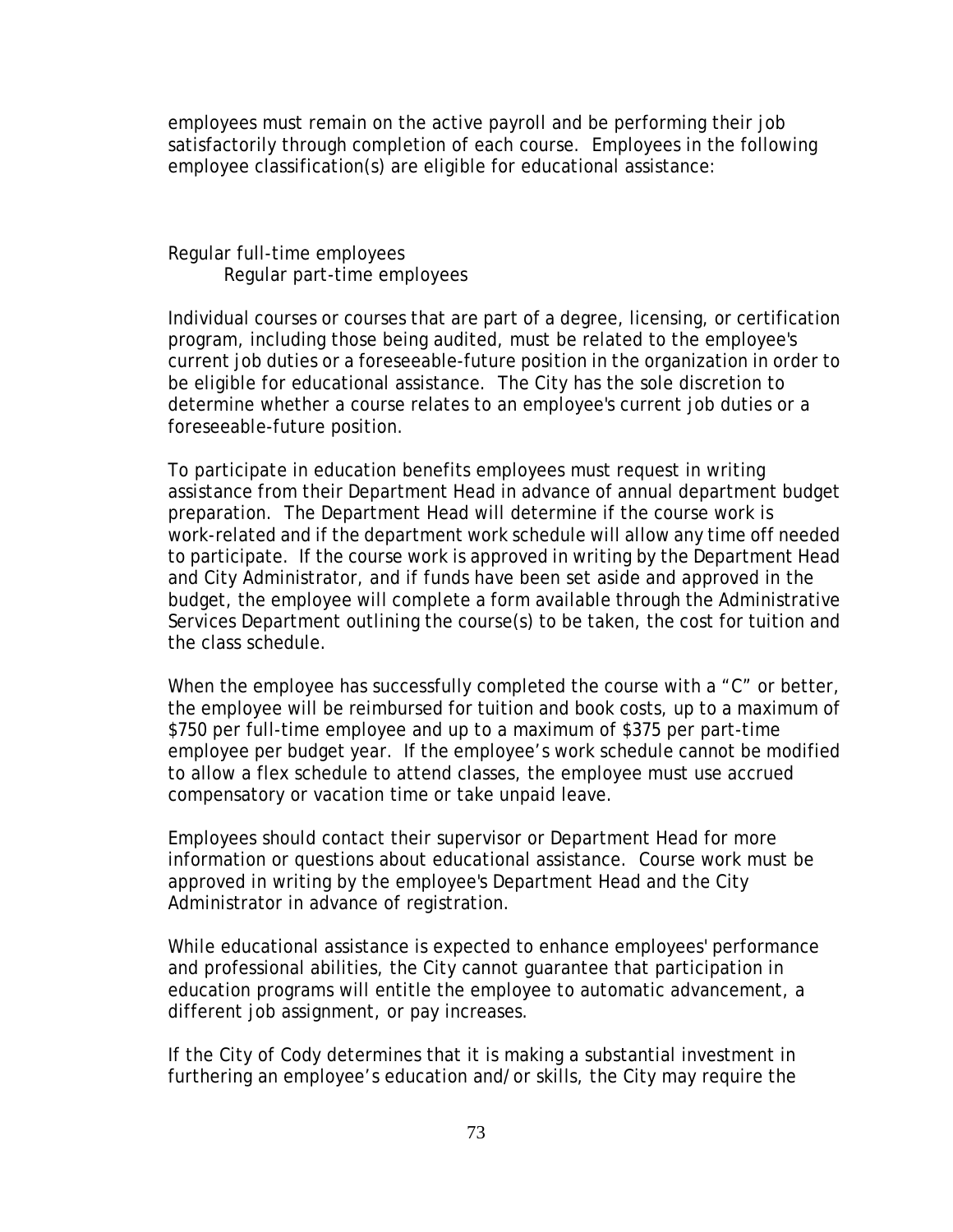employees must remain on the active payroll and be performing their job satisfactorily through completion of each course. Employees in the following employee classification(s) are eligible for educational assistance:

Regular full-time employees
Regular part-time employees

Individual courses or courses that are part of a degree, licensing, or certification program, including those being audited, must be related to the employee's current job duties or a foreseeable-future position in the organization in order to be eligible for educational assistance. The City has the sole discretion to determine whether a course relates to an employee's current job duties or a foreseeable-future position.

To participate in education benefits employees must request in writing assistance from their Department Head in advance of annual department budget preparation. The Department Head will determine if the course work is work-related and if the department work schedule will allow any time off needed to participate. If the course work is approved in writing by the Department Head and City Administrator, and if funds have been set aside and approved in the budget, the employee will complete a form available through the Administrative Services Department outlining the course(s) to be taken, the cost for tuition and the class schedule.

When the employee has successfully completed the course with a "C" or better, the employee will be reimbursed for tuition and book costs, up to a maximum of $750 per full-time employee and up to a maximum of $375 per part-time employee per budget year. If the employee's work schedule cannot be modified to allow a flex schedule to attend classes, the employee must use accrued compensatory or vacation time or take unpaid leave.

Employees should contact their supervisor or Department Head for more information or questions about educational assistance. Course work must be approved in writing by the employee's Department Head and the City Administrator in advance of registration.

While educational assistance is expected to enhance employees' performance and professional abilities, the City cannot guarantee that participation in education programs will entitle the employee to automatic advancement, a different job assignment, or pay increases.

If the City of Cody determines that it is making a substantial investment in furthering an employee's education and/or skills, the City may require the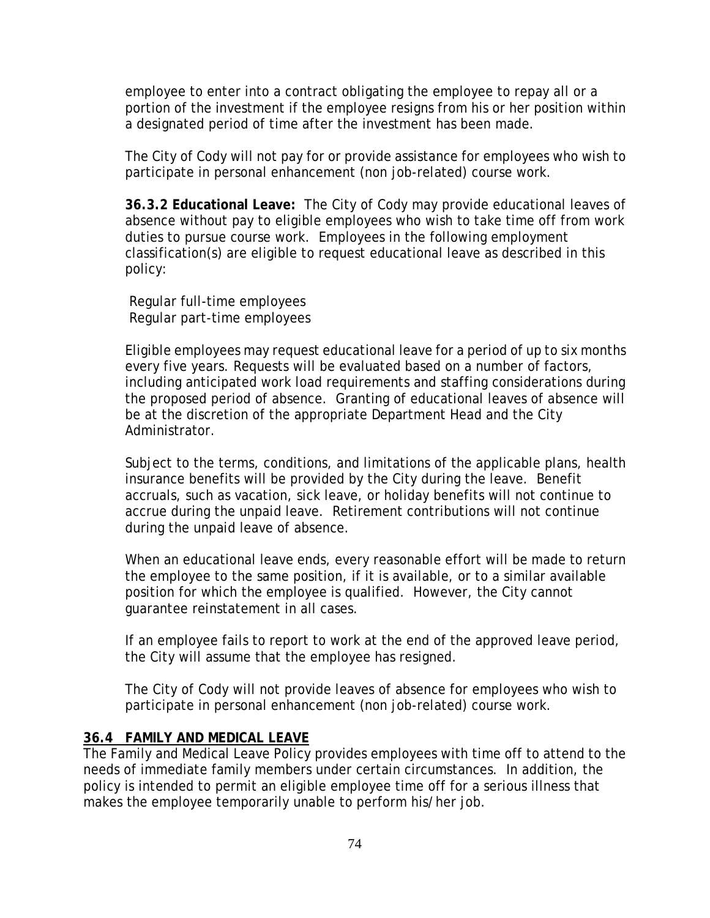employee to enter into a contract obligating the employee to repay all or a portion of the investment if the employee resigns from his or her position within a designated period of time after the investment has been made.

The City of Cody will not pay for or provide assistance for employees who wish to participate in personal enhancement (non job-related) course work.

**36.3.2 Educational Leave:** The City of Cody may provide educational leaves of absence without pay to eligible employees who wish to take time off from work duties to pursue course work. Employees in the following employment classification(s) are eligible to request educational leave as described in this policy:

Regular full-time employees
Regular part-time employees

Eligible employees may request educational leave for a period of up to six months every five years. Requests will be evaluated based on a number of factors, including anticipated work load requirements and staffing considerations during the proposed period of absence. Granting of educational leaves of absence will be at the discretion of the appropriate Department Head and the City Administrator.

Subject to the terms, conditions, and limitations of the applicable plans, health insurance benefits will be provided by the City during the leave. Benefit accruals, such as vacation, sick leave, or holiday benefits will not continue to accrue during the unpaid leave. Retirement contributions will not continue during the unpaid leave of absence.

When an educational leave ends, every reasonable effort will be made to return the employee to the same position, if it is available, or to a similar available position for which the employee is qualified. However, the City cannot guarantee reinstatement in all cases.

If an employee fails to report to work at the end of the approved leave period, the City will assume that the employee has resigned.

The City of Cody will not provide leaves of absence for employees who wish to participate in personal enhancement (non job-related) course work.

## 36.4 FAMILY AND MEDICAL LEAVE

The Family and Medical Leave Policy provides employees with time off to attend to the needs of immediate family members under certain circumstances. In addition, the policy is intended to permit an eligible employee time off for a serious illness that makes the employee temporarily unable to perform his/her job.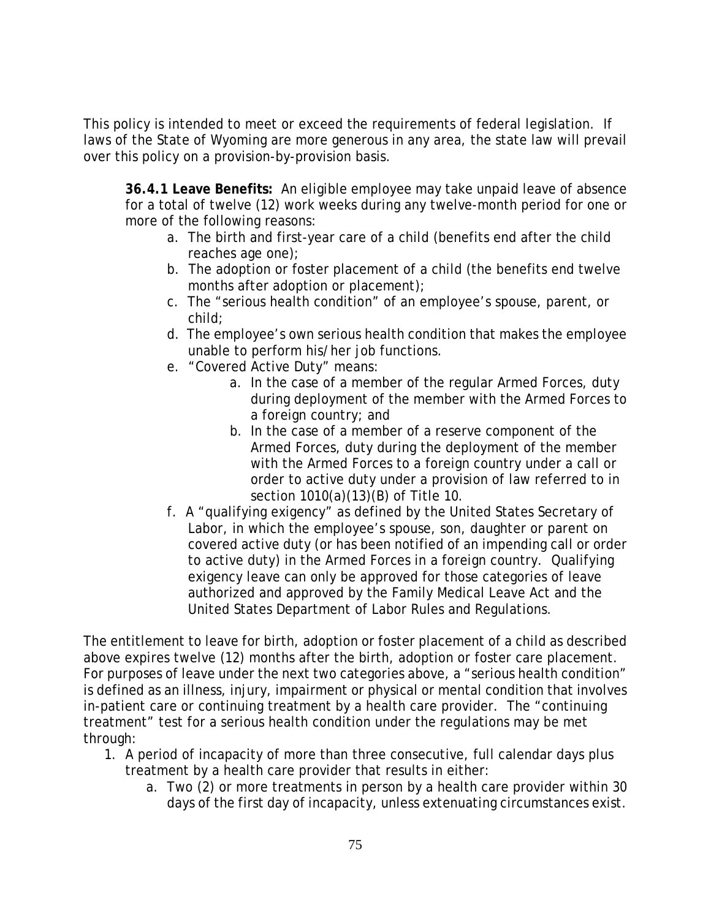This policy is intended to meet or exceed the requirements of federal legislation. If laws of the State of Wyoming are more generous in any area, the state law will prevail over this policy on a provision-by-provision basis.

**36.4.1 Leave Benefits:** An eligible employee may take unpaid leave of absence for a total of twelve (12) work weeks during any twelve-month period for one or more of the following reasons:

a. The birth and first-year care of a child (benefits end after the child reaches age one);
b. The adoption or foster placement of a child (the benefits end twelve months after adoption or placement);
c. The "serious health condition" of an employee's spouse, parent, or child;
d. The employee's own serious health condition that makes the employee unable to perform his/her job functions.
e. "Covered Active Duty" means:
    a. In the case of a member of the regular Armed Forces, duty during deployment of the member with the Armed Forces to a foreign country; and
    b. In the case of a member of a reserve component of the Armed Forces, duty during the deployment of the member with the Armed Forces to a foreign country under a call or order to active duty under a provision of law referred to in section 1010(a)(13)(B) of Title 10.
f. A "qualifying exigency" as defined by the United States Secretary of Labor, in which the employee's spouse, son, daughter or parent on covered active duty (or has been notified of an impending call or order to active duty) in the Armed Forces in a foreign country. Qualifying exigency leave can only be approved for those categories of leave authorized and approved by the Family Medical Leave Act and the United States Department of Labor Rules and Regulations.

The entitlement to leave for birth, adoption or foster placement of a child as described above expires twelve (12) months after the birth, adoption or foster care placement. For purposes of leave under the next two categories above, a "serious health condition" is defined as an illness, injury, impairment or physical or mental condition that involves in-patient care or continuing treatment by a health care provider. The "continuing treatment" test for a serious health condition under the regulations may be met through:

1. A period of incapacity of more than three consecutive, full calendar days plus treatment by a health care provider that results in either:
    a. Two (2) or more treatments in person by a health care provider within 30 days of the first day of incapacity, unless extenuating circumstances exist.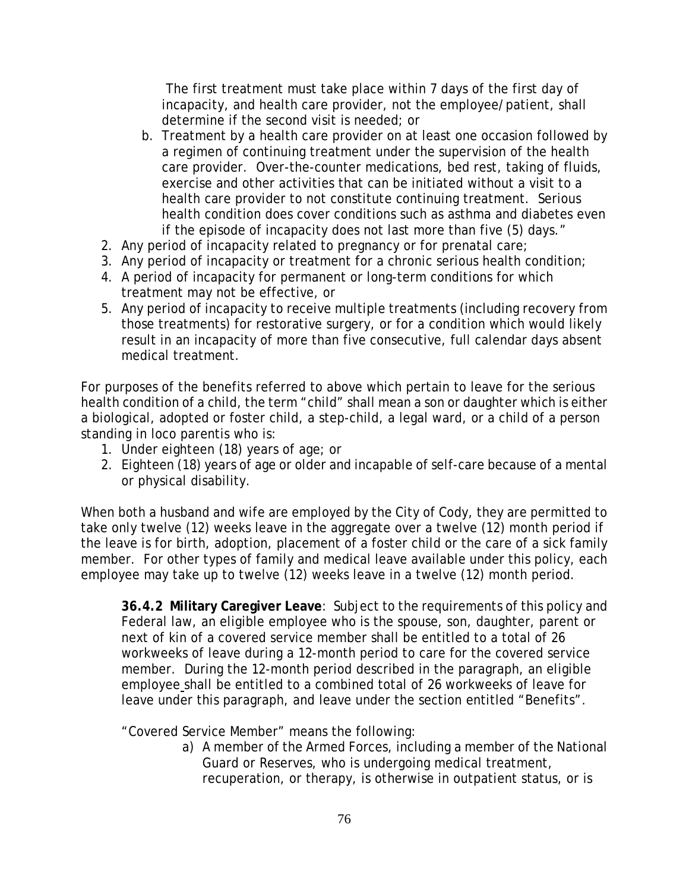The first treatment must take place within 7 days of the first day of incapacity, and health care provider, not the employee/patient, shall determine if the second visit is needed; or

b. Treatment by a health care provider on at least one occasion followed by a regimen of continuing treatment under the supervision of the health care provider. Over-the-counter medications, bed rest, taking of fluids, exercise and other activities that can be initiated without a visit to a health care provider to not constitute continuing treatment. Serious health condition does cover conditions such as asthma and diabetes even if the episode of incapacity does not last more than five (5) days."

2. Any period of incapacity related to pregnancy or for prenatal care;
3. Any period of incapacity or treatment for a chronic serious health condition;
4. A period of incapacity for permanent or long-term conditions for which treatment may not be effective, or
5. Any period of incapacity to receive multiple treatments (including recovery from those treatments) for restorative surgery, or for a condition which would likely result in an incapacity of more than five consecutive, full calendar days absent medical treatment.

For purposes of the benefits referred to above which pertain to leave for the serious health condition of a child, the term "child" shall mean a son or daughter which is either a biological, adopted or foster child, a step-child, a legal ward, or a child of a person standing in loco parentis who is:

1. Under eighteen (18) years of age; or
2. Eighteen (18) years of age or older and incapable of self-care because of a mental or physical disability.

When both a husband and wife are employed by the City of Cody, they are permitted to take only twelve (12) weeks leave in the aggregate over a twelve (12) month period if the leave is for birth, adoption, placement of a foster child or the care of a sick family member. For other types of family and medical leave available under this policy, each employee may take up to twelve (12) weeks leave in a twelve (12) month period.

**36.4.2 Military Caregiver Leave**: Subject to the requirements of this policy and Federal law, an eligible employee who is the spouse, son, daughter, parent or next of kin of a covered service member shall be entitled to a total of 26 workweeks of leave during a 12-month period to care for the covered service member. During the 12-month period described in the paragraph, an eligible employee shall be entitled to a combined total of 26 workweeks of leave for leave under this paragraph, and leave under the section entitled "Benefits".

"Covered Service Member" means the following:

a) A member of the Armed Forces, including a member of the National Guard or Reserves, who is undergoing medical treatment, recuperation, or therapy, is otherwise in outpatient status, or is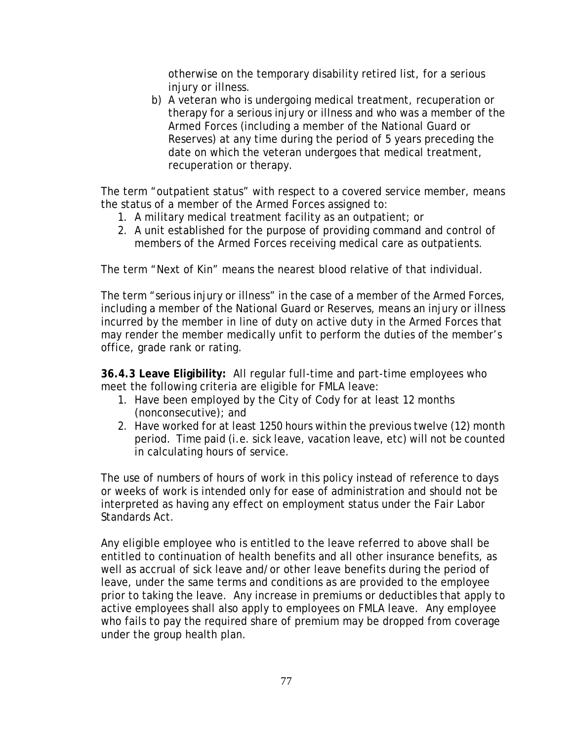otherwise on the temporary disability retired list, for a serious injury or illness.

b) A veteran who is undergoing medical treatment, recuperation or therapy for a serious injury or illness and who was a member of the Armed Forces (including a member of the National Guard or Reserves) at any time during the period of 5 years preceding the date on which the veteran undergoes that medical treatment, recuperation or therapy.

The term "outpatient status" with respect to a covered service member, means the status of a member of the Armed Forces assigned to:

1. A military medical treatment facility as an outpatient; or
2. A unit established for the purpose of providing command and control of members of the Armed Forces receiving medical care as outpatients.

The term "Next of Kin" means the nearest blood relative of that individual.

The term "serious injury or illness" in the case of a member of the Armed Forces, including a member of the National Guard or Reserves, means an injury or illness incurred by the member in line of duty on active duty in the Armed Forces that may render the member medically unfit to perform the duties of the member's office, grade rank or rating.

**36.4.3 Leave Eligibility:** All regular full-time and part-time employees who meet the following criteria are eligible for FMLA leave:

1. Have been employed by the City of Cody for at least 12 months (nonconsecutive); and
2. Have worked for at least 1250 hours within the previous twelve (12) month period. Time paid (i.e. sick leave, vacation leave, etc) will not be counted in calculating hours of service.

The use of numbers of hours of work in this policy instead of reference to days or weeks of work is intended only for ease of administration and should not be interpreted as having any effect on employment status under the Fair Labor Standards Act.

Any eligible employee who is entitled to the leave referred to above shall be entitled to continuation of health benefits and all other insurance benefits, as well as accrual of sick leave and/or other leave benefits during the period of leave, under the same terms and conditions as are provided to the employee prior to taking the leave. Any increase in premiums or deductibles that apply to active employees shall also apply to employees on FMLA leave. Any employee who fails to pay the required share of premium may be dropped from coverage under the group health plan.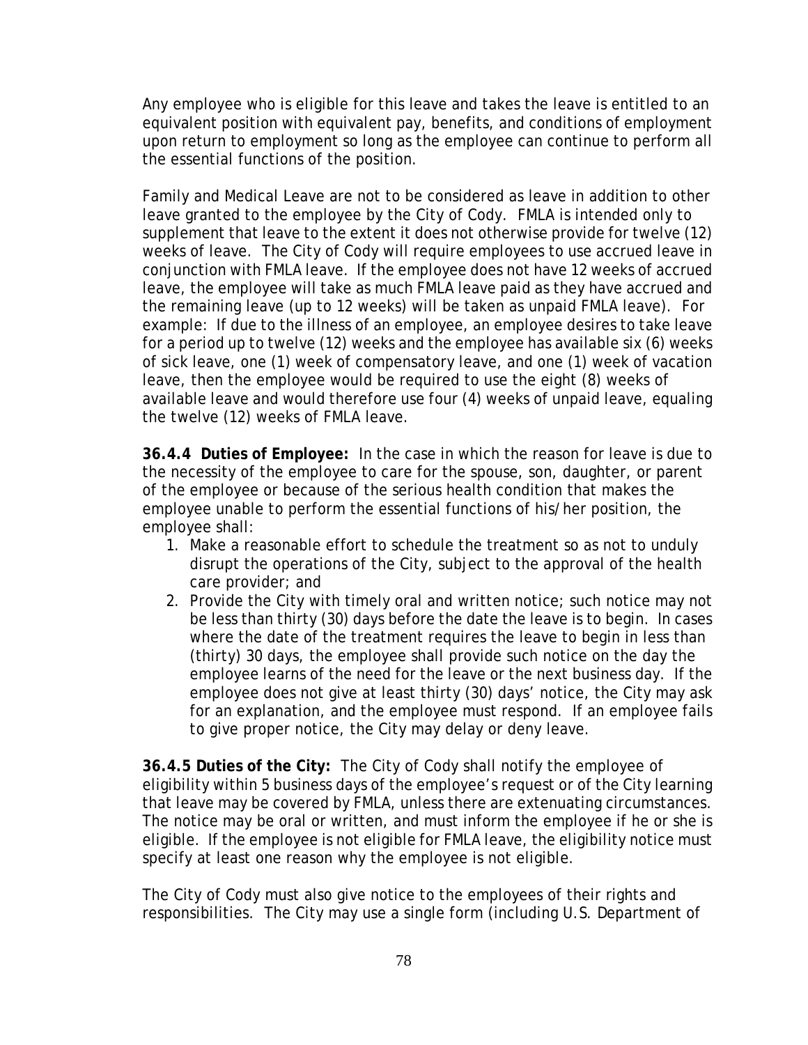Any employee who is eligible for this leave and takes the leave is entitled to an equivalent position with equivalent pay, benefits, and conditions of employment upon return to employment so long as the employee can continue to perform all the essential functions of the position.

Family and Medical Leave are not to be considered as leave in addition to other leave granted to the employee by the City of Cody. FMLA is intended only to supplement that leave to the extent it does not otherwise provide for twelve (12) weeks of leave. The City of Cody will require employees to use accrued leave in conjunction with FMLA leave. If the employee does not have 12 weeks of accrued leave, the employee will take as much FMLA leave paid as they have accrued and the remaining leave (up to 12 weeks) will be taken as unpaid FMLA leave). For example: If due to the illness of an employee, an employee desires to take leave for a period up to twelve (12) weeks and the employee has available six (6) weeks of sick leave, one (1) week of compensatory leave, and one (1) week of vacation leave, then the employee would be required to use the eight (8) weeks of available leave and would therefore use four (4) weeks of unpaid leave, equaling the twelve (12) weeks of FMLA leave.

**36.4.4 Duties of Employee:** In the case in which the reason for leave is due to the necessity of the employee to care for the spouse, son, daughter, or parent of the employee or because of the serious health condition that makes the employee unable to perform the essential functions of his/her position, the employee shall:

1. Make a reasonable effort to schedule the treatment so as not to unduly disrupt the operations of the City, subject to the approval of the health care provider; and
2. Provide the City with timely oral and written notice; such notice may not be less than thirty (30) days before the date the leave is to begin. In cases where the date of the treatment requires the leave to begin in less than (thirty) 30 days, the employee shall provide such notice on the day the employee learns of the need for the leave or the next business day. If the employee does not give at least thirty (30) days' notice, the City may ask for an explanation, and the employee must respond. If an employee fails to give proper notice, the City may delay or deny leave.

**36.4.5 Duties of the City:** The City of Cody shall notify the employee of eligibility within 5 business days of the employee's request or of the City learning that leave may be covered by FMLA, unless there are extenuating circumstances. The notice may be oral or written, and must inform the employee if he or she is eligible. If the employee is not eligible for FMLA leave, the eligibility notice must specify at least one reason why the employee is not eligible.

The City of Cody must also give notice to the employees of their rights and responsibilities. The City may use a single form (including U.S. Department of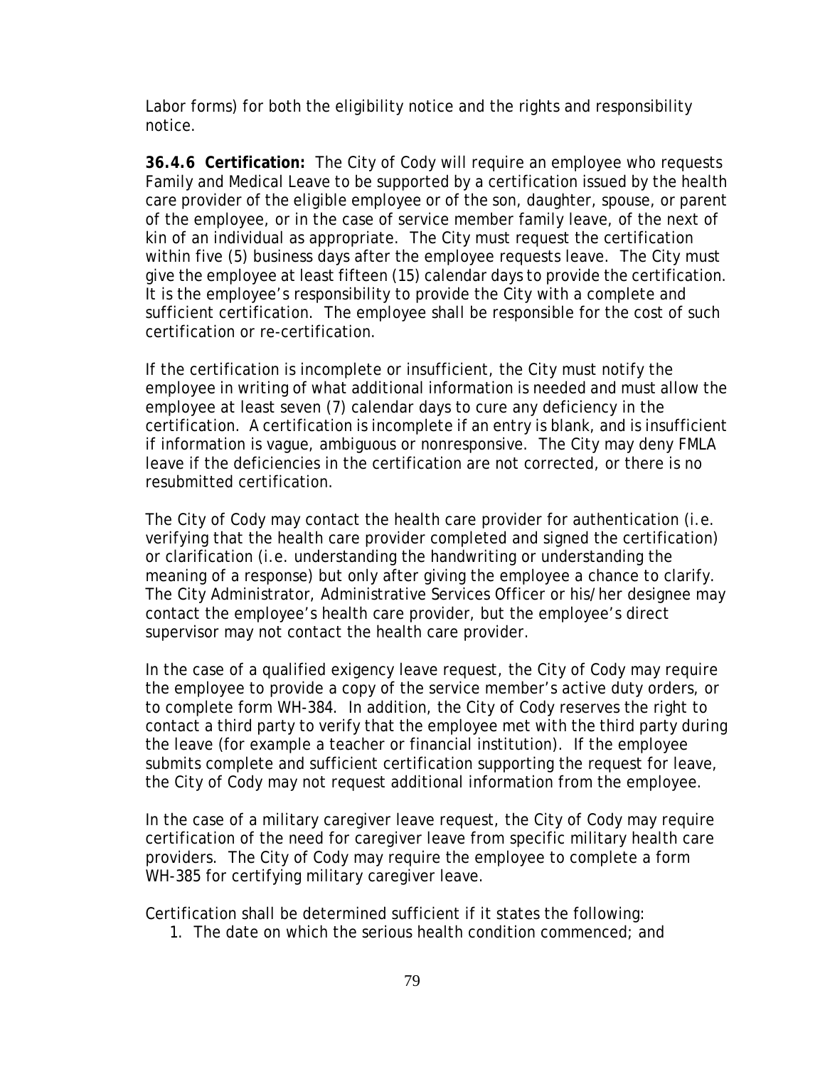Labor forms) for both the eligibility notice and the rights and responsibility notice.

**36.4.6 Certification:** The City of Cody will require an employee who requests Family and Medical Leave to be supported by a certification issued by the health care provider of the eligible employee or of the son, daughter, spouse, or parent of the employee, or in the case of service member family leave, of the next of kin of an individual as appropriate. The City must request the certification within five (5) business days after the employee requests leave. The City must give the employee at least fifteen (15) calendar days to provide the certification. It is the employee's responsibility to provide the City with a complete and sufficient certification. The employee shall be responsible for the cost of such certification or re-certification.

If the certification is incomplete or insufficient, the City must notify the employee in writing of what additional information is needed and must allow the employee at least seven (7) calendar days to cure any deficiency in the certification. A certification is incomplete if an entry is blank, and is insufficient if information is vague, ambiguous or nonresponsive. The City may deny FMLA leave if the deficiencies in the certification are not corrected, or there is no resubmitted certification.

The City of Cody may contact the health care provider for authentication (i.e. verifying that the health care provider completed and signed the certification) or clarification (i.e. understanding the handwriting or understanding the meaning of a response) but only after giving the employee a chance to clarify. The City Administrator, Administrative Services Officer or his/her designee may contact the employee's health care provider, but the employee's direct supervisor may not contact the health care provider.

In the case of a qualified exigency leave request, the City of Cody may require the employee to provide a copy of the service member's active duty orders, or to complete form WH-384. In addition, the City of Cody reserves the right to contact a third party to verify that the employee met with the third party during the leave (for example a teacher or financial institution). If the employee submits complete and sufficient certification supporting the request for leave, the City of Cody may not request additional information from the employee.

In the case of a military caregiver leave request, the City of Cody may require certification of the need for caregiver leave from specific military health care providers. The City of Cody may require the employee to complete a form WH-385 for certifying military caregiver leave.

Certification shall be determined sufficient if it states the following:

1. The date on which the serious health condition commenced; and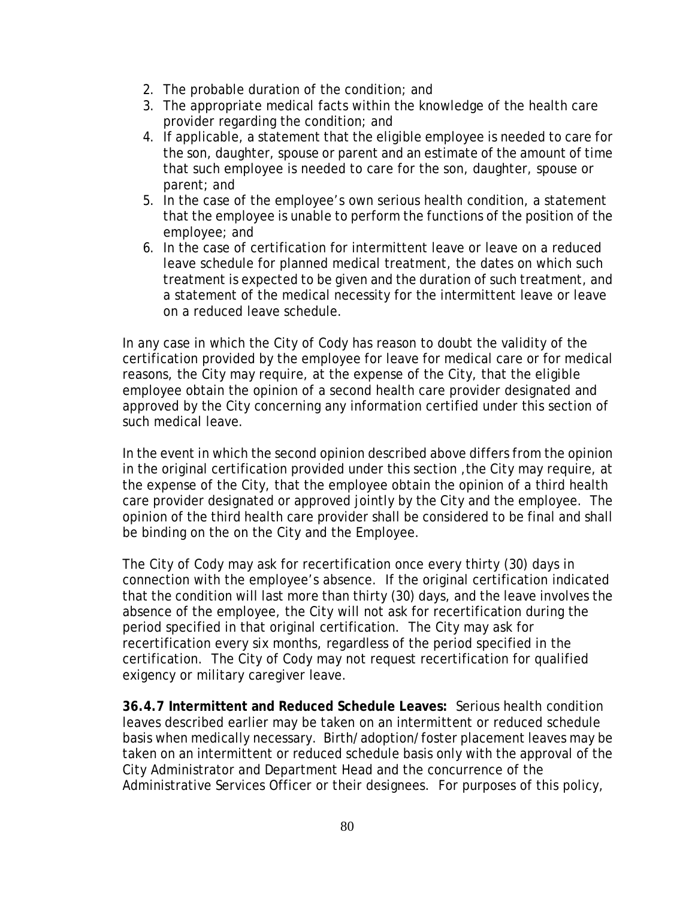2. The probable duration of the condition; and
3. The appropriate medical facts within the knowledge of the health care provider regarding the condition; and
4. If applicable, a statement that the eligible employee is needed to care for the son, daughter, spouse or parent and an estimate of the amount of time that such employee is needed to care for the son, daughter, spouse or parent; and
5. In the case of the employee's own serious health condition, a statement that the employee is unable to perform the functions of the position of the employee; and
6. In the case of certification for intermittent leave or leave on a reduced leave schedule for planned medical treatment, the dates on which such treatment is expected to be given and the duration of such treatment, and a statement of the medical necessity for the intermittent leave or leave on a reduced leave schedule.

In any case in which the City of Cody has reason to doubt the validity of the certification provided by the employee for leave for medical care or for medical reasons, the City may require, at the expense of the City, that the eligible employee obtain the opinion of a second health care provider designated and approved by the City concerning any information certified under this section of such medical leave.

In the event in which the second opinion described above differs from the opinion in the original certification provided under this section ,the City may require, at the expense of the City, that the employee obtain the opinion of a third health care provider designated or approved jointly by the City and the employee. The opinion of the third health care provider shall be considered to be final and shall be binding on the on the City and the Employee.

The City of Cody may ask for recertification once every thirty (30) days in connection with the employee's absence. If the original certification indicated that the condition will last more than thirty (30) days, and the leave involves the absence of the employee, the City will not ask for recertification during the period specified in that original certification. The City may ask for recertification every six months, regardless of the period specified in the certification. The City of Cody may not request recertification for qualified exigency or military caregiver leave.

**36.4.7 Intermittent and Reduced Schedule Leaves:** Serious health condition leaves described earlier may be taken on an intermittent or reduced schedule basis when medically necessary. Birth/adoption/foster placement leaves may be taken on an intermittent or reduced schedule basis only with the approval of the City Administrator and Department Head and the concurrence of the Administrative Services Officer or their designees. For purposes of this policy,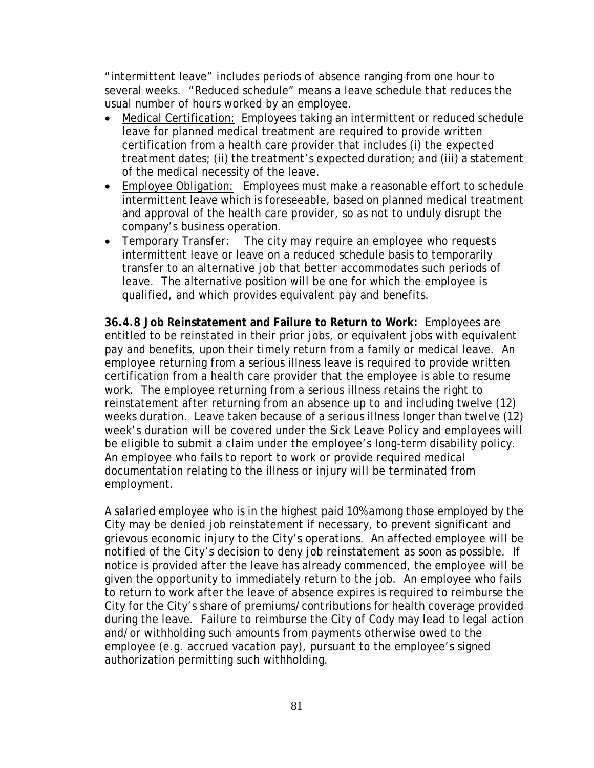"intermittent leave" includes periods of absence ranging from one hour to several weeks. "Reduced schedule" means a leave schedule that reduces the usual number of hours worked by an employee.

- Medical Certification: Employees taking an intermittent or reduced schedule leave for planned medical treatment are required to provide written certification from a health care provider that includes (i) the expected treatment dates; (ii) the treatment's expected duration; and (iii) a statement of the medical necessity of the leave.
- Employee Obligation: Employees must make a reasonable effort to schedule intermittent leave which is foreseeable, based on planned medical treatment and approval of the health care provider, so as not to unduly disrupt the company's business operation.
- Temporary Transfer: The city may require an employee who requests intermittent leave or leave on a reduced schedule basis to temporarily transfer to an alternative job that better accommodates such periods of leave. The alternative position will be one for which the employee is qualified, and which provides equivalent pay and benefits.

**36.4.8 Job Reinstatement and Failure to Return to Work:** Employees are entitled to be reinstated in their prior jobs, or equivalent jobs with equivalent pay and benefits, upon their timely return from a family or medical leave. An employee returning from a serious illness leave is required to provide written certification from a health care provider that the employee is able to resume work. The employee returning from a serious illness retains the right to reinstatement after returning from an absence up to and including twelve (12) weeks duration. Leave taken because of a serious illness longer than twelve (12) week's duration will be covered under the Sick Leave Policy and employees will be eligible to submit a claim under the employee's long-term disability policy. An employee who fails to report to work or provide required medical documentation relating to the illness or injury will be terminated from employment.

A salaried employee who is in the highest paid 10% among those employed by the City may be denied job reinstatement if necessary, to prevent significant and grievous economic injury to the City's operations. An affected employee will be notified of the City's decision to deny job reinstatement as soon as possible. If notice is provided after the leave has already commenced, the employee will be given the opportunity to immediately return to the job. An employee who fails to return to work after the leave of absence expires is required to reimburse the City for the City's share of premiums/contributions for health coverage provided during the leave. Failure to reimburse the City of Cody may lead to legal action and/or withholding such amounts from payments otherwise owed to the employee (e.g. accrued vacation pay), pursuant to the employee's signed authorization permitting such withholding.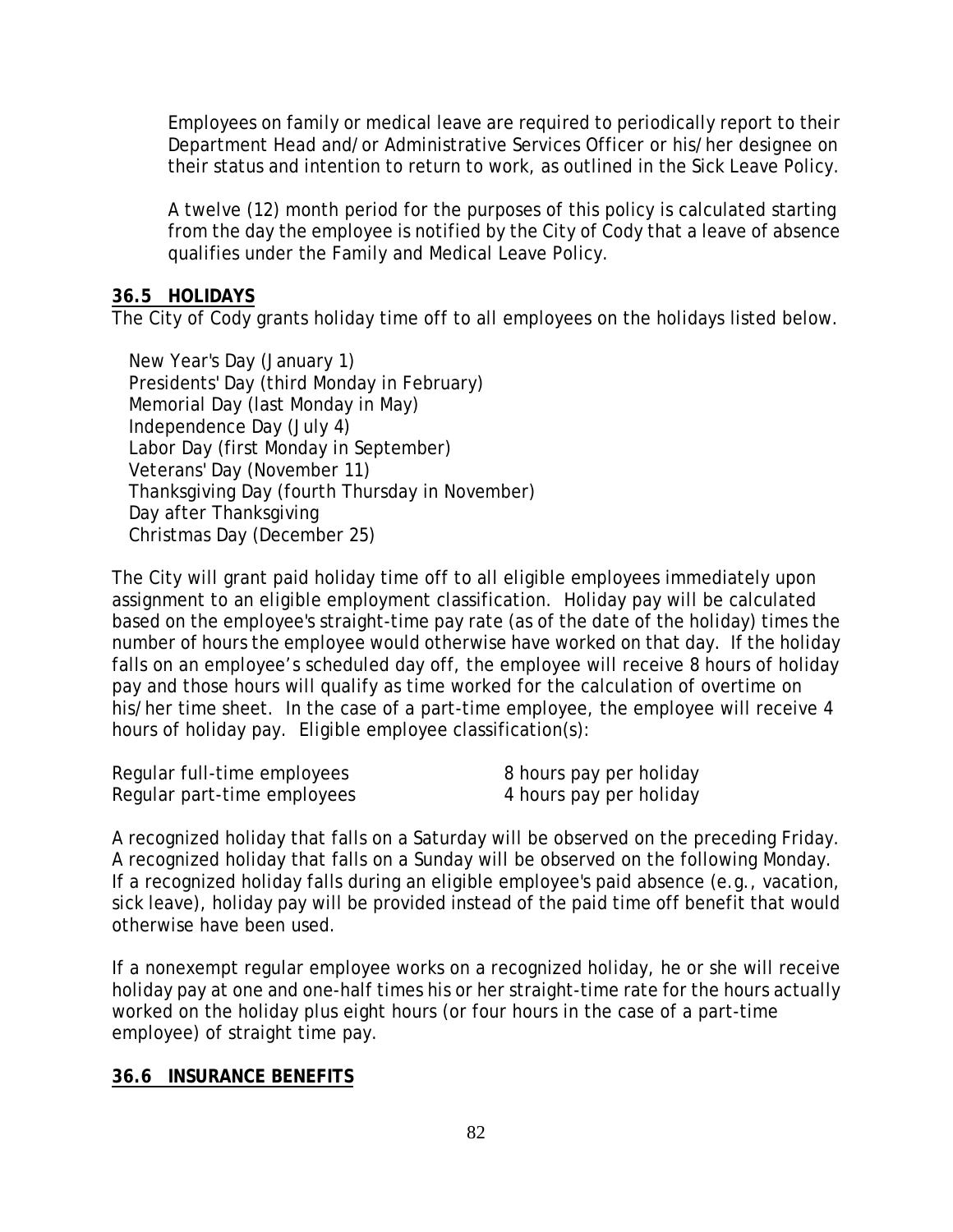Employees on family or medical leave are required to periodically report to their Department Head and/or Administrative Services Officer or his/her designee on their status and intention to return to work, as outlined in the Sick Leave Policy.

A twelve (12) month period for the purposes of this policy is calculated starting from the day the employee is notified by the City of Cody that a leave of absence qualifies under the Family and Medical Leave Policy.

### **36.5 HOLIDAYS**

The City of Cody grants holiday time off to all employees on the holidays listed below.

New Year's Day (January 1)
Presidents' Day (third Monday in February)
Memorial Day (last Monday in May)
Independence Day (July 4)
Labor Day (first Monday in September)
Veterans' Day (November 11)
Thanksgiving Day (fourth Thursday in November)
Day after Thanksgiving
Christmas Day (December 25)

The City will grant paid holiday time off to all eligible employees immediately upon assignment to an eligible employment classification. Holiday pay will be calculated based on the employee's straight-time pay rate (as of the date of the holiday) times the number of hours the employee would otherwise have worked on that day. If the holiday falls on an employee's scheduled day off, the employee will receive 8 hours of holiday pay and those hours will qualify as time worked for the calculation of overtime on his/her time sheet. In the case of a part-time employee, the employee will receive 4 hours of holiday pay. Eligible employee classification(s):

| | |
|---|---|
| Regular full-time employees | 8 hours pay per holiday |
| Regular part-time employees | 4 hours pay per holiday |

A recognized holiday that falls on a Saturday will be observed on the preceding Friday. A recognized holiday that falls on a Sunday will be observed on the following Monday. If a recognized holiday falls during an eligible employee's paid absence (e.g., vacation, sick leave), holiday pay will be provided instead of the paid time off benefit that would otherwise have been used.

If a nonexempt regular employee works on a recognized holiday, he or she will receive holiday pay at one and one-half times his or her straight-time rate for the hours actually worked on the holiday plus eight hours (or four hours in the case of a part-time employee) of straight time pay.

### **36.6 INSURANCE BENEFITS**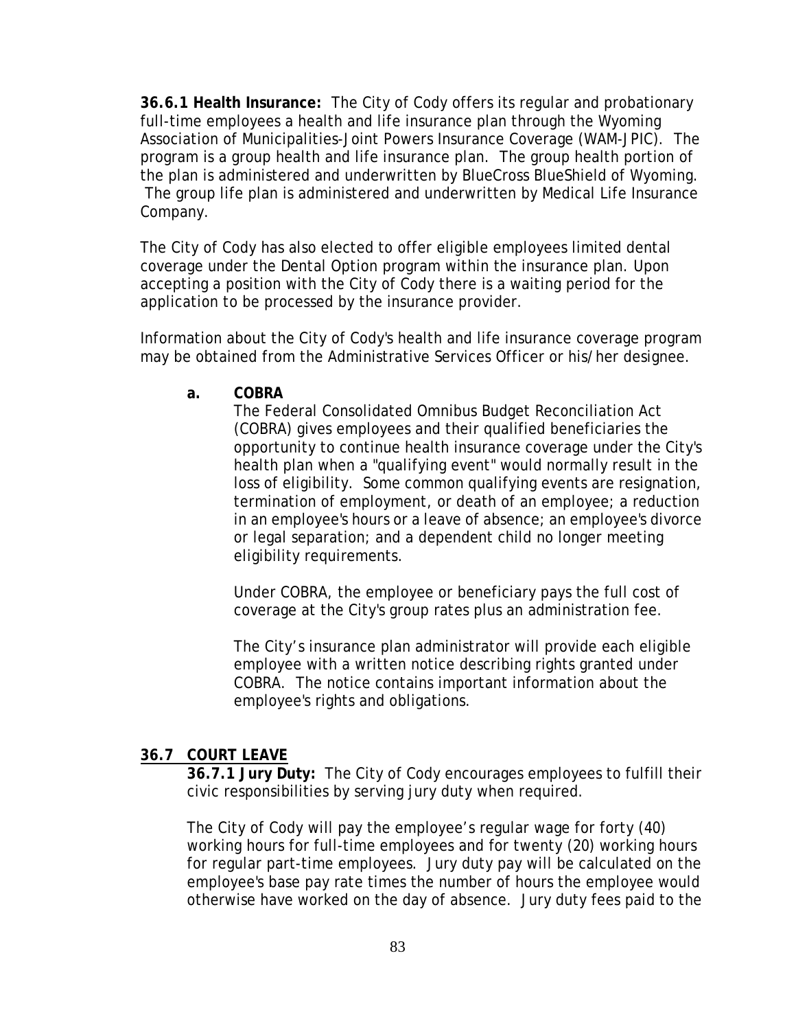**36.6.1 Health Insurance:** The City of Cody offers its regular and probationary full-time employees a health and life insurance plan through the Wyoming Association of Municipalities-Joint Powers Insurance Coverage (WAM-JPIC). The program is a group health and life insurance plan. The group health portion of the plan is administered and underwritten by BlueCross BlueShield of Wyoming. The group life plan is administered and underwritten by Medical Life Insurance Company.

The City of Cody has also elected to offer eligible employees limited dental coverage under the Dental Option program within the insurance plan. Upon accepting a position with the City of Cody there is a waiting period for the application to be processed by the insurance provider.

Information about the City of Cody's health and life insurance coverage program may be obtained from the Administrative Services Officer or his/her designee.

**a. COBRA**

The Federal Consolidated Omnibus Budget Reconciliation Act (COBRA) gives employees and their qualified beneficiaries the opportunity to continue health insurance coverage under the City's health plan when a "qualifying event" would normally result in the loss of eligibility. Some common qualifying events are resignation, termination of employment, or death of an employee; a reduction in an employee's hours or a leave of absence; an employee's divorce or legal separation; and a dependent child no longer meeting eligibility requirements.

Under COBRA, the employee or beneficiary pays the full cost of coverage at the City's group rates plus an administration fee.

The City's insurance plan administrator will provide each eligible employee with a written notice describing rights granted under COBRA. The notice contains important information about the employee's rights and obligations.

## 36.7 COURT LEAVE

**36.7.1 Jury Duty:** The City of Cody encourages employees to fulfill their civic responsibilities by serving jury duty when required.

The City of Cody will pay the employee's regular wage for forty (40) working hours for full-time employees and for twenty (20) working hours for regular part-time employees. Jury duty pay will be calculated on the employee's base pay rate times the number of hours the employee would otherwise have worked on the day of absence. Jury duty fees paid to the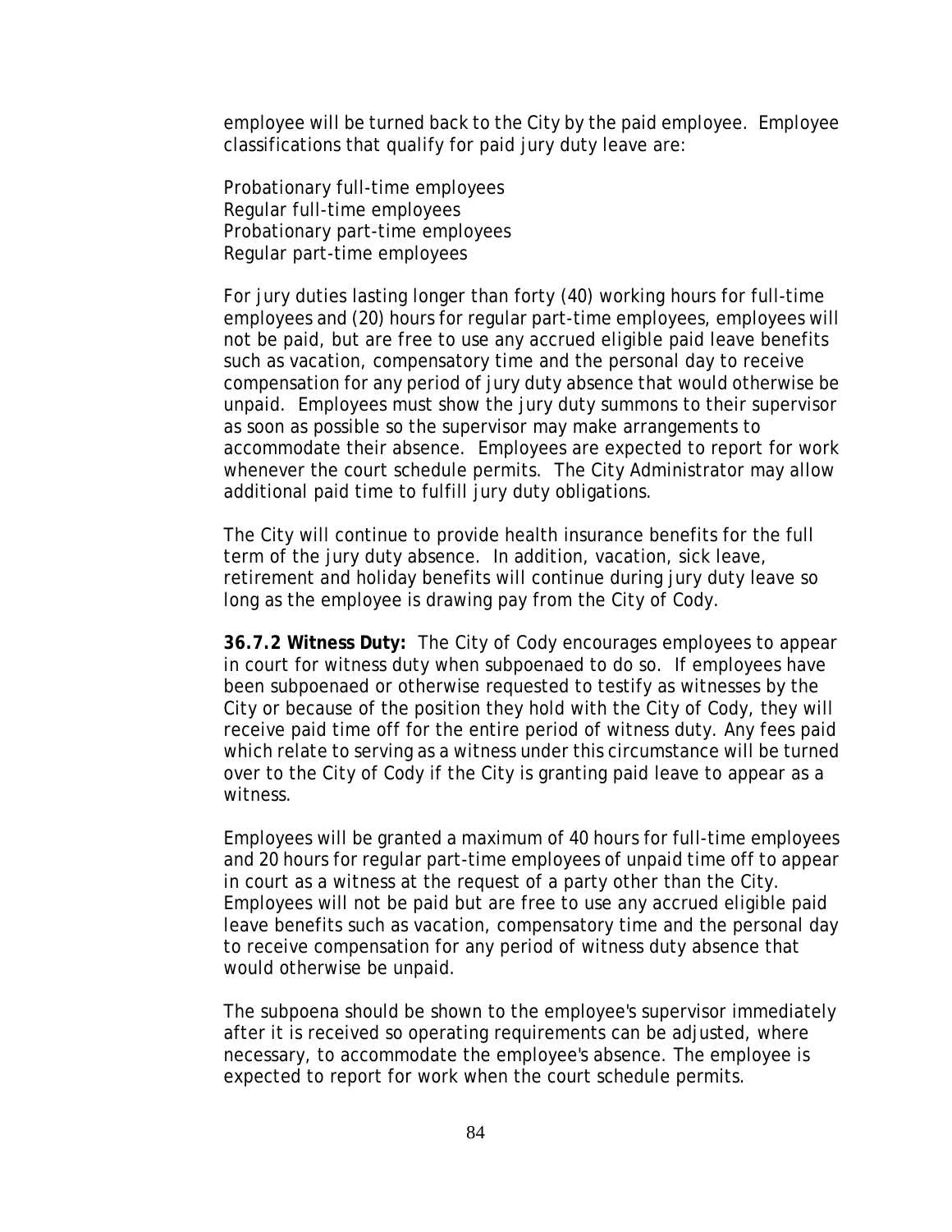employee will be turned back to the City by the paid employee. Employee classifications that qualify for paid jury duty leave are:

Probationary full-time employees
Regular full-time employees
Probationary part-time employees
Regular part-time employees

For jury duties lasting longer than forty (40) working hours for full-time employees and (20) hours for regular part-time employees, employees will not be paid, but are free to use any accrued eligible paid leave benefits such as vacation, compensatory time and the personal day to receive compensation for any period of jury duty absence that would otherwise be unpaid. Employees must show the jury duty summons to their supervisor as soon as possible so the supervisor may make arrangements to accommodate their absence. Employees are expected to report for work whenever the court schedule permits. The City Administrator may allow additional paid time to fulfill jury duty obligations.

The City will continue to provide health insurance benefits for the full term of the jury duty absence. In addition, vacation, sick leave, retirement and holiday benefits will continue during jury duty leave so long as the employee is drawing pay from the City of Cody.

**36.7.2 Witness Duty:** The City of Cody encourages employees to appear in court for witness duty when subpoenaed to do so. If employees have been subpoenaed or otherwise requested to testify as witnesses by the City or because of the position they hold with the City of Cody, they will receive paid time off for the entire period of witness duty. Any fees paid which relate to serving as a witness under this circumstance will be turned over to the City of Cody if the City is granting paid leave to appear as a witness.

Employees will be granted a maximum of 40 hours for full-time employees and 20 hours for regular part-time employees of unpaid time off to appear in court as a witness at the request of a party other than the City. Employees will not be paid but are free to use any accrued eligible paid leave benefits such as vacation, compensatory time and the personal day to receive compensation for any period of witness duty absence that would otherwise be unpaid.

The subpoena should be shown to the employee's supervisor immediately after it is received so operating requirements can be adjusted, where necessary, to accommodate the employee's absence. The employee is expected to report for work when the court schedule permits.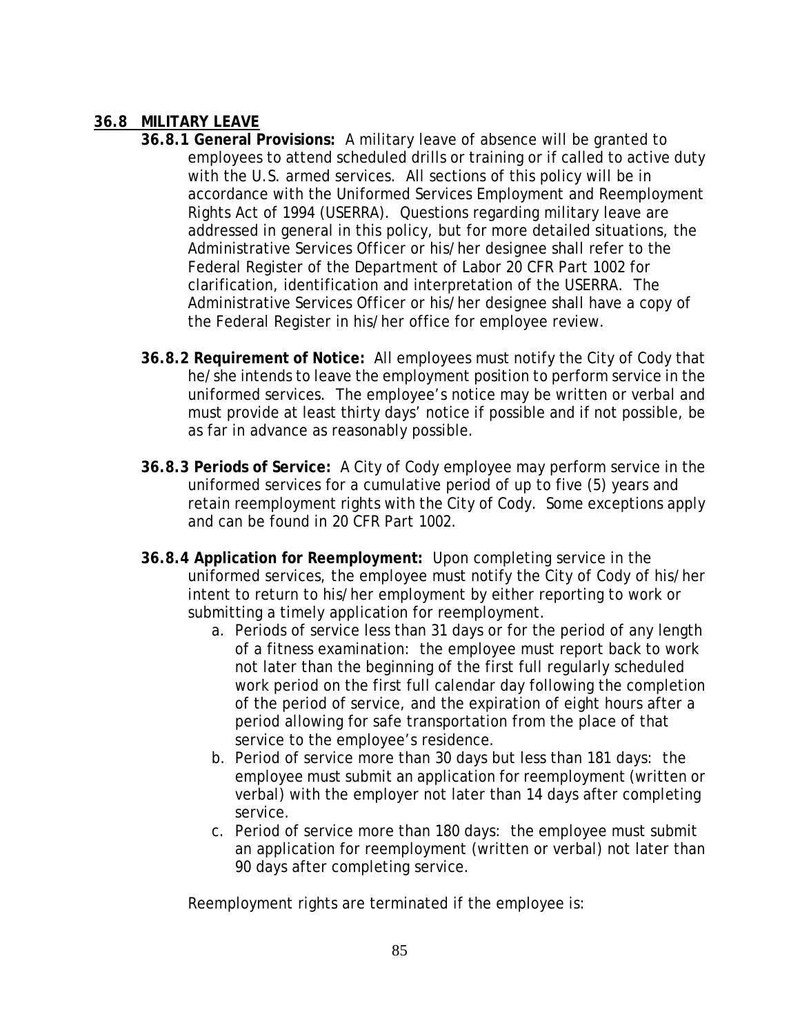## 36.8 MILITARY LEAVE

**36.8.1 General Provisions:** A military leave of absence will be granted to employees to attend scheduled drills or training or if called to active duty with the U.S. armed services. All sections of this policy will be in accordance with the Uniformed Services Employment and Reemployment Rights Act of 1994 (USERRA). Questions regarding military leave are addressed in general in this policy, but for more detailed situations, the Administrative Services Officer or his/her designee shall refer to the Federal Register of the Department of Labor 20 CFR Part 1002 for clarification, identification and interpretation of the USERRA. The Administrative Services Officer or his/her designee shall have a copy of the Federal Register in his/her office for employee review.

**36.8.2 Requirement of Notice:** All employees must notify the City of Cody that he/she intends to leave the employment position to perform service in the uniformed services. The employee's notice may be written or verbal and must provide at least thirty days' notice if possible and if not possible, be as far in advance as reasonably possible.

**36.8.3 Periods of Service:** A City of Cody employee may perform service in the uniformed services for a cumulative period of up to five (5) years and retain reemployment rights with the City of Cody. Some exceptions apply and can be found in 20 CFR Part 1002.

**36.8.4 Application for Reemployment:** Upon completing service in the uniformed services, the employee must notify the City of Cody of his/her intent to return to his/her employment by either reporting to work or submitting a timely application for reemployment.

a. Periods of service less than 31 days or for the period of any length of a fitness examination: the employee must report back to work not later than the beginning of the first full regularly scheduled work period on the first full calendar day following the completion of the period of service, and the expiration of eight hours after a period allowing for safe transportation from the place of that service to the employee's residence.
b. Period of service more than 30 days but less than 181 days: the employee must submit an application for reemployment (written or verbal) with the employer not later than 14 days after completing service.
c. Period of service more than 180 days: the employee must submit an application for reemployment (written or verbal) not later than 90 days after completing service.

Reemployment rights are terminated if the employee is: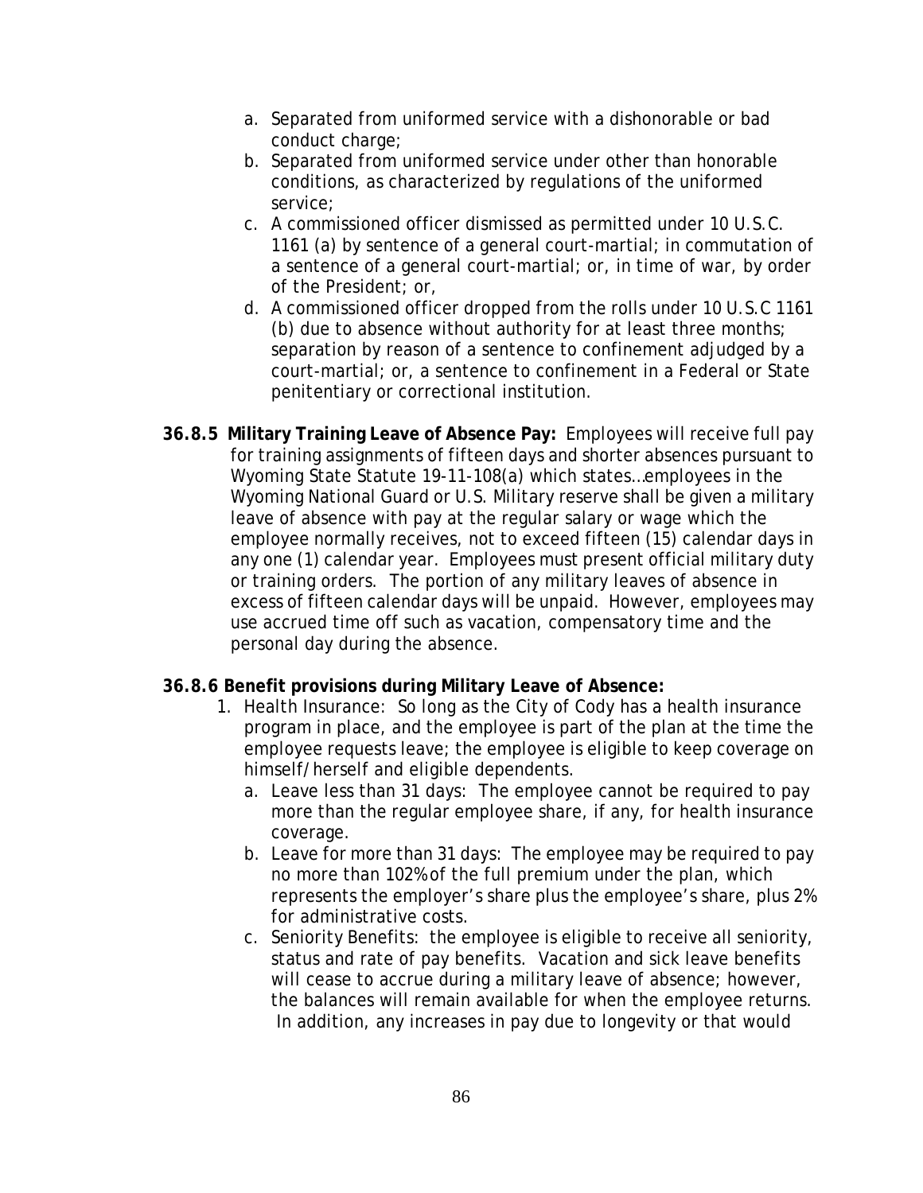a. Separated from uniformed service with a dishonorable or bad conduct charge;
b. Separated from uniformed service under other than honorable conditions, as characterized by regulations of the uniformed service;
c. A commissioned officer dismissed as permitted under 10 U.S.C. 1161 (a) by sentence of a general court-martial; in commutation of a sentence of a general court-martial; or, in time of war, by order of the President; or,
d. A commissioned officer dropped from the rolls under 10 U.S.C 1161 (b) due to absence without authority for at least three months; separation by reason of a sentence to confinement adjudged by a court-martial; or, a sentence to confinement in a Federal or State penitentiary or correctional institution.

**36.8.5 Military Training Leave of Absence Pay:** Employees will receive full pay for training assignments of fifteen days and shorter absences pursuant to Wyoming State Statute 19-11-108(a) which states…employees in the Wyoming National Guard or U.S. Military reserve shall be given a military leave of absence with pay at the regular salary or wage which the employee normally receives, not to exceed fifteen (15) calendar days in any one (1) calendar year. Employees must present official military duty or training orders. The portion of any military leaves of absence in excess of fifteen calendar days will be unpaid. However, employees may use accrued time off such as vacation, compensatory time and the personal day during the absence.

**36.8.6 Benefit provisions during Military Leave of Absence:**

1. Health Insurance: So long as the City of Cody has a health insurance program in place, and the employee is part of the plan at the time the employee requests leave; the employee is eligible to keep coverage on himself/herself and eligible dependents.
   a. Leave less than 31 days: The employee cannot be required to pay more than the regular employee share, if any, for health insurance coverage.
   b. Leave for more than 31 days: The employee may be required to pay no more than 102% of the full premium under the plan, which represents the employer's share plus the employee's share, plus 2% for administrative costs.
   c. Seniority Benefits: the employee is eligible to receive all seniority, status and rate of pay benefits. Vacation and sick leave benefits will cease to accrue during a military leave of absence; however, the balances will remain available for when the employee returns. In addition, any increases in pay due to longevity or that would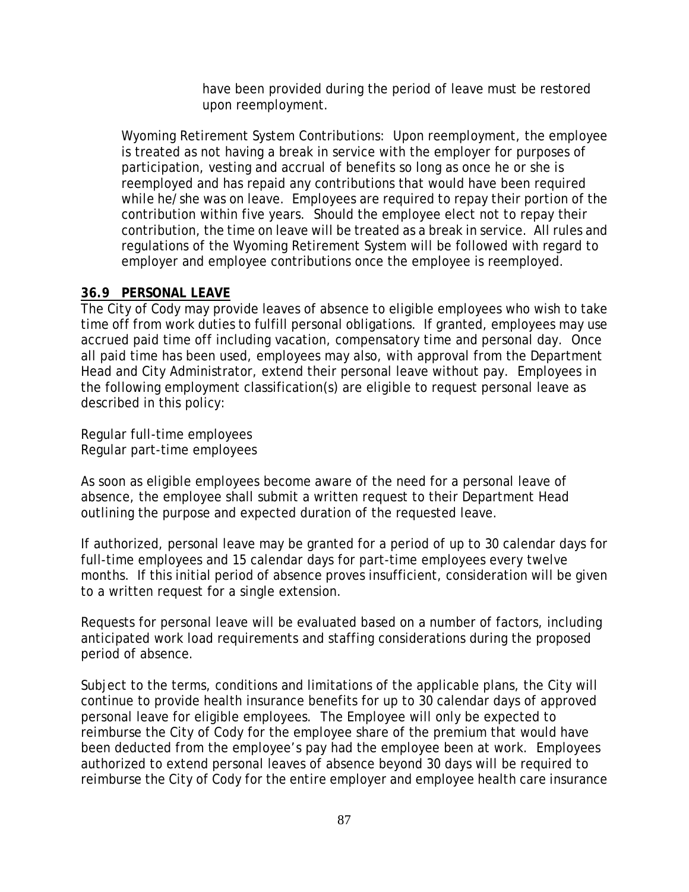have been provided during the period of leave must be restored upon reemployment.

Wyoming Retirement System Contributions: Upon reemployment, the employee is treated as not having a break in service with the employer for purposes of participation, vesting and accrual of benefits so long as once he or she is reemployed and has repaid any contributions that would have been required while he/she was on leave. Employees are required to repay their portion of the contribution within five years. Should the employee elect not to repay their contribution, the time on leave will be treated as a break in service. All rules and regulations of the Wyoming Retirement System will be followed with regard to employer and employee contributions once the employee is reemployed.

### 36.9 PERSONAL LEAVE

The City of Cody may provide leaves of absence to eligible employees who wish to take time off from work duties to fulfill personal obligations. If granted, employees may use accrued paid time off including vacation, compensatory time and personal day. Once all paid time has been used, employees may also, with approval from the Department Head and City Administrator, extend their personal leave without pay. Employees in the following employment classification(s) are eligible to request personal leave as described in this policy:

Regular full-time employees
Regular part-time employees

As soon as eligible employees become aware of the need for a personal leave of absence, the employee shall submit a written request to their Department Head outlining the purpose and expected duration of the requested leave.

If authorized, personal leave may be granted for a period of up to 30 calendar days for full-time employees and 15 calendar days for part-time employees every twelve months. If this initial period of absence proves insufficient, consideration will be given to a written request for a single extension.

Requests for personal leave will be evaluated based on a number of factors, including anticipated work load requirements and staffing considerations during the proposed period of absence.

Subject to the terms, conditions and limitations of the applicable plans, the City will continue to provide health insurance benefits for up to 30 calendar days of approved personal leave for eligible employees. The Employee will only be expected to reimburse the City of Cody for the employee share of the premium that would have been deducted from the employee's pay had the employee been at work. Employees authorized to extend personal leaves of absence beyond 30 days will be required to reimburse the City of Cody for the entire employer and employee health care insurance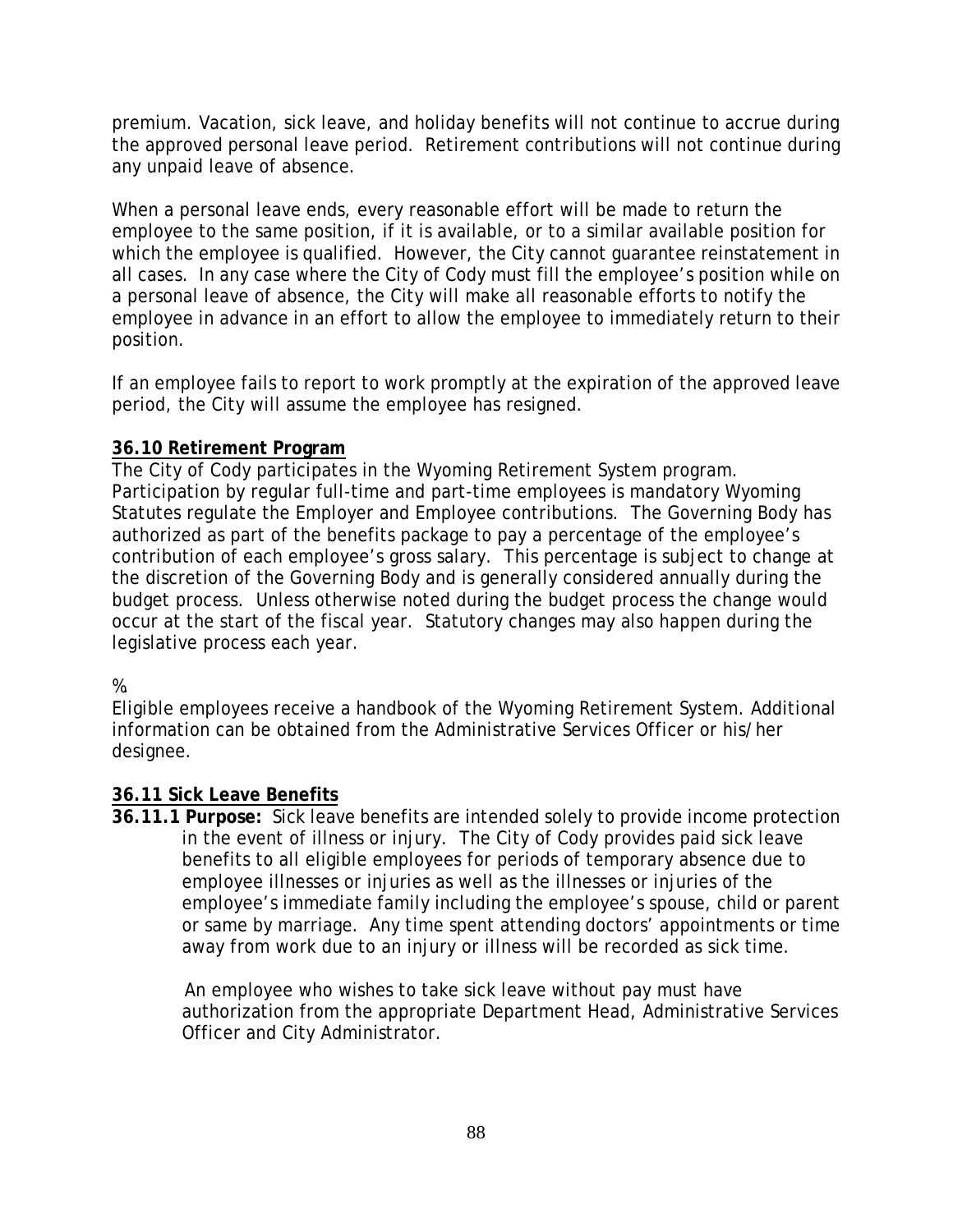premium. Vacation, sick leave, and holiday benefits will not continue to accrue during the approved personal leave period. Retirement contributions will not continue during any unpaid leave of absence.

When a personal leave ends, every reasonable effort will be made to return the employee to the same position, if it is available, or to a similar available position for which the employee is qualified. However, the City cannot guarantee reinstatement in all cases. In any case where the City of Cody must fill the employee's position while on a personal leave of absence, the City will make all reasonable efforts to notify the employee in advance in an effort to allow the employee to immediately return to their position.

If an employee fails to report to work promptly at the expiration of the approved leave period, the City will assume the employee has resigned.

**36.10 Retirement Program**

The City of Cody participates in the Wyoming Retirement System program. Participation by regular full-time and part-time employees is mandatory Wyoming Statutes regulate the Employer and Employee contributions. The Governing Body has authorized as part of the benefits package to pay a percentage of the employee's contribution of each employee's gross salary. This percentage is subject to change at the discretion of the Governing Body and is generally considered annually during the budget process. Unless otherwise noted during the budget process the change would occur at the start of the fiscal year. Statutory changes may also happen during the legislative process each year.

%

Eligible employees receive a handbook of the Wyoming Retirement System. Additional information can be obtained from the Administrative Services Officer or his/her designee.

**36.11 Sick Leave Benefits**

**36.11.1 Purpose:** Sick leave benefits are intended solely to provide income protection in the event of illness or injury. The City of Cody provides paid sick leave benefits to all eligible employees for periods of temporary absence due to employee illnesses or injuries as well as the illnesses or injuries of the employee's immediate family including the employee's spouse, child or parent or same by marriage. Any time spent attending doctors' appointments or time away from work due to an injury or illness will be recorded as sick time.

An employee who wishes to take sick leave without pay must have authorization from the appropriate Department Head, Administrative Services Officer and City Administrator.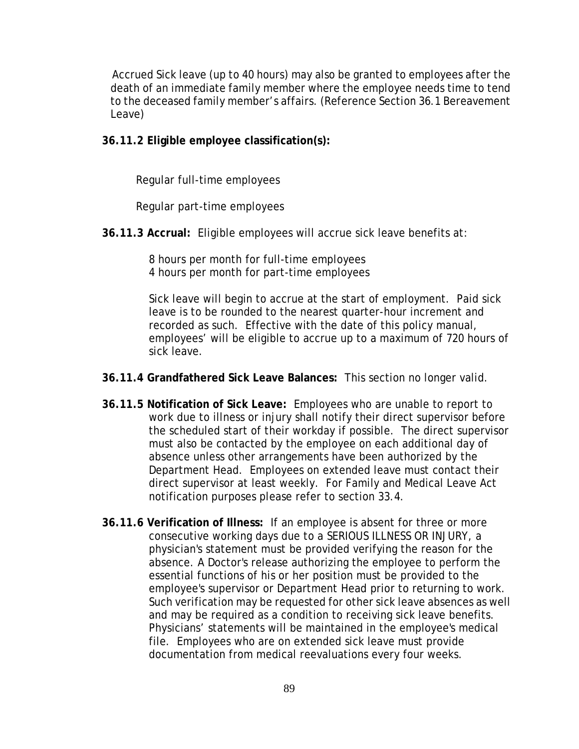Accrued Sick leave (up to 40 hours) may also be granted to employees after the death of an immediate family member where the employee needs time to tend to the deceased family member's affairs. (Reference Section 36.1 Bereavement Leave)

**36.11.2 Eligible employee classification(s):**

Regular full-time employees

Regular part-time employees

**36.11.3 Accrual:** Eligible employees will accrue sick leave benefits at:

8 hours per month for full-time employees
4 hours per month for part-time employees

Sick leave will begin to accrue at the start of employment. Paid sick leave is to be rounded to the nearest quarter-hour increment and recorded as such. Effective with the date of this policy manual, employees' will be eligible to accrue up to a maximum of 720 hours of sick leave.

**36.11.4 Grandfathered Sick Leave Balances:** This section no longer valid.

**36.11.5 Notification of Sick Leave:** Employees who are unable to report to work due to illness or injury shall notify their direct supervisor before the scheduled start of their workday if possible. The direct supervisor must also be contacted by the employee on each additional day of absence unless other arrangements have been authorized by the Department Head. Employees on extended leave must contact their direct supervisor at least weekly. For Family and Medical Leave Act notification purposes please refer to section 33.4.

**36.11.6 Verification of Illness:** If an employee is absent for three or more consecutive working days due to a SERIOUS ILLNESS OR INJURY, a physician's statement must be provided verifying the reason for the absence. A Doctor's release authorizing the employee to perform the essential functions of his or her position must be provided to the employee's supervisor or Department Head prior to returning to work. Such verification may be requested for other sick leave absences as well and may be required as a condition to receiving sick leave benefits. Physicians' statements will be maintained in the employee's medical file. Employees who are on extended sick leave must provide documentation from medical reevaluations every four weeks.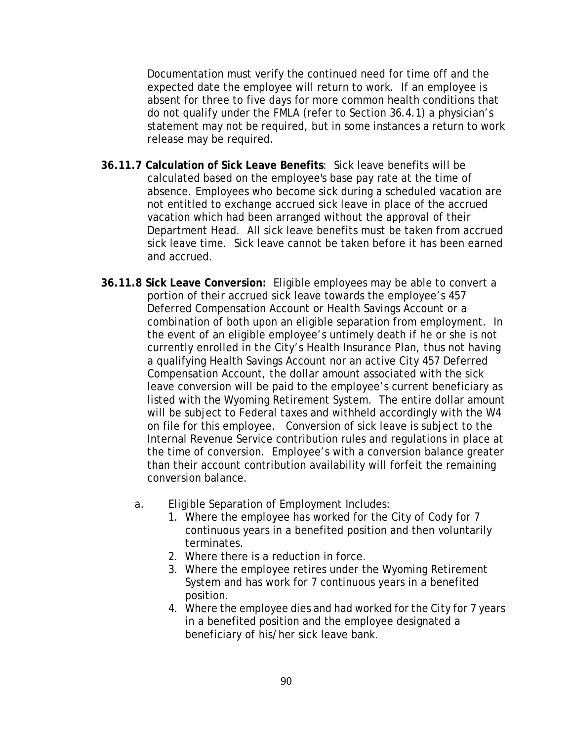Documentation must verify the continued need for time off and the expected date the employee will return to work. If an employee is absent for three to five days for more common health conditions that do not qualify under the FMLA (refer to Section 36.4.1) a physician's statement may not be required, but in some instances a return to work release may be required.

**36.11.7 Calculation of Sick Leave Benefits**: Sick leave benefits will be calculated based on the employee's base pay rate at the time of absence. Employees who become sick during a scheduled vacation are not entitled to exchange accrued sick leave in place of the accrued vacation which had been arranged without the approval of their Department Head. All sick leave benefits must be taken from accrued sick leave time. Sick leave cannot be taken before it has been earned and accrued.

**36.11.8 Sick Leave Conversion:** Eligible employees may be able to convert a portion of their accrued sick leave towards the employee's 457 Deferred Compensation Account or Health Savings Account or a combination of both upon an eligible separation from employment. In the event of an eligible employee's untimely death if he or she is not currently enrolled in the City's Health Insurance Plan, thus not having a qualifying Health Savings Account nor an active City 457 Deferred Compensation Account, the dollar amount associated with the sick leave conversion will be paid to the employee's current beneficiary as listed with the Wyoming Retirement System. The entire dollar amount will be subject to Federal taxes and withheld accordingly with the W4 on file for this employee. Conversion of sick leave is subject to the Internal Revenue Service contribution rules and regulations in place at the time of conversion. Employee's with a conversion balance greater than their account contribution availability will forfeit the remaining conversion balance.

a. Eligible Separation of Employment Includes:
   1. Where the employee has worked for the City of Cody for 7 continuous years in a benefited position and then voluntarily terminates.
   2. Where there is a reduction in force.
   3. Where the employee retires under the Wyoming Retirement System and has work for 7 continuous years in a benefited position.
   4. Where the employee dies and had worked for the City for 7 years in a benefited position and the employee designated a beneficiary of his/her sick leave bank.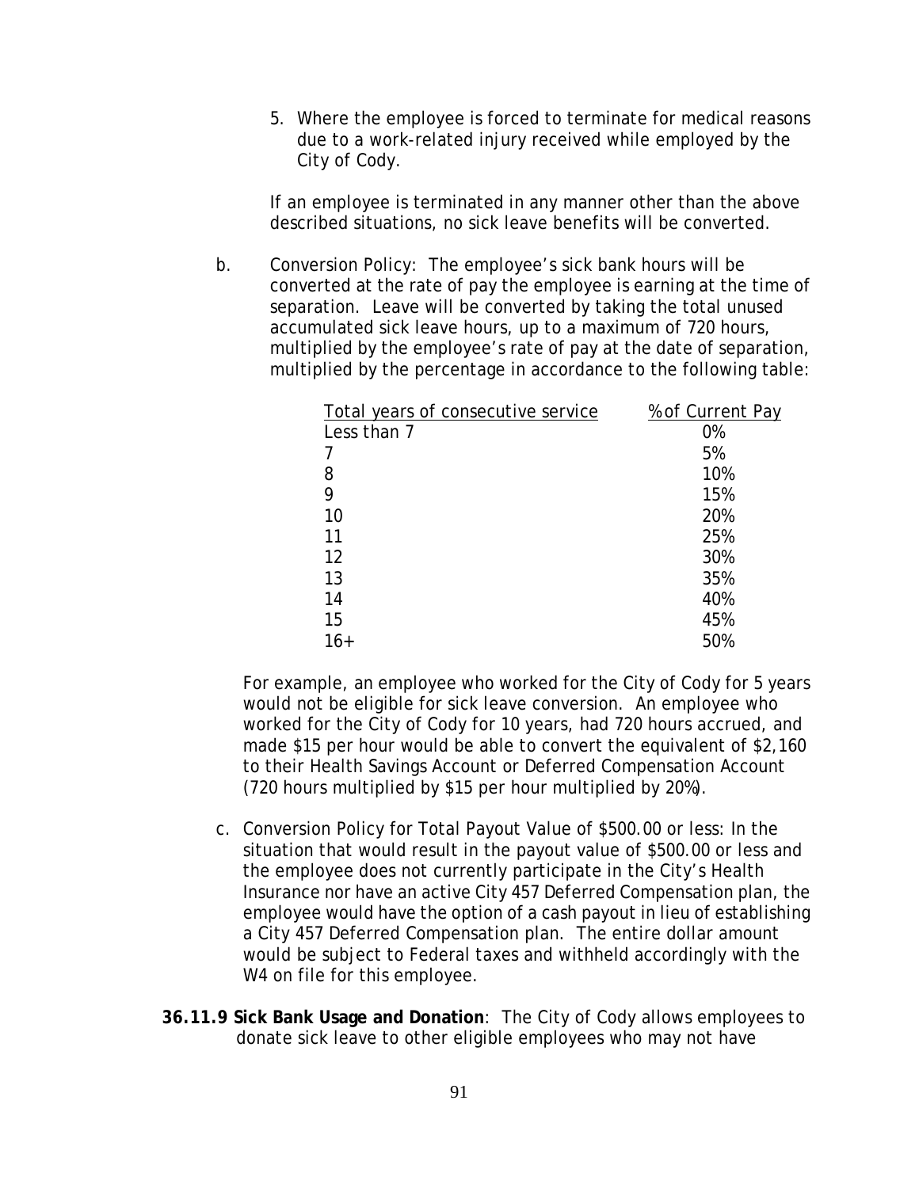5. Where the employee is forced to terminate for medical reasons due to a work-related injury received while employed by the City of Cody.

If an employee is terminated in any manner other than the above described situations, no sick leave benefits will be converted.

b. Conversion Policy: The employee's sick bank hours will be converted at the rate of pay the employee is earning at the time of separation. Leave will be converted by taking the total unused accumulated sick leave hours, up to a maximum of 720 hours, multiplied by the employee's rate of pay at the date of separation, multiplied by the percentage in accordance to the following table:

| Total years of consecutive service | % of Current Pay |
|---|---|
| Less than 7 | 0% |
| 7 | 5% |
| 8 | 10% |
| 9 | 15% |
| 10 | 20% |
| 11 | 25% |
| 12 | 30% |
| 13 | 35% |
| 14 | 40% |
| 15 | 45% |
| 16+ | 50% |

For example, an employee who worked for the City of Cody for 5 years would not be eligible for sick leave conversion. An employee who worked for the City of Cody for 10 years, had 720 hours accrued, and made $15 per hour would be able to convert the equivalent of $2,160 to their Health Savings Account or Deferred Compensation Account (720 hours multiplied by $15 per hour multiplied by 20%).

c. Conversion Policy for Total Payout Value of $500.00 or less: In the situation that would result in the payout value of $500.00 or less and the employee does not currently participate in the City's Health Insurance nor have an active City 457 Deferred Compensation plan, the employee would have the option of a cash payout in lieu of establishing a City 457 Deferred Compensation plan. The entire dollar amount would be subject to Federal taxes and withheld accordingly with the W4 on file for this employee.

**36.11.9 Sick Bank Usage and Donation**: The City of Cody allows employees to donate sick leave to other eligible employees who may not have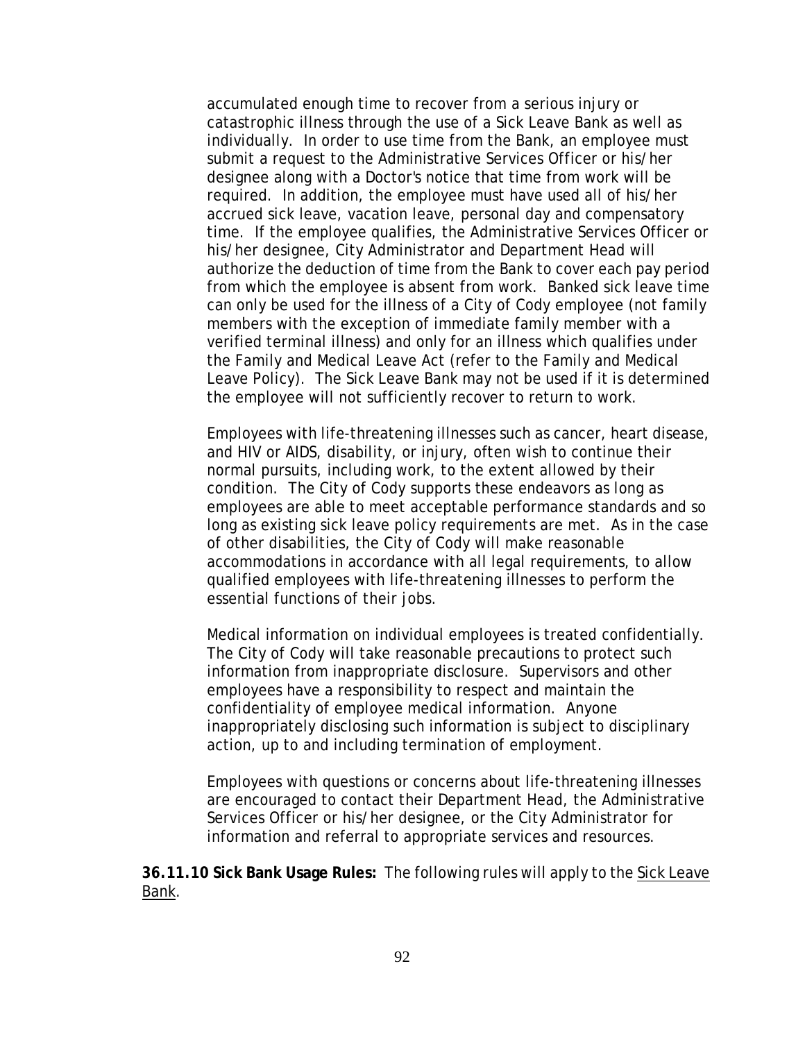accumulated enough time to recover from a serious injury or catastrophic illness through the use of a Sick Leave Bank as well as individually. In order to use time from the Bank, an employee must submit a request to the Administrative Services Officer or his/her designee along with a Doctor's notice that time from work will be required. In addition, the employee must have used all of his/her accrued sick leave, vacation leave, personal day and compensatory time. If the employee qualifies, the Administrative Services Officer or his/her designee, City Administrator and Department Head will authorize the deduction of time from the Bank to cover each pay period from which the employee is absent from work. Banked sick leave time can only be used for the illness of a City of Cody employee (not family members with the exception of immediate family member with a verified terminal illness) and only for an illness which qualifies under the Family and Medical Leave Act (refer to the Family and Medical Leave Policy). The Sick Leave Bank may not be used if it is determined the employee will not sufficiently recover to return to work.

Employees with life-threatening illnesses such as cancer, heart disease, and HIV or AIDS, disability, or injury, often wish to continue their normal pursuits, including work, to the extent allowed by their condition. The City of Cody supports these endeavors as long as employees are able to meet acceptable performance standards and so long as existing sick leave policy requirements are met. As in the case of other disabilities, the City of Cody will make reasonable accommodations in accordance with all legal requirements, to allow qualified employees with life-threatening illnesses to perform the essential functions of their jobs.

Medical information on individual employees is treated confidentially. The City of Cody will take reasonable precautions to protect such information from inappropriate disclosure. Supervisors and other employees have a responsibility to respect and maintain the confidentiality of employee medical information. Anyone inappropriately disclosing such information is subject to disciplinary action, up to and including termination of employment.

Employees with questions or concerns about life-threatening illnesses are encouraged to contact their Department Head, the Administrative Services Officer or his/her designee, or the City Administrator for information and referral to appropriate services and resources.

**36.11.10 Sick Bank Usage Rules:** The following rules will apply to the Sick Leave Bank.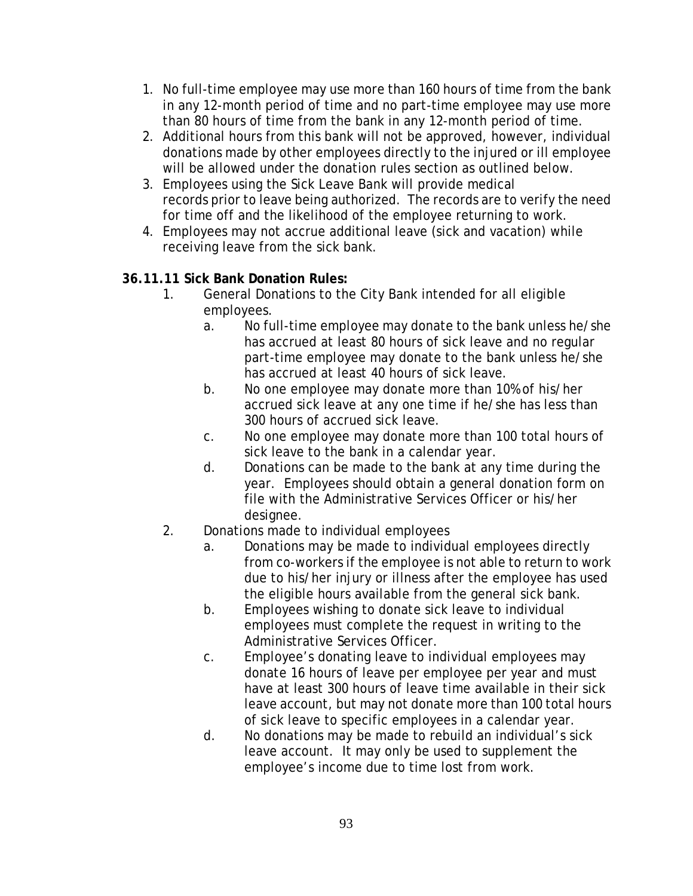1. No full-time employee may use more than 160 hours of time from the bank in any 12-month period of time and no part-time employee may use more than 80 hours of time from the bank in any 12-month period of time.
2. Additional hours from this bank will not be approved, however, individual donations made by other employees directly to the injured or ill employee will be allowed under the donation rules section as outlined below.
3. Employees using the Sick Leave Bank will provide medical records prior to leave being authorized. The records are to verify the need for time off and the likelihood of the employee returning to work.
4. Employees may not accrue additional leave (sick and vacation) while receiving leave from the sick bank.

**36.11.11 Sick Bank Donation Rules:**

1. General Donations to the City Bank intended for all eligible employees.
   a. No full-time employee may donate to the bank unless he/she has accrued at least 80 hours of sick leave and no regular part-time employee may donate to the bank unless he/she has accrued at least 40 hours of sick leave.
   b. No one employee may donate more than 10% of his/her accrued sick leave at any one time if he/she has less than 300 hours of accrued sick leave.
   c. No one employee may donate more than 100 total hours of sick leave to the bank in a calendar year.
   d. Donations can be made to the bank at any time during the year. Employees should obtain a general donation form on file with the Administrative Services Officer or his/her designee.
2. Donations made to individual employees
   a. Donations may be made to individual employees directly from co-workers if the employee is not able to return to work due to his/her injury or illness after the employee has used the eligible hours available from the general sick bank.
   b. Employees wishing to donate sick leave to individual employees must complete the request in writing to the Administrative Services Officer.
   c. Employee's donating leave to individual employees may donate 16 hours of leave per employee per year and must have at least 300 hours of leave time available in their sick leave account, but may not donate more than 100 total hours of sick leave to specific employees in a calendar year.
   d. No donations may be made to rebuild an individual's sick leave account. It may only be used to supplement the employee's income due to time lost from work.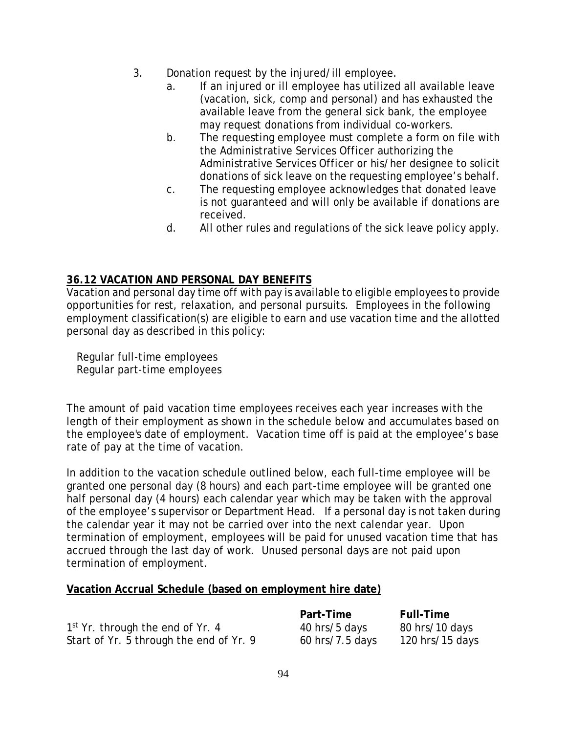3. Donation request by the injured/ill employee.
   a. If an injured or ill employee has utilized all available leave (vacation, sick, comp and personal) and has exhausted the available leave from the general sick bank, the employee may request donations from individual co-workers.
   b. The requesting employee must complete a form on file with the Administrative Services Officer authorizing the Administrative Services Officer or his/her designee to solicit donations of sick leave on the requesting employee's behalf.
   c. The requesting employee acknowledges that donated leave is not guaranteed and will only be available if donations are received.
   d. All other rules and regulations of the sick leave policy apply.

## 36.12 VACATION AND PERSONAL DAY BENEFITS

Vacation and personal day time off with pay is available to eligible employees to provide opportunities for rest, relaxation, and personal pursuits. Employees in the following employment classification(s) are eligible to earn and use vacation time and the allotted personal day as described in this policy:

Regular full-time employees
Regular part-time employees

The amount of paid vacation time employees receives each year increases with the length of their employment as shown in the schedule below and accumulates based on the employee's date of employment. Vacation time off is paid at the employee's base rate of pay at the time of vacation.

In addition to the vacation schedule outlined below, each full-time employee will be granted one personal day (8 hours) and each part-time employee will be granted one half personal day (4 hours) each calendar year which may be taken with the approval of the employee's supervisor or Department Head. If a personal day is not taken during the calendar year it may not be carried over into the next calendar year. Upon termination of employment, employees will be paid for unused vacation time that has accrued through the last day of work. Unused personal days are not paid upon termination of employment.

**Vacation Accrual Schedule (based on employment hire date)**

| | **Part-Time** | **Full-Time** |
|---|---|---|
| 1st Yr. through the end of Yr. 4 | 40 hrs/5 days | 80 hrs/10 days |
| Start of Yr. 5 through the end of Yr. 9 | 60 hrs/7.5 days | 120 hrs/15 days |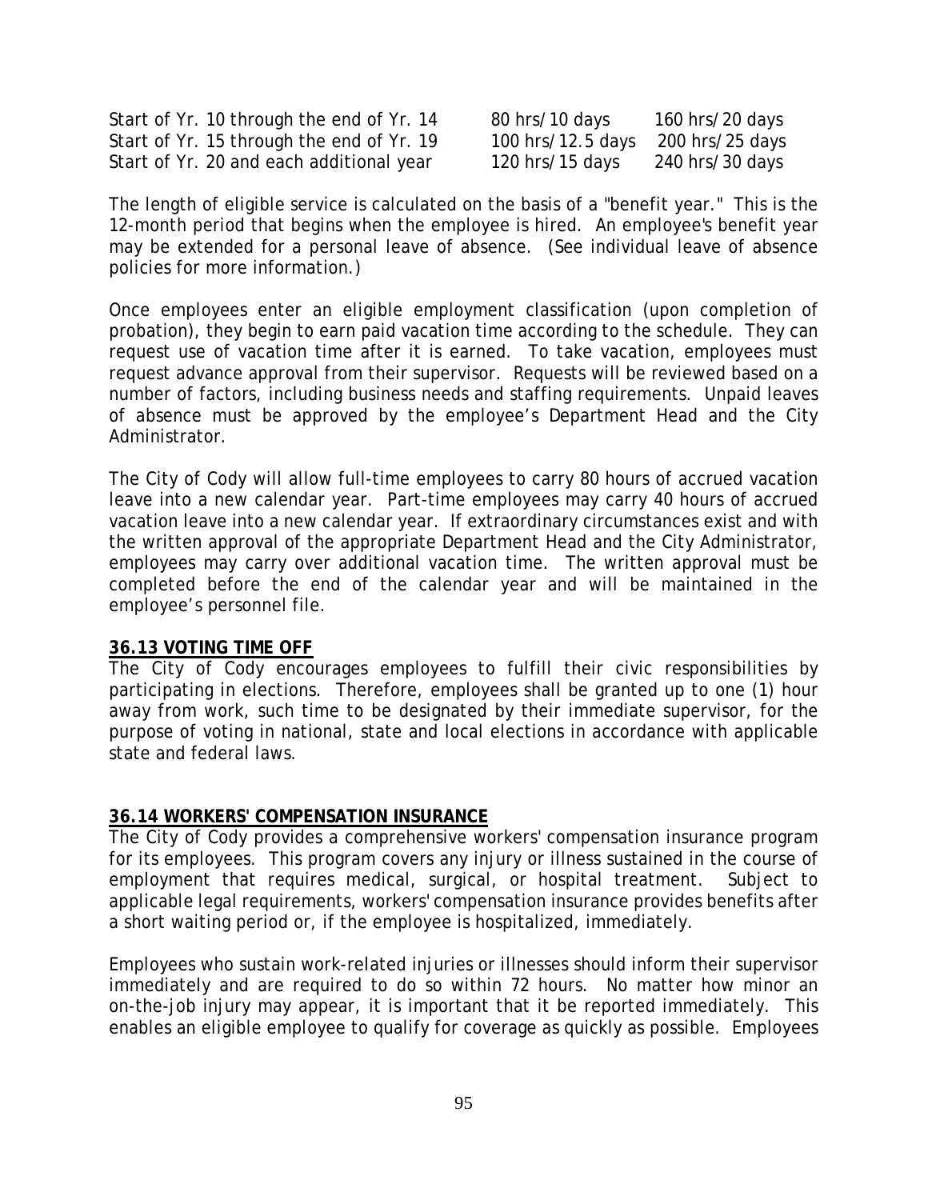| | | |
|---|---|---|
| Start of Yr. 10 through the end of Yr. 14 | 80 hrs/10 days | 160 hrs/20 days |
| Start of Yr. 15 through the end of Yr. 19 | 100 hrs/12.5 days | 200 hrs/25 days |
| Start of Yr. 20 and each additional year | 120 hrs/15 days | 240 hrs/30 days |

The length of eligible service is calculated on the basis of a "benefit year." This is the 12-month period that begins when the employee is hired. An employee's benefit year may be extended for a personal leave of absence. (See individual leave of absence policies for more information.)

Once employees enter an eligible employment classification (upon completion of probation), they begin to earn paid vacation time according to the schedule. They can request use of vacation time after it is earned. To take vacation, employees must request advance approval from their supervisor. Requests will be reviewed based on a number of factors, including business needs and staffing requirements. Unpaid leaves of absence must be approved by the employee's Department Head and the City Administrator.

The City of Cody will allow full-time employees to carry 80 hours of accrued vacation leave into a new calendar year. Part-time employees may carry 40 hours of accrued vacation leave into a new calendar year. If extraordinary circumstances exist and with the written approval of the appropriate Department Head and the City Administrator, employees may carry over additional vacation time. The written approval must be completed before the end of the calendar year and will be maintained in the employee's personnel file.

## 36.13 VOTING TIME OFF

The City of Cody encourages employees to fulfill their civic responsibilities by participating in elections. Therefore, employees shall be granted up to one (1) hour away from work, such time to be designated by their immediate supervisor, for the purpose of voting in national, state and local elections in accordance with applicable state and federal laws.

## 36.14 WORKERS' COMPENSATION INSURANCE

The City of Cody provides a comprehensive workers' compensation insurance program for its employees. This program covers any injury or illness sustained in the course of employment that requires medical, surgical, or hospital treatment. Subject to applicable legal requirements, workers' compensation insurance provides benefits after a short waiting period or, if the employee is hospitalized, immediately.

Employees who sustain work-related injuries or illnesses should inform their supervisor immediately and are required to do so within 72 hours. No matter how minor an on-the-job injury may appear, it is important that it be reported immediately. This enables an eligible employee to qualify for coverage as quickly as possible. Employees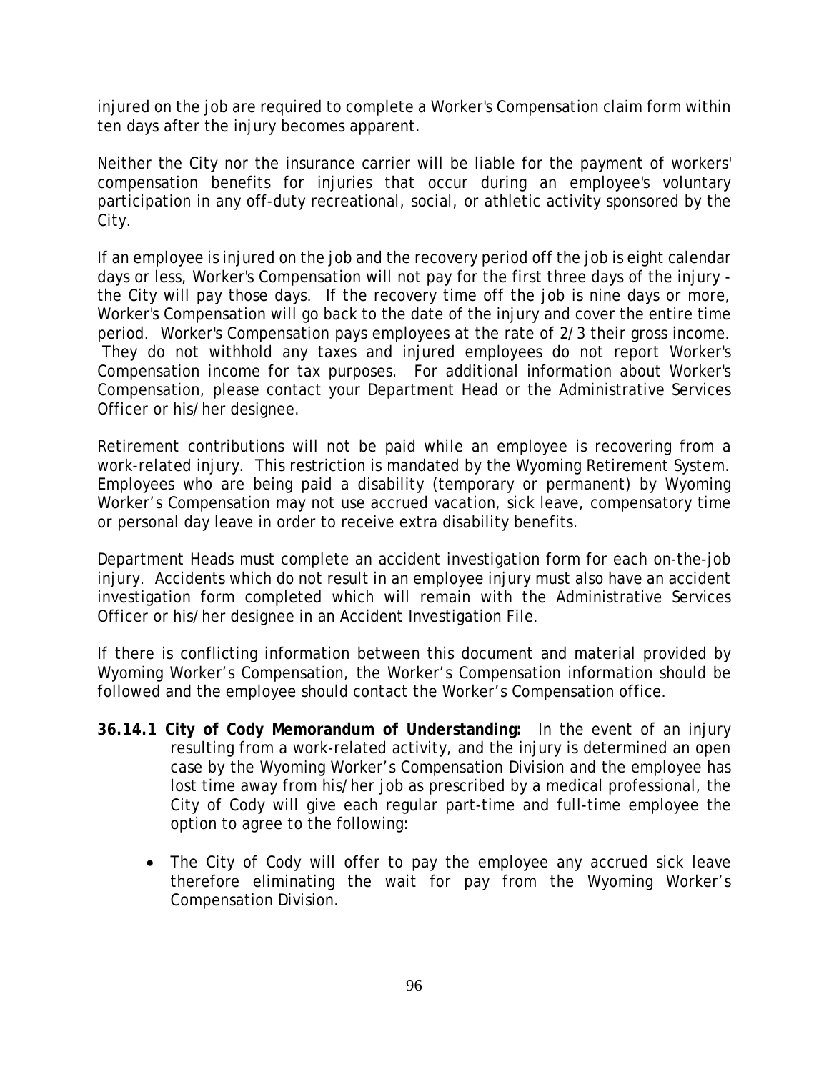injured on the job are required to complete a Worker's Compensation claim form within ten days after the injury becomes apparent.

Neither the City nor the insurance carrier will be liable for the payment of workers' compensation benefits for injuries that occur during an employee's voluntary participation in any off-duty recreational, social, or athletic activity sponsored by the City.

If an employee is injured on the job and the recovery period off the job is eight calendar days or less, Worker's Compensation will not pay for the first three days of the injury - the City will pay those days. If the recovery time off the job is nine days or more, Worker's Compensation will go back to the date of the injury and cover the entire time period. Worker's Compensation pays employees at the rate of 2/3 their gross income. They do not withhold any taxes and injured employees do not report Worker's Compensation income for tax purposes. For additional information about Worker's Compensation, please contact your Department Head or the Administrative Services Officer or his/her designee.

Retirement contributions will not be paid while an employee is recovering from a work-related injury. This restriction is mandated by the Wyoming Retirement System. Employees who are being paid a disability (temporary or permanent) by Wyoming Worker's Compensation may not use accrued vacation, sick leave, compensatory time or personal day leave in order to receive extra disability benefits.

Department Heads must complete an accident investigation form for each on-the-job injury. Accidents which do not result in an employee injury must also have an accident investigation form completed which will remain with the Administrative Services Officer or his/her designee in an Accident Investigation File.

If there is conflicting information between this document and material provided by Wyoming Worker's Compensation, the Worker's Compensation information should be followed and the employee should contact the Worker's Compensation office.

**36.14.1 City of Cody Memorandum of Understanding:** In the event of an injury resulting from a work-related activity, and the injury is determined an open case by the Wyoming Worker's Compensation Division and the employee has lost time away from his/her job as prescribed by a medical professional, the City of Cody will give each regular part-time and full-time employee the option to agree to the following:

- The City of Cody will offer to pay the employee any accrued sick leave therefore eliminating the wait for pay from the Wyoming Worker's Compensation Division.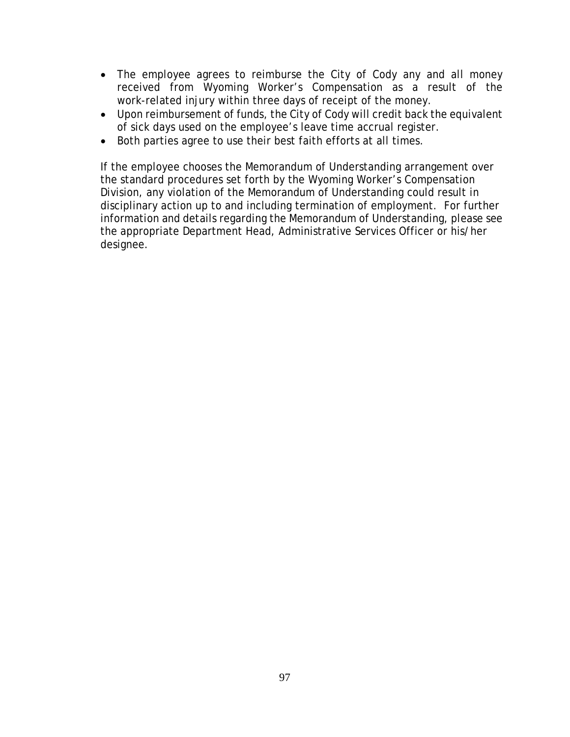- The employee agrees to reimburse the City of Cody any and all money received from Wyoming Worker's Compensation as a result of the work-related injury within three days of receipt of the money.
- Upon reimbursement of funds, the City of Cody will credit back the equivalent of sick days used on the employee's leave time accrual register.
- Both parties agree to use their best faith efforts at all times.

If the employee chooses the Memorandum of Understanding arrangement over the standard procedures set forth by the Wyoming Worker's Compensation Division, any violation of the Memorandum of Understanding could result in disciplinary action up to and including termination of employment. For further information and details regarding the Memorandum of Understanding, please see the appropriate Department Head, Administrative Services Officer or his/her designee.